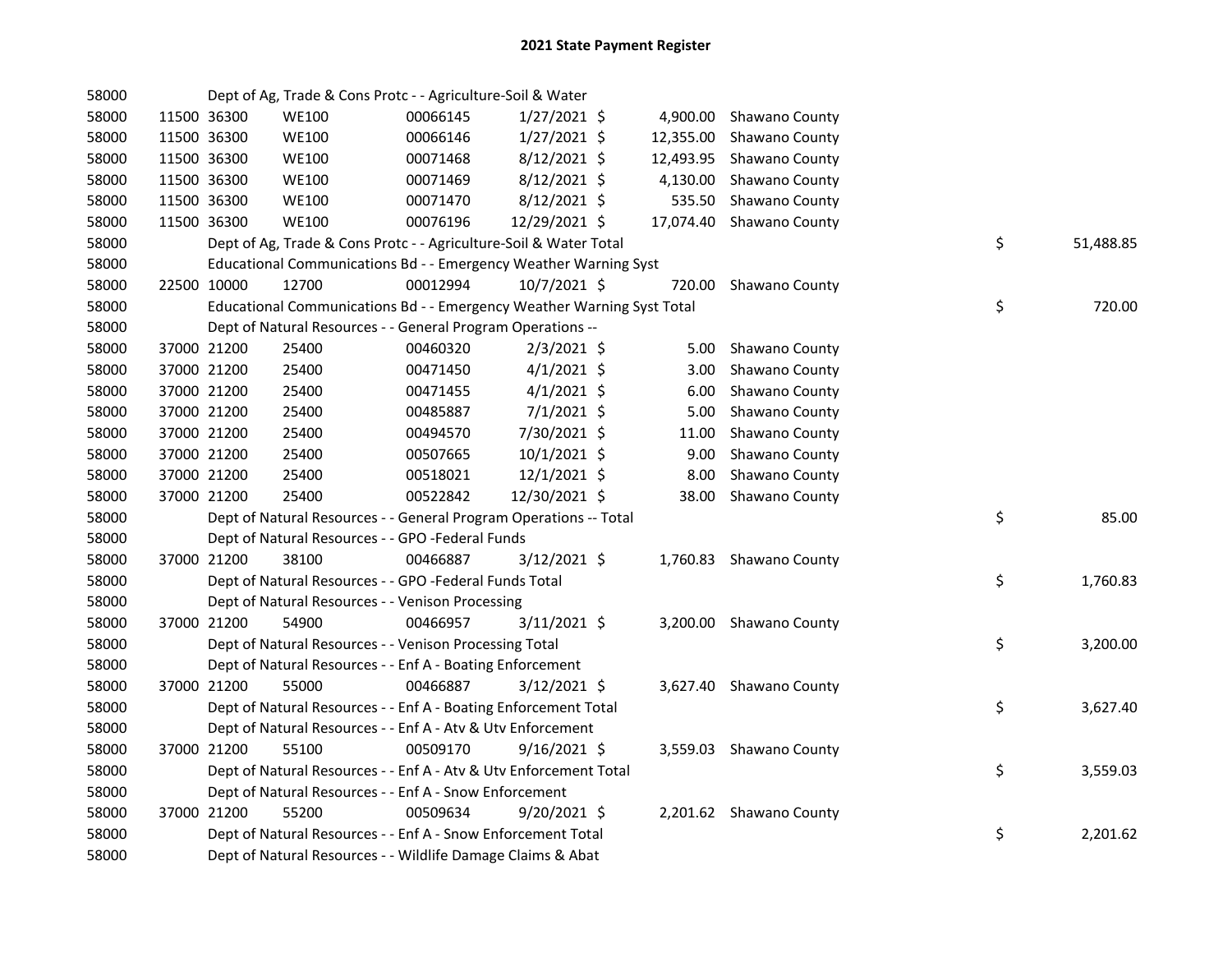# 2021 State Payment Register

| | | | | | | | | | |
|---|---|---|---|---|---|---|---|---|---|
| 58000 | | | Dept of Ag, Trade & Cons Protc - - Agriculture-Soil & Water | | | | | | |
| 58000 | 11500 | 36300 | WE100 | 00066145 | 1/27/2021 | $ 4,900.00 | Shawano County | | |
| 58000 | 11500 | 36300 | WE100 | 00066146 | 1/27/2021 | $ 12,355.00 | Shawano County | | |
| 58000 | 11500 | 36300 | WE100 | 00071468 | 8/12/2021 | $ 12,493.95 | Shawano County | | |
| 58000 | 11500 | 36300 | WE100 | 00071469 | 8/12/2021 | $ 4,130.00 | Shawano County | | |
| 58000 | 11500 | 36300 | WE100 | 00071470 | 8/12/2021 | $ 535.50 | Shawano County | | |
| 58000 | 11500 | 36300 | WE100 | 00076196 | 12/29/2021 | $ 17,074.40 | Shawano County | | |
| 58000 | | | Dept of Ag, Trade & Cons Protc - - Agriculture-Soil & Water Total | | | | | $ | 51,488.85 |
| 58000 | | | Educational Communications Bd - - Emergency Weather Warning Syst | | | | | | |
| 58000 | 22500 | 10000 | 12700 | 00012994 | 10/7/2021 | $ 720.00 | Shawano County | | |
| 58000 | | | Educational Communications Bd - - Emergency Weather Warning Syst Total | | | | | $ | 720.00 |
| 58000 | | | Dept of Natural Resources - - General Program Operations -- | | | | | | |
| 58000 | 37000 | 21200 | 25400 | 00460320 | 2/3/2021 | $ 5.00 | Shawano County | | |
| 58000 | 37000 | 21200 | 25400 | 00471450 | 4/1/2021 | $ 3.00 | Shawano County | | |
| 58000 | 37000 | 21200 | 25400 | 00471455 | 4/1/2021 | $ 6.00 | Shawano County | | |
| 58000 | 37000 | 21200 | 25400 | 00485887 | 7/1/2021 | $ 5.00 | Shawano County | | |
| 58000 | 37000 | 21200 | 25400 | 00494570 | 7/30/2021 | $ 11.00 | Shawano County | | |
| 58000 | 37000 | 21200 | 25400 | 00507665 | 10/1/2021 | $ 9.00 | Shawano County | | |
| 58000 | 37000 | 21200 | 25400 | 00518021 | 12/1/2021 | $ 8.00 | Shawano County | | |
| 58000 | 37000 | 21200 | 25400 | 00522842 | 12/30/2021 | $ 38.00 | Shawano County | | |
| 58000 | | | Dept of Natural Resources - - General Program Operations -- Total | | | | | $ | 85.00 |
| 58000 | | | Dept of Natural Resources - - GPO -Federal Funds | | | | | | |
| 58000 | 37000 | 21200 | 38100 | 00466887 | 3/12/2021 | $ 1,760.83 | Shawano County | | |
| 58000 | | | Dept of Natural Resources - - GPO -Federal Funds Total | | | | | $ | 1,760.83 |
| 58000 | | | Dept of Natural Resources - - Venison Processing | | | | | | |
| 58000 | 37000 | 21200 | 54900 | 00466957 | 3/11/2021 | $ 3,200.00 | Shawano County | | |
| 58000 | | | Dept of Natural Resources - - Venison Processing Total | | | | | $ | 3,200.00 |
| 58000 | | | Dept of Natural Resources - - Enf A - Boating Enforcement | | | | | | |
| 58000 | 37000 | 21200 | 55000 | 00466887 | 3/12/2021 | $ 3,627.40 | Shawano County | | |
| 58000 | | | Dept of Natural Resources - - Enf A - Boating Enforcement Total | | | | | $ | 3,627.40 |
| 58000 | | | Dept of Natural Resources - - Enf A - Atv & Utv Enforcement | | | | | | |
| 58000 | 37000 | 21200 | 55100 | 00509170 | 9/16/2021 | $ 3,559.03 | Shawano County | | |
| 58000 | | | Dept of Natural Resources - - Enf A - Atv & Utv Enforcement Total | | | | | $ | 3,559.03 |
| 58000 | | | Dept of Natural Resources - - Enf A - Snow Enforcement | | | | | | |
| 58000 | 37000 | 21200 | 55200 | 00509634 | 9/20/2021 | $ 2,201.62 | Shawano County | | |
| 58000 | | | Dept of Natural Resources - - Enf A - Snow Enforcement Total | | | | | $ | 2,201.62 |
| 58000 | | | Dept of Natural Resources - - Wildlife Damage Claims & Abat | | | | | | |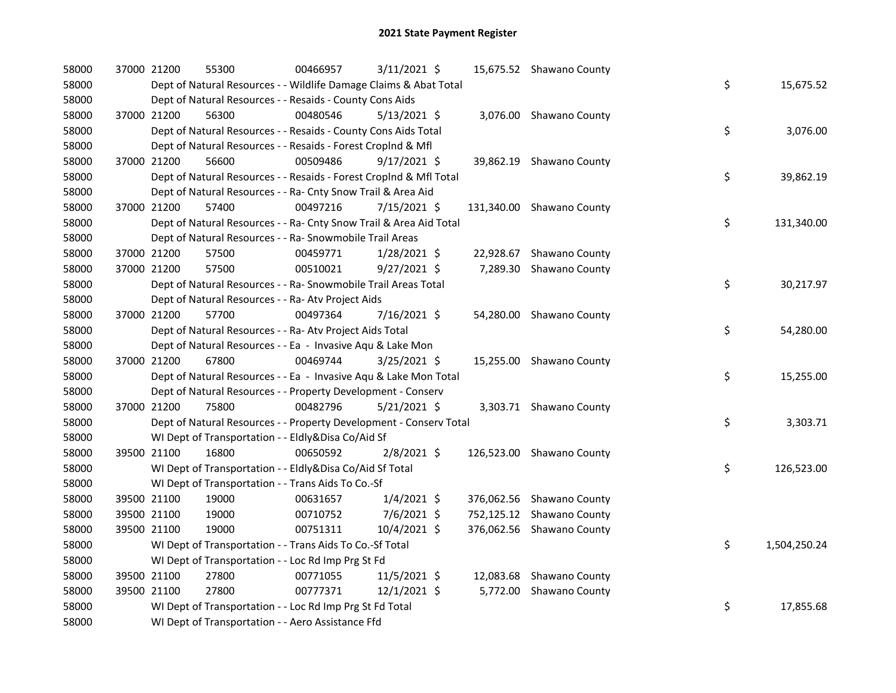# 2021 State Payment Register

| | | | | | | | | | |
|---|---|---|---|---|---|---|---|---|---|
| 58000 | 37000 | 21200 | 55300 | 00466957 | 3/11/2021 | $ 15,675.52 | Shawano County | | |
| 58000 | Dept of Natural Resources - - Wildlife Damage Claims & Abat Total | | | | | | | $ | 15,675.52 |
| 58000 | Dept of Natural Resources - - Resaids - County Cons Aids | | | | | | | | |
| 58000 | 37000 | 21200 | 56300 | 00480546 | 5/13/2021 | $ 3,076.00 | Shawano County | | |
| 58000 | Dept of Natural Resources - - Resaids - County Cons Aids Total | | | | | | | $ | 3,076.00 |
| 58000 | Dept of Natural Resources - - Resaids - Forest Croplnd & Mfl | | | | | | | | |
| 58000 | 37000 | 21200 | 56600 | 00509486 | 9/17/2021 | $ 39,862.19 | Shawano County | | |
| 58000 | Dept of Natural Resources - - Resaids - Forest Croplnd & Mfl Total | | | | | | | $ | 39,862.19 |
| 58000 | Dept of Natural Resources - - Ra- Cnty Snow Trail & Area Aid | | | | | | | | |
| 58000 | 37000 | 21200 | 57400 | 00497216 | 7/15/2021 | $ 131,340.00 | Shawano County | | |
| 58000 | Dept of Natural Resources - - Ra- Cnty Snow Trail & Area Aid Total | | | | | | | $ | 131,340.00 |
| 58000 | Dept of Natural Resources - - Ra- Snowmobile Trail Areas | | | | | | | | |
| 58000 | 37000 | 21200 | 57500 | 00459771 | 1/28/2021 | $ 22,928.67 | Shawano County | | |
| 58000 | 37000 | 21200 | 57500 | 00510021 | 9/27/2021 | $ 7,289.30 | Shawano County | | |
| 58000 | Dept of Natural Resources - - Ra- Snowmobile Trail Areas Total | | | | | | | $ | 30,217.97 |
| 58000 | Dept of Natural Resources - - Ra- Atv Project Aids | | | | | | | | |
| 58000 | 37000 | 21200 | 57700 | 00497364 | 7/16/2021 | $ 54,280.00 | Shawano County | | |
| 58000 | Dept of Natural Resources - - Ra- Atv Project Aids Total | | | | | | | $ | 54,280.00 |
| 58000 | Dept of Natural Resources - - Ea - Invasive Aqu & Lake Mon | | | | | | | | |
| 58000 | 37000 | 21200 | 67800 | 00469744 | 3/25/2021 | $ 15,255.00 | Shawano County | | |
| 58000 | Dept of Natural Resources - - Ea - Invasive Aqu & Lake Mon Total | | | | | | | $ | 15,255.00 |
| 58000 | Dept of Natural Resources - - Property Development - Conserv | | | | | | | | |
| 58000 | 37000 | 21200 | 75800 | 00482796 | 5/21/2021 | $ 3,303.71 | Shawano County | | |
| 58000 | Dept of Natural Resources - - Property Development - Conserv Total | | | | | | | $ | 3,303.71 |
| 58000 | WI Dept of Transportation - - Eldly&Disa Co/Aid Sf | | | | | | | | |
| 58000 | 39500 | 21100 | 16800 | 00650592 | 2/8/2021 | $ 126,523.00 | Shawano County | | |
| 58000 | WI Dept of Transportation - - Eldly&Disa Co/Aid Sf Total | | | | | | | $ | 126,523.00 |
| 58000 | WI Dept of Transportation - - Trans Aids To Co.-Sf | | | | | | | | |
| 58000 | 39500 | 21100 | 19000 | 00631657 | 1/4/2021 | $ 376,062.56 | Shawano County | | |
| 58000 | 39500 | 21100 | 19000 | 00710752 | 7/6/2021 | $ 752,125.12 | Shawano County | | |
| 58000 | 39500 | 21100 | 19000 | 00751311 | 10/4/2021 | $ 376,062.56 | Shawano County | | |
| 58000 | WI Dept of Transportation - - Trans Aids To Co.-Sf Total | | | | | | | $ | 1,504,250.24 |
| 58000 | WI Dept of Transportation - - Loc Rd Imp Prg St Fd | | | | | | | | |
| 58000 | 39500 | 21100 | 27800 | 00771055 | 11/5/2021 | $ 12,083.68 | Shawano County | | |
| 58000 | 39500 | 21100 | 27800 | 00777371 | 12/1/2021 | $ 5,772.00 | Shawano County | | |
| 58000 | WI Dept of Transportation - - Loc Rd Imp Prg St Fd Total | | | | | | | $ | 17,855.68 |
| 58000 | WI Dept of Transportation - - Aero Assistance Ffd | | | | | | | | |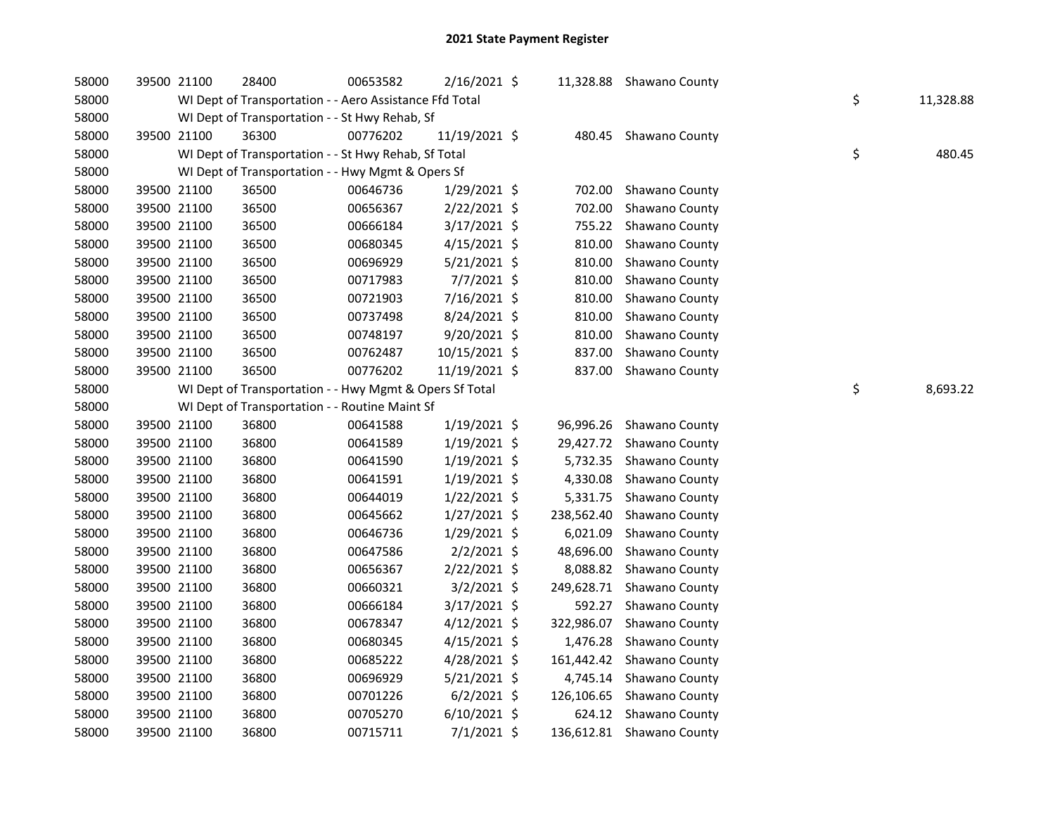# 2021 State Payment Register

| | | | | | | | | | |
|---|---|---|---|---|---|---|---|---|---|
| 58000 | 39500 | 21100 | 28400 | 00653582 | 2/16/2021 | $ 11,328.88 | Shawano County | | |
| 58000 | | WI Dept of Transportation - - Aero Assistance Ffd Total | | | | | | $ | 11,328.88 |
| 58000 | | WI Dept of Transportation - - St Hwy Rehab, Sf | | | | | | | |
| 58000 | 39500 | 21100 | 36300 | 00776202 | 11/19/2021 | $ 480.45 | Shawano County | | |
| 58000 | | WI Dept of Transportation - - St Hwy Rehab, Sf Total | | | | | | $ | 480.45 |
| 58000 | | WI Dept of Transportation - - Hwy Mgmt & Opers Sf | | | | | | | |
| 58000 | 39500 | 21100 | 36500 | 00646736 | 1/29/2021 | $ 702.00 | Shawano County | | |
| 58000 | 39500 | 21100 | 36500 | 00656367 | 2/22/2021 | $ 702.00 | Shawano County | | |
| 58000 | 39500 | 21100 | 36500 | 00666184 | 3/17/2021 | $ 755.22 | Shawano County | | |
| 58000 | 39500 | 21100 | 36500 | 00680345 | 4/15/2021 | $ 810.00 | Shawano County | | |
| 58000 | 39500 | 21100 | 36500 | 00696929 | 5/21/2021 | $ 810.00 | Shawano County | | |
| 58000 | 39500 | 21100 | 36500 | 00717983 | 7/7/2021 | $ 810.00 | Shawano County | | |
| 58000 | 39500 | 21100 | 36500 | 00721903 | 7/16/2021 | $ 810.00 | Shawano County | | |
| 58000 | 39500 | 21100 | 36500 | 00737498 | 8/24/2021 | $ 810.00 | Shawano County | | |
| 58000 | 39500 | 21100 | 36500 | 00748197 | 9/20/2021 | $ 810.00 | Shawano County | | |
| 58000 | 39500 | 21100 | 36500 | 00762487 | 10/15/2021 | $ 837.00 | Shawano County | | |
| 58000 | 39500 | 21100 | 36500 | 00776202 | 11/19/2021 | $ 837.00 | Shawano County | | |
| 58000 | | WI Dept of Transportation - - Hwy Mgmt & Opers Sf Total | | | | | | $ | 8,693.22 |
| 58000 | | WI Dept of Transportation - - Routine Maint Sf | | | | | | | |
| 58000 | 39500 | 21100 | 36800 | 00641588 | 1/19/2021 | $ 96,996.26 | Shawano County | | |
| 58000 | 39500 | 21100 | 36800 | 00641589 | 1/19/2021 | $ 29,427.72 | Shawano County | | |
| 58000 | 39500 | 21100 | 36800 | 00641590 | 1/19/2021 | $ 5,732.35 | Shawano County | | |
| 58000 | 39500 | 21100 | 36800 | 00641591 | 1/19/2021 | $ 4,330.08 | Shawano County | | |
| 58000 | 39500 | 21100 | 36800 | 00644019 | 1/22/2021 | $ 5,331.75 | Shawano County | | |
| 58000 | 39500 | 21100 | 36800 | 00645662 | 1/27/2021 | $ 238,562.40 | Shawano County | | |
| 58000 | 39500 | 21100 | 36800 | 00646736 | 1/29/2021 | $ 6,021.09 | Shawano County | | |
| 58000 | 39500 | 21100 | 36800 | 00647586 | 2/2/2021 | $ 48,696.00 | Shawano County | | |
| 58000 | 39500 | 21100 | 36800 | 00656367 | 2/22/2021 | $ 8,088.82 | Shawano County | | |
| 58000 | 39500 | 21100 | 36800 | 00660321 | 3/2/2021 | $ 249,628.71 | Shawano County | | |
| 58000 | 39500 | 21100 | 36800 | 00666184 | 3/17/2021 | $ 592.27 | Shawano County | | |
| 58000 | 39500 | 21100 | 36800 | 00678347 | 4/12/2021 | $ 322,986.07 | Shawano County | | |
| 58000 | 39500 | 21100 | 36800 | 00680345 | 4/15/2021 | $ 1,476.28 | Shawano County | | |
| 58000 | 39500 | 21100 | 36800 | 00685222 | 4/28/2021 | $ 161,442.42 | Shawano County | | |
| 58000 | 39500 | 21100 | 36800 | 00696929 | 5/21/2021 | $ 4,745.14 | Shawano County | | |
| 58000 | 39500 | 21100 | 36800 | 00701226 | 6/2/2021 | $ 126,106.65 | Shawano County | | |
| 58000 | 39500 | 21100 | 36800 | 00705270 | 6/10/2021 | $ 624.12 | Shawano County | | |
| 58000 | 39500 | 21100 | 36800 | 00715711 | 7/1/2021 | $ 136,612.81 | Shawano County | | |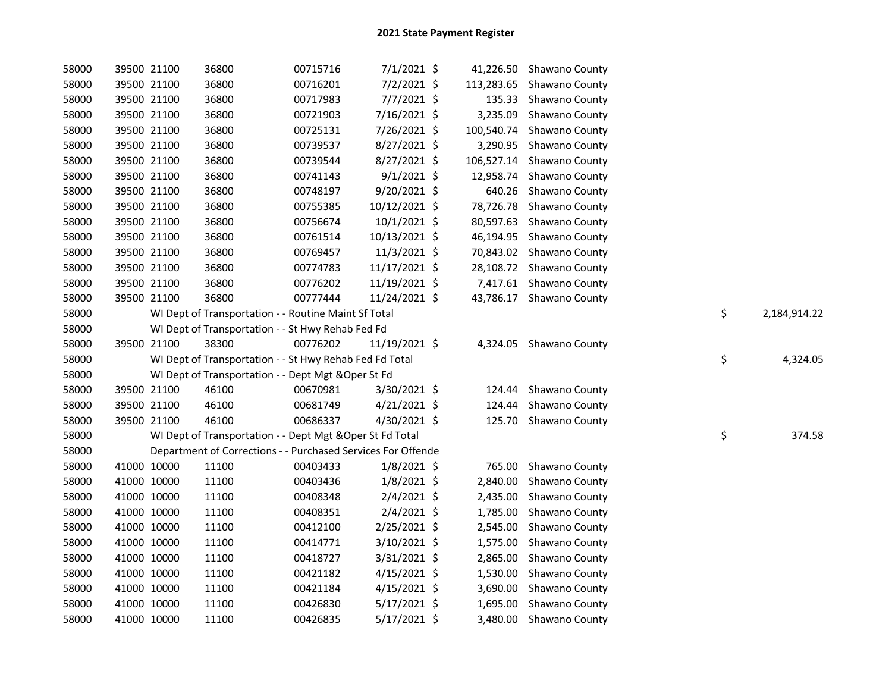# 2021 State Payment Register

| | | | | | | | | | |
|---|---|---|---|---|---|---|---|---|---|
| 58000 | 39500 | 21100 | 36800 | 00715716 | 7/1/2021 | $ | 41,226.50 | Shawano County | |
| 58000 | 39500 | 21100 | 36800 | 00716201 | 7/2/2021 | $ | 113,283.65 | Shawano County | |
| 58000 | 39500 | 21100 | 36800 | 00717983 | 7/7/2021 | $ | 135.33 | Shawano County | |
| 58000 | 39500 | 21100 | 36800 | 00721903 | 7/16/2021 | $ | 3,235.09 | Shawano County | |
| 58000 | 39500 | 21100 | 36800 | 00725131 | 7/26/2021 | $ | 100,540.74 | Shawano County | |
| 58000 | 39500 | 21100 | 36800 | 00739537 | 8/27/2021 | $ | 3,290.95 | Shawano County | |
| 58000 | 39500 | 21100 | 36800 | 00739544 | 8/27/2021 | $ | 106,527.14 | Shawano County | |
| 58000 | 39500 | 21100 | 36800 | 00741143 | 9/1/2021 | $ | 12,958.74 | Shawano County | |
| 58000 | 39500 | 21100 | 36800 | 00748197 | 9/20/2021 | $ | 640.26 | Shawano County | |
| 58000 | 39500 | 21100 | 36800 | 00755385 | 10/12/2021 | $ | 78,726.78 | Shawano County | |
| 58000 | 39500 | 21100 | 36800 | 00756674 | 10/1/2021 | $ | 80,597.63 | Shawano County | |
| 58000 | 39500 | 21100 | 36800 | 00761514 | 10/13/2021 | $ | 46,194.95 | Shawano County | |
| 58000 | 39500 | 21100 | 36800 | 00769457 | 11/3/2021 | $ | 70,843.02 | Shawano County | |
| 58000 | 39500 | 21100 | 36800 | 00774783 | 11/17/2021 | $ | 28,108.72 | Shawano County | |
| 58000 | 39500 | 21100 | 36800 | 00776202 | 11/19/2021 | $ | 7,417.61 | Shawano County | |
| 58000 | 39500 | 21100 | 36800 | 00777444 | 11/24/2021 | $ | 43,786.17 | Shawano County | |
| 58000 | | WI Dept of Transportation - - Routine Maint Sf Total | | | | | | | $ 2,184,914.22 |
| 58000 | | WI Dept of Transportation - - St Hwy Rehab Fed Fd | | | | | | | |
| 58000 | 39500 | 21100 | 38300 | 00776202 | 11/19/2021 | $ | 4,324.05 | Shawano County | |
| 58000 | | WI Dept of Transportation - - St Hwy Rehab Fed Fd Total | | | | | | | $ 4,324.05 |
| 58000 | | WI Dept of Transportation - - Dept Mgt &Oper St Fd | | | | | | | |
| 58000 | 39500 | 21100 | 46100 | 00670981 | 3/30/2021 | $ | 124.44 | Shawano County | |
| 58000 | 39500 | 21100 | 46100 | 00681749 | 4/21/2021 | $ | 124.44 | Shawano County | |
| 58000 | 39500 | 21100 | 46100 | 00686337 | 4/30/2021 | $ | 125.70 | Shawano County | |
| 58000 | | WI Dept of Transportation - - Dept Mgt &Oper St Fd Total | | | | | | | $ 374.58 |
| 58000 | | Department of Corrections - - Purchased Services For Offende | | | | | | | |
| 58000 | 41000 | 10000 | 11100 | 00403433 | 1/8/2021 | $ | 765.00 | Shawano County | |
| 58000 | 41000 | 10000 | 11100 | 00403436 | 1/8/2021 | $ | 2,840.00 | Shawano County | |
| 58000 | 41000 | 10000 | 11100 | 00408348 | 2/4/2021 | $ | 2,435.00 | Shawano County | |
| 58000 | 41000 | 10000 | 11100 | 00408351 | 2/4/2021 | $ | 1,785.00 | Shawano County | |
| 58000 | 41000 | 10000 | 11100 | 00412100 | 2/25/2021 | $ | 2,545.00 | Shawano County | |
| 58000 | 41000 | 10000 | 11100 | 00414771 | 3/10/2021 | $ | 1,575.00 | Shawano County | |
| 58000 | 41000 | 10000 | 11100 | 00418727 | 3/31/2021 | $ | 2,865.00 | Shawano County | |
| 58000 | 41000 | 10000 | 11100 | 00421182 | 4/15/2021 | $ | 1,530.00 | Shawano County | |
| 58000 | 41000 | 10000 | 11100 | 00421184 | 4/15/2021 | $ | 3,690.00 | Shawano County | |
| 58000 | 41000 | 10000 | 11100 | 00426830 | 5/17/2021 | $ | 1,695.00 | Shawano County | |
| 58000 | 41000 | 10000 | 11100 | 00426835 | 5/17/2021 | $ | 3,480.00 | Shawano County | |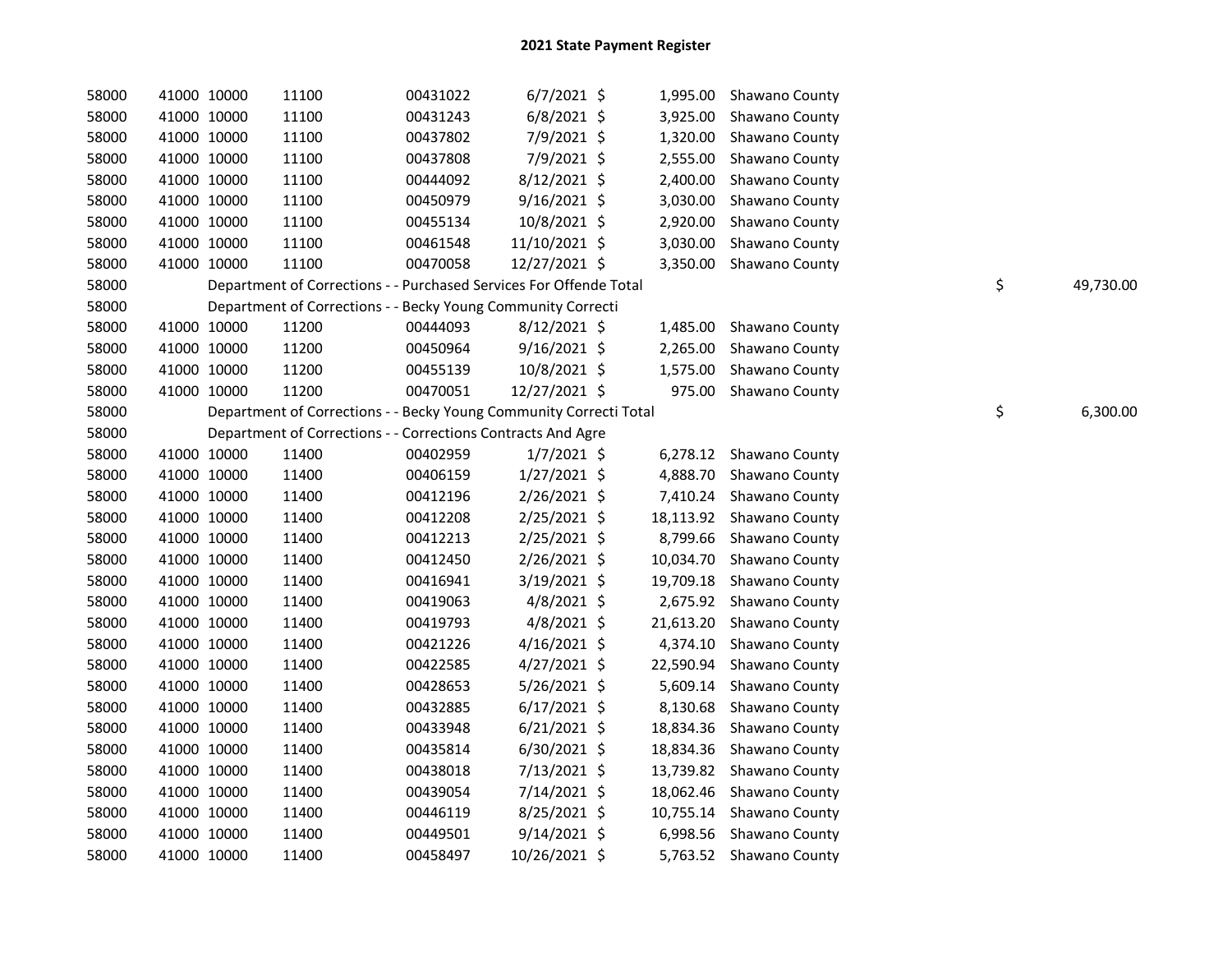# 2021 State Payment Register

| | | | | | | | | | |
|---|---|---|---|---|---|---|---|---|---|
| 58000 | 41000 | 10000 | 11100 | 00431022 | 6/7/2021 | $ 1,995.00 | Shawano County | | |
| 58000 | 41000 | 10000 | 11100 | 00431243 | 6/8/2021 | $ 3,925.00 | Shawano County | | |
| 58000 | 41000 | 10000 | 11100 | 00437802 | 7/9/2021 | $ 1,320.00 | Shawano County | | |
| 58000 | 41000 | 10000 | 11100 | 00437808 | 7/9/2021 | $ 2,555.00 | Shawano County | | |
| 58000 | 41000 | 10000 | 11100 | 00444092 | 8/12/2021 | $ 2,400.00 | Shawano County | | |
| 58000 | 41000 | 10000 | 11100 | 00450979 | 9/16/2021 | $ 3,030.00 | Shawano County | | |
| 58000 | 41000 | 10000 | 11100 | 00455134 | 10/8/2021 | $ 2,920.00 | Shawano County | | |
| 58000 | 41000 | 10000 | 11100 | 00461548 | 11/10/2021 | $ 3,030.00 | Shawano County | | |
| 58000 | 41000 | 10000 | 11100 | 00470058 | 12/27/2021 | $ 3,350.00 | Shawano County | | |
| 58000 | | Department of Corrections - - Purchased Services For Offende Total | | | | | | $ | 49,730.00 |
| 58000 | | Department of Corrections - - Becky Young Community Correcti | | | | | | | |
| 58000 | 41000 | 10000 | 11200 | 00444093 | 8/12/2021 | $ 1,485.00 | Shawano County | | |
| 58000 | 41000 | 10000 | 11200 | 00450964 | 9/16/2021 | $ 2,265.00 | Shawano County | | |
| 58000 | 41000 | 10000 | 11200 | 00455139 | 10/8/2021 | $ 1,575.00 | Shawano County | | |
| 58000 | 41000 | 10000 | 11200 | 00470051 | 12/27/2021 | $ 975.00 | Shawano County | | |
| 58000 | | Department of Corrections - - Becky Young Community Correcti Total | | | | | | $ | 6,300.00 |
| 58000 | | Department of Corrections - - Corrections Contracts And Agre | | | | | | | |
| 58000 | 41000 | 10000 | 11400 | 00402959 | 1/7/2021 | $ 6,278.12 | Shawano County | | |
| 58000 | 41000 | 10000 | 11400 | 00406159 | 1/27/2021 | $ 4,888.70 | Shawano County | | |
| 58000 | 41000 | 10000 | 11400 | 00412196 | 2/26/2021 | $ 7,410.24 | Shawano County | | |
| 58000 | 41000 | 10000 | 11400 | 00412208 | 2/25/2021 | $ 18,113.92 | Shawano County | | |
| 58000 | 41000 | 10000 | 11400 | 00412213 | 2/25/2021 | $ 8,799.66 | Shawano County | | |
| 58000 | 41000 | 10000 | 11400 | 00412450 | 2/26/2021 | $ 10,034.70 | Shawano County | | |
| 58000 | 41000 | 10000 | 11400 | 00416941 | 3/19/2021 | $ 19,709.18 | Shawano County | | |
| 58000 | 41000 | 10000 | 11400 | 00419063 | 4/8/2021 | $ 2,675.92 | Shawano County | | |
| 58000 | 41000 | 10000 | 11400 | 00419793 | 4/8/2021 | $ 21,613.20 | Shawano County | | |
| 58000 | 41000 | 10000 | 11400 | 00421226 | 4/16/2021 | $ 4,374.10 | Shawano County | | |
| 58000 | 41000 | 10000 | 11400 | 00422585 | 4/27/2021 | $ 22,590.94 | Shawano County | | |
| 58000 | 41000 | 10000 | 11400 | 00428653 | 5/26/2021 | $ 5,609.14 | Shawano County | | |
| 58000 | 41000 | 10000 | 11400 | 00432885 | 6/17/2021 | $ 8,130.68 | Shawano County | | |
| 58000 | 41000 | 10000 | 11400 | 00433948 | 6/21/2021 | $ 18,834.36 | Shawano County | | |
| 58000 | 41000 | 10000 | 11400 | 00435814 | 6/30/2021 | $ 18,834.36 | Shawano County | | |
| 58000 | 41000 | 10000 | 11400 | 00438018 | 7/13/2021 | $ 13,739.82 | Shawano County | | |
| 58000 | 41000 | 10000 | 11400 | 00439054 | 7/14/2021 | $ 18,062.46 | Shawano County | | |
| 58000 | 41000 | 10000 | 11400 | 00446119 | 8/25/2021 | $ 10,755.14 | Shawano County | | |
| 58000 | 41000 | 10000 | 11400 | 00449501 | 9/14/2021 | $ 6,998.56 | Shawano County | | |
| 58000 | 41000 | 10000 | 11400 | 00458497 | 10/26/2021 | $ 5,763.52 | Shawano County | | |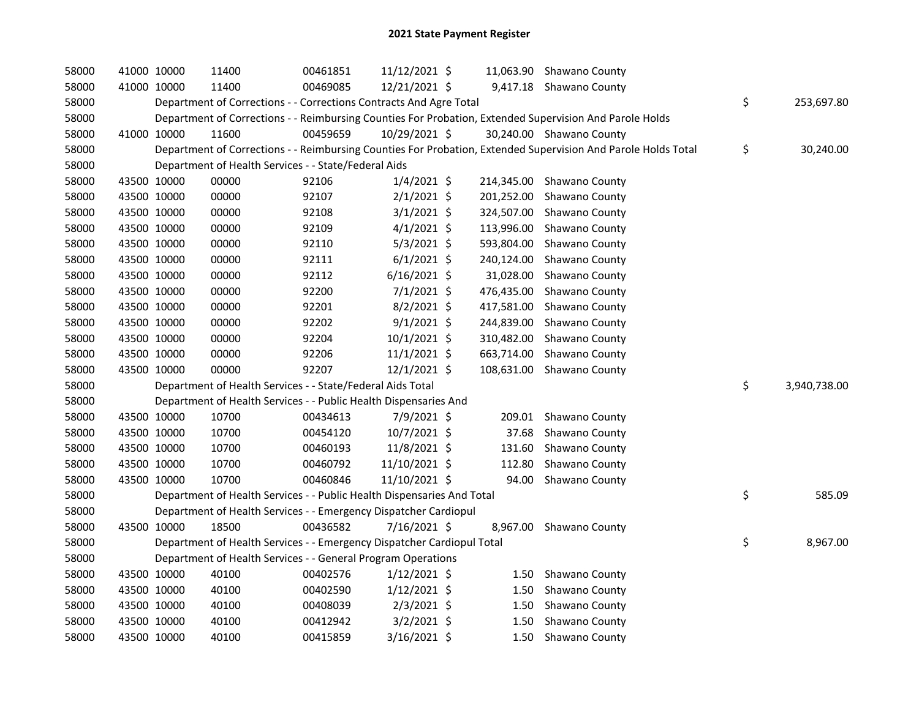# 2021 State Payment Register

| | | | | | | | | | |
|---|---|---|---|---|---|---|---|---|---|
| 58000 | 41000 | 10000 | 11400 | 00461851 | 11/12/2021 | $ 11,063.90 | Shawano County | | |
| 58000 | 41000 | 10000 | 11400 | 00469085 | 12/21/2021 | $ 9,417.18 | Shawano County | | |
| 58000 | Department of Corrections - - Corrections Contracts And Agre Total | | | | | | | $ | 253,697.80 |
| 58000 | Department of Corrections - - Reimbursing Counties For Probation, Extended Supervision And Parole Holds | | | | | | | | |
| 58000 | 41000 | 10000 | 11600 | 00459659 | 10/29/2021 | $ 30,240.00 | Shawano County | | |
| 58000 | Department of Corrections - - Reimbursing Counties For Probation, Extended Supervision And Parole Holds Total | | | | | | | $ | 30,240.00 |
| 58000 | Department of Health Services - - State/Federal Aids | | | | | | | | |
| 58000 | 43500 | 10000 | 00000 | 92106 | 1/4/2021 | $ 214,345.00 | Shawano County | | |
| 58000 | 43500 | 10000 | 00000 | 92107 | 2/1/2021 | $ 201,252.00 | Shawano County | | |
| 58000 | 43500 | 10000 | 00000 | 92108 | 3/1/2021 | $ 324,507.00 | Shawano County | | |
| 58000 | 43500 | 10000 | 00000 | 92109 | 4/1/2021 | $ 113,996.00 | Shawano County | | |
| 58000 | 43500 | 10000 | 00000 | 92110 | 5/3/2021 | $ 593,804.00 | Shawano County | | |
| 58000 | 43500 | 10000 | 00000 | 92111 | 6/1/2021 | $ 240,124.00 | Shawano County | | |
| 58000 | 43500 | 10000 | 00000 | 92112 | 6/16/2021 | $ 31,028.00 | Shawano County | | |
| 58000 | 43500 | 10000 | 00000 | 92200 | 7/1/2021 | $ 476,435.00 | Shawano County | | |
| 58000 | 43500 | 10000 | 00000 | 92201 | 8/2/2021 | $ 417,581.00 | Shawano County | | |
| 58000 | 43500 | 10000 | 00000 | 92202 | 9/1/2021 | $ 244,839.00 | Shawano County | | |
| 58000 | 43500 | 10000 | 00000 | 92204 | 10/1/2021 | $ 310,482.00 | Shawano County | | |
| 58000 | 43500 | 10000 | 00000 | 92206 | 11/1/2021 | $ 663,714.00 | Shawano County | | |
| 58000 | 43500 | 10000 | 00000 | 92207 | 12/1/2021 | $ 108,631.00 | Shawano County | | |
| 58000 | Department of Health Services - - State/Federal Aids Total | | | | | | | $ | 3,940,738.00 |
| 58000 | Department of Health Services - - Public Health Dispensaries And | | | | | | | | |
| 58000 | 43500 | 10000 | 10700 | 00434613 | 7/9/2021 | $ 209.01 | Shawano County | | |
| 58000 | 43500 | 10000 | 10700 | 00454120 | 10/7/2021 | $ 37.68 | Shawano County | | |
| 58000 | 43500 | 10000 | 10700 | 00460193 | 11/8/2021 | $ 131.60 | Shawano County | | |
| 58000 | 43500 | 10000 | 10700 | 00460792 | 11/10/2021 | $ 112.80 | Shawano County | | |
| 58000 | 43500 | 10000 | 10700 | 00460846 | 11/10/2021 | $ 94.00 | Shawano County | | |
| 58000 | Department of Health Services - - Public Health Dispensaries And Total | | | | | | | $ | 585.09 |
| 58000 | Department of Health Services - - Emergency Dispatcher Cardiopul | | | | | | | | |
| 58000 | 43500 | 10000 | 18500 | 00436582 | 7/16/2021 | $ 8,967.00 | Shawano County | | |
| 58000 | Department of Health Services - - Emergency Dispatcher Cardiopul Total | | | | | | | $ | 8,967.00 |
| 58000 | Department of Health Services - - General Program Operations | | | | | | | | |
| 58000 | 43500 | 10000 | 40100 | 00402576 | 1/12/2021 | $ 1.50 | Shawano County | | |
| 58000 | 43500 | 10000 | 40100 | 00402590 | 1/12/2021 | $ 1.50 | Shawano County | | |
| 58000 | 43500 | 10000 | 40100 | 00408039 | 2/3/2021 | $ 1.50 | Shawano County | | |
| 58000 | 43500 | 10000 | 40100 | 00412942 | 3/2/2021 | $ 1.50 | Shawano County | | |
| 58000 | 43500 | 10000 | 40100 | 00415859 | 3/16/2021 | $ 1.50 | Shawano County | | |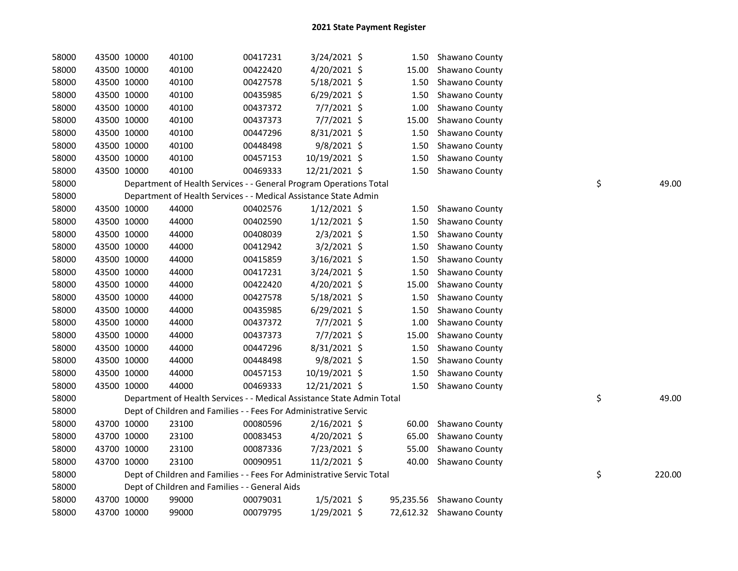## 2021 State Payment Register

| | | | | | | | | | |
|---|---|---|---|---|---|---|---|---|---|
| 58000 | 43500 | 10000 | 40100 | 00417231 | 3/24/2021 | $ 1.50 | Shawano County | | |
| 58000 | 43500 | 10000 | 40100 | 00422420 | 4/20/2021 | $ 15.00 | Shawano County | | |
| 58000 | 43500 | 10000 | 40100 | 00427578 | 5/18/2021 | $ 1.50 | Shawano County | | |
| 58000 | 43500 | 10000 | 40100 | 00435985 | 6/29/2021 | $ 1.50 | Shawano County | | |
| 58000 | 43500 | 10000 | 40100 | 00437372 | 7/7/2021 | $ 1.00 | Shawano County | | |
| 58000 | 43500 | 10000 | 40100 | 00437373 | 7/7/2021 | $ 15.00 | Shawano County | | |
| 58000 | 43500 | 10000 | 40100 | 00447296 | 8/31/2021 | $ 1.50 | Shawano County | | |
| 58000 | 43500 | 10000 | 40100 | 00448498 | 9/8/2021 | $ 1.50 | Shawano County | | |
| 58000 | 43500 | 10000 | 40100 | 00457153 | 10/19/2021 | $ 1.50 | Shawano County | | |
| 58000 | 43500 | 10000 | 40100 | 00469333 | 12/21/2021 | $ 1.50 | Shawano County | | |
| 58000 | | Department of Health Services - - General Program Operations Total | | | | | | $ | 49.00 |
| 58000 | | Department of Health Services - - Medical Assistance State Admin | | | | | | | |
| 58000 | 43500 | 10000 | 44000 | 00402576 | 1/12/2021 | $ 1.50 | Shawano County | | |
| 58000 | 43500 | 10000 | 44000 | 00402590 | 1/12/2021 | $ 1.50 | Shawano County | | |
| 58000 | 43500 | 10000 | 44000 | 00408039 | 2/3/2021 | $ 1.50 | Shawano County | | |
| 58000 | 43500 | 10000 | 44000 | 00412942 | 3/2/2021 | $ 1.50 | Shawano County | | |
| 58000 | 43500 | 10000 | 44000 | 00415859 | 3/16/2021 | $ 1.50 | Shawano County | | |
| 58000 | 43500 | 10000 | 44000 | 00417231 | 3/24/2021 | $ 1.50 | Shawano County | | |
| 58000 | 43500 | 10000 | 44000 | 00422420 | 4/20/2021 | $ 15.00 | Shawano County | | |
| 58000 | 43500 | 10000 | 44000 | 00427578 | 5/18/2021 | $ 1.50 | Shawano County | | |
| 58000 | 43500 | 10000 | 44000 | 00435985 | 6/29/2021 | $ 1.50 | Shawano County | | |
| 58000 | 43500 | 10000 | 44000 | 00437372 | 7/7/2021 | $ 1.00 | Shawano County | | |
| 58000 | 43500 | 10000 | 44000 | 00437373 | 7/7/2021 | $ 15.00 | Shawano County | | |
| 58000 | 43500 | 10000 | 44000 | 00447296 | 8/31/2021 | $ 1.50 | Shawano County | | |
| 58000 | 43500 | 10000 | 44000 | 00448498 | 9/8/2021 | $ 1.50 | Shawano County | | |
| 58000 | 43500 | 10000 | 44000 | 00457153 | 10/19/2021 | $ 1.50 | Shawano County | | |
| 58000 | 43500 | 10000 | 44000 | 00469333 | 12/21/2021 | $ 1.50 | Shawano County | | |
| 58000 | | Department of Health Services - - Medical Assistance State Admin Total | | | | | | $ | 49.00 |
| 58000 | | Dept of Children and Families - - Fees For Administrative Servic | | | | | | | |
| 58000 | 43700 | 10000 | 23100 | 00080596 | 2/16/2021 | $ 60.00 | Shawano County | | |
| 58000 | 43700 | 10000 | 23100 | 00083453 | 4/20/2021 | $ 65.00 | Shawano County | | |
| 58000 | 43700 | 10000 | 23100 | 00087336 | 7/23/2021 | $ 55.00 | Shawano County | | |
| 58000 | 43700 | 10000 | 23100 | 00090951 | 11/2/2021 | $ 40.00 | Shawano County | | |
| 58000 | | Dept of Children and Families - - Fees For Administrative Servic Total | | | | | | $ | 220.00 |
| 58000 | | Dept of Children and Families - - General Aids | | | | | | | |
| 58000 | 43700 | 10000 | 99000 | 00079031 | 1/5/2021 | $ 95,235.56 | Shawano County | | |
| 58000 | 43700 | 10000 | 99000 | 00079795 | 1/29/2021 | $ 72,612.32 | Shawano County | | |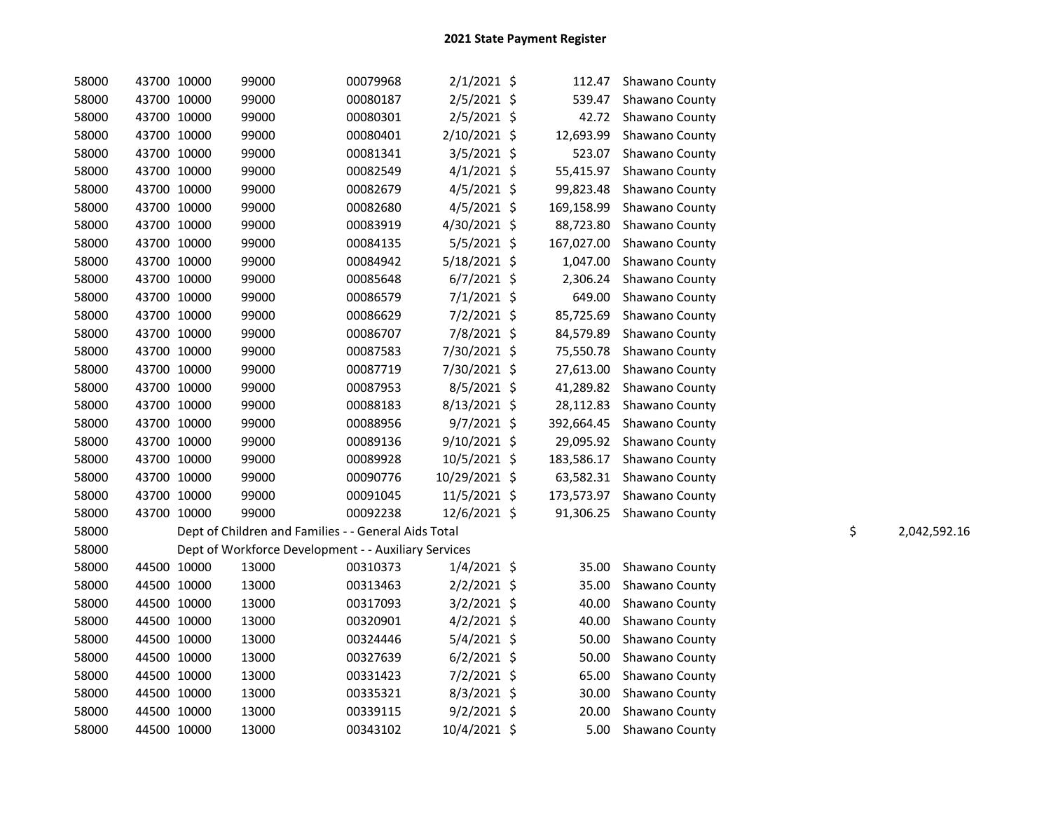## 2021 State Payment Register

| | | | | | | | | | |
|---|---|---|---|---|---|---|---|---|---|
| 58000 | 43700 | 10000 | 99000 | 00079968 | 2/1/2021 | $ 112.47 | Shawano County | | |
| 58000 | 43700 | 10000 | 99000 | 00080187 | 2/5/2021 | $ 539.47 | Shawano County | | |
| 58000 | 43700 | 10000 | 99000 | 00080301 | 2/5/2021 | $ 42.72 | Shawano County | | |
| 58000 | 43700 | 10000 | 99000 | 00080401 | 2/10/2021 | $ 12,693.99 | Shawano County | | |
| 58000 | 43700 | 10000 | 99000 | 00081341 | 3/5/2021 | $ 523.07 | Shawano County | | |
| 58000 | 43700 | 10000 | 99000 | 00082549 | 4/1/2021 | $ 55,415.97 | Shawano County | | |
| 58000 | 43700 | 10000 | 99000 | 00082679 | 4/5/2021 | $ 99,823.48 | Shawano County | | |
| 58000 | 43700 | 10000 | 99000 | 00082680 | 4/5/2021 | $ 169,158.99 | Shawano County | | |
| 58000 | 43700 | 10000 | 99000 | 00083919 | 4/30/2021 | $ 88,723.80 | Shawano County | | |
| 58000 | 43700 | 10000 | 99000 | 00084135 | 5/5/2021 | $ 167,027.00 | Shawano County | | |
| 58000 | 43700 | 10000 | 99000 | 00084942 | 5/18/2021 | $ 1,047.00 | Shawano County | | |
| 58000 | 43700 | 10000 | 99000 | 00085648 | 6/7/2021 | $ 2,306.24 | Shawano County | | |
| 58000 | 43700 | 10000 | 99000 | 00086579 | 7/1/2021 | $ 649.00 | Shawano County | | |
| 58000 | 43700 | 10000 | 99000 | 00086629 | 7/2/2021 | $ 85,725.69 | Shawano County | | |
| 58000 | 43700 | 10000 | 99000 | 00086707 | 7/8/2021 | $ 84,579.89 | Shawano County | | |
| 58000 | 43700 | 10000 | 99000 | 00087583 | 7/30/2021 | $ 75,550.78 | Shawano County | | |
| 58000 | 43700 | 10000 | 99000 | 00087719 | 7/30/2021 | $ 27,613.00 | Shawano County | | |
| 58000 | 43700 | 10000 | 99000 | 00087953 | 8/5/2021 | $ 41,289.82 | Shawano County | | |
| 58000 | 43700 | 10000 | 99000 | 00088183 | 8/13/2021 | $ 28,112.83 | Shawano County | | |
| 58000 | 43700 | 10000 | 99000 | 00088956 | 9/7/2021 | $ 392,664.45 | Shawano County | | |
| 58000 | 43700 | 10000 | 99000 | 00089136 | 9/10/2021 | $ 29,095.92 | Shawano County | | |
| 58000 | 43700 | 10000 | 99000 | 00089928 | 10/5/2021 | $ 183,586.17 | Shawano County | | |
| 58000 | 43700 | 10000 | 99000 | 00090776 | 10/29/2021 | $ 63,582.31 | Shawano County | | |
| 58000 | 43700 | 10000 | 99000 | 00091045 | 11/5/2021 | $ 173,573.97 | Shawano County | | |
| 58000 | 43700 | 10000 | 99000 | 00092238 | 12/6/2021 | $ 91,306.25 | Shawano County | | |
| 58000 | | Dept of Children and Families - - General Aids Total | | | | | | $ | 2,042,592.16 |
| 58000 | | Dept of Workforce Development - - Auxiliary Services | | | | | | | |
| 58000 | 44500 | 10000 | 13000 | 00310373 | 1/4/2021 | $ 35.00 | Shawano County | | |
| 58000 | 44500 | 10000 | 13000 | 00313463 | 2/2/2021 | $ 35.00 | Shawano County | | |
| 58000 | 44500 | 10000 | 13000 | 00317093 | 3/2/2021 | $ 40.00 | Shawano County | | |
| 58000 | 44500 | 10000 | 13000 | 00320901 | 4/2/2021 | $ 40.00 | Shawano County | | |
| 58000 | 44500 | 10000 | 13000 | 00324446 | 5/4/2021 | $ 50.00 | Shawano County | | |
| 58000 | 44500 | 10000 | 13000 | 00327639 | 6/2/2021 | $ 50.00 | Shawano County | | |
| 58000 | 44500 | 10000 | 13000 | 00331423 | 7/2/2021 | $ 65.00 | Shawano County | | |
| 58000 | 44500 | 10000 | 13000 | 00335321 | 8/3/2021 | $ 30.00 | Shawano County | | |
| 58000 | 44500 | 10000 | 13000 | 00339115 | 9/2/2021 | $ 20.00 | Shawano County | | |
| 58000 | 44500 | 10000 | 13000 | 00343102 | 10/4/2021 | $ 5.00 | Shawano County | | |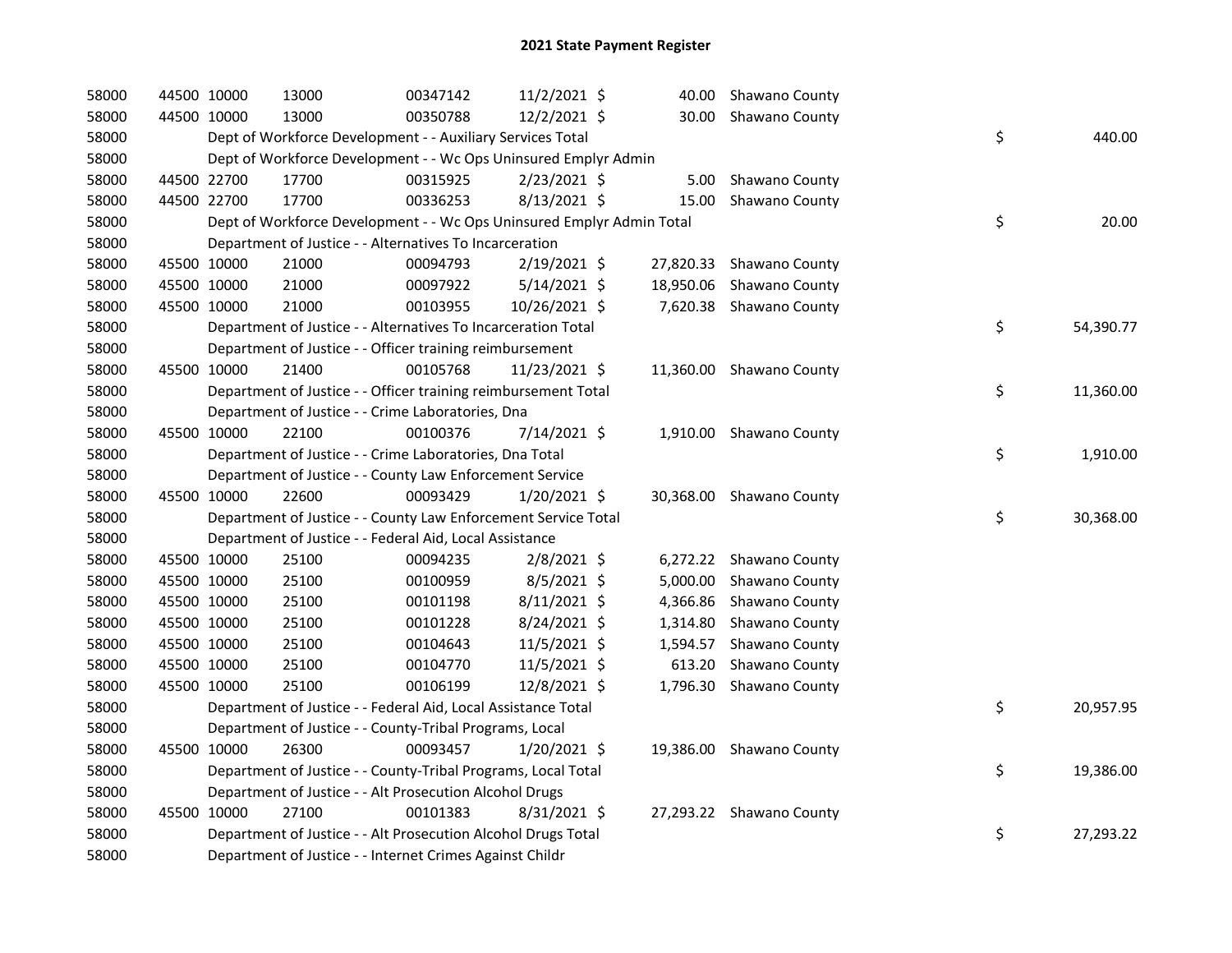# 2021 State Payment Register

| | | | | | | | | | |
|---|---|---|---|---|---|---|---|---|---|
| 58000 | 44500 | 10000 | 13000 | 00347142 | 11/2/2021 | $ 40.00 | Shawano County | | |
| 58000 | 44500 | 10000 | 13000 | 00350788 | 12/2/2021 | $ 30.00 | Shawano County | | |
| 58000 | | Dept of Workforce Development - - Auxiliary Services Total | | | | | | $ | 440.00 |
| 58000 | | Dept of Workforce Development - - Wc Ops Uninsured Emplyr Admin | | | | | | | |
| 58000 | 44500 | 22700 | 17700 | 00315925 | 2/23/2021 | $ 5.00 | Shawano County | | |
| 58000 | 44500 | 22700 | 17700 | 00336253 | 8/13/2021 | $ 15.00 | Shawano County | | |
| 58000 | | Dept of Workforce Development - - Wc Ops Uninsured Emplyr Admin Total | | | | | | $ | 20.00 |
| 58000 | | Department of Justice - - Alternatives To Incarceration | | | | | | | |
| 58000 | 45500 | 10000 | 21000 | 00094793 | 2/19/2021 | $ 27,820.33 | Shawano County | | |
| 58000 | 45500 | 10000 | 21000 | 00097922 | 5/14/2021 | $ 18,950.06 | Shawano County | | |
| 58000 | 45500 | 10000 | 21000 | 00103955 | 10/26/2021 | $ 7,620.38 | Shawano County | | |
| 58000 | | Department of Justice - - Alternatives To Incarceration Total | | | | | | $ | 54,390.77 |
| 58000 | | Department of Justice - - Officer training reimbursement | | | | | | | |
| 58000 | 45500 | 10000 | 21400 | 00105768 | 11/23/2021 | $ 11,360.00 | Shawano County | | |
| 58000 | | Department of Justice - - Officer training reimbursement Total | | | | | | $ | 11,360.00 |
| 58000 | | Department of Justice - - Crime Laboratories, Dna | | | | | | | |
| 58000 | 45500 | 10000 | 22100 | 00100376 | 7/14/2021 | $ 1,910.00 | Shawano County | | |
| 58000 | | Department of Justice - - Crime Laboratories, Dna Total | | | | | | $ | 1,910.00 |
| 58000 | | Department of Justice - - County Law Enforcement Service | | | | | | | |
| 58000 | 45500 | 10000 | 22600 | 00093429 | 1/20/2021 | $ 30,368.00 | Shawano County | | |
| 58000 | | Department of Justice - - County Law Enforcement Service Total | | | | | | $ | 30,368.00 |
| 58000 | | Department of Justice - - Federal Aid, Local Assistance | | | | | | | |
| 58000 | 45500 | 10000 | 25100 | 00094235 | 2/8/2021 | $ 6,272.22 | Shawano County | | |
| 58000 | 45500 | 10000 | 25100 | 00100959 | 8/5/2021 | $ 5,000.00 | Shawano County | | |
| 58000 | 45500 | 10000 | 25100 | 00101198 | 8/11/2021 | $ 4,366.86 | Shawano County | | |
| 58000 | 45500 | 10000 | 25100 | 00101228 | 8/24/2021 | $ 1,314.80 | Shawano County | | |
| 58000 | 45500 | 10000 | 25100 | 00104643 | 11/5/2021 | $ 1,594.57 | Shawano County | | |
| 58000 | 45500 | 10000 | 25100 | 00104770 | 11/5/2021 | $ 613.20 | Shawano County | | |
| 58000 | 45500 | 10000 | 25100 | 00106199 | 12/8/2021 | $ 1,796.30 | Shawano County | | |
| 58000 | | Department of Justice - - Federal Aid, Local Assistance Total | | | | | | $ | 20,957.95 |
| 58000 | | Department of Justice - - County-Tribal Programs, Local | | | | | | | |
| 58000 | 45500 | 10000 | 26300 | 00093457 | 1/20/2021 | $ 19,386.00 | Shawano County | | |
| 58000 | | Department of Justice - - County-Tribal Programs, Local Total | | | | | | $ | 19,386.00 |
| 58000 | | Department of Justice - - Alt Prosecution Alcohol Drugs | | | | | | | |
| 58000 | 45500 | 10000 | 27100 | 00101383 | 8/31/2021 | $ 27,293.22 | Shawano County | | |
| 58000 | | Department of Justice - - Alt Prosecution Alcohol Drugs Total | | | | | | $ | 27,293.22 |
| 58000 | | Department of Justice - - Internet Crimes Against Childr | | | | | | | |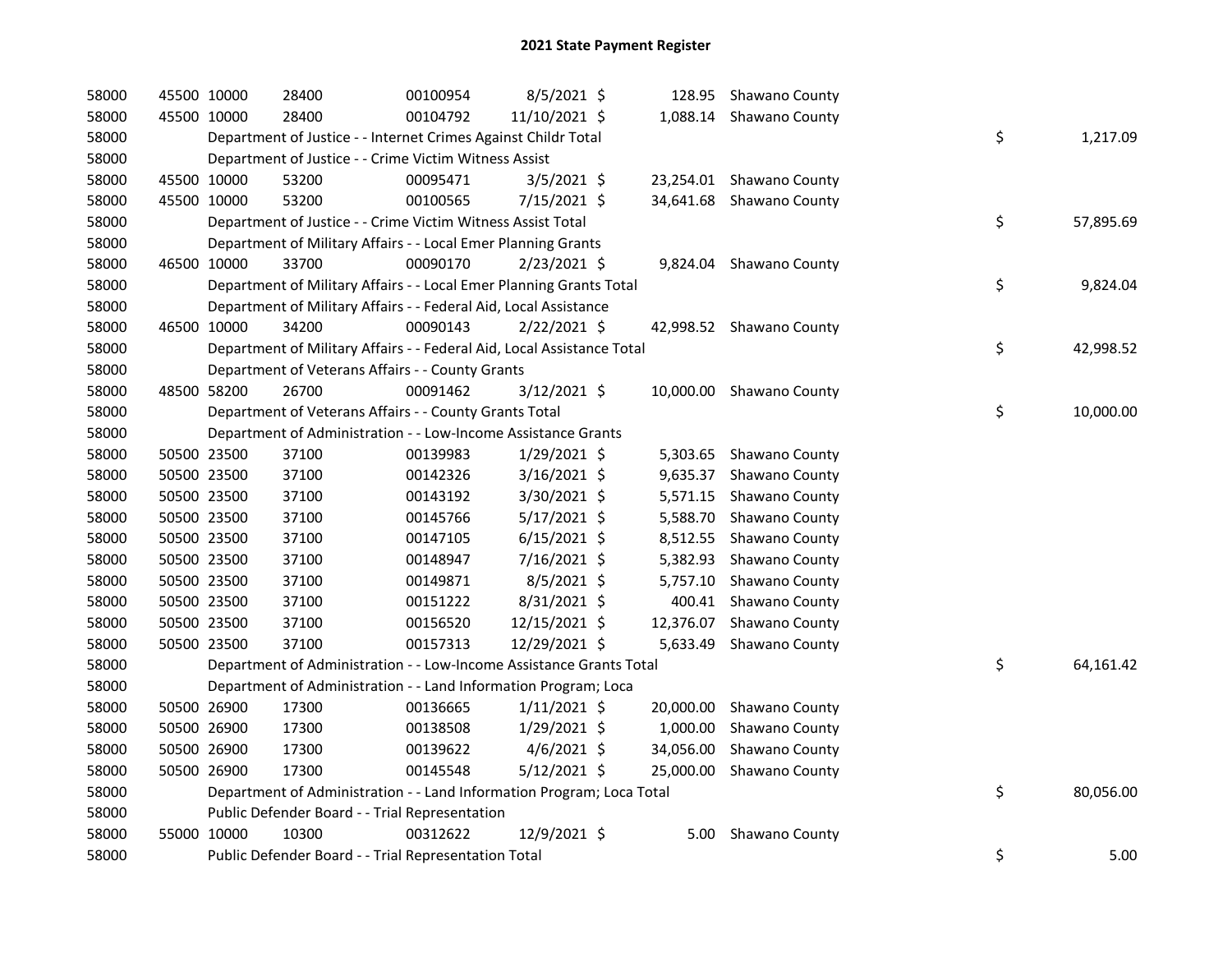# 2021 State Payment Register

| | | | | | | | | | |
|---|---|---|---|---|---|---|---|---|---|
| 58000 | 45500 | 10000 | 28400 | 00100954 | 8/5/2021 | $ 128.95 | Shawano County | | |
| 58000 | 45500 | 10000 | 28400 | 00104792 | 11/10/2021 | $ 1,088.14 | Shawano County | | |
| 58000 | | Department of Justice - - Internet Crimes Against Childr Total | | | | | | $ | 1,217.09 |
| 58000 | | Department of Justice - - Crime Victim Witness Assist | | | | | | | |
| 58000 | 45500 | 10000 | 53200 | 00095471 | 3/5/2021 | $ 23,254.01 | Shawano County | | |
| 58000 | 45500 | 10000 | 53200 | 00100565 | 7/15/2021 | $ 34,641.68 | Shawano County | | |
| 58000 | | Department of Justice - - Crime Victim Witness Assist Total | | | | | | $ | 57,895.69 |
| 58000 | | Department of Military Affairs - - Local Emer Planning Grants | | | | | | | |
| 58000 | 46500 | 10000 | 33700 | 00090170 | 2/23/2021 | $ 9,824.04 | Shawano County | | |
| 58000 | | Department of Military Affairs - - Local Emer Planning Grants Total | | | | | | $ | 9,824.04 |
| 58000 | | Department of Military Affairs - - Federal Aid, Local Assistance | | | | | | | |
| 58000 | 46500 | 10000 | 34200 | 00090143 | 2/22/2021 | $ 42,998.52 | Shawano County | | |
| 58000 | | Department of Military Affairs - - Federal Aid, Local Assistance Total | | | | | | $ | 42,998.52 |
| 58000 | | Department of Veterans Affairs - - County Grants | | | | | | | |
| 58000 | 48500 | 58200 | 26700 | 00091462 | 3/12/2021 | $ 10,000.00 | Shawano County | | |
| 58000 | | Department of Veterans Affairs - - County Grants Total | | | | | | $ | 10,000.00 |
| 58000 | | Department of Administration - - Low-Income Assistance Grants | | | | | | | |
| 58000 | 50500 | 23500 | 37100 | 00139983 | 1/29/2021 | $ 5,303.65 | Shawano County | | |
| 58000 | 50500 | 23500 | 37100 | 00142326 | 3/16/2021 | $ 9,635.37 | Shawano County | | |
| 58000 | 50500 | 23500 | 37100 | 00143192 | 3/30/2021 | $ 5,571.15 | Shawano County | | |
| 58000 | 50500 | 23500 | 37100 | 00145766 | 5/17/2021 | $ 5,588.70 | Shawano County | | |
| 58000 | 50500 | 23500 | 37100 | 00147105 | 6/15/2021 | $ 8,512.55 | Shawano County | | |
| 58000 | 50500 | 23500 | 37100 | 00148947 | 7/16/2021 | $ 5,382.93 | Shawano County | | |
| 58000 | 50500 | 23500 | 37100 | 00149871 | 8/5/2021 | $ 5,757.10 | Shawano County | | |
| 58000 | 50500 | 23500 | 37100 | 00151222 | 8/31/2021 | $ 400.41 | Shawano County | | |
| 58000 | 50500 | 23500 | 37100 | 00156520 | 12/15/2021 | $ 12,376.07 | Shawano County | | |
| 58000 | 50500 | 23500 | 37100 | 00157313 | 12/29/2021 | $ 5,633.49 | Shawano County | | |
| 58000 | | Department of Administration - - Low-Income Assistance Grants Total | | | | | | $ | 64,161.42 |
| 58000 | | Department of Administration - - Land Information Program; Loca | | | | | | | |
| 58000 | 50500 | 26900 | 17300 | 00136665 | 1/11/2021 | $ 20,000.00 | Shawano County | | |
| 58000 | 50500 | 26900 | 17300 | 00138508 | 1/29/2021 | $ 1,000.00 | Shawano County | | |
| 58000 | 50500 | 26900 | 17300 | 00139622 | 4/6/2021 | $ 34,056.00 | Shawano County | | |
| 58000 | 50500 | 26900 | 17300 | 00145548 | 5/12/2021 | $ 25,000.00 | Shawano County | | |
| 58000 | | Department of Administration - - Land Information Program; Loca Total | | | | | | $ | 80,056.00 |
| 58000 | | Public Defender Board - - Trial Representation | | | | | | | |
| 58000 | 55000 | 10000 | 10300 | 00312622 | 12/9/2021 | $ 5.00 | Shawano County | | |
| 58000 | | Public Defender Board - - Trial Representation Total | | | | | | $ | 5.00 |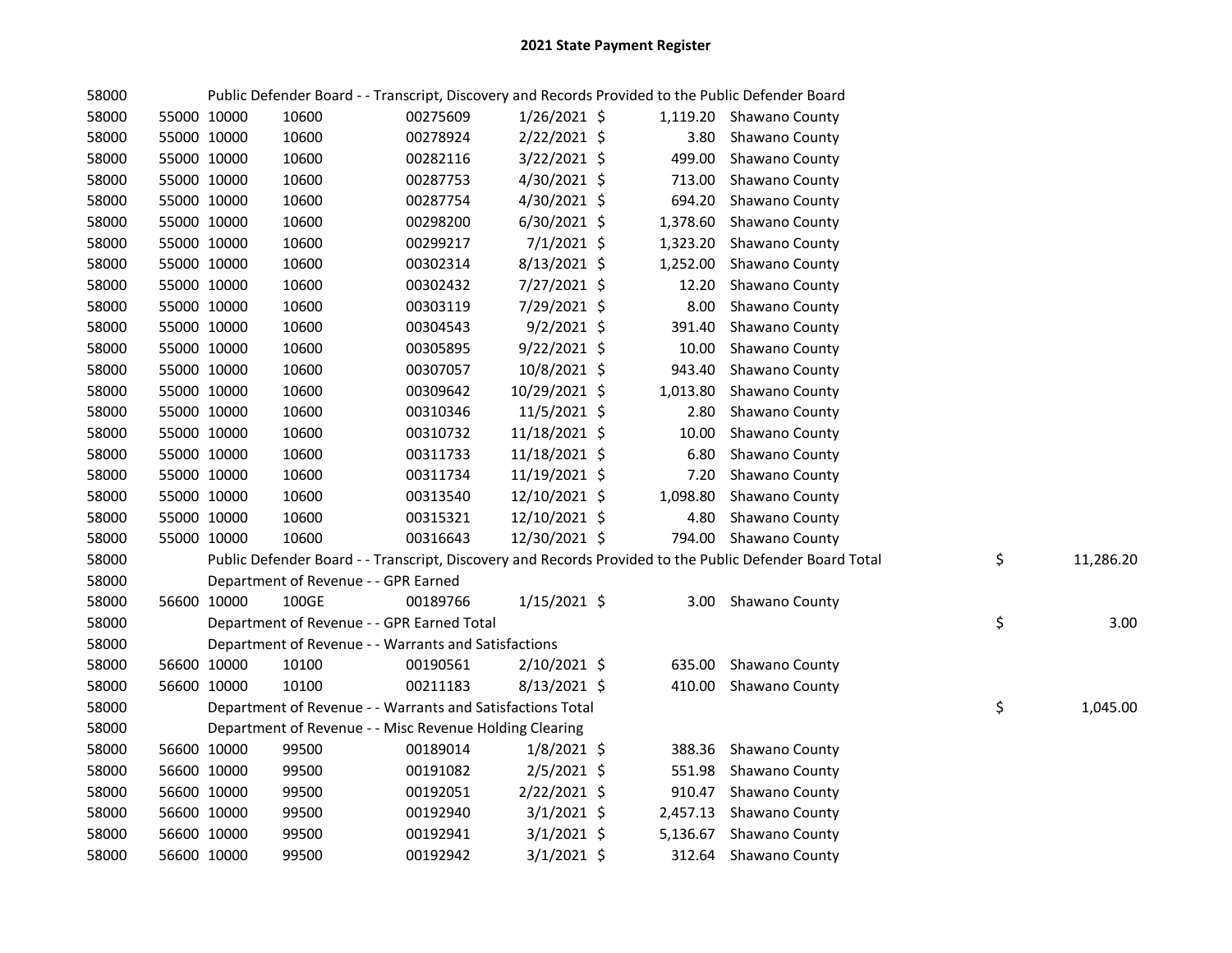# 2021 State Payment Register

| | | | | | | | | | |
|---|---|---|---|---|---|---|---|---|---|
| 58000 | | | Public Defender Board - - Transcript, Discovery and Records Provided to the Public Defender Board | | | | | | |
| 58000 | 55000 | 10000 | 10600 | 00275609 | 1/26/2021 | $ 1,119.20 | Shawano County | | |
| 58000 | 55000 | 10000 | 10600 | 00278924 | 2/22/2021 | $ 3.80 | Shawano County | | |
| 58000 | 55000 | 10000 | 10600 | 00282116 | 3/22/2021 | $ 499.00 | Shawano County | | |
| 58000 | 55000 | 10000 | 10600 | 00287753 | 4/30/2021 | $ 713.00 | Shawano County | | |
| 58000 | 55000 | 10000 | 10600 | 00287754 | 4/30/2021 | $ 694.20 | Shawano County | | |
| 58000 | 55000 | 10000 | 10600 | 00298200 | 6/30/2021 | $ 1,378.60 | Shawano County | | |
| 58000 | 55000 | 10000 | 10600 | 00299217 | 7/1/2021 | $ 1,323.20 | Shawano County | | |
| 58000 | 55000 | 10000 | 10600 | 00302314 | 8/13/2021 | $ 1,252.00 | Shawano County | | |
| 58000 | 55000 | 10000 | 10600 | 00302432 | 7/27/2021 | $ 12.20 | Shawano County | | |
| 58000 | 55000 | 10000 | 10600 | 00303119 | 7/29/2021 | $ 8.00 | Shawano County | | |
| 58000 | 55000 | 10000 | 10600 | 00304543 | 9/2/2021 | $ 391.40 | Shawano County | | |
| 58000 | 55000 | 10000 | 10600 | 00305895 | 9/22/2021 | $ 10.00 | Shawano County | | |
| 58000 | 55000 | 10000 | 10600 | 00307057 | 10/8/2021 | $ 943.40 | Shawano County | | |
| 58000 | 55000 | 10000 | 10600 | 00309642 | 10/29/2021 | $ 1,013.80 | Shawano County | | |
| 58000 | 55000 | 10000 | 10600 | 00310346 | 11/5/2021 | $ 2.80 | Shawano County | | |
| 58000 | 55000 | 10000 | 10600 | 00310732 | 11/18/2021 | $ 10.00 | Shawano County | | |
| 58000 | 55000 | 10000 | 10600 | 00311733 | 11/18/2021 | $ 6.80 | Shawano County | | |
| 58000 | 55000 | 10000 | 10600 | 00311734 | 11/19/2021 | $ 7.20 | Shawano County | | |
| 58000 | 55000 | 10000 | 10600 | 00313540 | 12/10/2021 | $ 1,098.80 | Shawano County | | |
| 58000 | 55000 | 10000 | 10600 | 00315321 | 12/10/2021 | $ 4.80 | Shawano County | | |
| 58000 | 55000 | 10000 | 10600 | 00316643 | 12/30/2021 | $ 794.00 | Shawano County | | |
| 58000 | | | Public Defender Board - - Transcript, Discovery and Records Provided to the Public Defender Board Total | | | | | $ | 11,286.20 |
| 58000 | | | Department of Revenue - - GPR Earned | | | | | | |
| 58000 | 56600 | 10000 | 100GE | 00189766 | 1/15/2021 | $ 3.00 | Shawano County | | |
| 58000 | | | Department of Revenue - - GPR Earned Total | | | | | $ | 3.00 |
| 58000 | | | Department of Revenue - - Warrants and Satisfactions | | | | | | |
| 58000 | 56600 | 10000 | 10100 | 00190561 | 2/10/2021 | $ 635.00 | Shawano County | | |
| 58000 | 56600 | 10000 | 10100 | 00211183 | 8/13/2021 | $ 410.00 | Shawano County | | |
| 58000 | | | Department of Revenue - - Warrants and Satisfactions Total | | | | | $ | 1,045.00 |
| 58000 | | | Department of Revenue - - Misc Revenue Holding Clearing | | | | | | |
| 58000 | 56600 | 10000 | 99500 | 00189014 | 1/8/2021 | $ 388.36 | Shawano County | | |
| 58000 | 56600 | 10000 | 99500 | 00191082 | 2/5/2021 | $ 551.98 | Shawano County | | |
| 58000 | 56600 | 10000 | 99500 | 00192051 | 2/22/2021 | $ 910.47 | Shawano County | | |
| 58000 | 56600 | 10000 | 99500 | 00192940 | 3/1/2021 | $ 2,457.13 | Shawano County | | |
| 58000 | 56600 | 10000 | 99500 | 00192941 | 3/1/2021 | $ 5,136.67 | Shawano County | | |
| 58000 | 56600 | 10000 | 99500 | 00192942 | 3/1/2021 | $ 312.64 | Shawano County | | |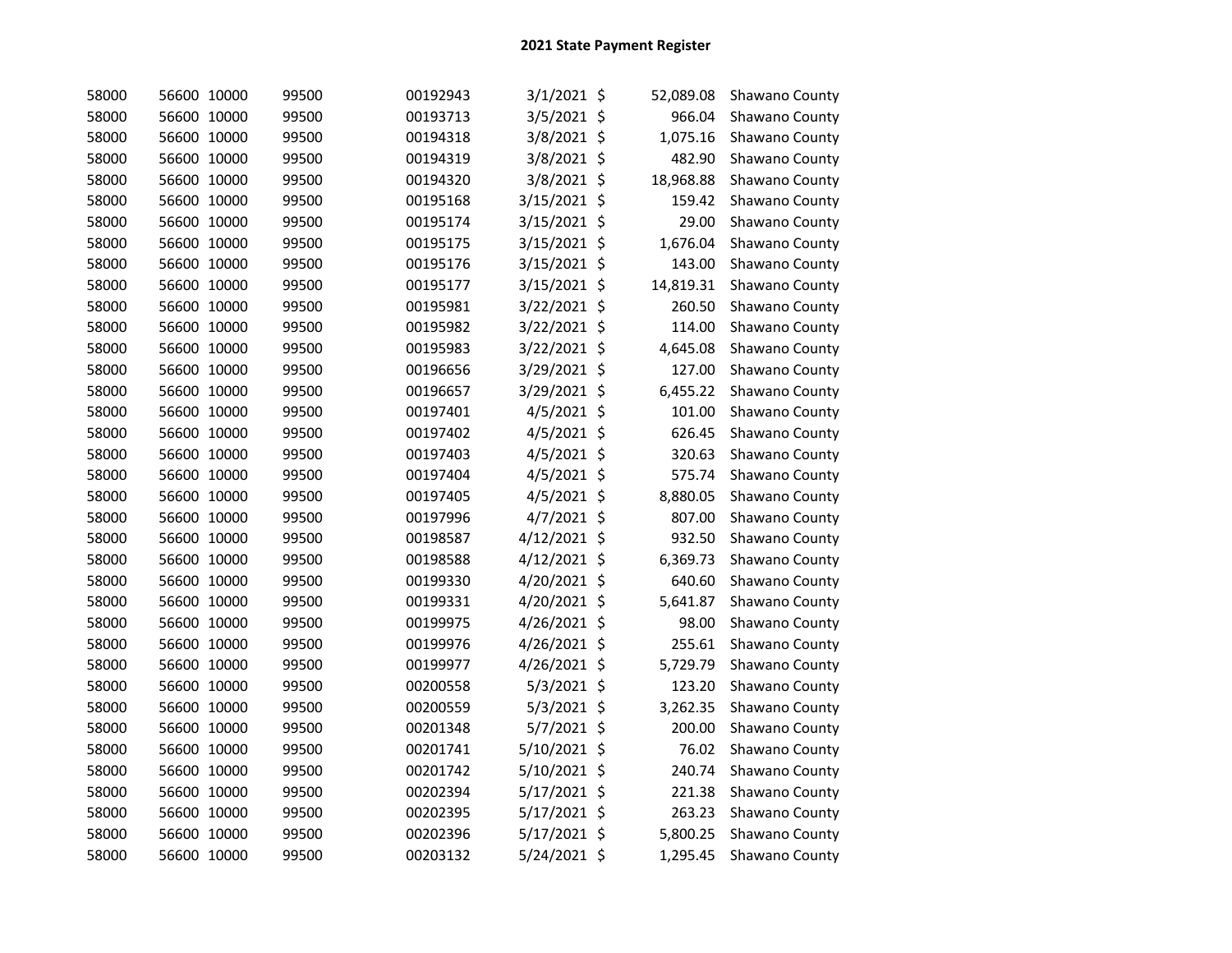## 2021 State Payment Register

| | | | | | | | | |
|---|---|---|---|---|---|---|---|---|
| 58000 | 56600 | 10000 | 99500 | 00192943 | 3/1/2021 | $ | 52,089.08 | Shawano County |
| 58000 | 56600 | 10000 | 99500 | 00193713 | 3/5/2021 | $ | 966.04 | Shawano County |
| 58000 | 56600 | 10000 | 99500 | 00194318 | 3/8/2021 | $ | 1,075.16 | Shawano County |
| 58000 | 56600 | 10000 | 99500 | 00194319 | 3/8/2021 | $ | 482.90 | Shawano County |
| 58000 | 56600 | 10000 | 99500 | 00194320 | 3/8/2021 | $ | 18,968.88 | Shawano County |
| 58000 | 56600 | 10000 | 99500 | 00195168 | 3/15/2021 | $ | 159.42 | Shawano County |
| 58000 | 56600 | 10000 | 99500 | 00195174 | 3/15/2021 | $ | 29.00 | Shawano County |
| 58000 | 56600 | 10000 | 99500 | 00195175 | 3/15/2021 | $ | 1,676.04 | Shawano County |
| 58000 | 56600 | 10000 | 99500 | 00195176 | 3/15/2021 | $ | 143.00 | Shawano County |
| 58000 | 56600 | 10000 | 99500 | 00195177 | 3/15/2021 | $ | 14,819.31 | Shawano County |
| 58000 | 56600 | 10000 | 99500 | 00195981 | 3/22/2021 | $ | 260.50 | Shawano County |
| 58000 | 56600 | 10000 | 99500 | 00195982 | 3/22/2021 | $ | 114.00 | Shawano County |
| 58000 | 56600 | 10000 | 99500 | 00195983 | 3/22/2021 | $ | 4,645.08 | Shawano County |
| 58000 | 56600 | 10000 | 99500 | 00196656 | 3/29/2021 | $ | 127.00 | Shawano County |
| 58000 | 56600 | 10000 | 99500 | 00196657 | 3/29/2021 | $ | 6,455.22 | Shawano County |
| 58000 | 56600 | 10000 | 99500 | 00197401 | 4/5/2021 | $ | 101.00 | Shawano County |
| 58000 | 56600 | 10000 | 99500 | 00197402 | 4/5/2021 | $ | 626.45 | Shawano County |
| 58000 | 56600 | 10000 | 99500 | 00197403 | 4/5/2021 | $ | 320.63 | Shawano County |
| 58000 | 56600 | 10000 | 99500 | 00197404 | 4/5/2021 | $ | 575.74 | Shawano County |
| 58000 | 56600 | 10000 | 99500 | 00197405 | 4/5/2021 | $ | 8,880.05 | Shawano County |
| 58000 | 56600 | 10000 | 99500 | 00197996 | 4/7/2021 | $ | 807.00 | Shawano County |
| 58000 | 56600 | 10000 | 99500 | 00198587 | 4/12/2021 | $ | 932.50 | Shawano County |
| 58000 | 56600 | 10000 | 99500 | 00198588 | 4/12/2021 | $ | 6,369.73 | Shawano County |
| 58000 | 56600 | 10000 | 99500 | 00199330 | 4/20/2021 | $ | 640.60 | Shawano County |
| 58000 | 56600 | 10000 | 99500 | 00199331 | 4/20/2021 | $ | 5,641.87 | Shawano County |
| 58000 | 56600 | 10000 | 99500 | 00199975 | 4/26/2021 | $ | 98.00 | Shawano County |
| 58000 | 56600 | 10000 | 99500 | 00199976 | 4/26/2021 | $ | 255.61 | Shawano County |
| 58000 | 56600 | 10000 | 99500 | 00199977 | 4/26/2021 | $ | 5,729.79 | Shawano County |
| 58000 | 56600 | 10000 | 99500 | 00200558 | 5/3/2021 | $ | 123.20 | Shawano County |
| 58000 | 56600 | 10000 | 99500 | 00200559 | 5/3/2021 | $ | 3,262.35 | Shawano County |
| 58000 | 56600 | 10000 | 99500 | 00201348 | 5/7/2021 | $ | 200.00 | Shawano County |
| 58000 | 56600 | 10000 | 99500 | 00201741 | 5/10/2021 | $ | 76.02 | Shawano County |
| 58000 | 56600 | 10000 | 99500 | 00201742 | 5/10/2021 | $ | 240.74 | Shawano County |
| 58000 | 56600 | 10000 | 99500 | 00202394 | 5/17/2021 | $ | 221.38 | Shawano County |
| 58000 | 56600 | 10000 | 99500 | 00202395 | 5/17/2021 | $ | 263.23 | Shawano County |
| 58000 | 56600 | 10000 | 99500 | 00202396 | 5/17/2021 | $ | 5,800.25 | Shawano County |
| 58000 | 56600 | 10000 | 99500 | 00203132 | 5/24/2021 | $ | 1,295.45 | Shawano County |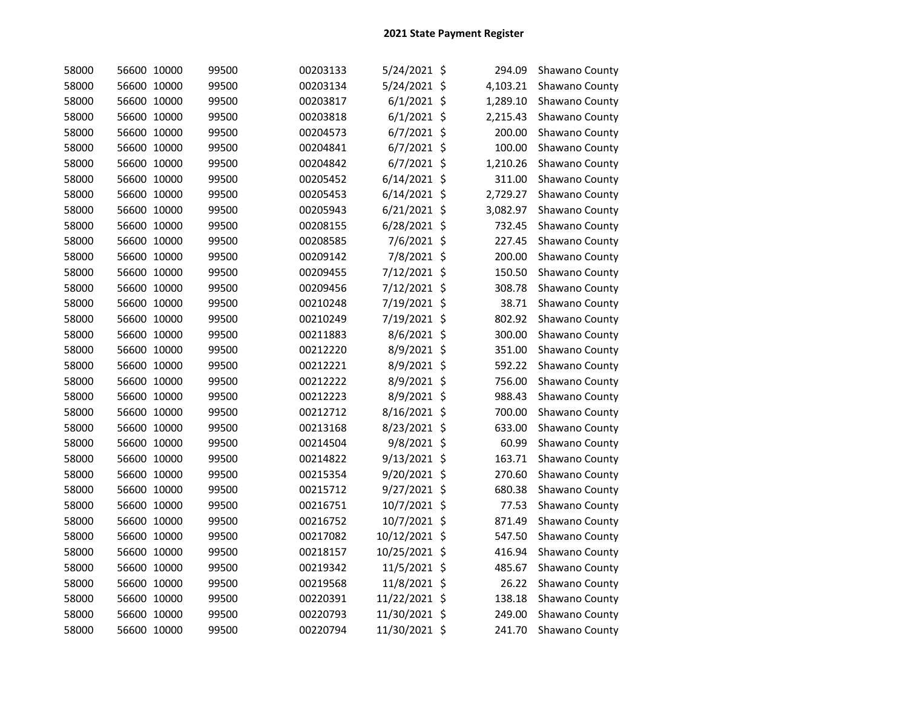## 2021 State Payment Register

| | | | | | | | | |
|---|---|---|---|---|---|---|---|---|
| 58000 | 56600 | 10000 | 99500 | 00203133 | 5/24/2021 | $ | 294.09 | Shawano County |
| 58000 | 56600 | 10000 | 99500 | 00203134 | 5/24/2021 | $ | 4,103.21 | Shawano County |
| 58000 | 56600 | 10000 | 99500 | 00203817 | 6/1/2021 | $ | 1,289.10 | Shawano County |
| 58000 | 56600 | 10000 | 99500 | 00203818 | 6/1/2021 | $ | 2,215.43 | Shawano County |
| 58000 | 56600 | 10000 | 99500 | 00204573 | 6/7/2021 | $ | 200.00 | Shawano County |
| 58000 | 56600 | 10000 | 99500 | 00204841 | 6/7/2021 | $ | 100.00 | Shawano County |
| 58000 | 56600 | 10000 | 99500 | 00204842 | 6/7/2021 | $ | 1,210.26 | Shawano County |
| 58000 | 56600 | 10000 | 99500 | 00205452 | 6/14/2021 | $ | 311.00 | Shawano County |
| 58000 | 56600 | 10000 | 99500 | 00205453 | 6/14/2021 | $ | 2,729.27 | Shawano County |
| 58000 | 56600 | 10000 | 99500 | 00205943 | 6/21/2021 | $ | 3,082.97 | Shawano County |
| 58000 | 56600 | 10000 | 99500 | 00208155 | 6/28/2021 | $ | 732.45 | Shawano County |
| 58000 | 56600 | 10000 | 99500 | 00208585 | 7/6/2021 | $ | 227.45 | Shawano County |
| 58000 | 56600 | 10000 | 99500 | 00209142 | 7/8/2021 | $ | 200.00 | Shawano County |
| 58000 | 56600 | 10000 | 99500 | 00209455 | 7/12/2021 | $ | 150.50 | Shawano County |
| 58000 | 56600 | 10000 | 99500 | 00209456 | 7/12/2021 | $ | 308.78 | Shawano County |
| 58000 | 56600 | 10000 | 99500 | 00210248 | 7/19/2021 | $ | 38.71 | Shawano County |
| 58000 | 56600 | 10000 | 99500 | 00210249 | 7/19/2021 | $ | 802.92 | Shawano County |
| 58000 | 56600 | 10000 | 99500 | 00211883 | 8/6/2021 | $ | 300.00 | Shawano County |
| 58000 | 56600 | 10000 | 99500 | 00212220 | 8/9/2021 | $ | 351.00 | Shawano County |
| 58000 | 56600 | 10000 | 99500 | 00212221 | 8/9/2021 | $ | 592.22 | Shawano County |
| 58000 | 56600 | 10000 | 99500 | 00212222 | 8/9/2021 | $ | 756.00 | Shawano County |
| 58000 | 56600 | 10000 | 99500 | 00212223 | 8/9/2021 | $ | 988.43 | Shawano County |
| 58000 | 56600 | 10000 | 99500 | 00212712 | 8/16/2021 | $ | 700.00 | Shawano County |
| 58000 | 56600 | 10000 | 99500 | 00213168 | 8/23/2021 | $ | 633.00 | Shawano County |
| 58000 | 56600 | 10000 | 99500 | 00214504 | 9/8/2021 | $ | 60.99 | Shawano County |
| 58000 | 56600 | 10000 | 99500 | 00214822 | 9/13/2021 | $ | 163.71 | Shawano County |
| 58000 | 56600 | 10000 | 99500 | 00215354 | 9/20/2021 | $ | 270.60 | Shawano County |
| 58000 | 56600 | 10000 | 99500 | 00215712 | 9/27/2021 | $ | 680.38 | Shawano County |
| 58000 | 56600 | 10000 | 99500 | 00216751 | 10/7/2021 | $ | 77.53 | Shawano County |
| 58000 | 56600 | 10000 | 99500 | 00216752 | 10/7/2021 | $ | 871.49 | Shawano County |
| 58000 | 56600 | 10000 | 99500 | 00217082 | 10/12/2021 | $ | 547.50 | Shawano County |
| 58000 | 56600 | 10000 | 99500 | 00218157 | 10/25/2021 | $ | 416.94 | Shawano County |
| 58000 | 56600 | 10000 | 99500 | 00219342 | 11/5/2021 | $ | 485.67 | Shawano County |
| 58000 | 56600 | 10000 | 99500 | 00219568 | 11/8/2021 | $ | 26.22 | Shawano County |
| 58000 | 56600 | 10000 | 99500 | 00220391 | 11/22/2021 | $ | 138.18 | Shawano County |
| 58000 | 56600 | 10000 | 99500 | 00220793 | 11/30/2021 | $ | 249.00 | Shawano County |
| 58000 | 56600 | 10000 | 99500 | 00220794 | 11/30/2021 | $ | 241.70 | Shawano County |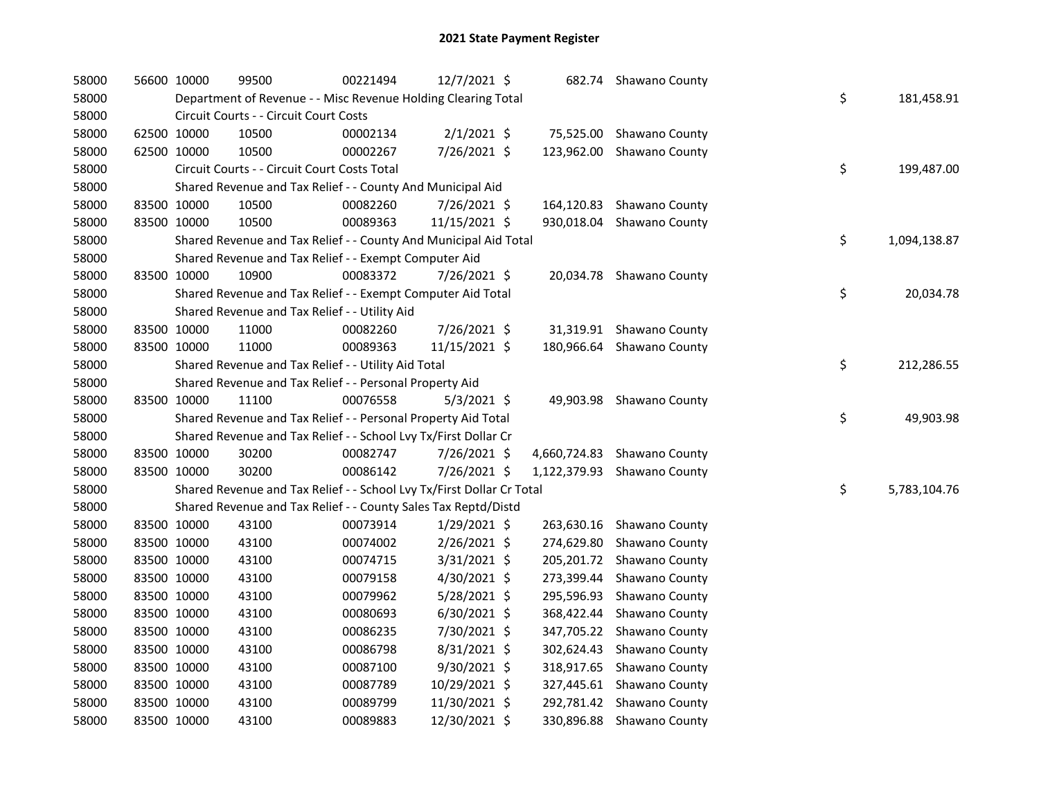## 2021 State Payment Register

| | | | | | | | | | |
|---|---|---|---|---|---|---|---|---|---|
| 58000 | 56600 | 10000 | 99500 | 00221494 | 12/7/2021 | $ 682.74 | Shawano County | | |
| 58000 | | Department of Revenue - - Misc Revenue Holding Clearing Total | | | | | | $ | 181,458.91 |
| 58000 | | Circuit Courts - - Circuit Court Costs | | | | | | | |
| 58000 | 62500 | 10000 | 10500 | 00002134 | 2/1/2021 | $ 75,525.00 | Shawano County | | |
| 58000 | 62500 | 10000 | 10500 | 00002267 | 7/26/2021 | $ 123,962.00 | Shawano County | | |
| 58000 | | Circuit Courts - - Circuit Court Costs Total | | | | | | $ | 199,487.00 |
| 58000 | | Shared Revenue and Tax Relief - - County And Municipal Aid | | | | | | | |
| 58000 | 83500 | 10000 | 10500 | 00082260 | 7/26/2021 | $ 164,120.83 | Shawano County | | |
| 58000 | 83500 | 10000 | 10500 | 00089363 | 11/15/2021 | $ 930,018.04 | Shawano County | | |
| 58000 | | Shared Revenue and Tax Relief - - County And Municipal Aid Total | | | | | | $ | 1,094,138.87 |
| 58000 | | Shared Revenue and Tax Relief - - Exempt Computer Aid | | | | | | | |
| 58000 | 83500 | 10000 | 10900 | 00083372 | 7/26/2021 | $ 20,034.78 | Shawano County | | |
| 58000 | | Shared Revenue and Tax Relief - - Exempt Computer Aid Total | | | | | | $ | 20,034.78 |
| 58000 | | Shared Revenue and Tax Relief - - Utility Aid | | | | | | | |
| 58000 | 83500 | 10000 | 11000 | 00082260 | 7/26/2021 | $ 31,319.91 | Shawano County | | |
| 58000 | 83500 | 10000 | 11000 | 00089363 | 11/15/2021 | $ 180,966.64 | Shawano County | | |
| 58000 | | Shared Revenue and Tax Relief - - Utility Aid Total | | | | | | $ | 212,286.55 |
| 58000 | | Shared Revenue and Tax Relief - - Personal Property Aid | | | | | | | |
| 58000 | 83500 | 10000 | 11100 | 00076558 | 5/3/2021 | $ 49,903.98 | Shawano County | | |
| 58000 | | Shared Revenue and Tax Relief - - Personal Property Aid Total | | | | | | $ | 49,903.98 |
| 58000 | | Shared Revenue and Tax Relief - - School Lvy Tx/First Dollar Cr | | | | | | | |
| 58000 | 83500 | 10000 | 30200 | 00082747 | 7/26/2021 | $ 4,660,724.83 | Shawano County | | |
| 58000 | 83500 | 10000 | 30200 | 00086142 | 7/26/2021 | $ 1,122,379.93 | Shawano County | | |
| 58000 | | Shared Revenue and Tax Relief - - School Lvy Tx/First Dollar Cr Total | | | | | | $ | 5,783,104.76 |
| 58000 | | Shared Revenue and Tax Relief - - County Sales Tax Reptd/Distd | | | | | | | |
| 58000 | 83500 | 10000 | 43100 | 00073914 | 1/29/2021 | $ 263,630.16 | Shawano County | | |
| 58000 | 83500 | 10000 | 43100 | 00074002 | 2/26/2021 | $ 274,629.80 | Shawano County | | |
| 58000 | 83500 | 10000 | 43100 | 00074715 | 3/31/2021 | $ 205,201.72 | Shawano County | | |
| 58000 | 83500 | 10000 | 43100 | 00079158 | 4/30/2021 | $ 273,399.44 | Shawano County | | |
| 58000 | 83500 | 10000 | 43100 | 00079962 | 5/28/2021 | $ 295,596.93 | Shawano County | | |
| 58000 | 83500 | 10000 | 43100 | 00080693 | 6/30/2021 | $ 368,422.44 | Shawano County | | |
| 58000 | 83500 | 10000 | 43100 | 00086235 | 7/30/2021 | $ 347,705.22 | Shawano County | | |
| 58000 | 83500 | 10000 | 43100 | 00086798 | 8/31/2021 | $ 302,624.43 | Shawano County | | |
| 58000 | 83500 | 10000 | 43100 | 00087100 | 9/30/2021 | $ 318,917.65 | Shawano County | | |
| 58000 | 83500 | 10000 | 43100 | 00087789 | 10/29/2021 | $ 327,445.61 | Shawano County | | |
| 58000 | 83500 | 10000 | 43100 | 00089799 | 11/30/2021 | $ 292,781.42 | Shawano County | | |
| 58000 | 83500 | 10000 | 43100 | 00089883 | 12/30/2021 | $ 330,896.88 | Shawano County | | |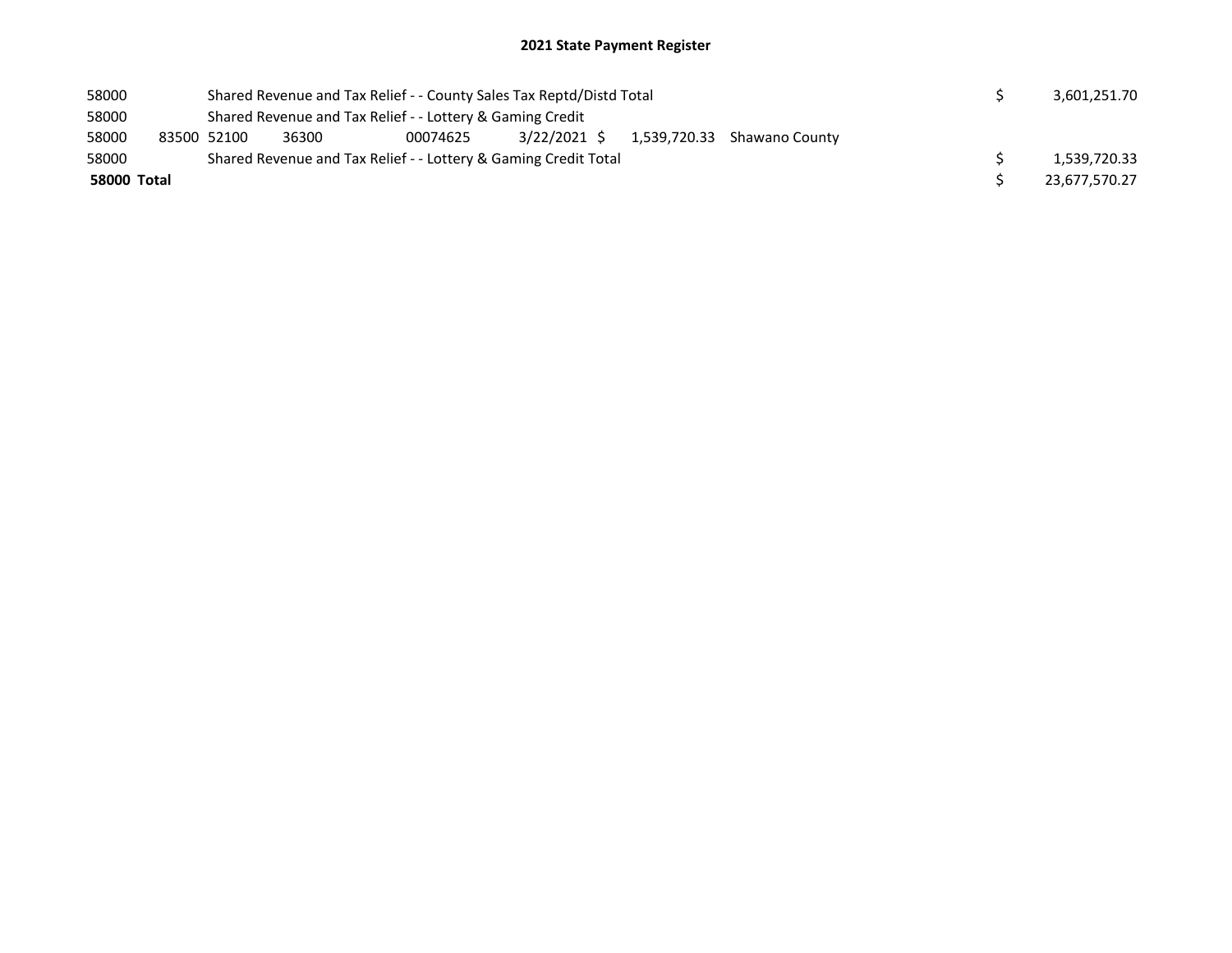## 2021 State Payment Register

| | | | | | | | | | |
|---|---|---|---|---|---|---|---|---|---|
| 58000 | | Shared Revenue and Tax Relief - - County Sales Tax Reptd/Distd Total | | | | | | $ | 3,601,251.70 |
| 58000 | | Shared Revenue and Tax Relief - - Lottery & Gaming Credit | | | | | | | |
| 58000 | 83500 | 52100 | 36300 | 00074625 | 3/22/2021 | $ 1,539,720.33 | Shawano County | | |
| 58000 | | Shared Revenue and Tax Relief - - Lottery & Gaming Credit Total | | | | | | $ | 1,539,720.33 |
| **58000 Total** | | | | | | | | $ | 23,677,570.27 |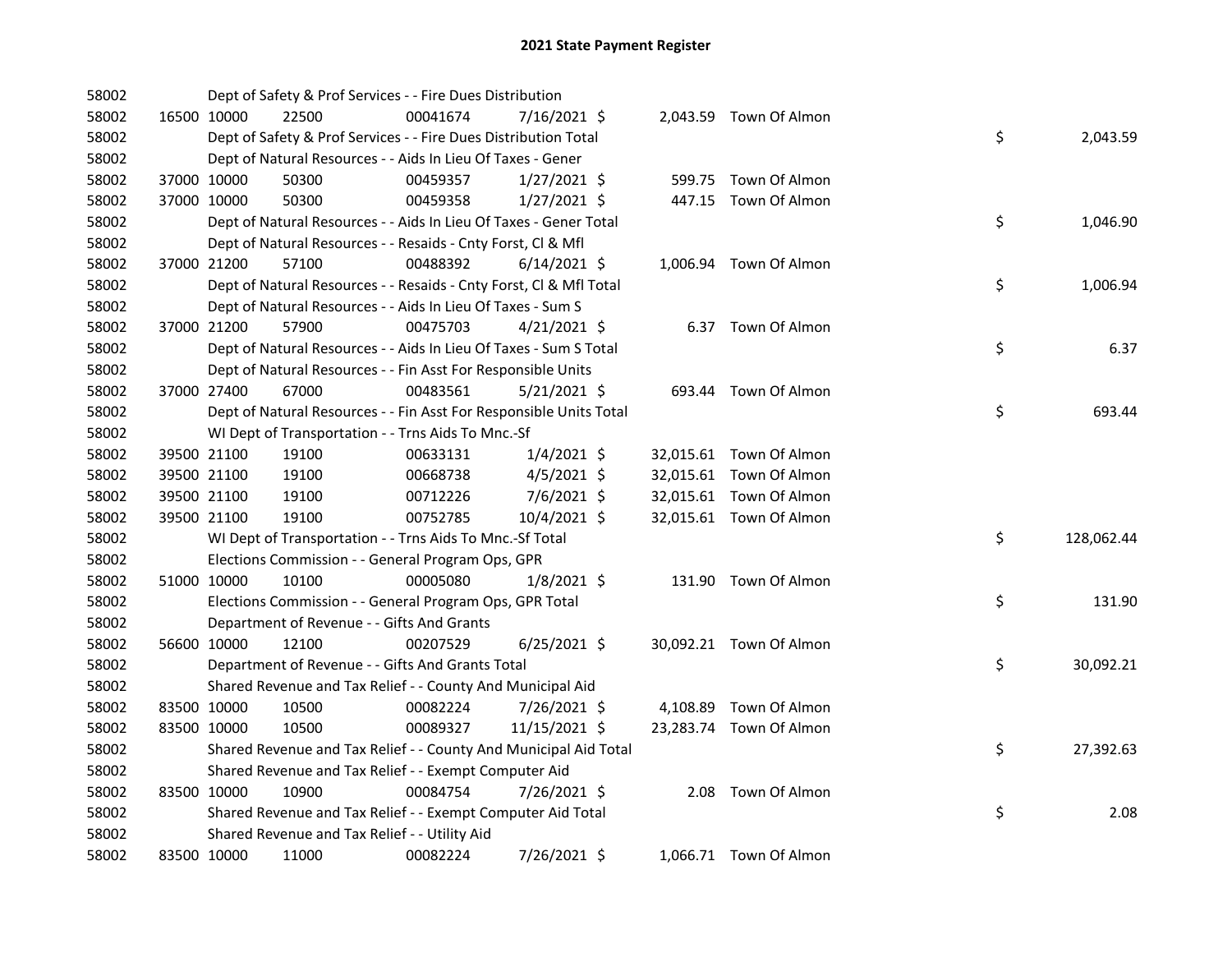# 2021 State Payment Register

| | | | | | | | | |
|---|---|---|---|---|---|---|---|---|
| 58002 | | Dept of Safety & Prof Services - - Fire Dues Distribution | | | | | | |
| 58002 | 16500 10000 | 22500 | 00041674 | 7/16/2021 $ | 2,043.59 | Town Of Almon | | |
| 58002 | | Dept of Safety & Prof Services - - Fire Dues Distribution Total | | | | | $ | 2,043.59 |
| 58002 | | Dept of Natural Resources - - Aids In Lieu Of Taxes - Gener | | | | | | |
| 58002 | 37000 10000 | 50300 | 00459357 | 1/27/2021 $ | 599.75 | Town Of Almon | | |
| 58002 | 37000 10000 | 50300 | 00459358 | 1/27/2021 $ | 447.15 | Town Of Almon | | |
| 58002 | | Dept of Natural Resources - - Aids In Lieu Of Taxes - Gener Total | | | | | $ | 1,046.90 |
| 58002 | | Dept of Natural Resources - - Resaids - Cnty Forst, Cl & Mfl | | | | | | |
| 58002 | 37000 21200 | 57100 | 00488392 | 6/14/2021 $ | 1,006.94 | Town Of Almon | | |
| 58002 | | Dept of Natural Resources - - Resaids - Cnty Forst, Cl & Mfl Total | | | | | $ | 1,006.94 |
| 58002 | | Dept of Natural Resources - - Aids In Lieu Of Taxes - Sum S | | | | | | |
| 58002 | 37000 21200 | 57900 | 00475703 | 4/21/2021 $ | 6.37 | Town Of Almon | | |
| 58002 | | Dept of Natural Resources - - Aids In Lieu Of Taxes - Sum S Total | | | | | $ | 6.37 |
| 58002 | | Dept of Natural Resources - - Fin Asst For Responsible Units | | | | | | |
| 58002 | 37000 27400 | 67000 | 00483561 | 5/21/2021 $ | 693.44 | Town Of Almon | | |
| 58002 | | Dept of Natural Resources - - Fin Asst For Responsible Units Total | | | | | $ | 693.44 |
| 58002 | | WI Dept of Transportation - - Trns Aids To Mnc.-Sf | | | | | | |
| 58002 | 39500 21100 | 19100 | 00633131 | 1/4/2021 $ | 32,015.61 | Town Of Almon | | |
| 58002 | 39500 21100 | 19100 | 00668738 | 4/5/2021 $ | 32,015.61 | Town Of Almon | | |
| 58002 | 39500 21100 | 19100 | 00712226 | 7/6/2021 $ | 32,015.61 | Town Of Almon | | |
| 58002 | 39500 21100 | 19100 | 00752785 | 10/4/2021 $ | 32,015.61 | Town Of Almon | | |
| 58002 | | WI Dept of Transportation - - Trns Aids To Mnc.-Sf Total | | | | | $ | 128,062.44 |
| 58002 | | Elections Commission - - General Program Ops, GPR | | | | | | |
| 58002 | 51000 10000 | 10100 | 00005080 | 1/8/2021 $ | 131.90 | Town Of Almon | | |
| 58002 | | Elections Commission - - General Program Ops, GPR Total | | | | | $ | 131.90 |
| 58002 | | Department of Revenue - - Gifts And Grants | | | | | | |
| 58002 | 56600 10000 | 12100 | 00207529 | 6/25/2021 $ | 30,092.21 | Town Of Almon | | |
| 58002 | | Department of Revenue - - Gifts And Grants Total | | | | | $ | 30,092.21 |
| 58002 | | Shared Revenue and Tax Relief - - County And Municipal Aid | | | | | | |
| 58002 | 83500 10000 | 10500 | 00082224 | 7/26/2021 $ | 4,108.89 | Town Of Almon | | |
| 58002 | 83500 10000 | 10500 | 00089327 | 11/15/2021 $ | 23,283.74 | Town Of Almon | | |
| 58002 | | Shared Revenue and Tax Relief - - County And Municipal Aid Total | | | | | $ | 27,392.63 |
| 58002 | | Shared Revenue and Tax Relief - - Exempt Computer Aid | | | | | | |
| 58002 | 83500 10000 | 10900 | 00084754 | 7/26/2021 $ | 2.08 | Town Of Almon | | |
| 58002 | | Shared Revenue and Tax Relief - - Exempt Computer Aid Total | | | | | $ | 2.08 |
| 58002 | | Shared Revenue and Tax Relief - - Utility Aid | | | | | | |
| 58002 | 83500 10000 | 11000 | 00082224 | 7/26/2021 $ | 1,066.71 | Town Of Almon | | |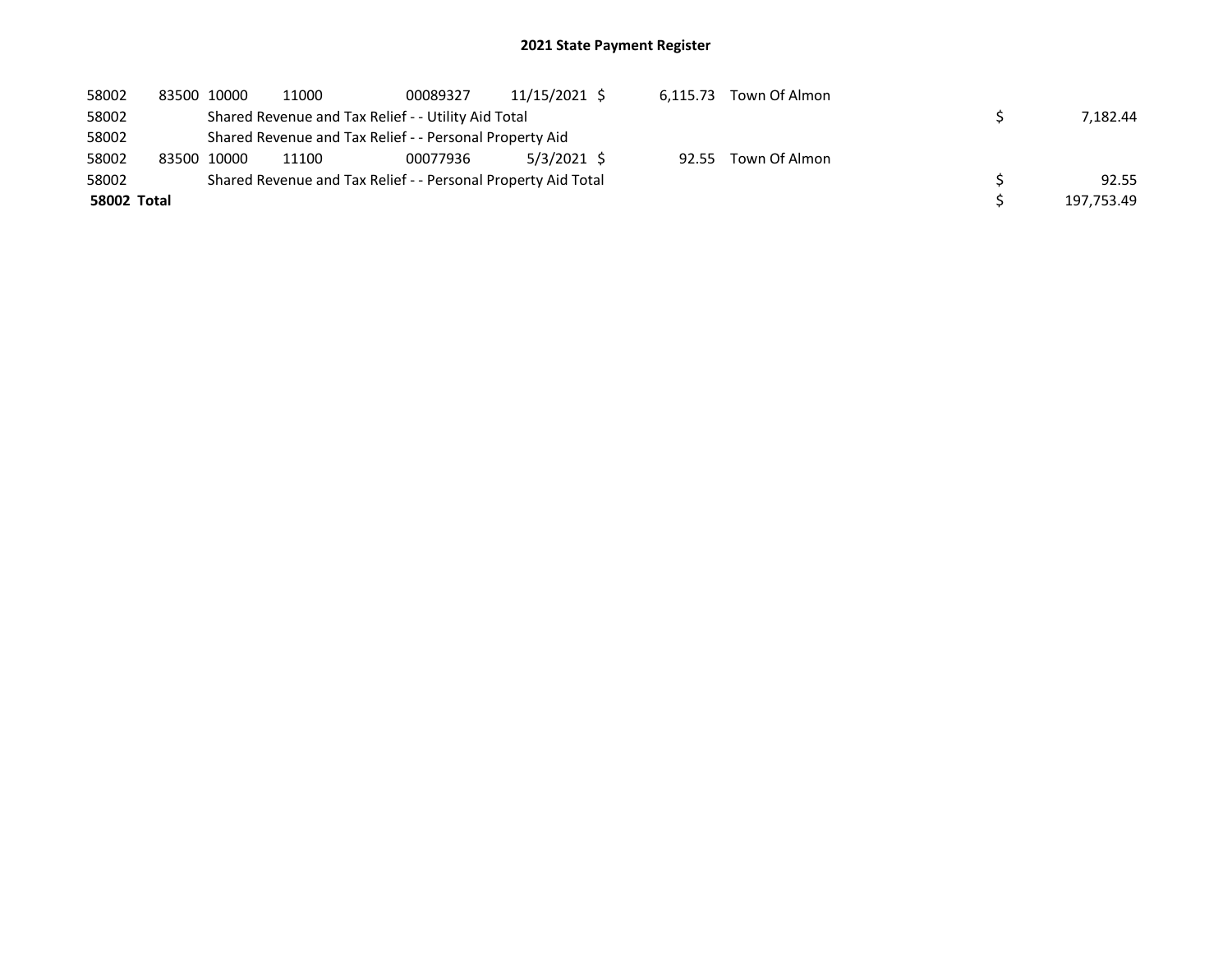# 2021 State Payment Register

| | | | | | | | | | |
|---|---|---|---|---|---|---|---|---|---|
| 58002 | 83500 | 10000 | 11000 | 00089327 | 11/15/2021 | $ 6,115.73 | Town Of Almon | | |
| 58002 | | Shared Revenue and Tax Relief - - Utility Aid Total | | | | | | $ | 7,182.44 |
| 58002 | | Shared Revenue and Tax Relief - - Personal Property Aid | | | | | | | |
| 58002 | 83500 | 10000 | 11100 | 00077936 | 5/3/2021 | $ 92.55 | Town Of Almon | | |
| 58002 | | Shared Revenue and Tax Relief - - Personal Property Aid Total | | | | | | $ | 92.55 |
| **58002 Total** | | | | | | | | $ | 197,753.49 |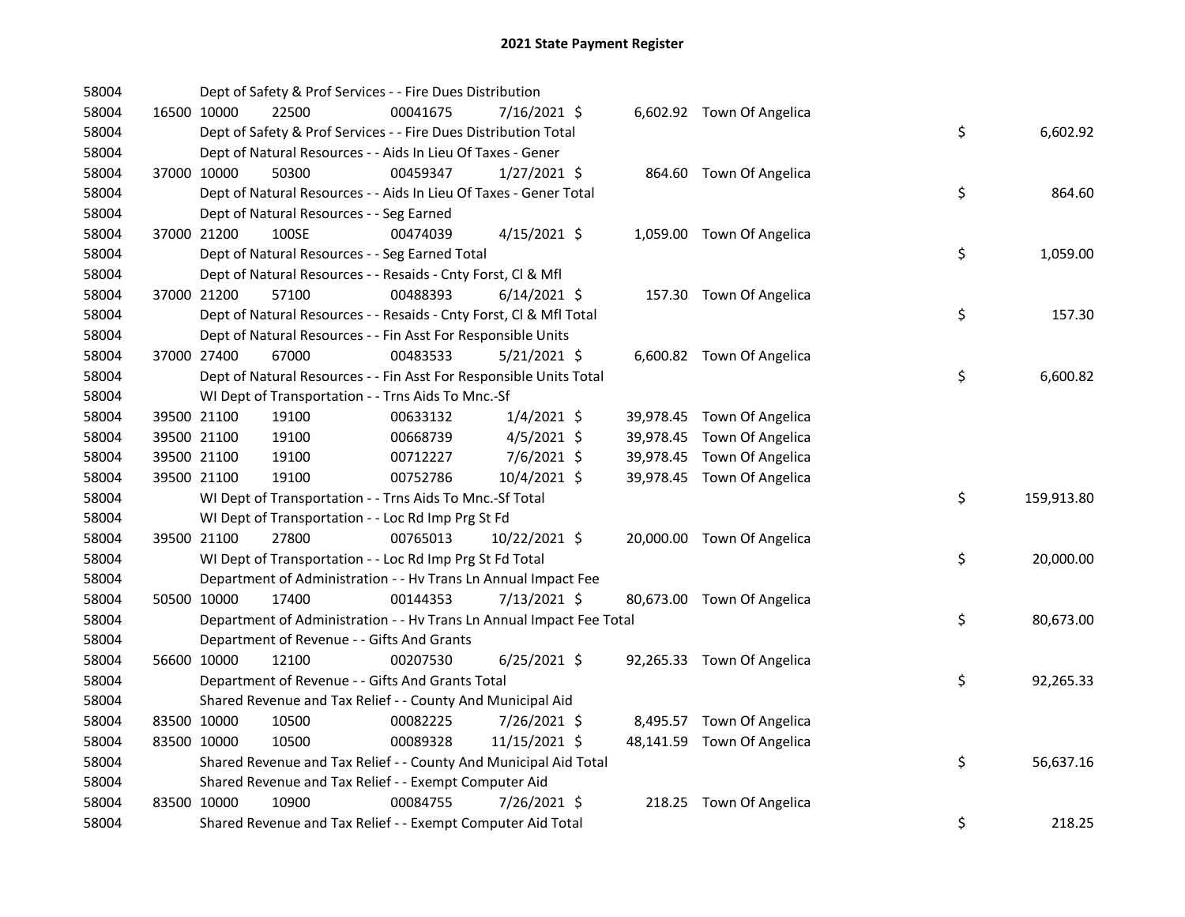# 2021 State Payment Register

| | | | | | | | | | |
|---|---|---|---|---|---|---|---|---|---|
| 58004 | | Dept of Safety & Prof Services - - Fire Dues Distribution | | | | | | | |
| 58004 | 16500 | 10000 | 22500 | 00041675 | 7/16/2021 | $ 6,602.92 | Town Of Angelica | | |
| 58004 | | Dept of Safety & Prof Services - - Fire Dues Distribution Total | | | | | | $ | 6,602.92 |
| 58004 | | Dept of Natural Resources - - Aids In Lieu Of Taxes - Gener | | | | | | | |
| 58004 | 37000 | 10000 | 50300 | 00459347 | 1/27/2021 | $ 864.60 | Town Of Angelica | | |
| 58004 | | Dept of Natural Resources - - Aids In Lieu Of Taxes - Gener Total | | | | | | $ | 864.60 |
| 58004 | | Dept of Natural Resources - - Seg Earned | | | | | | | |
| 58004 | 37000 | 21200 | 100SE | 00474039 | 4/15/2021 | $ 1,059.00 | Town Of Angelica | | |
| 58004 | | Dept of Natural Resources - - Seg Earned Total | | | | | | $ | 1,059.00 |
| 58004 | | Dept of Natural Resources - - Resaids - Cnty Forst, Cl & Mfl | | | | | | | |
| 58004 | 37000 | 21200 | 57100 | 00488393 | 6/14/2021 | $ 157.30 | Town Of Angelica | | |
| 58004 | | Dept of Natural Resources - - Resaids - Cnty Forst, Cl & Mfl Total | | | | | | $ | 157.30 |
| 58004 | | Dept of Natural Resources - - Fin Asst For Responsible Units | | | | | | | |
| 58004 | 37000 | 27400 | 67000 | 00483533 | 5/21/2021 | $ 6,600.82 | Town Of Angelica | | |
| 58004 | | Dept of Natural Resources - - Fin Asst For Responsible Units Total | | | | | | $ | 6,600.82 |
| 58004 | | WI Dept of Transportation - - Trns Aids To Mnc.-Sf | | | | | | | |
| 58004 | 39500 | 21100 | 19100 | 00633132 | 1/4/2021 | $ 39,978.45 | Town Of Angelica | | |
| 58004 | 39500 | 21100 | 19100 | 00668739 | 4/5/2021 | $ 39,978.45 | Town Of Angelica | | |
| 58004 | 39500 | 21100 | 19100 | 00712227 | 7/6/2021 | $ 39,978.45 | Town Of Angelica | | |
| 58004 | 39500 | 21100 | 19100 | 00752786 | 10/4/2021 | $ 39,978.45 | Town Of Angelica | | |
| 58004 | | WI Dept of Transportation - - Trns Aids To Mnc.-Sf Total | | | | | | $ | 159,913.80 |
| 58004 | | WI Dept of Transportation - - Loc Rd Imp Prg St Fd | | | | | | | |
| 58004 | 39500 | 21100 | 27800 | 00765013 | 10/22/2021 | $ 20,000.00 | Town Of Angelica | | |
| 58004 | | WI Dept of Transportation - - Loc Rd Imp Prg St Fd Total | | | | | | $ | 20,000.00 |
| 58004 | | Department of Administration - - Hv Trans Ln Annual Impact Fee | | | | | | | |
| 58004 | 50500 | 10000 | 17400 | 00144353 | 7/13/2021 | $ 80,673.00 | Town Of Angelica | | |
| 58004 | | Department of Administration - - Hv Trans Ln Annual Impact Fee Total | | | | | | $ | 80,673.00 |
| 58004 | | Department of Revenue - - Gifts And Grants | | | | | | | |
| 58004 | 56600 | 10000 | 12100 | 00207530 | 6/25/2021 | $ 92,265.33 | Town Of Angelica | | |
| 58004 | | Department of Revenue - - Gifts And Grants Total | | | | | | $ | 92,265.33 |
| 58004 | | Shared Revenue and Tax Relief - - County And Municipal Aid | | | | | | | |
| 58004 | 83500 | 10000 | 10500 | 00082225 | 7/26/2021 | $ 8,495.57 | Town Of Angelica | | |
| 58004 | 83500 | 10000 | 10500 | 00089328 | 11/15/2021 | $ 48,141.59 | Town Of Angelica | | |
| 58004 | | Shared Revenue and Tax Relief - - County And Municipal Aid Total | | | | | | $ | 56,637.16 |
| 58004 | | Shared Revenue and Tax Relief - - Exempt Computer Aid | | | | | | | |
| 58004 | 83500 | 10000 | 10900 | 00084755 | 7/26/2021 | $ 218.25 | Town Of Angelica | | |
| 58004 | | Shared Revenue and Tax Relief - - Exempt Computer Aid Total | | | | | | $ | 218.25 |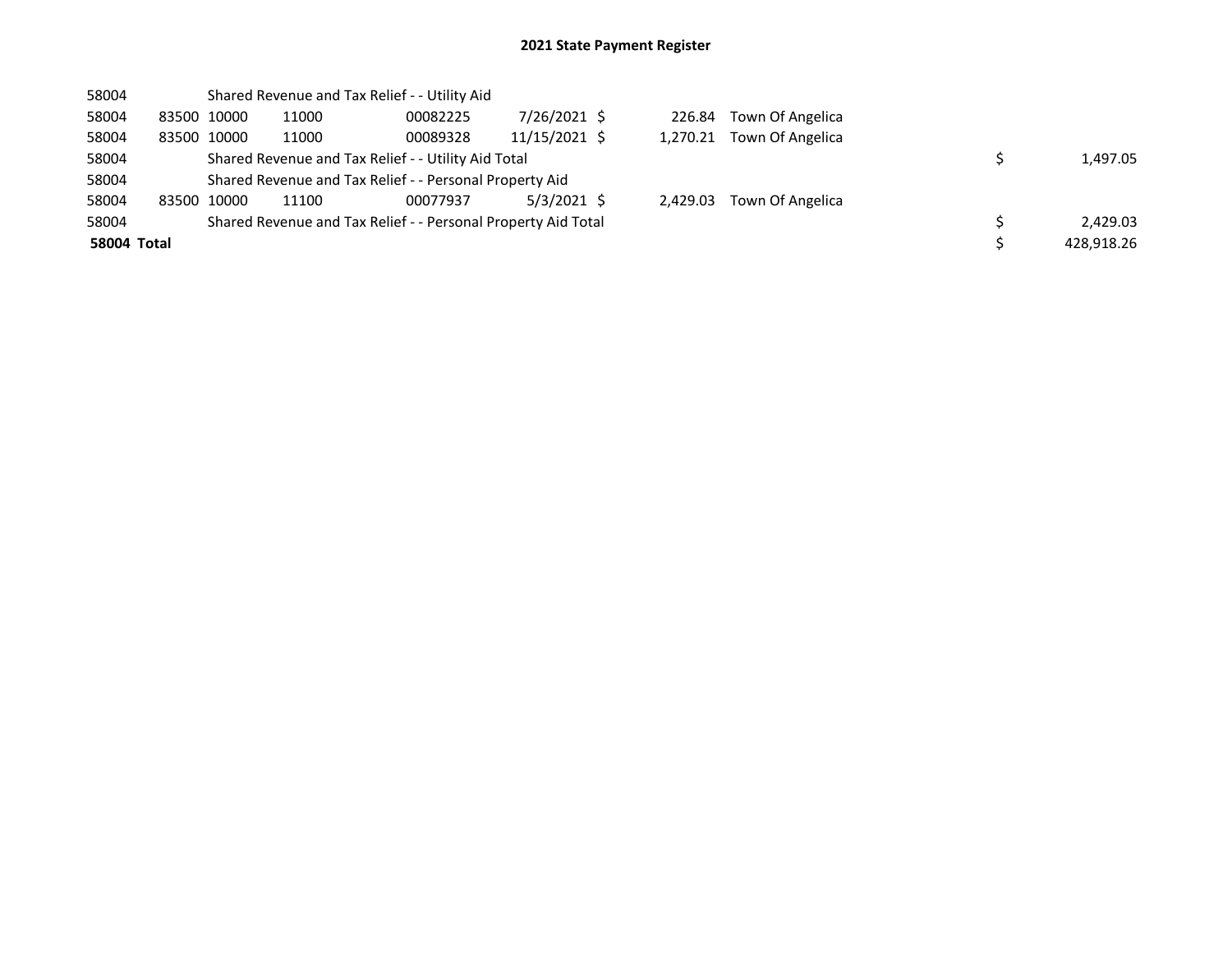# 2021 State Payment Register

| | | | | | | | | | |
|---|---|---|---|---|---|---|---|---|---|
| 58004 | | Shared Revenue and Tax Relief - - Utility Aid | | | | | | | |
| 58004 | 83500 | 10000 | 11000 | 00082225 | 7/26/2021 | $ 226.84 | Town Of Angelica | | |
| 58004 | 83500 | 10000 | 11000 | 00089328 | 11/15/2021 | $ 1,270.21 | Town Of Angelica | | |
| 58004 | | Shared Revenue and Tax Relief - - Utility Aid Total | | | | | | $ | 1,497.05 |
| 58004 | | Shared Revenue and Tax Relief - - Personal Property Aid | | | | | | | |
| 58004 | 83500 | 10000 | 11100 | 00077937 | 5/3/2021 | $ 2,429.03 | Town Of Angelica | | |
| 58004 | | Shared Revenue and Tax Relief - - Personal Property Aid Total | | | | | | $ | 2,429.03 |
| **58004 Total** | | | | | | | | $ | 428,918.26 |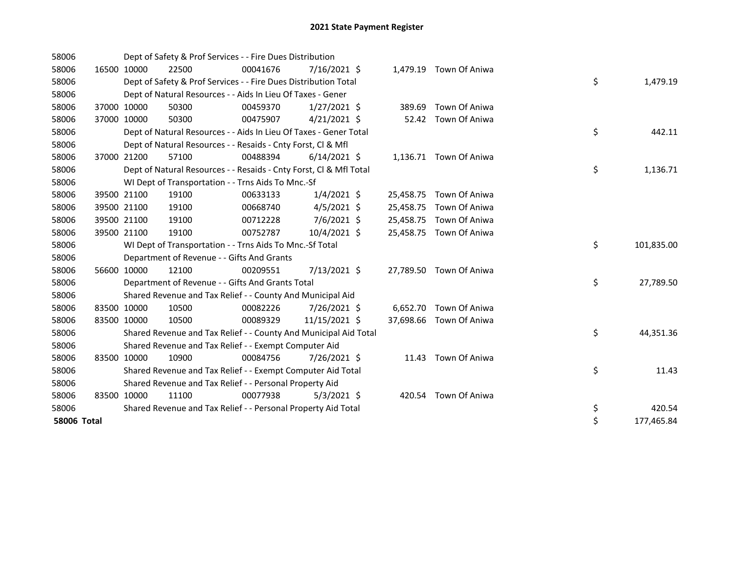# 2021 State Payment Register

| | | | | | | | | | |
|---|---|---|---|---|---|---|---|---|---|
| 58006 | | Dept of Safety & Prof Services - - Fire Dues Distribution | | | | | | | |
| 58006 | 16500 | 10000 | 22500 | 00041676 | 7/16/2021 | $ 1,479.19 | Town Of Aniwa | | |
| 58006 | | Dept of Safety & Prof Services - - Fire Dues Distribution Total | | | | | | $ | 1,479.19 |
| 58006 | | Dept of Natural Resources - - Aids In Lieu Of Taxes - Gener | | | | | | | |
| 58006 | 37000 | 10000 | 50300 | 00459370 | 1/27/2021 | $ 389.69 | Town Of Aniwa | | |
| 58006 | 37000 | 10000 | 50300 | 00475907 | 4/21/2021 | $ 52.42 | Town Of Aniwa | | |
| 58006 | | Dept of Natural Resources - - Aids In Lieu Of Taxes - Gener Total | | | | | | $ | 442.11 |
| 58006 | | Dept of Natural Resources - - Resaids - Cnty Forst, Cl & Mfl | | | | | | | |
| 58006 | 37000 | 21200 | 57100 | 00488394 | 6/14/2021 | $ 1,136.71 | Town Of Aniwa | | |
| 58006 | | Dept of Natural Resources - - Resaids - Cnty Forst, Cl & Mfl Total | | | | | | $ | 1,136.71 |
| 58006 | | WI Dept of Transportation - - Trns Aids To Mnc.-Sf | | | | | | | |
| 58006 | 39500 | 21100 | 19100 | 00633133 | 1/4/2021 | $ 25,458.75 | Town Of Aniwa | | |
| 58006 | 39500 | 21100 | 19100 | 00668740 | 4/5/2021 | $ 25,458.75 | Town Of Aniwa | | |
| 58006 | 39500 | 21100 | 19100 | 00712228 | 7/6/2021 | $ 25,458.75 | Town Of Aniwa | | |
| 58006 | 39500 | 21100 | 19100 | 00752787 | 10/4/2021 | $ 25,458.75 | Town Of Aniwa | | |
| 58006 | | WI Dept of Transportation - - Trns Aids To Mnc.-Sf Total | | | | | | $ | 101,835.00 |
| 58006 | | Department of Revenue - - Gifts And Grants | | | | | | | |
| 58006 | 56600 | 10000 | 12100 | 00209551 | 7/13/2021 | $ 27,789.50 | Town Of Aniwa | | |
| 58006 | | Department of Revenue - - Gifts And Grants Total | | | | | | $ | 27,789.50 |
| 58006 | | Shared Revenue and Tax Relief - - County And Municipal Aid | | | | | | | |
| 58006 | 83500 | 10000 | 10500 | 00082226 | 7/26/2021 | $ 6,652.70 | Town Of Aniwa | | |
| 58006 | 83500 | 10000 | 10500 | 00089329 | 11/15/2021 | $ 37,698.66 | Town Of Aniwa | | |
| 58006 | | Shared Revenue and Tax Relief - - County And Municipal Aid Total | | | | | | $ | 44,351.36 |
| 58006 | | Shared Revenue and Tax Relief - - Exempt Computer Aid | | | | | | | |
| 58006 | 83500 | 10000 | 10900 | 00084756 | 7/26/2021 | $ 11.43 | Town Of Aniwa | | |
| 58006 | | Shared Revenue and Tax Relief - - Exempt Computer Aid Total | | | | | | $ | 11.43 |
| 58006 | | Shared Revenue and Tax Relief - - Personal Property Aid | | | | | | | |
| 58006 | 83500 | 10000 | 11100 | 00077938 | 5/3/2021 | $ 420.54 | Town Of Aniwa | | |
| 58006 | | Shared Revenue and Tax Relief - - Personal Property Aid Total | | | | | | $ | 420.54 |
| **58006 Total** | | | | | | | | $ | 177,465.84 |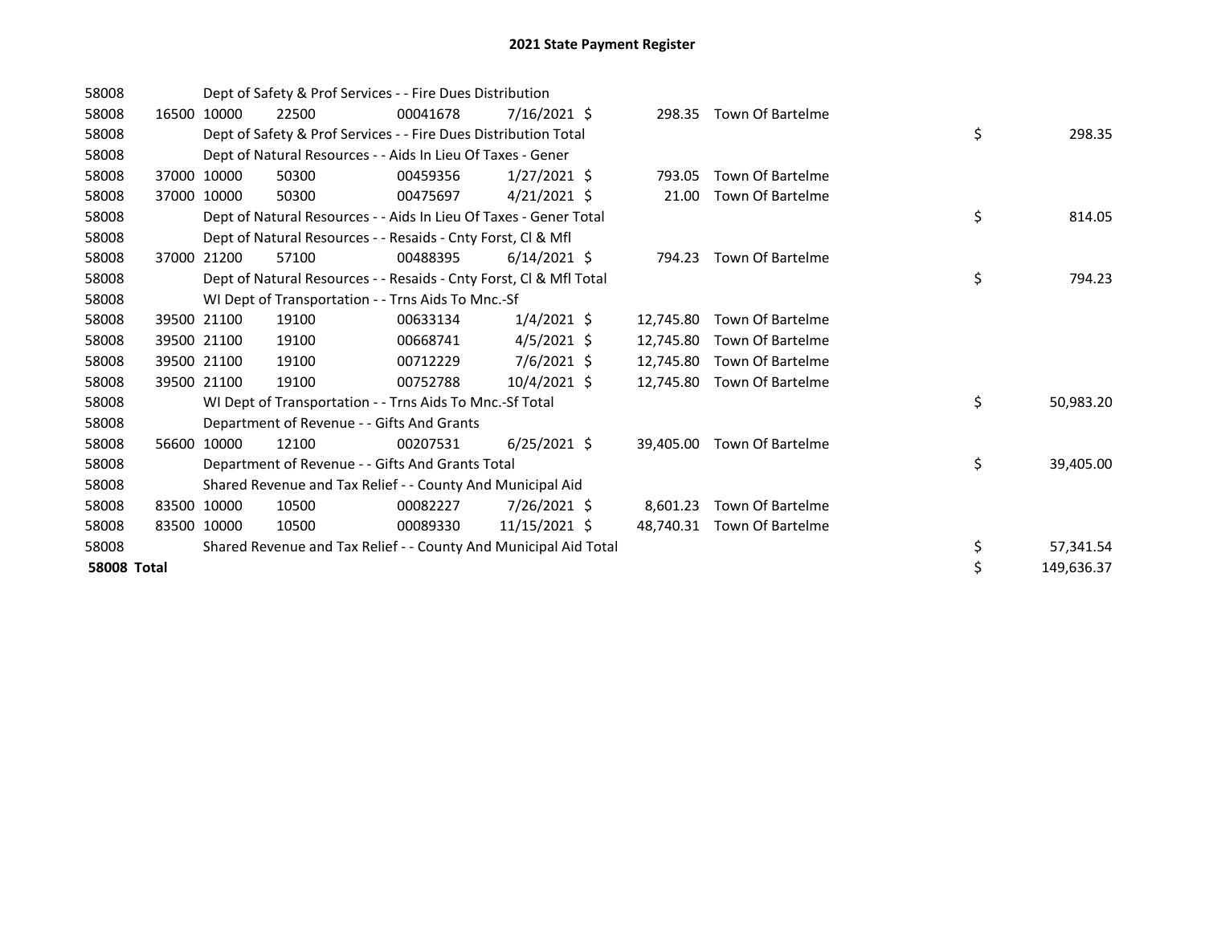# 2021 State Payment Register

| | | | | | | | | | |
|---|---|---|---|---|---|---|---|---|---|
| 58008 | | | Dept of Safety & Prof Services - - Fire Dues Distribution | | | | | | |
| 58008 | 16500 | 10000 | 22500 | 00041678 | 7/16/2021 | $ 298.35 | Town Of Bartelme | | |
| 58008 | | | Dept of Safety & Prof Services - - Fire Dues Distribution Total | | | | | $ | 298.35 |
| 58008 | | | Dept of Natural Resources - - Aids In Lieu Of Taxes - Gener | | | | | | |
| 58008 | 37000 | 10000 | 50300 | 00459356 | 1/27/2021 | $ 793.05 | Town Of Bartelme | | |
| 58008 | 37000 | 10000 | 50300 | 00475697 | 4/21/2021 | $ 21.00 | Town Of Bartelme | | |
| 58008 | | | Dept of Natural Resources - - Aids In Lieu Of Taxes - Gener Total | | | | | $ | 814.05 |
| 58008 | | | Dept of Natural Resources - - Resaids - Cnty Forst, Cl & Mfl | | | | | | |
| 58008 | 37000 | 21200 | 57100 | 00488395 | 6/14/2021 | $ 794.23 | Town Of Bartelme | | |
| 58008 | | | Dept of Natural Resources - - Resaids - Cnty Forst, Cl & Mfl Total | | | | | $ | 794.23 |
| 58008 | | | WI Dept of Transportation - - Trns Aids To Mnc.-Sf | | | | | | |
| 58008 | 39500 | 21100 | 19100 | 00633134 | 1/4/2021 | $ 12,745.80 | Town Of Bartelme | | |
| 58008 | 39500 | 21100 | 19100 | 00668741 | 4/5/2021 | $ 12,745.80 | Town Of Bartelme | | |
| 58008 | 39500 | 21100 | 19100 | 00712229 | 7/6/2021 | $ 12,745.80 | Town Of Bartelme | | |
| 58008 | 39500 | 21100 | 19100 | 00752788 | 10/4/2021 | $ 12,745.80 | Town Of Bartelme | | |
| 58008 | | | WI Dept of Transportation - - Trns Aids To Mnc.-Sf Total | | | | | $ | 50,983.20 |
| 58008 | | | Department of Revenue - - Gifts And Grants | | | | | | |
| 58008 | 56600 | 10000 | 12100 | 00207531 | 6/25/2021 | $ 39,405.00 | Town Of Bartelme | | |
| 58008 | | | Department of Revenue - - Gifts And Grants Total | | | | | $ | 39,405.00 |
| 58008 | | | Shared Revenue and Tax Relief - - County And Municipal Aid | | | | | | |
| 58008 | 83500 | 10000 | 10500 | 00082227 | 7/26/2021 | $ 8,601.23 | Town Of Bartelme | | |
| 58008 | 83500 | 10000 | 10500 | 00089330 | 11/15/2021 | $ 48,740.31 | Town Of Bartelme | | |
| 58008 | | | Shared Revenue and Tax Relief - - County And Municipal Aid Total | | | | | $ | 57,341.54 |
| **58008 Total** | | | | | | | | $ | 149,636.37 |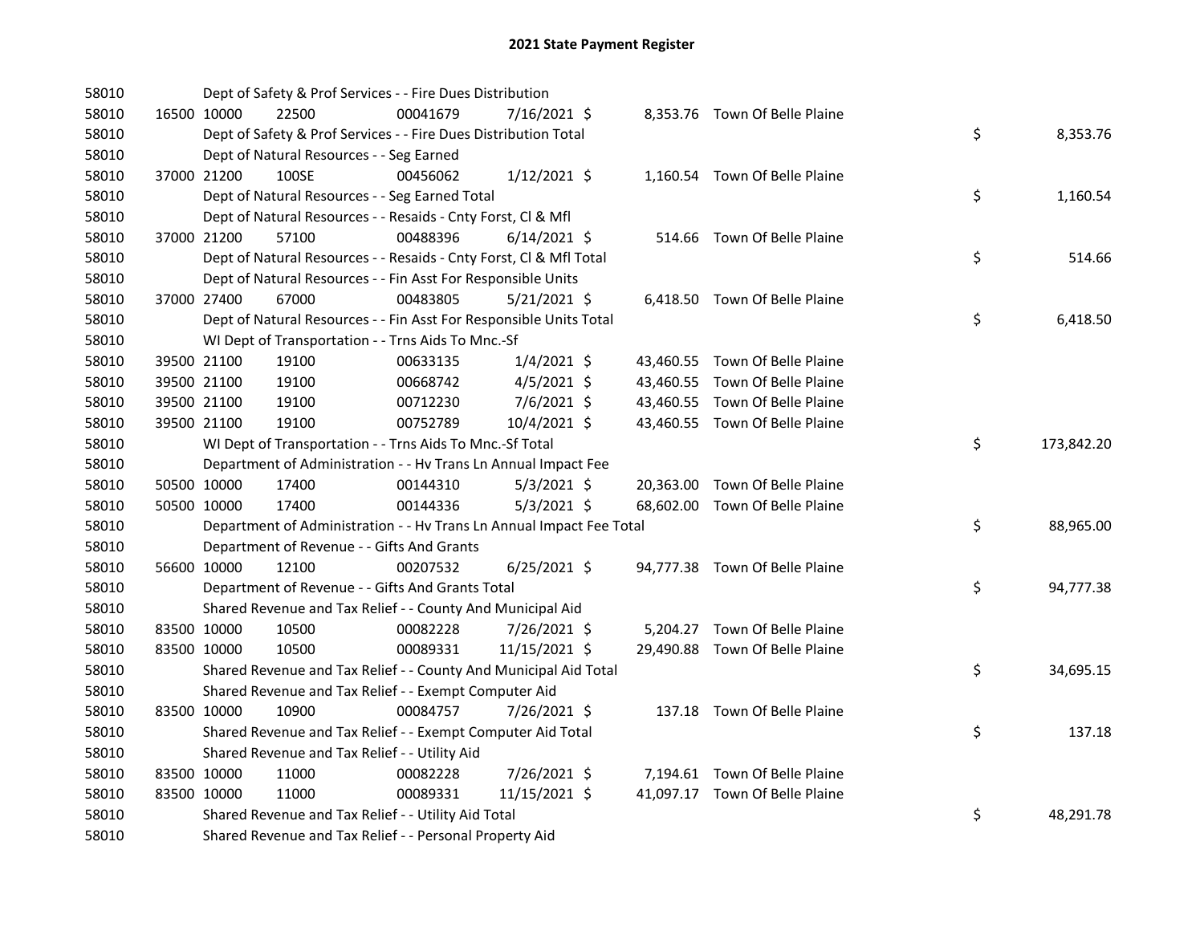# 2021 State Payment Register

| | | | | | | | | | |
|---|---|---|---|---|---|---|---|---|---|
| 58010 | | | Dept of Safety & Prof Services - - Fire Dues Distribution | | | | | | |
| 58010 | 16500 | 10000 | 22500 | 00041679 | 7/16/2021 | $ 8,353.76 | Town Of Belle Plaine | | |
| 58010 | | | Dept of Safety & Prof Services - - Fire Dues Distribution Total | | | | | $ | 8,353.76 |
| 58010 | | | Dept of Natural Resources - - Seg Earned | | | | | | |
| 58010 | 37000 | 21200 | 100SE | 00456062 | 1/12/2021 | $ 1,160.54 | Town Of Belle Plaine | | |
| 58010 | | | Dept of Natural Resources - - Seg Earned Total | | | | | $ | 1,160.54 |
| 58010 | | | Dept of Natural Resources - - Resaids - Cnty Forst, Cl & Mfl | | | | | | |
| 58010 | 37000 | 21200 | 57100 | 00488396 | 6/14/2021 | $ 514.66 | Town Of Belle Plaine | | |
| 58010 | | | Dept of Natural Resources - - Resaids - Cnty Forst, Cl & Mfl Total | | | | | $ | 514.66 |
| 58010 | | | Dept of Natural Resources - - Fin Asst For Responsible Units | | | | | | |
| 58010 | 37000 | 27400 | 67000 | 00483805 | 5/21/2021 | $ 6,418.50 | Town Of Belle Plaine | | |
| 58010 | | | Dept of Natural Resources - - Fin Asst For Responsible Units Total | | | | | $ | 6,418.50 |
| 58010 | | | WI Dept of Transportation - - Trns Aids To Mnc.-Sf | | | | | | |
| 58010 | 39500 | 21100 | 19100 | 00633135 | 1/4/2021 | $ 43,460.55 | Town Of Belle Plaine | | |
| 58010 | 39500 | 21100 | 19100 | 00668742 | 4/5/2021 | $ 43,460.55 | Town Of Belle Plaine | | |
| 58010 | 39500 | 21100 | 19100 | 00712230 | 7/6/2021 | $ 43,460.55 | Town Of Belle Plaine | | |
| 58010 | 39500 | 21100 | 19100 | 00752789 | 10/4/2021 | $ 43,460.55 | Town Of Belle Plaine | | |
| 58010 | | | WI Dept of Transportation - - Trns Aids To Mnc.-Sf Total | | | | | $ | 173,842.20 |
| 58010 | | | Department of Administration - - Hv Trans Ln Annual Impact Fee | | | | | | |
| 58010 | 50500 | 10000 | 17400 | 00144310 | 5/3/2021 | $ 20,363.00 | Town Of Belle Plaine | | |
| 58010 | 50500 | 10000 | 17400 | 00144336 | 5/3/2021 | $ 68,602.00 | Town Of Belle Plaine | | |
| 58010 | | | Department of Administration - - Hv Trans Ln Annual Impact Fee Total | | | | | $ | 88,965.00 |
| 58010 | | | Department of Revenue - - Gifts And Grants | | | | | | |
| 58010 | 56600 | 10000 | 12100 | 00207532 | 6/25/2021 | $ 94,777.38 | Town Of Belle Plaine | | |
| 58010 | | | Department of Revenue - - Gifts And Grants Total | | | | | $ | 94,777.38 |
| 58010 | | | Shared Revenue and Tax Relief - - County And Municipal Aid | | | | | | |
| 58010 | 83500 | 10000 | 10500 | 00082228 | 7/26/2021 | $ 5,204.27 | Town Of Belle Plaine | | |
| 58010 | 83500 | 10000 | 10500 | 00089331 | 11/15/2021 | $ 29,490.88 | Town Of Belle Plaine | | |
| 58010 | | | Shared Revenue and Tax Relief - - County And Municipal Aid Total | | | | | $ | 34,695.15 |
| 58010 | | | Shared Revenue and Tax Relief - - Exempt Computer Aid | | | | | | |
| 58010 | 83500 | 10000 | 10900 | 00084757 | 7/26/2021 | $ 137.18 | Town Of Belle Plaine | | |
| 58010 | | | Shared Revenue and Tax Relief - - Exempt Computer Aid Total | | | | | $ | 137.18 |
| 58010 | | | Shared Revenue and Tax Relief - - Utility Aid | | | | | | |
| 58010 | 83500 | 10000 | 11000 | 00082228 | 7/26/2021 | $ 7,194.61 | Town Of Belle Plaine | | |
| 58010 | 83500 | 10000 | 11000 | 00089331 | 11/15/2021 | $ 41,097.17 | Town Of Belle Plaine | | |
| 58010 | | | Shared Revenue and Tax Relief - - Utility Aid Total | | | | | $ | 48,291.78 |
| 58010 | | | Shared Revenue and Tax Relief - - Personal Property Aid | | | | | | |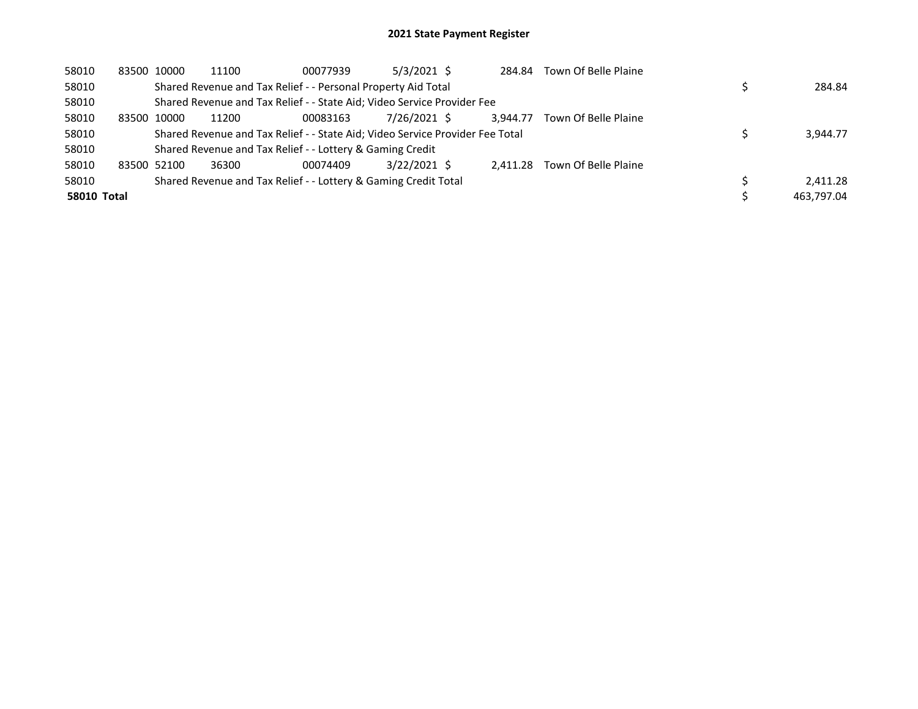# 2021 State Payment Register

| | | | | | | | | | |
|---|---|---|---|---|---|---|---|---|---|
| 58010 | 83500 | 10000 | 11100 | 00077939 | 5/3/2021 | $ 284.84 | Town Of Belle Plaine | | |
| 58010 | | Shared Revenue and Tax Relief - - Personal Property Aid Total | | | | | | $ | 284.84 |
| 58010 | | Shared Revenue and Tax Relief - - State Aid; Video Service Provider Fee | | | | | | | |
| 58010 | 83500 | 10000 | 11200 | 00083163 | 7/26/2021 | $ 3,944.77 | Town Of Belle Plaine | | |
| 58010 | | Shared Revenue and Tax Relief - - State Aid; Video Service Provider Fee Total | | | | | | $ | 3,944.77 |
| 58010 | | Shared Revenue and Tax Relief - - Lottery & Gaming Credit | | | | | | | |
| 58010 | 83500 | 52100 | 36300 | 00074409 | 3/22/2021 | $ 2,411.28 | Town Of Belle Plaine | | |
| 58010 | | Shared Revenue and Tax Relief - - Lottery & Gaming Credit Total | | | | | | $ | 2,411.28 |
| **58010 Total** | | | | | | | | $ | 463,797.04 |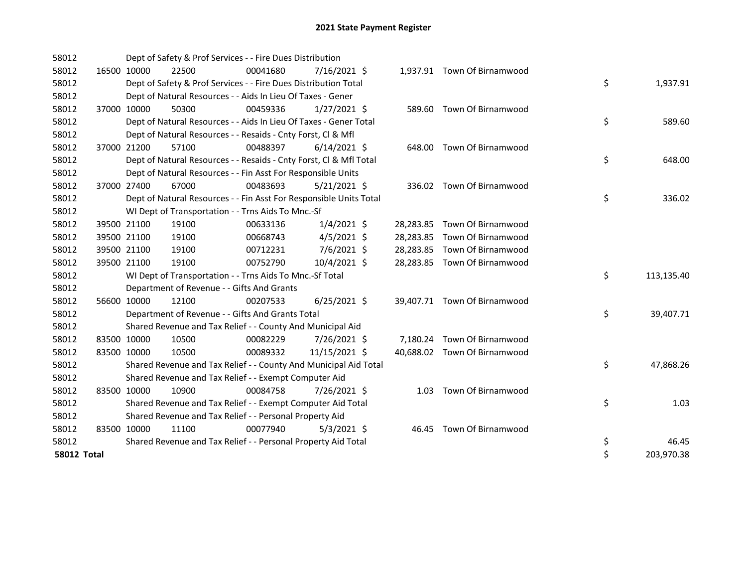# 2021 State Payment Register

| | | | | | | | | | |
|---|---|---|---|---|---|---|---|---|---|
| 58012 | | | Dept of Safety & Prof Services - - Fire Dues Distribution | | | | | | |
| 58012 | 16500 | 10000 | 22500 | 00041680 | 7/16/2021 | $ 1,937.91 | Town Of Birnamwood | | |
| 58012 | | | Dept of Safety & Prof Services - - Fire Dues Distribution Total | | | | | $ | 1,937.91 |
| 58012 | | | Dept of Natural Resources - - Aids In Lieu Of Taxes - Gener | | | | | | |
| 58012 | 37000 | 10000 | 50300 | 00459336 | 1/27/2021 | $ 589.60 | Town Of Birnamwood | | |
| 58012 | | | Dept of Natural Resources - - Aids In Lieu Of Taxes - Gener Total | | | | | $ | 589.60 |
| 58012 | | | Dept of Natural Resources - - Resaids - Cnty Forst, Cl & Mfl | | | | | | |
| 58012 | 37000 | 21200 | 57100 | 00488397 | 6/14/2021 | $ 648.00 | Town Of Birnamwood | | |
| 58012 | | | Dept of Natural Resources - - Resaids - Cnty Forst, Cl & Mfl Total | | | | | $ | 648.00 |
| 58012 | | | Dept of Natural Resources - - Fin Asst For Responsible Units | | | | | | |
| 58012 | 37000 | 27400 | 67000 | 00483693 | 5/21/2021 | $ 336.02 | Town Of Birnamwood | | |
| 58012 | | | Dept of Natural Resources - - Fin Asst For Responsible Units Total | | | | | $ | 336.02 |
| 58012 | | | WI Dept of Transportation - - Trns Aids To Mnc.-Sf | | | | | | |
| 58012 | 39500 | 21100 | 19100 | 00633136 | 1/4/2021 | $ 28,283.85 | Town Of Birnamwood | | |
| 58012 | 39500 | 21100 | 19100 | 00668743 | 4/5/2021 | $ 28,283.85 | Town Of Birnamwood | | |
| 58012 | 39500 | 21100 | 19100 | 00712231 | 7/6/2021 | $ 28,283.85 | Town Of Birnamwood | | |
| 58012 | 39500 | 21100 | 19100 | 00752790 | 10/4/2021 | $ 28,283.85 | Town Of Birnamwood | | |
| 58012 | | | WI Dept of Transportation - - Trns Aids To Mnc.-Sf Total | | | | | $ | 113,135.40 |
| 58012 | | | Department of Revenue - - Gifts And Grants | | | | | | |
| 58012 | 56600 | 10000 | 12100 | 00207533 | 6/25/2021 | $ 39,407.71 | Town Of Birnamwood | | |
| 58012 | | | Department of Revenue - - Gifts And Grants Total | | | | | $ | 39,407.71 |
| 58012 | | | Shared Revenue and Tax Relief - - County And Municipal Aid | | | | | | |
| 58012 | 83500 | 10000 | 10500 | 00082229 | 7/26/2021 | $ 7,180.24 | Town Of Birnamwood | | |
| 58012 | 83500 | 10000 | 10500 | 00089332 | 11/15/2021 | $ 40,688.02 | Town Of Birnamwood | | |
| 58012 | | | Shared Revenue and Tax Relief - - County And Municipal Aid Total | | | | | $ | 47,868.26 |
| 58012 | | | Shared Revenue and Tax Relief - - Exempt Computer Aid | | | | | | |
| 58012 | 83500 | 10000 | 10900 | 00084758 | 7/26/2021 | $ 1.03 | Town Of Birnamwood | | |
| 58012 | | | Shared Revenue and Tax Relief - - Exempt Computer Aid Total | | | | | $ | 1.03 |
| 58012 | | | Shared Revenue and Tax Relief - - Personal Property Aid | | | | | | |
| 58012 | 83500 | 10000 | 11100 | 00077940 | 5/3/2021 | $ 46.45 | Town Of Birnamwood | | |
| 58012 | | | Shared Revenue and Tax Relief - - Personal Property Aid Total | | | | | $ | 46.45 |
| **58012 Total** | | | | | | | | $ | 203,970.38 |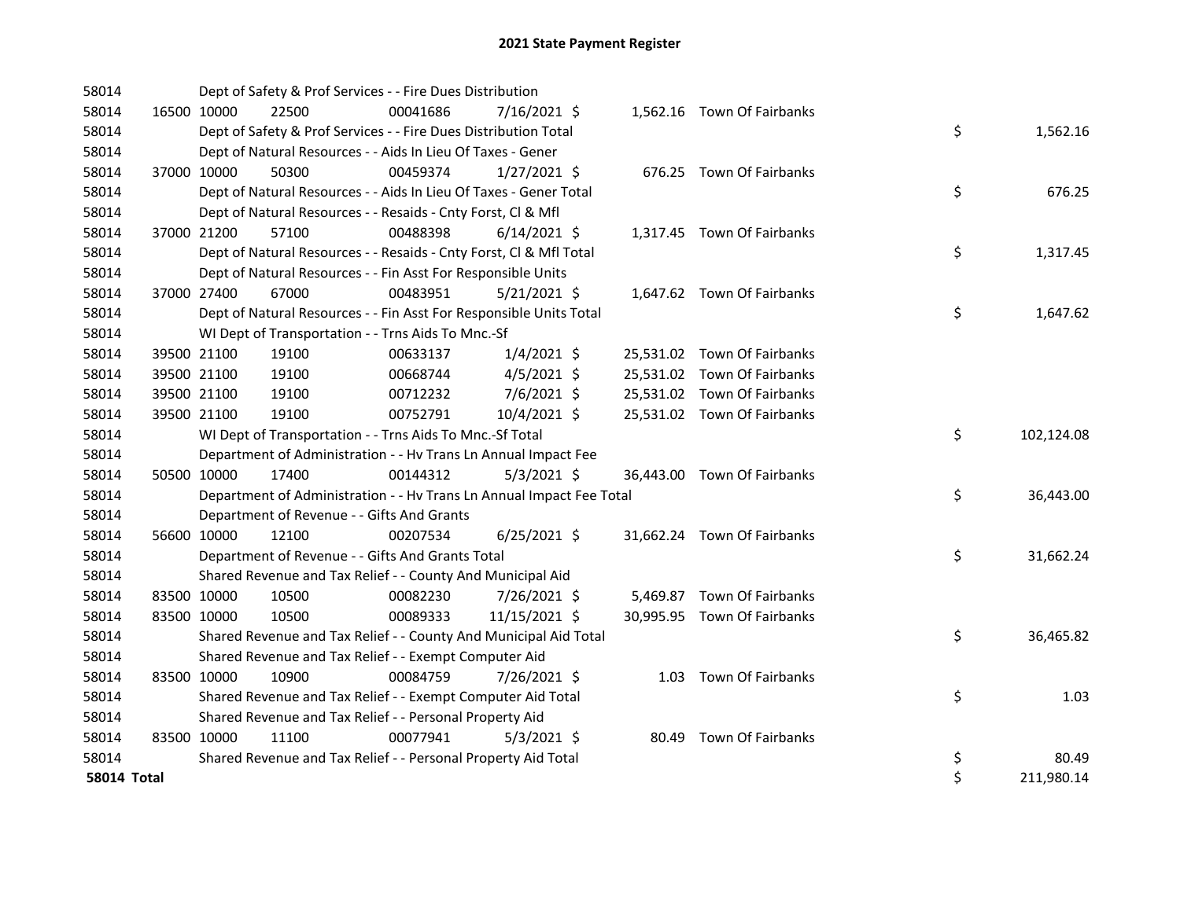# 2021 State Payment Register

| | | | | | | | | |
|---|---|---|---|---|---|---|---|---|
| 58014 | | | Dept of Safety & Prof Services - - Fire Dues Distribution | | | | | |
| 58014 | 16500 | 10000 | 22500 | 00041686 | 7/16/2021 | $ 1,562.16 | Town Of Fairbanks | |
| 58014 | | | Dept of Safety & Prof Services - - Fire Dues Distribution Total | | | | | $ 1,562.16 |
| 58014 | | | Dept of Natural Resources - - Aids In Lieu Of Taxes - Gener | | | | | |
| 58014 | 37000 | 10000 | 50300 | 00459374 | 1/27/2021 | $ 676.25 | Town Of Fairbanks | |
| 58014 | | | Dept of Natural Resources - - Aids In Lieu Of Taxes - Gener Total | | | | | $ 676.25 |
| 58014 | | | Dept of Natural Resources - - Resaids - Cnty Forst, Cl & Mfl | | | | | |
| 58014 | 37000 | 21200 | 57100 | 00488398 | 6/14/2021 | $ 1,317.45 | Town Of Fairbanks | |
| 58014 | | | Dept of Natural Resources - - Resaids - Cnty Forst, Cl & Mfl Total | | | | | $ 1,317.45 |
| 58014 | | | Dept of Natural Resources - - Fin Asst For Responsible Units | | | | | |
| 58014 | 37000 | 27400 | 67000 | 00483951 | 5/21/2021 | $ 1,647.62 | Town Of Fairbanks | |
| 58014 | | | Dept of Natural Resources - - Fin Asst For Responsible Units Total | | | | | $ 1,647.62 |
| 58014 | | | WI Dept of Transportation - - Trns Aids To Mnc.-Sf | | | | | |
| 58014 | 39500 | 21100 | 19100 | 00633137 | 1/4/2021 | $ 25,531.02 | Town Of Fairbanks | |
| 58014 | 39500 | 21100 | 19100 | 00668744 | 4/5/2021 | $ 25,531.02 | Town Of Fairbanks | |
| 58014 | 39500 | 21100 | 19100 | 00712232 | 7/6/2021 | $ 25,531.02 | Town Of Fairbanks | |
| 58014 | 39500 | 21100 | 19100 | 00752791 | 10/4/2021 | $ 25,531.02 | Town Of Fairbanks | |
| 58014 | | | WI Dept of Transportation - - Trns Aids To Mnc.-Sf Total | | | | | $ 102,124.08 |
| 58014 | | | Department of Administration - - Hv Trans Ln Annual Impact Fee | | | | | |
| 58014 | 50500 | 10000 | 17400 | 00144312 | 5/3/2021 | $ 36,443.00 | Town Of Fairbanks | |
| 58014 | | | Department of Administration - - Hv Trans Ln Annual Impact Fee Total | | | | | $ 36,443.00 |
| 58014 | | | Department of Revenue - - Gifts And Grants | | | | | |
| 58014 | 56600 | 10000 | 12100 | 00207534 | 6/25/2021 | $ 31,662.24 | Town Of Fairbanks | |
| 58014 | | | Department of Revenue - - Gifts And Grants Total | | | | | $ 31,662.24 |
| 58014 | | | Shared Revenue and Tax Relief - - County And Municipal Aid | | | | | |
| 58014 | 83500 | 10000 | 10500 | 00082230 | 7/26/2021 | $ 5,469.87 | Town Of Fairbanks | |
| 58014 | 83500 | 10000 | 10500 | 00089333 | 11/15/2021 | $ 30,995.95 | Town Of Fairbanks | |
| 58014 | | | Shared Revenue and Tax Relief - - County And Municipal Aid Total | | | | | $ 36,465.82 |
| 58014 | | | Shared Revenue and Tax Relief - - Exempt Computer Aid | | | | | |
| 58014 | 83500 | 10000 | 10900 | 00084759 | 7/26/2021 | $ 1.03 | Town Of Fairbanks | |
| 58014 | | | Shared Revenue and Tax Relief - - Exempt Computer Aid Total | | | | | $ 1.03 |
| 58014 | | | Shared Revenue and Tax Relief - - Personal Property Aid | | | | | |
| 58014 | 83500 | 10000 | 11100 | 00077941 | 5/3/2021 | $ 80.49 | Town Of Fairbanks | |
| 58014 | | | Shared Revenue and Tax Relief - - Personal Property Aid Total | | | | | $ 80.49 |
| **58014 Total** | | | | | | | | $ 211,980.14 |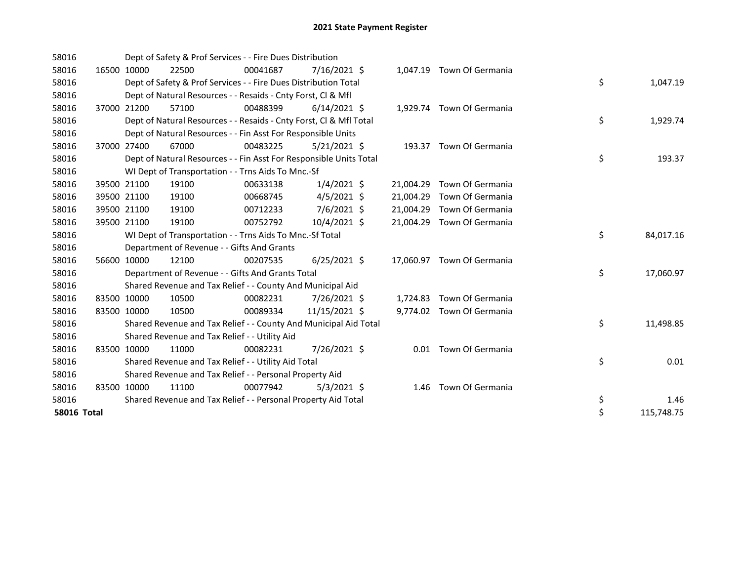# 2021 State Payment Register

| | | | | | | | | | |
|---|---|---|---|---|---|---|---|---|---|
| 58016 | | | Dept of Safety & Prof Services - - Fire Dues Distribution | | | | | | |
| 58016 | 16500 | 10000 | 22500 | 00041687 | 7/16/2021 | $ 1,047.19 | Town Of Germania | | |
| 58016 | | | Dept of Safety & Prof Services - - Fire Dues Distribution Total | | | | | $ | 1,047.19 |
| 58016 | | | Dept of Natural Resources - - Resaids - Cnty Forst, Cl & Mfl | | | | | | |
| 58016 | 37000 | 21200 | 57100 | 00488399 | 6/14/2021 | $ 1,929.74 | Town Of Germania | | |
| 58016 | | | Dept of Natural Resources - - Resaids - Cnty Forst, Cl & Mfl Total | | | | | $ | 1,929.74 |
| 58016 | | | Dept of Natural Resources - - Fin Asst For Responsible Units | | | | | | |
| 58016 | 37000 | 27400 | 67000 | 00483225 | 5/21/2021 | $ 193.37 | Town Of Germania | | |
| 58016 | | | Dept of Natural Resources - - Fin Asst For Responsible Units Total | | | | | $ | 193.37 |
| 58016 | | | WI Dept of Transportation - - Trns Aids To Mnc.-Sf | | | | | | |
| 58016 | 39500 | 21100 | 19100 | 00633138 | 1/4/2021 | $ 21,004.29 | Town Of Germania | | |
| 58016 | 39500 | 21100 | 19100 | 00668745 | 4/5/2021 | $ 21,004.29 | Town Of Germania | | |
| 58016 | 39500 | 21100 | 19100 | 00712233 | 7/6/2021 | $ 21,004.29 | Town Of Germania | | |
| 58016 | 39500 | 21100 | 19100 | 00752792 | 10/4/2021 | $ 21,004.29 | Town Of Germania | | |
| 58016 | | | WI Dept of Transportation - - Trns Aids To Mnc.-Sf Total | | | | | $ | 84,017.16 |
| 58016 | | | Department of Revenue - - Gifts And Grants | | | | | | |
| 58016 | 56600 | 10000 | 12100 | 00207535 | 6/25/2021 | $ 17,060.97 | Town Of Germania | | |
| 58016 | | | Department of Revenue - - Gifts And Grants Total | | | | | $ | 17,060.97 |
| 58016 | | | Shared Revenue and Tax Relief - - County And Municipal Aid | | | | | | |
| 58016 | 83500 | 10000 | 10500 | 00082231 | 7/26/2021 | $ 1,724.83 | Town Of Germania | | |
| 58016 | 83500 | 10000 | 10500 | 00089334 | 11/15/2021 | $ 9,774.02 | Town Of Germania | | |
| 58016 | | | Shared Revenue and Tax Relief - - County And Municipal Aid Total | | | | | $ | 11,498.85 |
| 58016 | | | Shared Revenue and Tax Relief - - Utility Aid | | | | | | |
| 58016 | 83500 | 10000 | 11000 | 00082231 | 7/26/2021 | $ 0.01 | Town Of Germania | | |
| 58016 | | | Shared Revenue and Tax Relief - - Utility Aid Total | | | | | $ | 0.01 |
| 58016 | | | Shared Revenue and Tax Relief - - Personal Property Aid | | | | | | |
| 58016 | 83500 | 10000 | 11100 | 00077942 | 5/3/2021 | $ 1.46 | Town Of Germania | | |
| 58016 | | | Shared Revenue and Tax Relief - - Personal Property Aid Total | | | | | $ | 1.46 |
| **58016 Total** | | | | | | | | $ | 115,748.75 |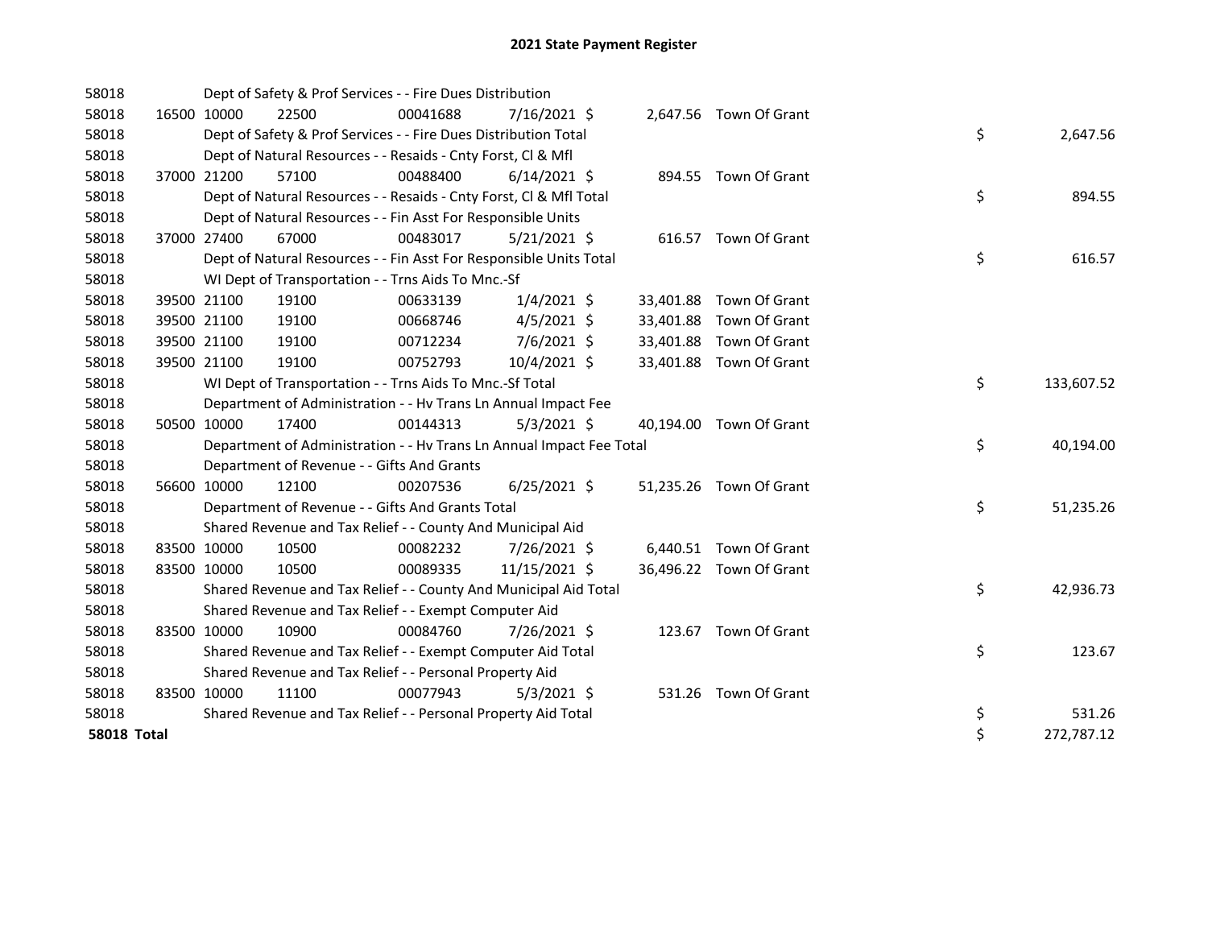# 2021 State Payment Register

| | | | | | | | | | |
|---|---|---|---|---|---|---|---|---|---|
| 58018 | | | Dept of Safety & Prof Services - - Fire Dues Distribution | | | | | | |
| 58018 | 16500 | 10000 | 22500 | 00041688 | 7/16/2021 | $ 2,647.56 | Town Of Grant | | |
| 58018 | | | Dept of Safety & Prof Services - - Fire Dues Distribution Total | | | | | $ | 2,647.56 |
| 58018 | | | Dept of Natural Resources - - Resaids - Cnty Forst, Cl & Mfl | | | | | | |
| 58018 | 37000 | 21200 | 57100 | 00488400 | 6/14/2021 | $ 894.55 | Town Of Grant | | |
| 58018 | | | Dept of Natural Resources - - Resaids - Cnty Forst, Cl & Mfl Total | | | | | $ | 894.55 |
| 58018 | | | Dept of Natural Resources - - Fin Asst For Responsible Units | | | | | | |
| 58018 | 37000 | 27400 | 67000 | 00483017 | 5/21/2021 | $ 616.57 | Town Of Grant | | |
| 58018 | | | Dept of Natural Resources - - Fin Asst For Responsible Units Total | | | | | $ | 616.57 |
| 58018 | | | WI Dept of Transportation - - Trns Aids To Mnc.-Sf | | | | | | |
| 58018 | 39500 | 21100 | 19100 | 00633139 | 1/4/2021 | $ 33,401.88 | Town Of Grant | | |
| 58018 | 39500 | 21100 | 19100 | 00668746 | 4/5/2021 | $ 33,401.88 | Town Of Grant | | |
| 58018 | 39500 | 21100 | 19100 | 00712234 | 7/6/2021 | $ 33,401.88 | Town Of Grant | | |
| 58018 | 39500 | 21100 | 19100 | 00752793 | 10/4/2021 | $ 33,401.88 | Town Of Grant | | |
| 58018 | | | WI Dept of Transportation - - Trns Aids To Mnc.-Sf Total | | | | | $ | 133,607.52 |
| 58018 | | | Department of Administration - - Hv Trans Ln Annual Impact Fee | | | | | | |
| 58018 | 50500 | 10000 | 17400 | 00144313 | 5/3/2021 | $ 40,194.00 | Town Of Grant | | |
| 58018 | | | Department of Administration - - Hv Trans Ln Annual Impact Fee Total | | | | | $ | 40,194.00 |
| 58018 | | | Department of Revenue - - Gifts And Grants | | | | | | |
| 58018 | 56600 | 10000 | 12100 | 00207536 | 6/25/2021 | $ 51,235.26 | Town Of Grant | | |
| 58018 | | | Department of Revenue - - Gifts And Grants Total | | | | | $ | 51,235.26 |
| 58018 | | | Shared Revenue and Tax Relief - - County And Municipal Aid | | | | | | |
| 58018 | 83500 | 10000 | 10500 | 00082232 | 7/26/2021 | $ 6,440.51 | Town Of Grant | | |
| 58018 | 83500 | 10000 | 10500 | 00089335 | 11/15/2021 | $ 36,496.22 | Town Of Grant | | |
| 58018 | | | Shared Revenue and Tax Relief - - County And Municipal Aid Total | | | | | $ | 42,936.73 |
| 58018 | | | Shared Revenue and Tax Relief - - Exempt Computer Aid | | | | | | |
| 58018 | 83500 | 10000 | 10900 | 00084760 | 7/26/2021 | $ 123.67 | Town Of Grant | | |
| 58018 | | | Shared Revenue and Tax Relief - - Exempt Computer Aid Total | | | | | $ | 123.67 |
| 58018 | | | Shared Revenue and Tax Relief - - Personal Property Aid | | | | | | |
| 58018 | 83500 | 10000 | 11100 | 00077943 | 5/3/2021 | $ 531.26 | Town Of Grant | | |
| 58018 | | | Shared Revenue and Tax Relief - - Personal Property Aid Total | | | | | $ | 531.26 |
| **58018 Total** | | | | | | | | $ | 272,787.12 |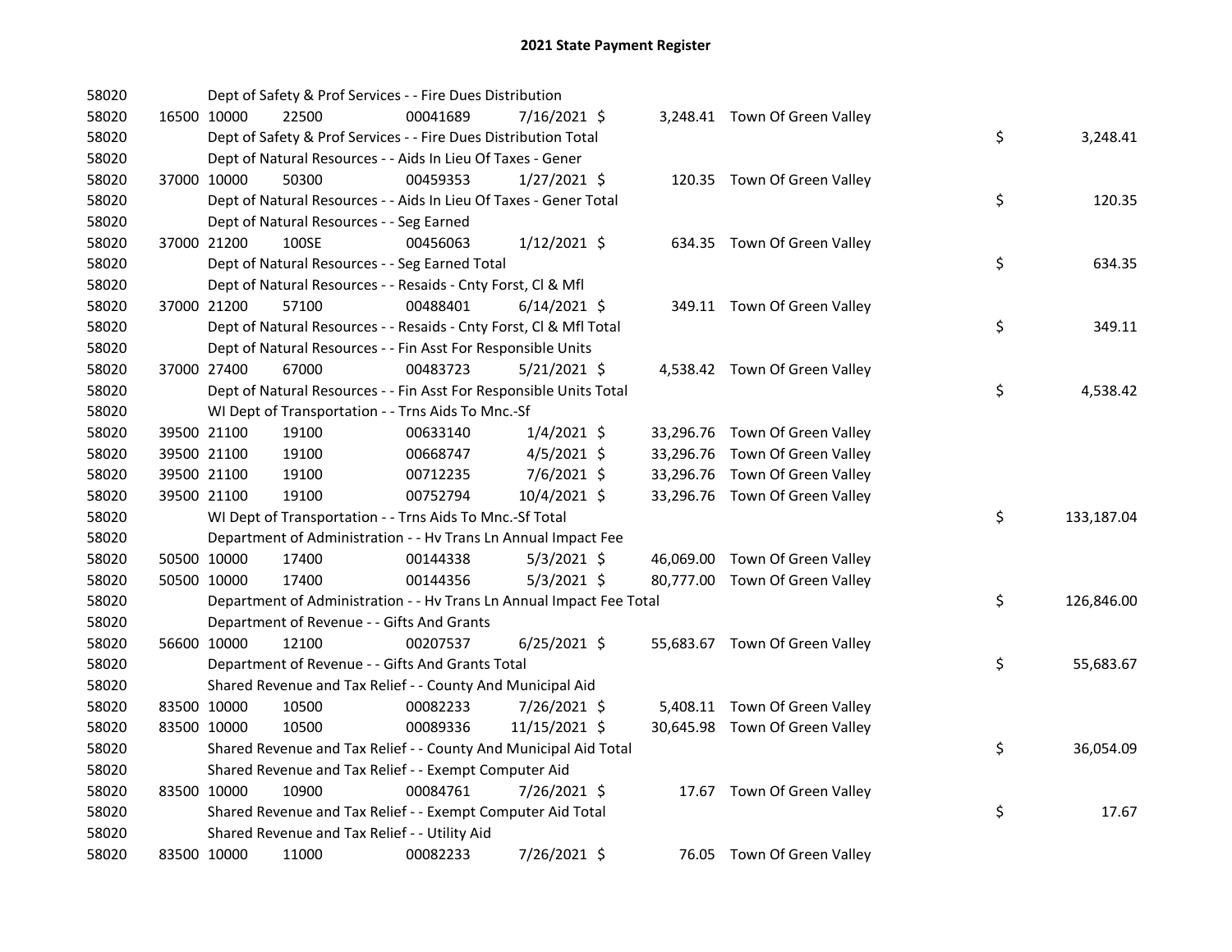# 2021 State Payment Register

| | | | | | | | | | |
|---|---|---|---|---|---|---|---|---|---|
| 58020 | | Dept of Safety & Prof Services - - Fire Dues Distribution | | | | | | | |
| 58020 | 16500 | 10000 | 22500 | 00041689 | 7/16/2021 | $ 3,248.41 | Town Of Green Valley | | |
| 58020 | | Dept of Safety & Prof Services - - Fire Dues Distribution Total | | | | | | $ | 3,248.41 |
| 58020 | | Dept of Natural Resources - - Aids In Lieu Of Taxes - Gener | | | | | | | |
| 58020 | 37000 | 10000 | 50300 | 00459353 | 1/27/2021 | $ 120.35 | Town Of Green Valley | | |
| 58020 | | Dept of Natural Resources - - Aids In Lieu Of Taxes - Gener Total | | | | | | $ | 120.35 |
| 58020 | | Dept of Natural Resources - - Seg Earned | | | | | | | |
| 58020 | 37000 | 21200 | 100SE | 00456063 | 1/12/2021 | $ 634.35 | Town Of Green Valley | | |
| 58020 | | Dept of Natural Resources - - Seg Earned Total | | | | | | $ | 634.35 |
| 58020 | | Dept of Natural Resources - - Resaids - Cnty Forst, Cl & Mfl | | | | | | | |
| 58020 | 37000 | 21200 | 57100 | 00488401 | 6/14/2021 | $ 349.11 | Town Of Green Valley | | |
| 58020 | | Dept of Natural Resources - - Resaids - Cnty Forst, Cl & Mfl Total | | | | | | $ | 349.11 |
| 58020 | | Dept of Natural Resources - - Fin Asst For Responsible Units | | | | | | | |
| 58020 | 37000 | 27400 | 67000 | 00483723 | 5/21/2021 | $ 4,538.42 | Town Of Green Valley | | |
| 58020 | | Dept of Natural Resources - - Fin Asst For Responsible Units Total | | | | | | $ | 4,538.42 |
| 58020 | | WI Dept of Transportation - - Trns Aids To Mnc.-Sf | | | | | | | |
| 58020 | 39500 | 21100 | 19100 | 00633140 | 1/4/2021 | $ 33,296.76 | Town Of Green Valley | | |
| 58020 | 39500 | 21100 | 19100 | 00668747 | 4/5/2021 | $ 33,296.76 | Town Of Green Valley | | |
| 58020 | 39500 | 21100 | 19100 | 00712235 | 7/6/2021 | $ 33,296.76 | Town Of Green Valley | | |
| 58020 | 39500 | 21100 | 19100 | 00752794 | 10/4/2021 | $ 33,296.76 | Town Of Green Valley | | |
| 58020 | | WI Dept of Transportation - - Trns Aids To Mnc.-Sf Total | | | | | | $ | 133,187.04 |
| 58020 | | Department of Administration - - Hv Trans Ln Annual Impact Fee | | | | | | | |
| 58020 | 50500 | 10000 | 17400 | 00144338 | 5/3/2021 | $ 46,069.00 | Town Of Green Valley | | |
| 58020 | 50500 | 10000 | 17400 | 00144356 | 5/3/2021 | $ 80,777.00 | Town Of Green Valley | | |
| 58020 | | Department of Administration - - Hv Trans Ln Annual Impact Fee Total | | | | | | $ | 126,846.00 |
| 58020 | | Department of Revenue - - Gifts And Grants | | | | | | | |
| 58020 | 56600 | 10000 | 12100 | 00207537 | 6/25/2021 | $ 55,683.67 | Town Of Green Valley | | |
| 58020 | | Department of Revenue - - Gifts And Grants Total | | | | | | $ | 55,683.67 |
| 58020 | | Shared Revenue and Tax Relief - - County And Municipal Aid | | | | | | | |
| 58020 | 83500 | 10000 | 10500 | 00082233 | 7/26/2021 | $ 5,408.11 | Town Of Green Valley | | |
| 58020 | 83500 | 10000 | 10500 | 00089336 | 11/15/2021 | $ 30,645.98 | Town Of Green Valley | | |
| 58020 | | Shared Revenue and Tax Relief - - County And Municipal Aid Total | | | | | | $ | 36,054.09 |
| 58020 | | Shared Revenue and Tax Relief - - Exempt Computer Aid | | | | | | | |
| 58020 | 83500 | 10000 | 10900 | 00084761 | 7/26/2021 | $ 17.67 | Town Of Green Valley | | |
| 58020 | | Shared Revenue and Tax Relief - - Exempt Computer Aid Total | | | | | | $ | 17.67 |
| 58020 | | Shared Revenue and Tax Relief - - Utility Aid | | | | | | | |
| 58020 | 83500 | 10000 | 11000 | 00082233 | 7/26/2021 | $ 76.05 | Town Of Green Valley | | |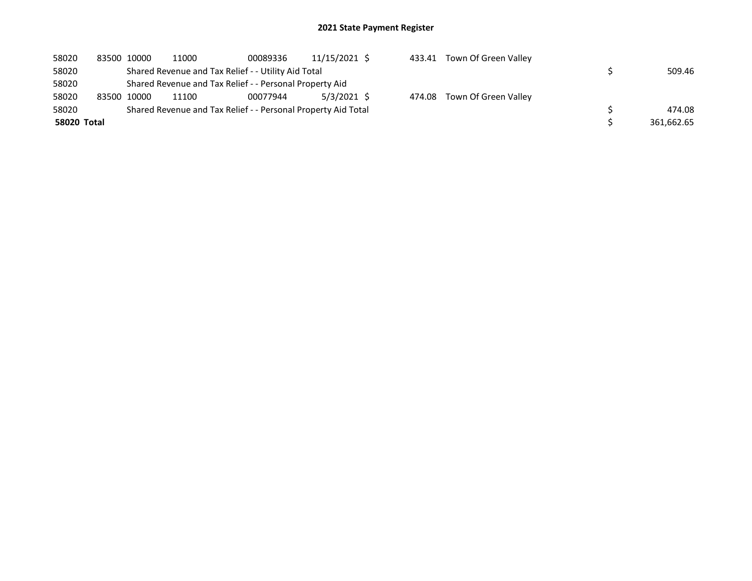# 2021 State Payment Register

| | | | | | | | | | |
|---|---|---|---|---|---|---|---|---|---|
| 58020 | 83500 | 10000 | 11000 | 00089336 | 11/15/2021 | $ 433.41 | Town Of Green Valley | | |
| 58020 | | Shared Revenue and Tax Relief - - Utility Aid Total | | | | | | $ | 509.46 |
| 58020 | | Shared Revenue and Tax Relief - - Personal Property Aid | | | | | | | |
| 58020 | 83500 | 10000 | 11100 | 00077944 | 5/3/2021 | $ 474.08 | Town Of Green Valley | | |
| 58020 | | Shared Revenue and Tax Relief - - Personal Property Aid Total | | | | | | $ | 474.08 |
| **58020 Total** | | | | | | | | $ | 361,662.65 |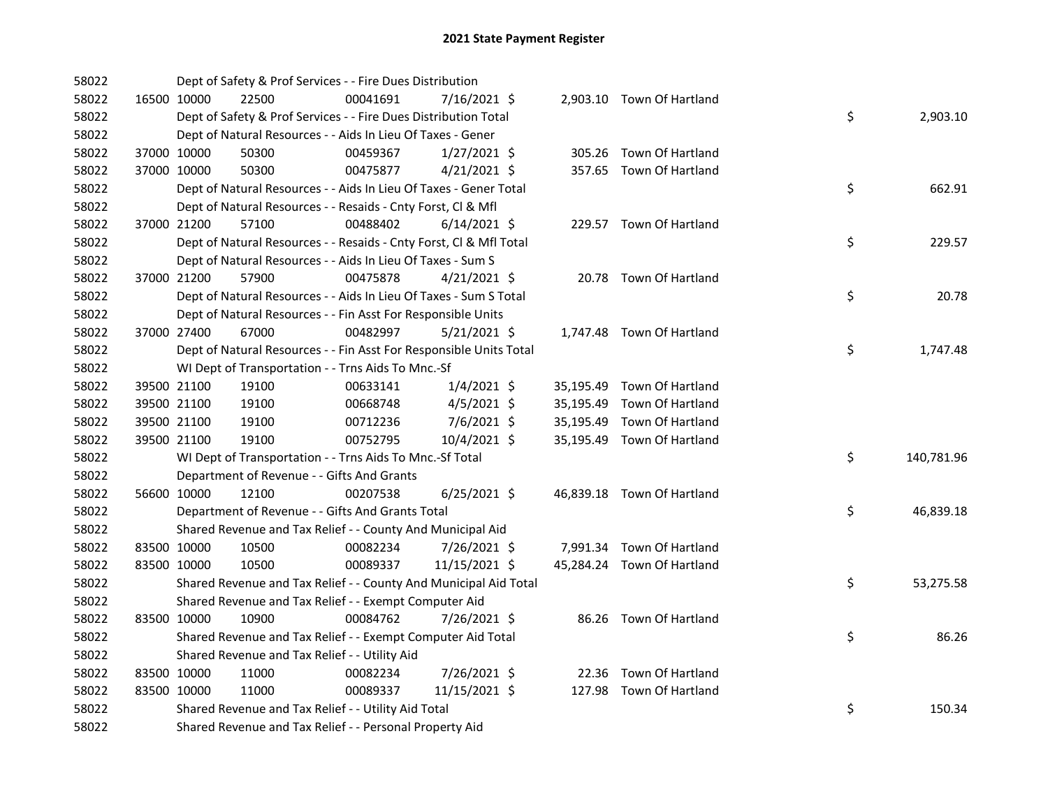# 2021 State Payment Register

| | | | | | | | | | |
|---|---|---|---|---|---|---|---|---|---|
| 58022 | | Dept of Safety & Prof Services - - Fire Dues Distribution | | | | | | | |
| 58022 | 16500 | 10000 | 22500 | 00041691 | 7/16/2021 | $ 2,903.10 | Town Of Hartland | | |
| 58022 | | Dept of Safety & Prof Services - - Fire Dues Distribution Total | | | | | | $ | 2,903.10 |
| 58022 | | Dept of Natural Resources - - Aids In Lieu Of Taxes - Gener | | | | | | | |
| 58022 | 37000 | 10000 | 50300 | 00459367 | 1/27/2021 | $ 305.26 | Town Of Hartland | | |
| 58022 | 37000 | 10000 | 50300 | 00475877 | 4/21/2021 | $ 357.65 | Town Of Hartland | | |
| 58022 | | Dept of Natural Resources - - Aids In Lieu Of Taxes - Gener Total | | | | | | $ | 662.91 |
| 58022 | | Dept of Natural Resources - - Resaids - Cnty Forst, Cl & Mfl | | | | | | | |
| 58022 | 37000 | 21200 | 57100 | 00488402 | 6/14/2021 | $ 229.57 | Town Of Hartland | | |
| 58022 | | Dept of Natural Resources - - Resaids - Cnty Forst, Cl & Mfl Total | | | | | | $ | 229.57 |
| 58022 | | Dept of Natural Resources - - Aids In Lieu Of Taxes - Sum S | | | | | | | |
| 58022 | 37000 | 21200 | 57900 | 00475878 | 4/21/2021 | $ 20.78 | Town Of Hartland | | |
| 58022 | | Dept of Natural Resources - - Aids In Lieu Of Taxes - Sum S Total | | | | | | $ | 20.78 |
| 58022 | | Dept of Natural Resources - - Fin Asst For Responsible Units | | | | | | | |
| 58022 | 37000 | 27400 | 67000 | 00482997 | 5/21/2021 | $ 1,747.48 | Town Of Hartland | | |
| 58022 | | Dept of Natural Resources - - Fin Asst For Responsible Units Total | | | | | | $ | 1,747.48 |
| 58022 | | WI Dept of Transportation - - Trns Aids To Mnc.-Sf | | | | | | | |
| 58022 | 39500 | 21100 | 19100 | 00633141 | 1/4/2021 | $ 35,195.49 | Town Of Hartland | | |
| 58022 | 39500 | 21100 | 19100 | 00668748 | 4/5/2021 | $ 35,195.49 | Town Of Hartland | | |
| 58022 | 39500 | 21100 | 19100 | 00712236 | 7/6/2021 | $ 35,195.49 | Town Of Hartland | | |
| 58022 | 39500 | 21100 | 19100 | 00752795 | 10/4/2021 | $ 35,195.49 | Town Of Hartland | | |
| 58022 | | WI Dept of Transportation - - Trns Aids To Mnc.-Sf Total | | | | | | $ | 140,781.96 |
| 58022 | | Department of Revenue - - Gifts And Grants | | | | | | | |
| 58022 | 56600 | 10000 | 12100 | 00207538 | 6/25/2021 | $ 46,839.18 | Town Of Hartland | | |
| 58022 | | Department of Revenue - - Gifts And Grants Total | | | | | | $ | 46,839.18 |
| 58022 | | Shared Revenue and Tax Relief - - County And Municipal Aid | | | | | | | |
| 58022 | 83500 | 10000 | 10500 | 00082234 | 7/26/2021 | $ 7,991.34 | Town Of Hartland | | |
| 58022 | 83500 | 10000 | 10500 | 00089337 | 11/15/2021 | $ 45,284.24 | Town Of Hartland | | |
| 58022 | | Shared Revenue and Tax Relief - - County And Municipal Aid Total | | | | | | $ | 53,275.58 |
| 58022 | | Shared Revenue and Tax Relief - - Exempt Computer Aid | | | | | | | |
| 58022 | 83500 | 10000 | 10900 | 00084762 | 7/26/2021 | $ 86.26 | Town Of Hartland | | |
| 58022 | | Shared Revenue and Tax Relief - - Exempt Computer Aid Total | | | | | | $ | 86.26 |
| 58022 | | Shared Revenue and Tax Relief - - Utility Aid | | | | | | | |
| 58022 | 83500 | 10000 | 11000 | 00082234 | 7/26/2021 | $ 22.36 | Town Of Hartland | | |
| 58022 | 83500 | 10000 | 11000 | 00089337 | 11/15/2021 | $ 127.98 | Town Of Hartland | | |
| 58022 | | Shared Revenue and Tax Relief - - Utility Aid Total | | | | | | $ | 150.34 |
| 58022 | | Shared Revenue and Tax Relief - - Personal Property Aid | | | | | | | |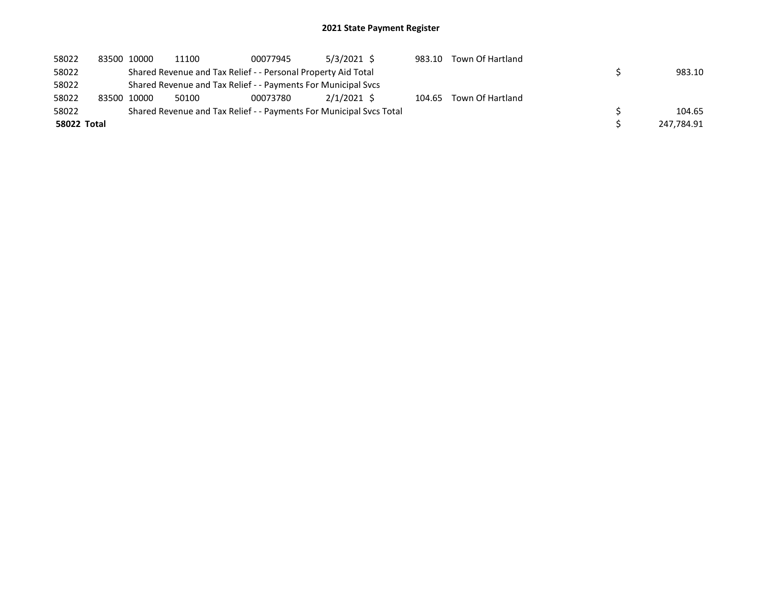# 2021 State Payment Register

| | | | | | | | | | |
|---|---|---|---|---|---|---|---|---|---|
| 58022 | 83500 | 10000 | 11100 | 00077945 | 5/3/2021 | $ | 983.10 | Town Of Hartland | |
| 58022 | | Shared Revenue and Tax Relief - - Personal Property Aid Total | | | | | | | $ 983.10 |
| 58022 | | Shared Revenue and Tax Relief - - Payments For Municipal Svcs | | | | | | | |
| 58022 | 83500 | 10000 | 50100 | 00073780 | 2/1/2021 | $ | 104.65 | Town Of Hartland | |
| 58022 | | Shared Revenue and Tax Relief - - Payments For Municipal Svcs Total | | | | | | | $ 104.65 |
| **58022 Total** | | | | | | | | | $ 247,784.91 |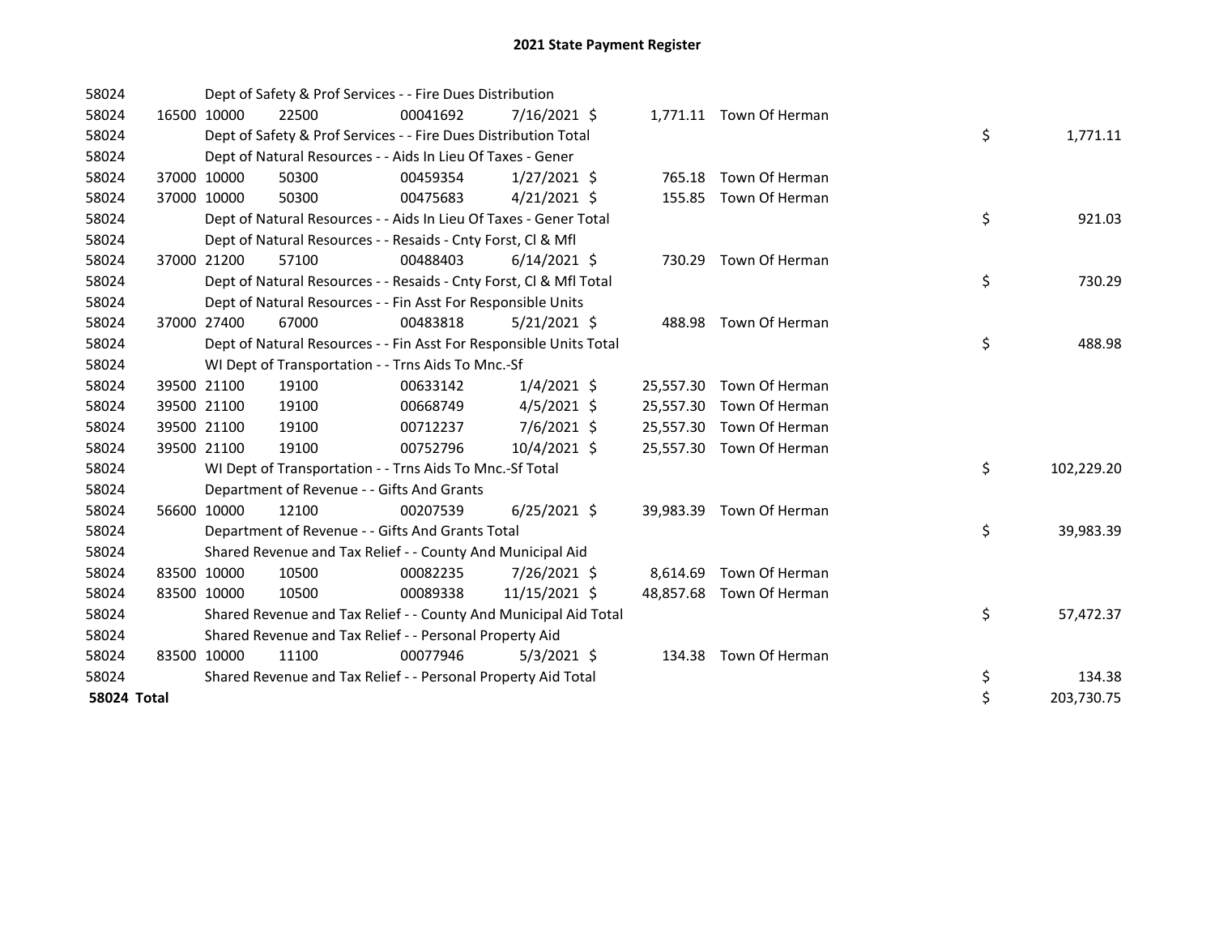# 2021 State Payment Register

| | | | | | | | | | |
|---|---|---|---|---|---|---|---|---|---|
| 58024 | | | Dept of Safety & Prof Services - - Fire Dues Distribution | | | | | | |
| 58024 | 16500 | 10000 | 22500 | 00041692 | 7/16/2021 | $ 1,771.11 | Town Of Herman | | |
| 58024 | | | Dept of Safety & Prof Services - - Fire Dues Distribution Total | | | | | $ | 1,771.11 |
| 58024 | | | Dept of Natural Resources - - Aids In Lieu Of Taxes - Gener | | | | | | |
| 58024 | 37000 | 10000 | 50300 | 00459354 | 1/27/2021 | $ 765.18 | Town Of Herman | | |
| 58024 | 37000 | 10000 | 50300 | 00475683 | 4/21/2021 | $ 155.85 | Town Of Herman | | |
| 58024 | | | Dept of Natural Resources - - Aids In Lieu Of Taxes - Gener Total | | | | | $ | 921.03 |
| 58024 | | | Dept of Natural Resources - - Resaids - Cnty Forst, Cl & Mfl | | | | | | |
| 58024 | 37000 | 21200 | 57100 | 00488403 | 6/14/2021 | $ 730.29 | Town Of Herman | | |
| 58024 | | | Dept of Natural Resources - - Resaids - Cnty Forst, Cl & Mfl Total | | | | | $ | 730.29 |
| 58024 | | | Dept of Natural Resources - - Fin Asst For Responsible Units | | | | | | |
| 58024 | 37000 | 27400 | 67000 | 00483818 | 5/21/2021 | $ 488.98 | Town Of Herman | | |
| 58024 | | | Dept of Natural Resources - - Fin Asst For Responsible Units Total | | | | | $ | 488.98 |
| 58024 | | | WI Dept of Transportation - - Trns Aids To Mnc.-Sf | | | | | | |
| 58024 | 39500 | 21100 | 19100 | 00633142 | 1/4/2021 | $ 25,557.30 | Town Of Herman | | |
| 58024 | 39500 | 21100 | 19100 | 00668749 | 4/5/2021 | $ 25,557.30 | Town Of Herman | | |
| 58024 | 39500 | 21100 | 19100 | 00712237 | 7/6/2021 | $ 25,557.30 | Town Of Herman | | |
| 58024 | 39500 | 21100 | 19100 | 00752796 | 10/4/2021 | $ 25,557.30 | Town Of Herman | | |
| 58024 | | | WI Dept of Transportation - - Trns Aids To Mnc.-Sf Total | | | | | $ | 102,229.20 |
| 58024 | | | Department of Revenue - - Gifts And Grants | | | | | | |
| 58024 | 56600 | 10000 | 12100 | 00207539 | 6/25/2021 | $ 39,983.39 | Town Of Herman | | |
| 58024 | | | Department of Revenue - - Gifts And Grants Total | | | | | $ | 39,983.39 |
| 58024 | | | Shared Revenue and Tax Relief - - County And Municipal Aid | | | | | | |
| 58024 | 83500 | 10000 | 10500 | 00082235 | 7/26/2021 | $ 8,614.69 | Town Of Herman | | |
| 58024 | 83500 | 10000 | 10500 | 00089338 | 11/15/2021 | $ 48,857.68 | Town Of Herman | | |
| 58024 | | | Shared Revenue and Tax Relief - - County And Municipal Aid Total | | | | | $ | 57,472.37 |
| 58024 | | | Shared Revenue and Tax Relief - - Personal Property Aid | | | | | | |
| 58024 | 83500 | 10000 | 11100 | 00077946 | 5/3/2021 | $ 134.38 | Town Of Herman | | |
| 58024 | | | Shared Revenue and Tax Relief - - Personal Property Aid Total | | | | | $ | 134.38 |
| **58024 Total** | | | | | | | | $ | 203,730.75 |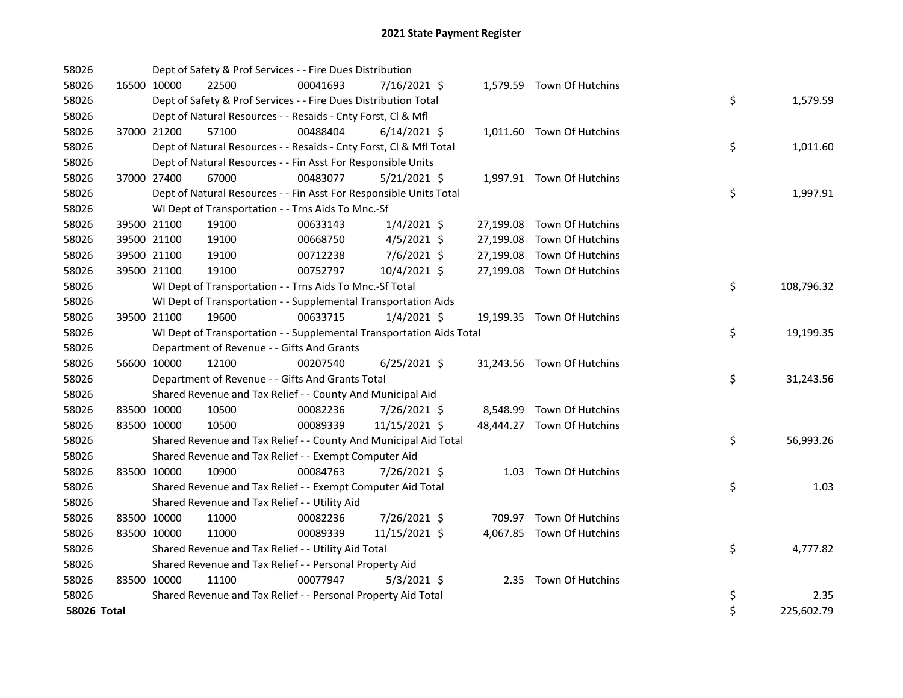# 2021 State Payment Register

| | | | | | | | | |
|---|---|---|---|---|---|---|---|---|
| 58026 | | Dept of Safety & Prof Services - - Fire Dues Distribution | | | | | | |
| 58026 | 16500 | 10000 | 22500 | 00041693 | 7/16/2021 $ | 1,579.59 | Town Of Hutchins | |
| 58026 | | Dept of Safety & Prof Services - - Fire Dues Distribution Total | | | | | | $ 1,579.59 |
| 58026 | | Dept of Natural Resources - - Resaids - Cnty Forst, Cl & Mfl | | | | | | |
| 58026 | 37000 | 21200 | 57100 | 00488404 | 6/14/2021 $ | 1,011.60 | Town Of Hutchins | |
| 58026 | | Dept of Natural Resources - - Resaids - Cnty Forst, Cl & Mfl Total | | | | | | $ 1,011.60 |
| 58026 | | Dept of Natural Resources - - Fin Asst For Responsible Units | | | | | | |
| 58026 | 37000 | 27400 | 67000 | 00483077 | 5/21/2021 $ | 1,997.91 | Town Of Hutchins | |
| 58026 | | Dept of Natural Resources - - Fin Asst For Responsible Units Total | | | | | | $ 1,997.91 |
| 58026 | | WI Dept of Transportation - - Trns Aids To Mnc.-Sf | | | | | | |
| 58026 | 39500 | 21100 | 19100 | 00633143 | 1/4/2021 $ | 27,199.08 | Town Of Hutchins | |
| 58026 | 39500 | 21100 | 19100 | 00668750 | 4/5/2021 $ | 27,199.08 | Town Of Hutchins | |
| 58026 | 39500 | 21100 | 19100 | 00712238 | 7/6/2021 $ | 27,199.08 | Town Of Hutchins | |
| 58026 | 39500 | 21100 | 19100 | 00752797 | 10/4/2021 $ | 27,199.08 | Town Of Hutchins | |
| 58026 | | WI Dept of Transportation - - Trns Aids To Mnc.-Sf Total | | | | | | $ 108,796.32 |
| 58026 | | WI Dept of Transportation - - Supplemental Transportation Aids | | | | | | |
| 58026 | 39500 | 21100 | 19600 | 00633715 | 1/4/2021 $ | 19,199.35 | Town Of Hutchins | |
| 58026 | | WI Dept of Transportation - - Supplemental Transportation Aids Total | | | | | | $ 19,199.35 |
| 58026 | | Department of Revenue - - Gifts And Grants | | | | | | |
| 58026 | 56600 | 10000 | 12100 | 00207540 | 6/25/2021 $ | 31,243.56 | Town Of Hutchins | |
| 58026 | | Department of Revenue - - Gifts And Grants Total | | | | | | $ 31,243.56 |
| 58026 | | Shared Revenue and Tax Relief - - County And Municipal Aid | | | | | | |
| 58026 | 83500 | 10000 | 10500 | 00082236 | 7/26/2021 $ | 8,548.99 | Town Of Hutchins | |
| 58026 | 83500 | 10000 | 10500 | 00089339 | 11/15/2021 $ | 48,444.27 | Town Of Hutchins | |
| 58026 | | Shared Revenue and Tax Relief - - County And Municipal Aid Total | | | | | | $ 56,993.26 |
| 58026 | | Shared Revenue and Tax Relief - - Exempt Computer Aid | | | | | | |
| 58026 | 83500 | 10000 | 10900 | 00084763 | 7/26/2021 $ | 1.03 | Town Of Hutchins | |
| 58026 | | Shared Revenue and Tax Relief - - Exempt Computer Aid Total | | | | | | $ 1.03 |
| 58026 | | Shared Revenue and Tax Relief - - Utility Aid | | | | | | |
| 58026 | 83500 | 10000 | 11000 | 00082236 | 7/26/2021 $ | 709.97 | Town Of Hutchins | |
| 58026 | 83500 | 10000 | 11000 | 00089339 | 11/15/2021 $ | 4,067.85 | Town Of Hutchins | |
| 58026 | | Shared Revenue and Tax Relief - - Utility Aid Total | | | | | | $ 4,777.82 |
| 58026 | | Shared Revenue and Tax Relief - - Personal Property Aid | | | | | | |
| 58026 | 83500 | 10000 | 11100 | 00077947 | 5/3/2021 $ | 2.35 | Town Of Hutchins | |
| 58026 | | Shared Revenue and Tax Relief - - Personal Property Aid Total | | | | | | $ 2.35 |
| **58026 Total** | | | | | | | | $ 225,602.79 |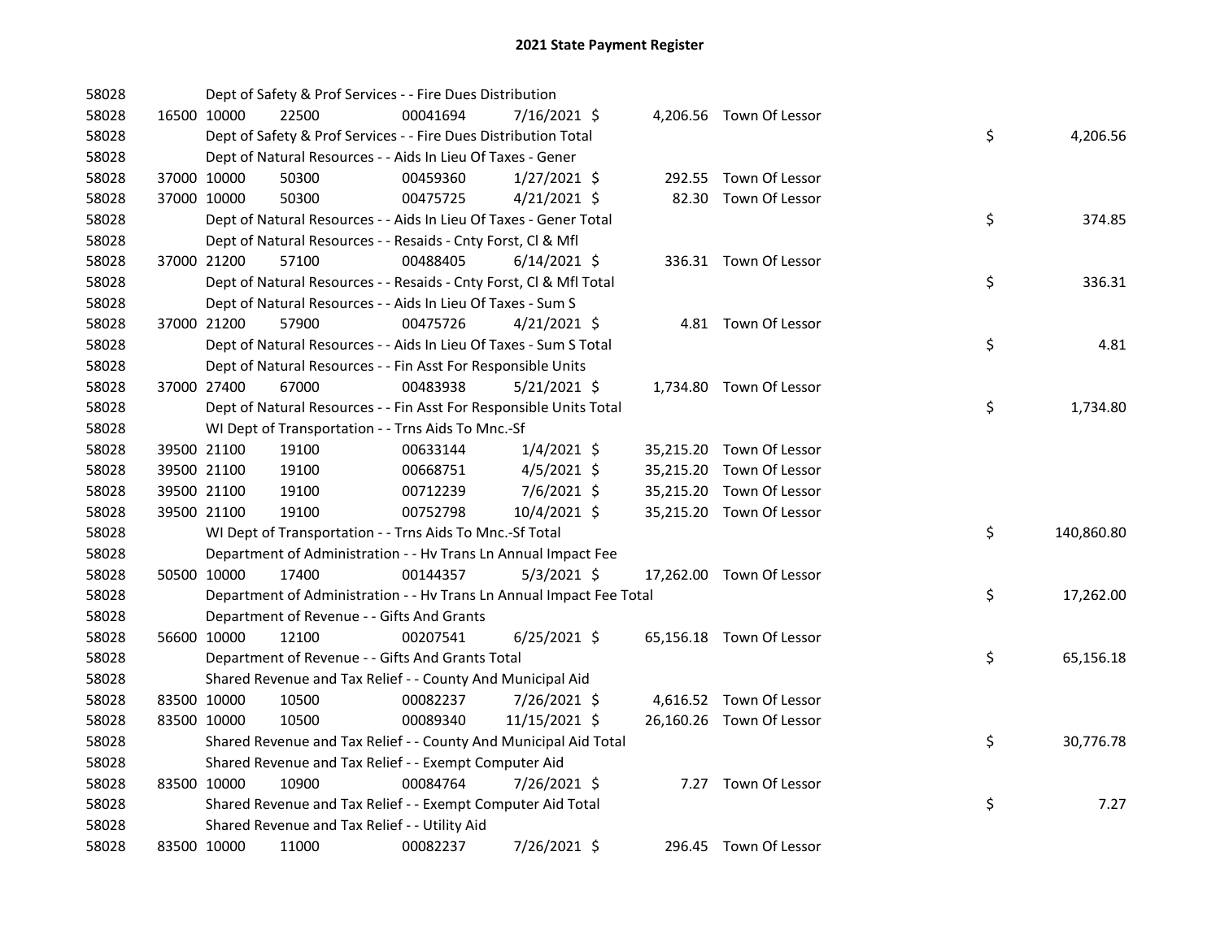# 2021 State Payment Register

| | | | | | | | | | |
|---|---|---|---|---|---|---|---|---|---|
| 58028 | | | Dept of Safety & Prof Services - - Fire Dues Distribution | | | | | | |
| 58028 | 16500 | 10000 | 22500 | 00041694 | 7/16/2021 | $ 4,206.56 | Town Of Lessor | | |
| 58028 | | | Dept of Safety & Prof Services - - Fire Dues Distribution Total | | | | | $ | 4,206.56 |
| 58028 | | | Dept of Natural Resources - - Aids In Lieu Of Taxes - Gener | | | | | | |
| 58028 | 37000 | 10000 | 50300 | 00459360 | 1/27/2021 | $ 292.55 | Town Of Lessor | | |
| 58028 | 37000 | 10000 | 50300 | 00475725 | 4/21/2021 | $ 82.30 | Town Of Lessor | | |
| 58028 | | | Dept of Natural Resources - - Aids In Lieu Of Taxes - Gener Total | | | | | $ | 374.85 |
| 58028 | | | Dept of Natural Resources - - Resaids - Cnty Forst, Cl & Mfl | | | | | | |
| 58028 | 37000 | 21200 | 57100 | 00488405 | 6/14/2021 | $ 336.31 | Town Of Lessor | | |
| 58028 | | | Dept of Natural Resources - - Resaids - Cnty Forst, Cl & Mfl Total | | | | | $ | 336.31 |
| 58028 | | | Dept of Natural Resources - - Aids In Lieu Of Taxes - Sum S | | | | | | |
| 58028 | 37000 | 21200 | 57900 | 00475726 | 4/21/2021 | $ 4.81 | Town Of Lessor | | |
| 58028 | | | Dept of Natural Resources - - Aids In Lieu Of Taxes - Sum S Total | | | | | $ | 4.81 |
| 58028 | | | Dept of Natural Resources - - Fin Asst For Responsible Units | | | | | | |
| 58028 | 37000 | 27400 | 67000 | 00483938 | 5/21/2021 | $ 1,734.80 | Town Of Lessor | | |
| 58028 | | | Dept of Natural Resources - - Fin Asst For Responsible Units Total | | | | | $ | 1,734.80 |
| 58028 | | | WI Dept of Transportation - - Trns Aids To Mnc.-Sf | | | | | | |
| 58028 | 39500 | 21100 | 19100 | 00633144 | 1/4/2021 | $ 35,215.20 | Town Of Lessor | | |
| 58028 | 39500 | 21100 | 19100 | 00668751 | 4/5/2021 | $ 35,215.20 | Town Of Lessor | | |
| 58028 | 39500 | 21100 | 19100 | 00712239 | 7/6/2021 | $ 35,215.20 | Town Of Lessor | | |
| 58028 | 39500 | 21100 | 19100 | 00752798 | 10/4/2021 | $ 35,215.20 | Town Of Lessor | | |
| 58028 | | | WI Dept of Transportation - - Trns Aids To Mnc.-Sf Total | | | | | $ | 140,860.80 |
| 58028 | | | Department of Administration - - Hv Trans Ln Annual Impact Fee | | | | | | |
| 58028 | 50500 | 10000 | 17400 | 00144357 | 5/3/2021 | $ 17,262.00 | Town Of Lessor | | |
| 58028 | | | Department of Administration - - Hv Trans Ln Annual Impact Fee Total | | | | | $ | 17,262.00 |
| 58028 | | | Department of Revenue - - Gifts And Grants | | | | | | |
| 58028 | 56600 | 10000 | 12100 | 00207541 | 6/25/2021 | $ 65,156.18 | Town Of Lessor | | |
| 58028 | | | Department of Revenue - - Gifts And Grants Total | | | | | $ | 65,156.18 |
| 58028 | | | Shared Revenue and Tax Relief - - County And Municipal Aid | | | | | | |
| 58028 | 83500 | 10000 | 10500 | 00082237 | 7/26/2021 | $ 4,616.52 | Town Of Lessor | | |
| 58028 | 83500 | 10000 | 10500 | 00089340 | 11/15/2021 | $ 26,160.26 | Town Of Lessor | | |
| 58028 | | | Shared Revenue and Tax Relief - - County And Municipal Aid Total | | | | | $ | 30,776.78 |
| 58028 | | | Shared Revenue and Tax Relief - - Exempt Computer Aid | | | | | | |
| 58028 | 83500 | 10000 | 10900 | 00084764 | 7/26/2021 | $ 7.27 | Town Of Lessor | | |
| 58028 | | | Shared Revenue and Tax Relief - - Exempt Computer Aid Total | | | | | $ | 7.27 |
| 58028 | | | Shared Revenue and Tax Relief - - Utility Aid | | | | | | |
| 58028 | 83500 | 10000 | 11000 | 00082237 | 7/26/2021 | $ 296.45 | Town Of Lessor | | |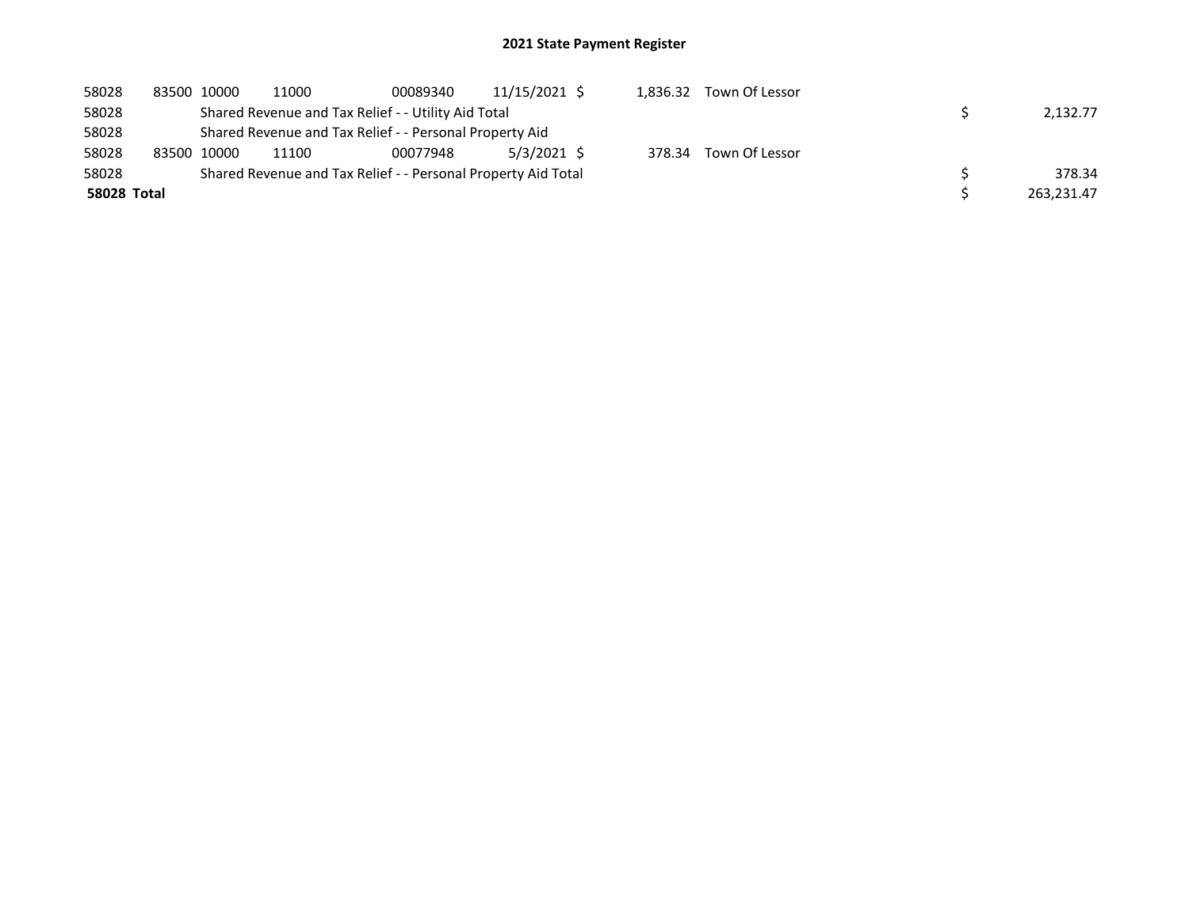# 2021 State Payment Register

| | | | | | | | | | |
|---|---|---|---|---|---|---|---|---|---|
| 58028 | 83500 | 10000 | 11000 | 00089340 | 11/15/2021 | $ 1,836.32 | Town Of Lessor | | |
| 58028 | | Shared Revenue and Tax Relief - - Utility Aid Total | | | | | | $ | 2,132.77 |
| 58028 | | Shared Revenue and Tax Relief - - Personal Property Aid | | | | | | | |
| 58028 | 83500 | 10000 | 11100 | 00077948 | 5/3/2021 | $ 378.34 | Town Of Lessor | | |
| 58028 | | Shared Revenue and Tax Relief - - Personal Property Aid Total | | | | | | $ | 378.34 |
| **58028 Total** | | | | | | | | $ | 263,231.47 |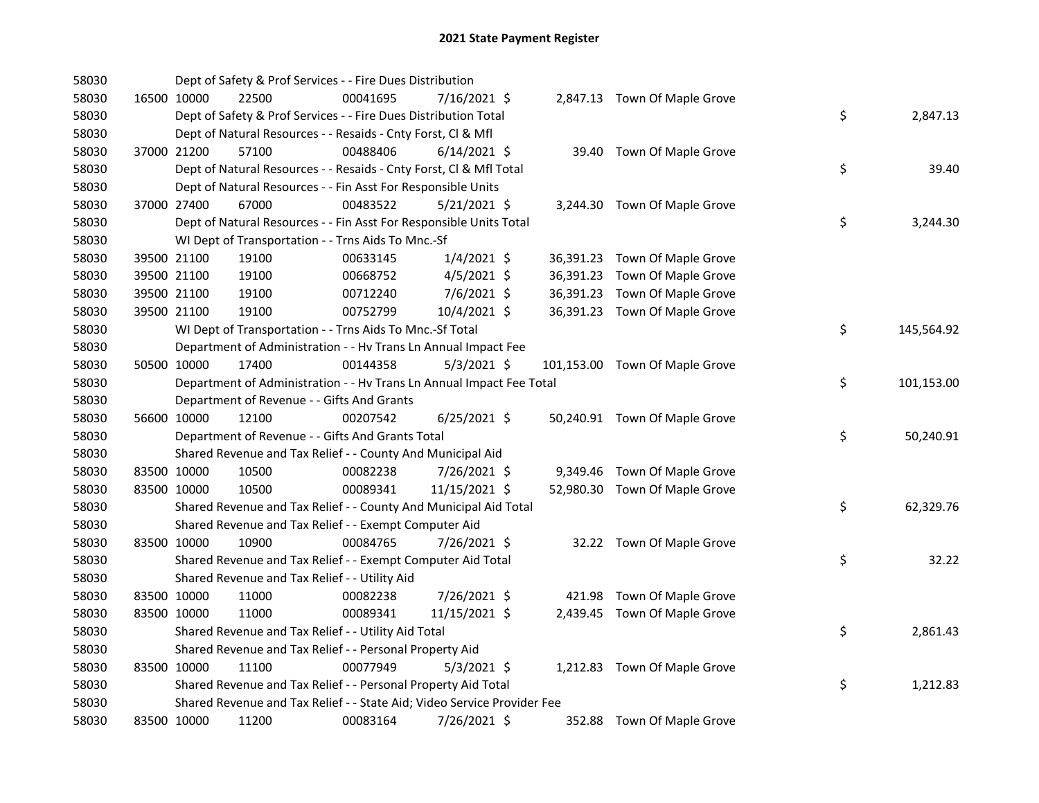## 2021 State Payment Register

| | | | | | | | | | |
|---|---|---|---|---|---|---|---|---|---|
| 58030 | | | Dept of Safety & Prof Services - - Fire Dues Distribution | | | | | | |
| 58030 | 16500 | 10000 | 22500 | 00041695 | 7/16/2021 | $ 2,847.13 | Town Of Maple Grove | | |
| 58030 | | | Dept of Safety & Prof Services - - Fire Dues Distribution Total | | | | | $ | 2,847.13 |
| 58030 | | | Dept of Natural Resources - - Resaids - Cnty Forst, Cl & Mfl | | | | | | |
| 58030 | 37000 | 21200 | 57100 | 00488406 | 6/14/2021 | $ 39.40 | Town Of Maple Grove | | |
| 58030 | | | Dept of Natural Resources - - Resaids - Cnty Forst, Cl & Mfl Total | | | | | $ | 39.40 |
| 58030 | | | Dept of Natural Resources - - Fin Asst For Responsible Units | | | | | | |
| 58030 | 37000 | 27400 | 67000 | 00483522 | 5/21/2021 | $ 3,244.30 | Town Of Maple Grove | | |
| 58030 | | | Dept of Natural Resources - - Fin Asst For Responsible Units Total | | | | | $ | 3,244.30 |
| 58030 | | | WI Dept of Transportation - - Trns Aids To Mnc.-Sf | | | | | | |
| 58030 | 39500 | 21100 | 19100 | 00633145 | 1/4/2021 | $ 36,391.23 | Town Of Maple Grove | | |
| 58030 | 39500 | 21100 | 19100 | 00668752 | 4/5/2021 | $ 36,391.23 | Town Of Maple Grove | | |
| 58030 | 39500 | 21100 | 19100 | 00712240 | 7/6/2021 | $ 36,391.23 | Town Of Maple Grove | | |
| 58030 | 39500 | 21100 | 19100 | 00752799 | 10/4/2021 | $ 36,391.23 | Town Of Maple Grove | | |
| 58030 | | | WI Dept of Transportation - - Trns Aids To Mnc.-Sf Total | | | | | $ | 145,564.92 |
| 58030 | | | Department of Administration - - Hv Trans Ln Annual Impact Fee | | | | | | |
| 58030 | 50500 | 10000 | 17400 | 00144358 | 5/3/2021 | $ 101,153.00 | Town Of Maple Grove | | |
| 58030 | | | Department of Administration - - Hv Trans Ln Annual Impact Fee Total | | | | | $ | 101,153.00 |
| 58030 | | | Department of Revenue - - Gifts And Grants | | | | | | |
| 58030 | 56600 | 10000 | 12100 | 00207542 | 6/25/2021 | $ 50,240.91 | Town Of Maple Grove | | |
| 58030 | | | Department of Revenue - - Gifts And Grants Total | | | | | $ | 50,240.91 |
| 58030 | | | Shared Revenue and Tax Relief - - County And Municipal Aid | | | | | | |
| 58030 | 83500 | 10000 | 10500 | 00082238 | 7/26/2021 | $ 9,349.46 | Town Of Maple Grove | | |
| 58030 | 83500 | 10000 | 10500 | 00089341 | 11/15/2021 | $ 52,980.30 | Town Of Maple Grove | | |
| 58030 | | | Shared Revenue and Tax Relief - - County And Municipal Aid Total | | | | | $ | 62,329.76 |
| 58030 | | | Shared Revenue and Tax Relief - - Exempt Computer Aid | | | | | | |
| 58030 | 83500 | 10000 | 10900 | 00084765 | 7/26/2021 | $ 32.22 | Town Of Maple Grove | | |
| 58030 | | | Shared Revenue and Tax Relief - - Exempt Computer Aid Total | | | | | $ | 32.22 |
| 58030 | | | Shared Revenue and Tax Relief - - Utility Aid | | | | | | |
| 58030 | 83500 | 10000 | 11000 | 00082238 | 7/26/2021 | $ 421.98 | Town Of Maple Grove | | |
| 58030 | 83500 | 10000 | 11000 | 00089341 | 11/15/2021 | $ 2,439.45 | Town Of Maple Grove | | |
| 58030 | | | Shared Revenue and Tax Relief - - Utility Aid Total | | | | | $ | 2,861.43 |
| 58030 | | | Shared Revenue and Tax Relief - - Personal Property Aid | | | | | | |
| 58030 | 83500 | 10000 | 11100 | 00077949 | 5/3/2021 | $ 1,212.83 | Town Of Maple Grove | | |
| 58030 | | | Shared Revenue and Tax Relief - - Personal Property Aid Total | | | | | $ | 1,212.83 |
| 58030 | | | Shared Revenue and Tax Relief - - State Aid; Video Service Provider Fee | | | | | | |
| 58030 | 83500 | 10000 | 11200 | 00083164 | 7/26/2021 | $ 352.88 | Town Of Maple Grove | | |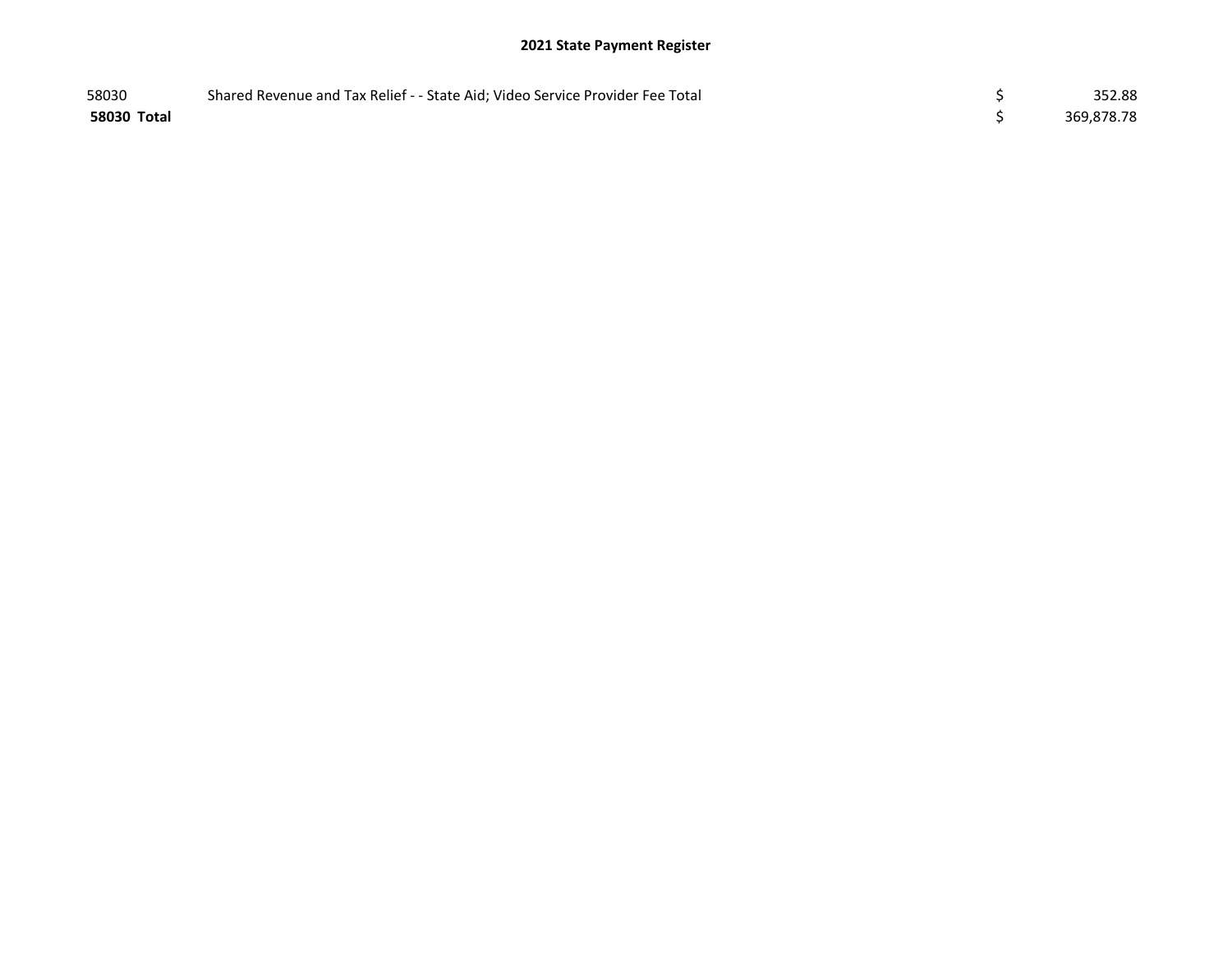## 2021 State Payment Register

| | | | |
|---|---|---|---|
| 58030 | Shared Revenue and Tax Relief - - State Aid; Video Service Provider Fee Total | $ | 352.88 |
| **58030 Total** | | $ | 369,878.78 |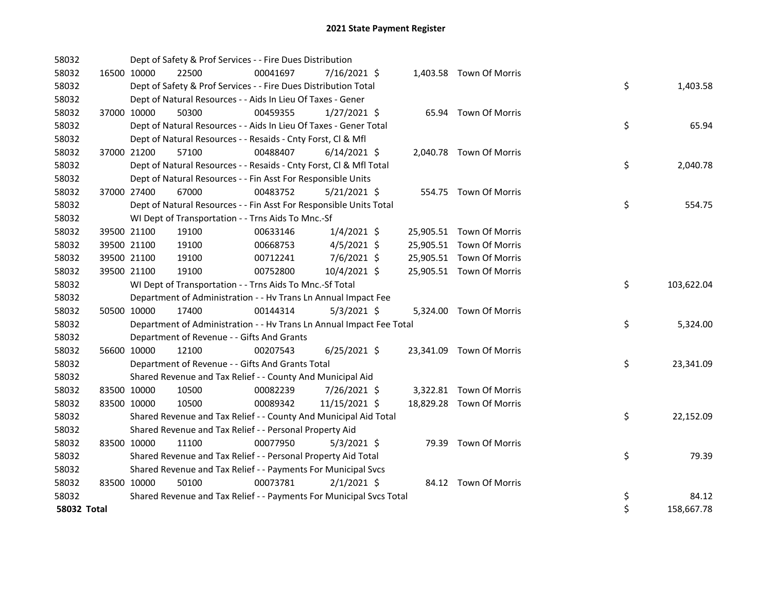# 2021 State Payment Register

| | | | | | | | | |
|---|---|---|---|---|---|---|---|---|
| 58032 | | | Dept of Safety & Prof Services - - Fire Dues Distribution | | | | | |
| 58032 | 16500 | 10000 | 22500 | 00041697 | 7/16/2021 | $ 1,403.58 | Town Of Morris | |
| 58032 | | | Dept of Safety & Prof Services - - Fire Dues Distribution Total | | | | | $ 1,403.58 |
| 58032 | | | Dept of Natural Resources - - Aids In Lieu Of Taxes - Gener | | | | | |
| 58032 | 37000 | 10000 | 50300 | 00459355 | 1/27/2021 | $ 65.94 | Town Of Morris | |
| 58032 | | | Dept of Natural Resources - - Aids In Lieu Of Taxes - Gener Total | | | | | $ 65.94 |
| 58032 | | | Dept of Natural Resources - - Resaids - Cnty Forst, Cl & Mfl | | | | | |
| 58032 | 37000 | 21200 | 57100 | 00488407 | 6/14/2021 | $ 2,040.78 | Town Of Morris | |
| 58032 | | | Dept of Natural Resources - - Resaids - Cnty Forst, Cl & Mfl Total | | | | | $ 2,040.78 |
| 58032 | | | Dept of Natural Resources - - Fin Asst For Responsible Units | | | | | |
| 58032 | 37000 | 27400 | 67000 | 00483752 | 5/21/2021 | $ 554.75 | Town Of Morris | |
| 58032 | | | Dept of Natural Resources - - Fin Asst For Responsible Units Total | | | | | $ 554.75 |
| 58032 | | | WI Dept of Transportation - - Trns Aids To Mnc.-Sf | | | | | |
| 58032 | 39500 | 21100 | 19100 | 00633146 | 1/4/2021 | $ 25,905.51 | Town Of Morris | |
| 58032 | 39500 | 21100 | 19100 | 00668753 | 4/5/2021 | $ 25,905.51 | Town Of Morris | |
| 58032 | 39500 | 21100 | 19100 | 00712241 | 7/6/2021 | $ 25,905.51 | Town Of Morris | |
| 58032 | 39500 | 21100 | 19100 | 00752800 | 10/4/2021 | $ 25,905.51 | Town Of Morris | |
| 58032 | | | WI Dept of Transportation - - Trns Aids To Mnc.-Sf Total | | | | | $ 103,622.04 |
| 58032 | | | Department of Administration - - Hv Trans Ln Annual Impact Fee | | | | | |
| 58032 | 50500 | 10000 | 17400 | 00144314 | 5/3/2021 | $ 5,324.00 | Town Of Morris | |
| 58032 | | | Department of Administration - - Hv Trans Ln Annual Impact Fee Total | | | | | $ 5,324.00 |
| 58032 | | | Department of Revenue - - Gifts And Grants | | | | | |
| 58032 | 56600 | 10000 | 12100 | 00207543 | 6/25/2021 | $ 23,341.09 | Town Of Morris | |
| 58032 | | | Department of Revenue - - Gifts And Grants Total | | | | | $ 23,341.09 |
| 58032 | | | Shared Revenue and Tax Relief - - County And Municipal Aid | | | | | |
| 58032 | 83500 | 10000 | 10500 | 00082239 | 7/26/2021 | $ 3,322.81 | Town Of Morris | |
| 58032 | 83500 | 10000 | 10500 | 00089342 | 11/15/2021 | $ 18,829.28 | Town Of Morris | |
| 58032 | | | Shared Revenue and Tax Relief - - County And Municipal Aid Total | | | | | $ 22,152.09 |
| 58032 | | | Shared Revenue and Tax Relief - - Personal Property Aid | | | | | |
| 58032 | 83500 | 10000 | 11100 | 00077950 | 5/3/2021 | $ 79.39 | Town Of Morris | |
| 58032 | | | Shared Revenue and Tax Relief - - Personal Property Aid Total | | | | | $ 79.39 |
| 58032 | | | Shared Revenue and Tax Relief - - Payments For Municipal Svcs | | | | | |
| 58032 | 83500 | 10000 | 50100 | 00073781 | 2/1/2021 | $ 84.12 | Town Of Morris | |
| 58032 | | | Shared Revenue and Tax Relief - - Payments For Municipal Svcs Total | | | | | $ 84.12 |
| **58032 Total** | | | | | | | | $ 158,667.78 |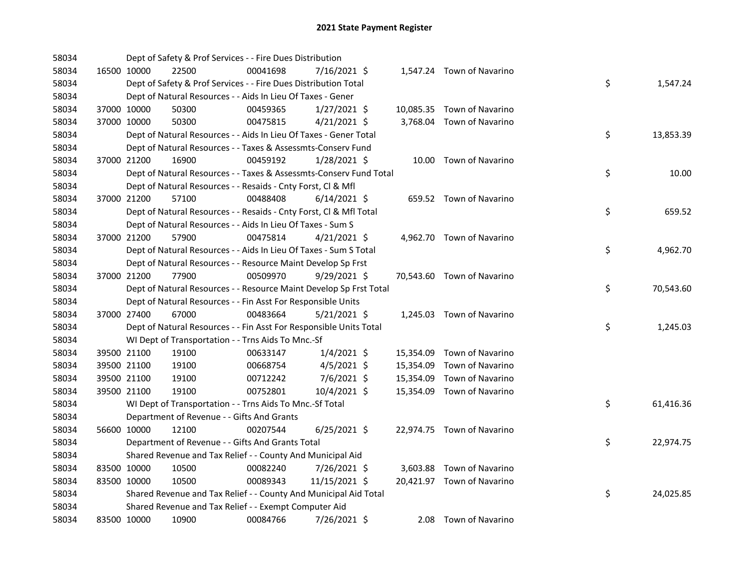# 2021 State Payment Register

| | | | | | | | | |
|---|---|---|---|---|---|---|---|---|
| 58034 | | Dept of Safety & Prof Services - - Fire Dues Distribution | | | | | | |
| 58034 | 16500 10000 | 22500 | 00041698 | 7/16/2021 | $ | 1,547.24 | Town of Navarino | |
| 58034 | | Dept of Safety & Prof Services - - Fire Dues Distribution Total | | | | | | $ 1,547.24 |
| 58034 | | Dept of Natural Resources - - Aids In Lieu Of Taxes - Gener | | | | | | |
| 58034 | 37000 10000 | 50300 | 00459365 | 1/27/2021 | $ | 10,085.35 | Town of Navarino | |
| 58034 | 37000 10000 | 50300 | 00475815 | 4/21/2021 | $ | 3,768.04 | Town of Navarino | |
| 58034 | | Dept of Natural Resources - - Aids In Lieu Of Taxes - Gener Total | | | | | | $ 13,853.39 |
| 58034 | | Dept of Natural Resources - - Taxes & Assessmts-Conserv Fund | | | | | | |
| 58034 | 37000 21200 | 16900 | 00459192 | 1/28/2021 | $ | 10.00 | Town of Navarino | |
| 58034 | | Dept of Natural Resources - - Taxes & Assessmts-Conserv Fund Total | | | | | | $ 10.00 |
| 58034 | | Dept of Natural Resources - - Resaids - Cnty Forst, Cl & Mfl | | | | | | |
| 58034 | 37000 21200 | 57100 | 00488408 | 6/14/2021 | $ | 659.52 | Town of Navarino | |
| 58034 | | Dept of Natural Resources - - Resaids - Cnty Forst, Cl & Mfl Total | | | | | | $ 659.52 |
| 58034 | | Dept of Natural Resources - - Aids In Lieu Of Taxes - Sum S | | | | | | |
| 58034 | 37000 21200 | 57900 | 00475814 | 4/21/2021 | $ | 4,962.70 | Town of Navarino | |
| 58034 | | Dept of Natural Resources - - Aids In Lieu Of Taxes - Sum S Total | | | | | | $ 4,962.70 |
| 58034 | | Dept of Natural Resources - - Resource Maint Develop Sp Frst | | | | | | |
| 58034 | 37000 21200 | 77900 | 00509970 | 9/29/2021 | $ | 70,543.60 | Town of Navarino | |
| 58034 | | Dept of Natural Resources - - Resource Maint Develop Sp Frst Total | | | | | | $ 70,543.60 |
| 58034 | | Dept of Natural Resources - - Fin Asst For Responsible Units | | | | | | |
| 58034 | 37000 27400 | 67000 | 00483664 | 5/21/2021 | $ | 1,245.03 | Town of Navarino | |
| 58034 | | Dept of Natural Resources - - Fin Asst For Responsible Units Total | | | | | | $ 1,245.03 |
| 58034 | | WI Dept of Transportation - - Trns Aids To Mnc.-Sf | | | | | | |
| 58034 | 39500 21100 | 19100 | 00633147 | 1/4/2021 | $ | 15,354.09 | Town of Navarino | |
| 58034 | 39500 21100 | 19100 | 00668754 | 4/5/2021 | $ | 15,354.09 | Town of Navarino | |
| 58034 | 39500 21100 | 19100 | 00712242 | 7/6/2021 | $ | 15,354.09 | Town of Navarino | |
| 58034 | 39500 21100 | 19100 | 00752801 | 10/4/2021 | $ | 15,354.09 | Town of Navarino | |
| 58034 | | WI Dept of Transportation - - Trns Aids To Mnc.-Sf Total | | | | | | $ 61,416.36 |
| 58034 | | Department of Revenue - - Gifts And Grants | | | | | | |
| 58034 | 56600 10000 | 12100 | 00207544 | 6/25/2021 | $ | 22,974.75 | Town of Navarino | |
| 58034 | | Department of Revenue - - Gifts And Grants Total | | | | | | $ 22,974.75 |
| 58034 | | Shared Revenue and Tax Relief - - County And Municipal Aid | | | | | | |
| 58034 | 83500 10000 | 10500 | 00082240 | 7/26/2021 | $ | 3,603.88 | Town of Navarino | |
| 58034 | 83500 10000 | 10500 | 00089343 | 11/15/2021 | $ | 20,421.97 | Town of Navarino | |
| 58034 | | Shared Revenue and Tax Relief - - County And Municipal Aid Total | | | | | | $ 24,025.85 |
| 58034 | | Shared Revenue and Tax Relief - - Exempt Computer Aid | | | | | | |
| 58034 | 83500 10000 | 10900 | 00084766 | 7/26/2021 | $ | 2.08 | Town of Navarino | |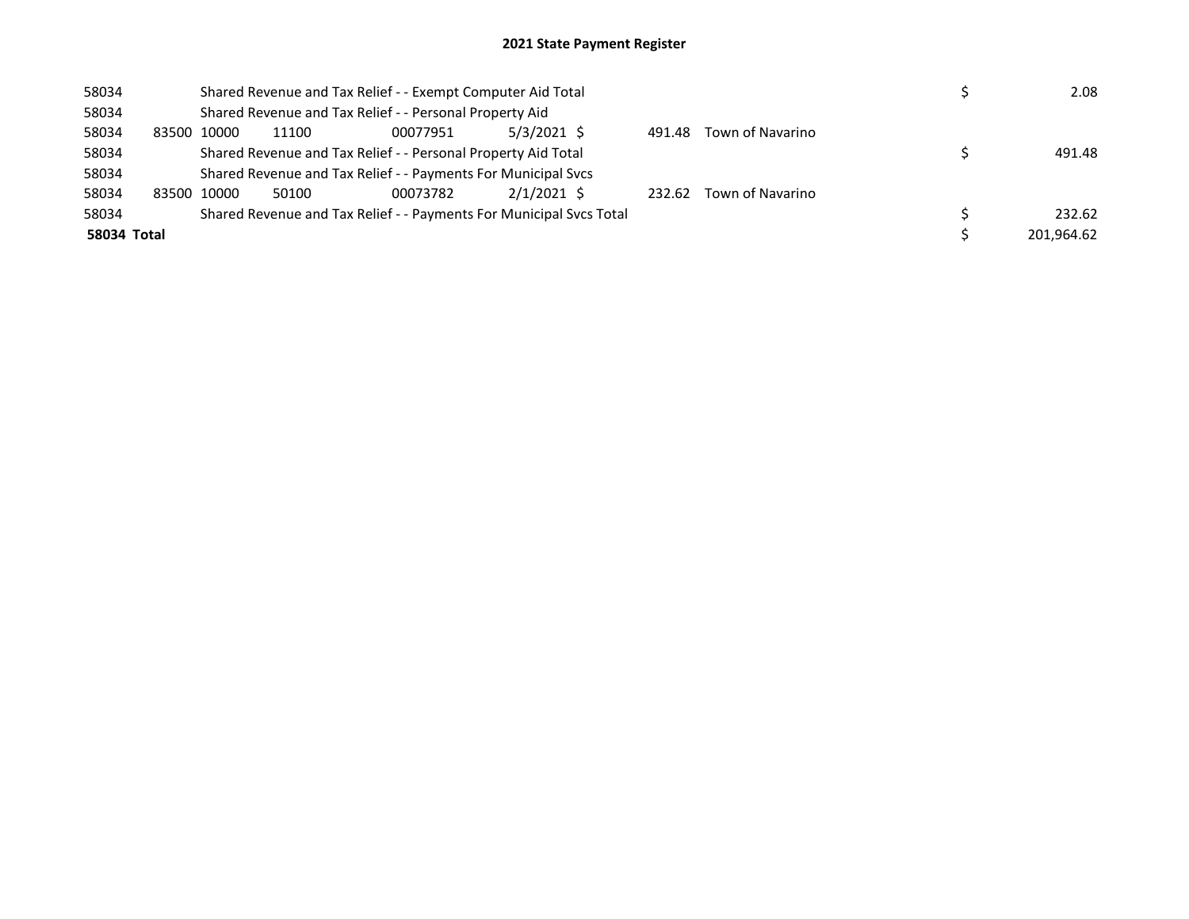# 2021 State Payment Register

| | | | | | | | | | |
|---|---|---|---|---|---|---|---|---|---|
| 58034 | | Shared Revenue and Tax Relief - - Exempt Computer Aid Total | | | | | | $ | 2.08 |
| 58034 | | Shared Revenue and Tax Relief - - Personal Property Aid | | | | | | | |
| 58034 | 83500 | 10000 | 11100 | 00077951 | 5/3/2021 | $ 491.48 | Town of Navarino | | |
| 58034 | | Shared Revenue and Tax Relief - - Personal Property Aid Total | | | | | | $ | 491.48 |
| 58034 | | Shared Revenue and Tax Relief - - Payments For Municipal Svcs | | | | | | | |
| 58034 | 83500 | 10000 | 50100 | 00073782 | 2/1/2021 | $ 232.62 | Town of Navarino | | |
| 58034 | | Shared Revenue and Tax Relief - - Payments For Municipal Svcs Total | | | | | | $ | 232.62 |
| **58034 Total** | | | | | | | | $ | 201,964.62 |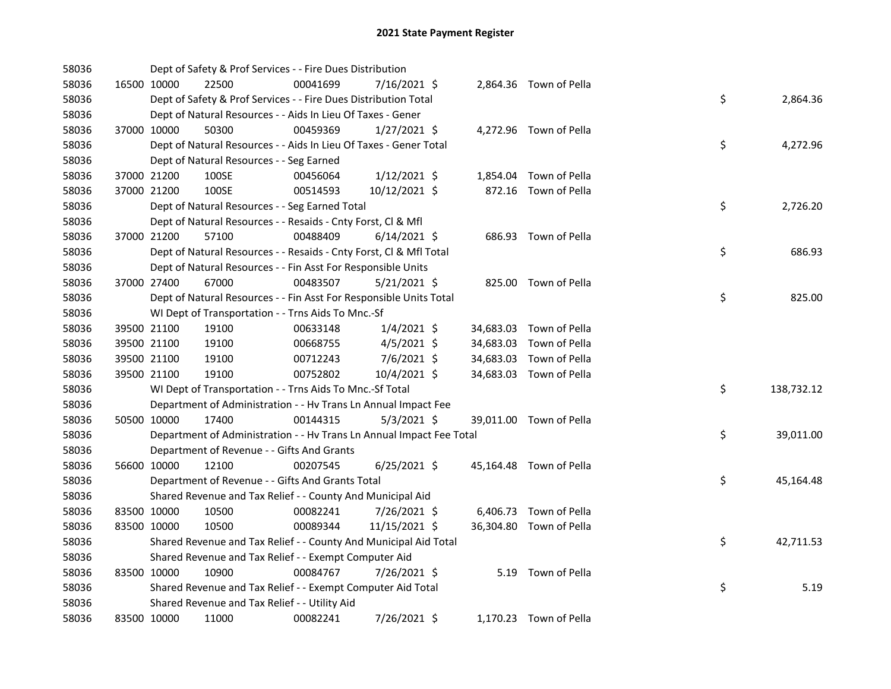# 2021 State Payment Register

| | | | | | | | | | |
|---|---|---|---|---|---|---|---|---|---|
| 58036 | | | Dept of Safety & Prof Services - - Fire Dues Distribution | | | | | | |
| 58036 | 16500 | 10000 | 22500 | 00041699 | 7/16/2021 | $ 2,864.36 | Town of Pella | | |
| 58036 | | | Dept of Safety & Prof Services - - Fire Dues Distribution Total | | | | | $ | 2,864.36 |
| 58036 | | | Dept of Natural Resources - - Aids In Lieu Of Taxes - Gener | | | | | | |
| 58036 | 37000 | 10000 | 50300 | 00459369 | 1/27/2021 | $ 4,272.96 | Town of Pella | | |
| 58036 | | | Dept of Natural Resources - - Aids In Lieu Of Taxes - Gener Total | | | | | $ | 4,272.96 |
| 58036 | | | Dept of Natural Resources - - Seg Earned | | | | | | |
| 58036 | 37000 | 21200 | 100SE | 00456064 | 1/12/2021 | $ 1,854.04 | Town of Pella | | |
| 58036 | 37000 | 21200 | 100SE | 00514593 | 10/12/2021 | $ 872.16 | Town of Pella | | |
| 58036 | | | Dept of Natural Resources - - Seg Earned Total | | | | | $ | 2,726.20 |
| 58036 | | | Dept of Natural Resources - - Resaids - Cnty Forst, Cl & Mfl | | | | | | |
| 58036 | 37000 | 21200 | 57100 | 00488409 | 6/14/2021 | $ 686.93 | Town of Pella | | |
| 58036 | | | Dept of Natural Resources - - Resaids - Cnty Forst, Cl & Mfl Total | | | | | $ | 686.93 |
| 58036 | | | Dept of Natural Resources - - Fin Asst For Responsible Units | | | | | | |
| 58036 | 37000 | 27400 | 67000 | 00483507 | 5/21/2021 | $ 825.00 | Town of Pella | | |
| 58036 | | | Dept of Natural Resources - - Fin Asst For Responsible Units Total | | | | | $ | 825.00 |
| 58036 | | | WI Dept of Transportation - - Trns Aids To Mnc.-Sf | | | | | | |
| 58036 | 39500 | 21100 | 19100 | 00633148 | 1/4/2021 | $ 34,683.03 | Town of Pella | | |
| 58036 | 39500 | 21100 | 19100 | 00668755 | 4/5/2021 | $ 34,683.03 | Town of Pella | | |
| 58036 | 39500 | 21100 | 19100 | 00712243 | 7/6/2021 | $ 34,683.03 | Town of Pella | | |
| 58036 | 39500 | 21100 | 19100 | 00752802 | 10/4/2021 | $ 34,683.03 | Town of Pella | | |
| 58036 | | | WI Dept of Transportation - - Trns Aids To Mnc.-Sf Total | | | | | $ | 138,732.12 |
| 58036 | | | Department of Administration - - Hv Trans Ln Annual Impact Fee | | | | | | |
| 58036 | 50500 | 10000 | 17400 | 00144315 | 5/3/2021 | $ 39,011.00 | Town of Pella | | |
| 58036 | | | Department of Administration - - Hv Trans Ln Annual Impact Fee Total | | | | | $ | 39,011.00 |
| 58036 | | | Department of Revenue - - Gifts And Grants | | | | | | |
| 58036 | 56600 | 10000 | 12100 | 00207545 | 6/25/2021 | $ 45,164.48 | Town of Pella | | |
| 58036 | | | Department of Revenue - - Gifts And Grants Total | | | | | $ | 45,164.48 |
| 58036 | | | Shared Revenue and Tax Relief - - County And Municipal Aid | | | | | | |
| 58036 | 83500 | 10000 | 10500 | 00082241 | 7/26/2021 | $ 6,406.73 | Town of Pella | | |
| 58036 | 83500 | 10000 | 10500 | 00089344 | 11/15/2021 | $ 36,304.80 | Town of Pella | | |
| 58036 | | | Shared Revenue and Tax Relief - - County And Municipal Aid Total | | | | | $ | 42,711.53 |
| 58036 | | | Shared Revenue and Tax Relief - - Exempt Computer Aid | | | | | | |
| 58036 | 83500 | 10000 | 10900 | 00084767 | 7/26/2021 | $ 5.19 | Town of Pella | | |
| 58036 | | | Shared Revenue and Tax Relief - - Exempt Computer Aid Total | | | | | $ | 5.19 |
| 58036 | | | Shared Revenue and Tax Relief - - Utility Aid | | | | | | |
| 58036 | 83500 | 10000 | 11000 | 00082241 | 7/26/2021 | $ 1,170.23 | Town of Pella | | |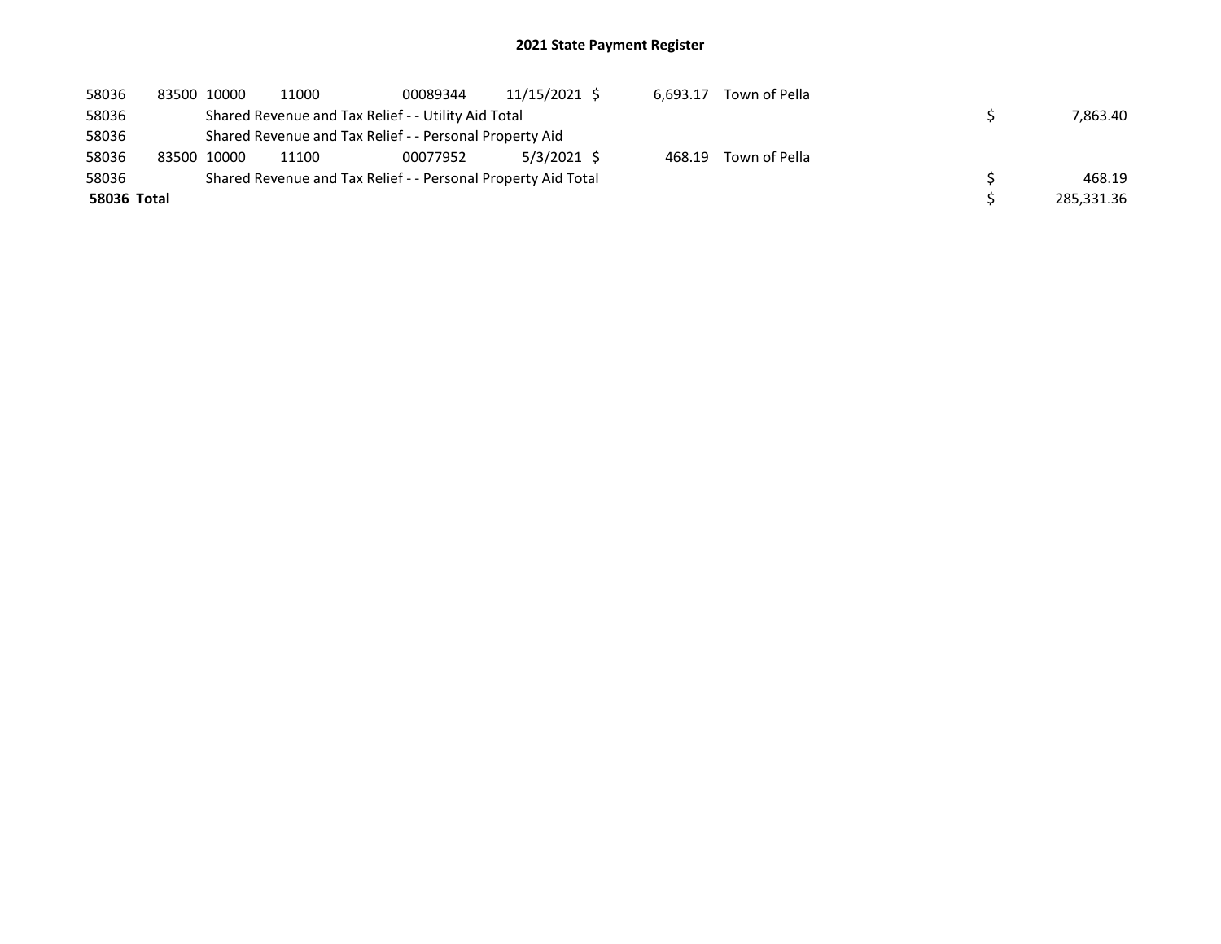# 2021 State Payment Register

| | | | | | | | | | |
|---|---|---|---|---|---|---|---|---|---|
| 58036 | 83500 | 10000 | 11000 | 00089344 | 11/15/2021 | $ 6,693.17 | Town of Pella | | |
| 58036 | | Shared Revenue and Tax Relief - - Utility Aid Total | | | | | | $ | 7,863.40 |
| 58036 | | Shared Revenue and Tax Relief - - Personal Property Aid | | | | | | | |
| 58036 | 83500 | 10000 | 11100 | 00077952 | 5/3/2021 | $ 468.19 | Town of Pella | | |
| 58036 | | Shared Revenue and Tax Relief - - Personal Property Aid Total | | | | | | $ | 468.19 |
| **58036 Total** | | | | | | | | $ | 285,331.36 |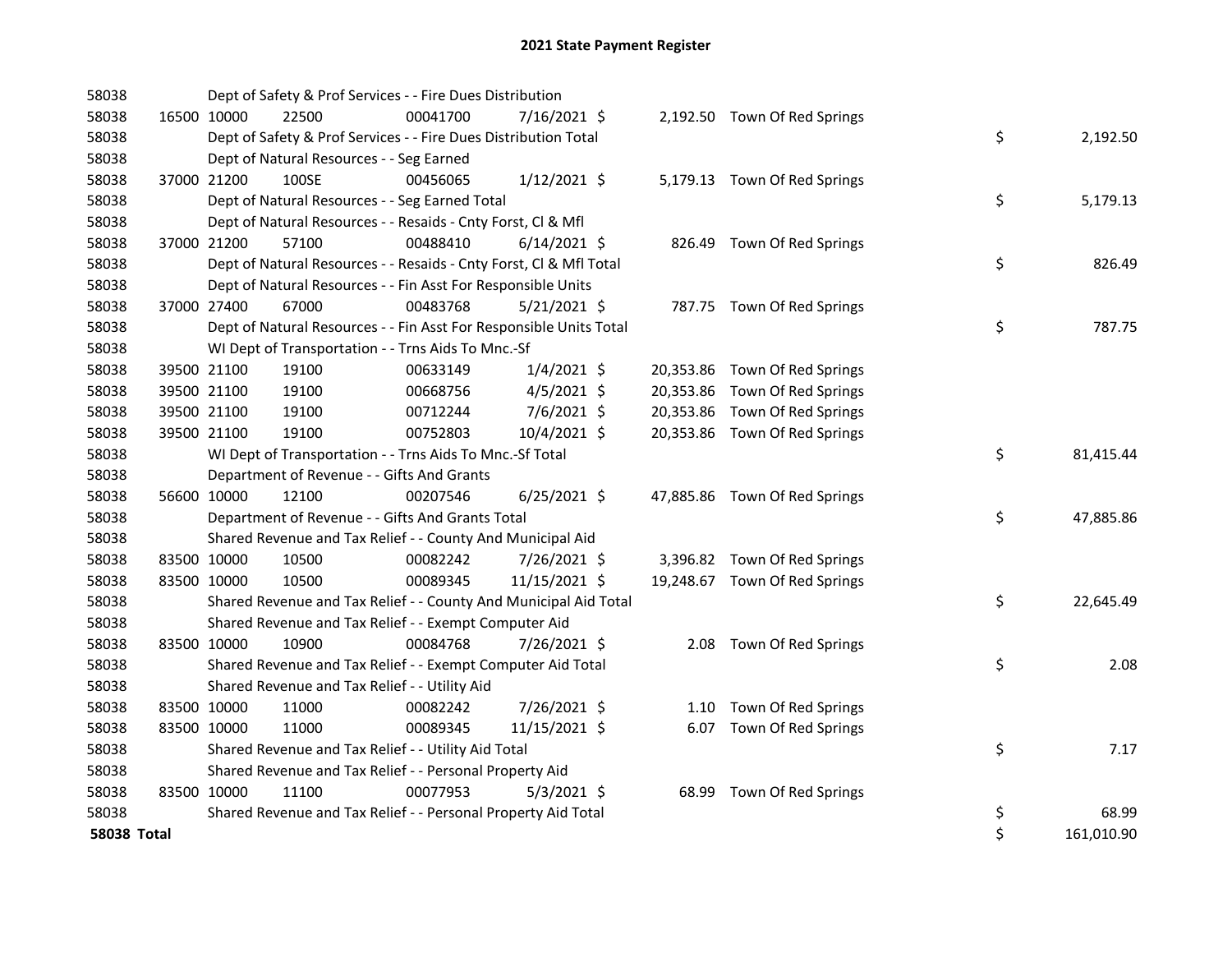# 2021 State Payment Register

| | | | | | | | | | |
|---|---|---|---|---|---|---|---|---|---|
| 58038 | | | Dept of Safety & Prof Services - - Fire Dues Distribution | | | | | | |
| 58038 | 16500 | 10000 | 22500 | 00041700 | 7/16/2021 | $ 2,192.50 | Town Of Red Springs | | |
| 58038 | | | Dept of Safety & Prof Services - - Fire Dues Distribution Total | | | | | $ | 2,192.50 |
| 58038 | | | Dept of Natural Resources - - Seg Earned | | | | | | |
| 58038 | 37000 | 21200 | 100SE | 00456065 | 1/12/2021 | $ 5,179.13 | Town Of Red Springs | | |
| 58038 | | | Dept of Natural Resources - - Seg Earned Total | | | | | $ | 5,179.13 |
| 58038 | | | Dept of Natural Resources - - Resaids - Cnty Forst, Cl & Mfl | | | | | | |
| 58038 | 37000 | 21200 | 57100 | 00488410 | 6/14/2021 | $ 826.49 | Town Of Red Springs | | |
| 58038 | | | Dept of Natural Resources - - Resaids - Cnty Forst, Cl & Mfl Total | | | | | $ | 826.49 |
| 58038 | | | Dept of Natural Resources - - Fin Asst For Responsible Units | | | | | | |
| 58038 | 37000 | 27400 | 67000 | 00483768 | 5/21/2021 | $ 787.75 | Town Of Red Springs | | |
| 58038 | | | Dept of Natural Resources - - Fin Asst For Responsible Units Total | | | | | $ | 787.75 |
| 58038 | | | WI Dept of Transportation - - Trns Aids To Mnc.-Sf | | | | | | |
| 58038 | 39500 | 21100 | 19100 | 00633149 | 1/4/2021 | $ 20,353.86 | Town Of Red Springs | | |
| 58038 | 39500 | 21100 | 19100 | 00668756 | 4/5/2021 | $ 20,353.86 | Town Of Red Springs | | |
| 58038 | 39500 | 21100 | 19100 | 00712244 | 7/6/2021 | $ 20,353.86 | Town Of Red Springs | | |
| 58038 | 39500 | 21100 | 19100 | 00752803 | 10/4/2021 | $ 20,353.86 | Town Of Red Springs | | |
| 58038 | | | WI Dept of Transportation - - Trns Aids To Mnc.-Sf Total | | | | | $ | 81,415.44 |
| 58038 | | | Department of Revenue - - Gifts And Grants | | | | | | |
| 58038 | 56600 | 10000 | 12100 | 00207546 | 6/25/2021 | $ 47,885.86 | Town Of Red Springs | | |
| 58038 | | | Department of Revenue - - Gifts And Grants Total | | | | | $ | 47,885.86 |
| 58038 | | | Shared Revenue and Tax Relief - - County And Municipal Aid | | | | | | |
| 58038 | 83500 | 10000 | 10500 | 00082242 | 7/26/2021 | $ 3,396.82 | Town Of Red Springs | | |
| 58038 | 83500 | 10000 | 10500 | 00089345 | 11/15/2021 | $ 19,248.67 | Town Of Red Springs | | |
| 58038 | | | Shared Revenue and Tax Relief - - County And Municipal Aid Total | | | | | $ | 22,645.49 |
| 58038 | | | Shared Revenue and Tax Relief - - Exempt Computer Aid | | | | | | |
| 58038 | 83500 | 10000 | 10900 | 00084768 | 7/26/2021 | $ 2.08 | Town Of Red Springs | | |
| 58038 | | | Shared Revenue and Tax Relief - - Exempt Computer Aid Total | | | | | $ | 2.08 |
| 58038 | | | Shared Revenue and Tax Relief - - Utility Aid | | | | | | |
| 58038 | 83500 | 10000 | 11000 | 00082242 | 7/26/2021 | $ 1.10 | Town Of Red Springs | | |
| 58038 | 83500 | 10000 | 11000 | 00089345 | 11/15/2021 | $ 6.07 | Town Of Red Springs | | |
| 58038 | | | Shared Revenue and Tax Relief - - Utility Aid Total | | | | | $ | 7.17 |
| 58038 | | | Shared Revenue and Tax Relief - - Personal Property Aid | | | | | | |
| 58038 | 83500 | 10000 | 11100 | 00077953 | 5/3/2021 | $ 68.99 | Town Of Red Springs | | |
| 58038 | | | Shared Revenue and Tax Relief - - Personal Property Aid Total | | | | | $ | 68.99 |
| **58038 Total** | | | | | | | | $ | 161,010.90 |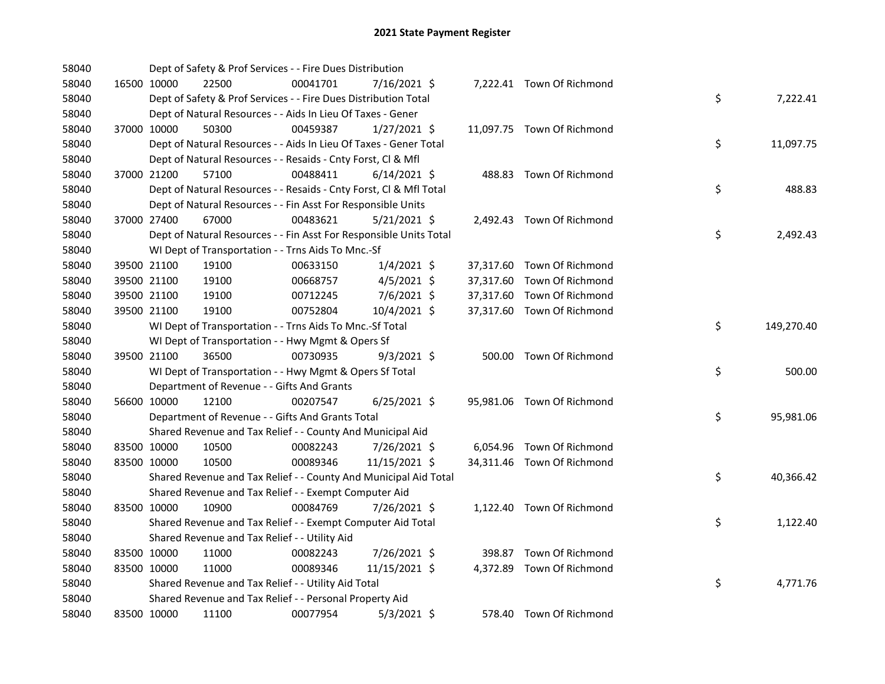# 2021 State Payment Register

| | | | | | | | | |
|---|---|---|---|---|---|---|---|---|
| 58040 | | | Dept of Safety & Prof Services - - Fire Dues Distribution | | | | | |
| 58040 | 16500 | 10000 | 22500 | 00041701 | 7/16/2021 $ | 7,222.41 | Town Of Richmond | |
| 58040 | | | Dept of Safety & Prof Services - - Fire Dues Distribution Total | | | | | $ 7,222.41 |
| 58040 | | | Dept of Natural Resources - - Aids In Lieu Of Taxes - Gener | | | | | |
| 58040 | 37000 | 10000 | 50300 | 00459387 | 1/27/2021 $ | 11,097.75 | Town Of Richmond | |
| 58040 | | | Dept of Natural Resources - - Aids In Lieu Of Taxes - Gener Total | | | | | $ 11,097.75 |
| 58040 | | | Dept of Natural Resources - - Resaids - Cnty Forst, Cl & Mfl | | | | | |
| 58040 | 37000 | 21200 | 57100 | 00488411 | 6/14/2021 $ | 488.83 | Town Of Richmond | |
| 58040 | | | Dept of Natural Resources - - Resaids - Cnty Forst, Cl & Mfl Total | | | | | $ 488.83 |
| 58040 | | | Dept of Natural Resources - - Fin Asst For Responsible Units | | | | | |
| 58040 | 37000 | 27400 | 67000 | 00483621 | 5/21/2021 $ | 2,492.43 | Town Of Richmond | |
| 58040 | | | Dept of Natural Resources - - Fin Asst For Responsible Units Total | | | | | $ 2,492.43 |
| 58040 | | | WI Dept of Transportation - - Trns Aids To Mnc.-Sf | | | | | |
| 58040 | 39500 | 21100 | 19100 | 00633150 | 1/4/2021 $ | 37,317.60 | Town Of Richmond | |
| 58040 | 39500 | 21100 | 19100 | 00668757 | 4/5/2021 $ | 37,317.60 | Town Of Richmond | |
| 58040 | 39500 | 21100 | 19100 | 00712245 | 7/6/2021 $ | 37,317.60 | Town Of Richmond | |
| 58040 | 39500 | 21100 | 19100 | 00752804 | 10/4/2021 $ | 37,317.60 | Town Of Richmond | |
| 58040 | | | WI Dept of Transportation - - Trns Aids To Mnc.-Sf Total | | | | | $ 149,270.40 |
| 58040 | | | WI Dept of Transportation - - Hwy Mgmt & Opers Sf | | | | | |
| 58040 | 39500 | 21100 | 36500 | 00730935 | 9/3/2021 $ | 500.00 | Town Of Richmond | |
| 58040 | | | WI Dept of Transportation - - Hwy Mgmt & Opers Sf Total | | | | | $ 500.00 |
| 58040 | | | Department of Revenue - - Gifts And Grants | | | | | |
| 58040 | 56600 | 10000 | 12100 | 00207547 | 6/25/2021 $ | 95,981.06 | Town Of Richmond | |
| 58040 | | | Department of Revenue - - Gifts And Grants Total | | | | | $ 95,981.06 |
| 58040 | | | Shared Revenue and Tax Relief - - County And Municipal Aid | | | | | |
| 58040 | 83500 | 10000 | 10500 | 00082243 | 7/26/2021 $ | 6,054.96 | Town Of Richmond | |
| 58040 | 83500 | 10000 | 10500 | 00089346 | 11/15/2021 $ | 34,311.46 | Town Of Richmond | |
| 58040 | | | Shared Revenue and Tax Relief - - County And Municipal Aid Total | | | | | $ 40,366.42 |
| 58040 | | | Shared Revenue and Tax Relief - - Exempt Computer Aid | | | | | |
| 58040 | 83500 | 10000 | 10900 | 00084769 | 7/26/2021 $ | 1,122.40 | Town Of Richmond | |
| 58040 | | | Shared Revenue and Tax Relief - - Exempt Computer Aid Total | | | | | $ 1,122.40 |
| 58040 | | | Shared Revenue and Tax Relief - - Utility Aid | | | | | |
| 58040 | 83500 | 10000 | 11000 | 00082243 | 7/26/2021 $ | 398.87 | Town Of Richmond | |
| 58040 | 83500 | 10000 | 11000 | 00089346 | 11/15/2021 $ | 4,372.89 | Town Of Richmond | |
| 58040 | | | Shared Revenue and Tax Relief - - Utility Aid Total | | | | | $ 4,771.76 |
| 58040 | | | Shared Revenue and Tax Relief - - Personal Property Aid | | | | | |
| 58040 | 83500 | 10000 | 11100 | 00077954 | 5/3/2021 $ | 578.40 | Town Of Richmond | |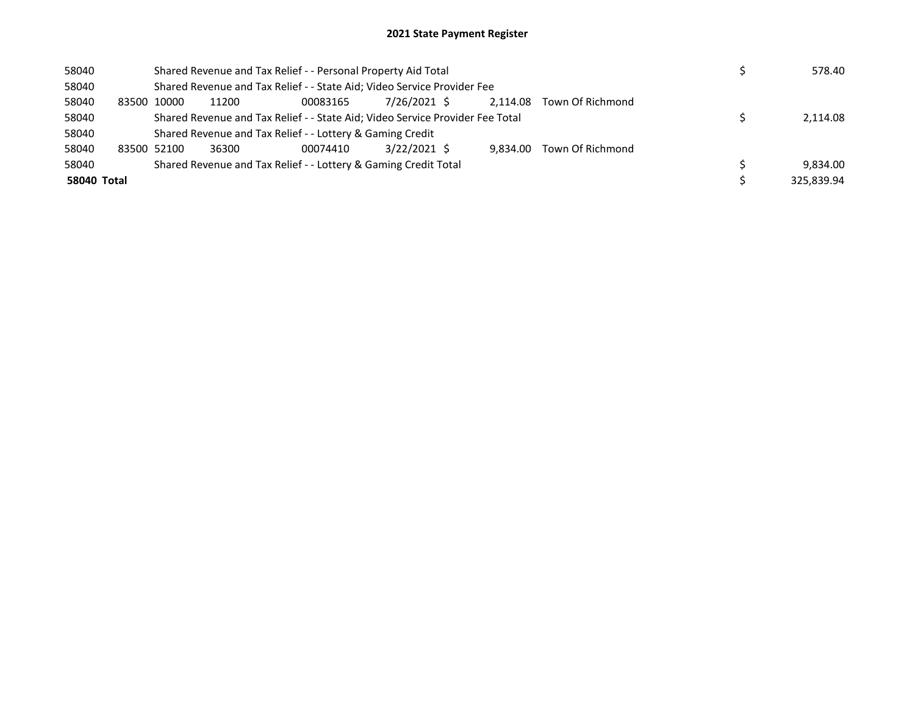## 2021 State Payment Register

| | | | | | | | | | |
|---|---|---|---|---|---|---|---|---|---|
| 58040 | | Shared Revenue and Tax Relief - - Personal Property Aid Total | | | | | | $ | 578.40 |
| 58040 | | Shared Revenue and Tax Relief - - State Aid; Video Service Provider Fee | | | | | | | |
| 58040 | 83500 | 10000 | 11200 | 00083165 | 7/26/2021 | $ 2,114.08 | Town Of Richmond | | |
| 58040 | | Shared Revenue and Tax Relief - - State Aid; Video Service Provider Fee Total | | | | | | $ | 2,114.08 |
| 58040 | | Shared Revenue and Tax Relief - - Lottery & Gaming Credit | | | | | | | |
| 58040 | 83500 | 52100 | 36300 | 00074410 | 3/22/2021 | $ 9,834.00 | Town Of Richmond | | |
| 58040 | | Shared Revenue and Tax Relief - - Lottery & Gaming Credit Total | | | | | | $ | 9,834.00 |
| **58040 Total** | | | | | | | | $ | 325,839.94 |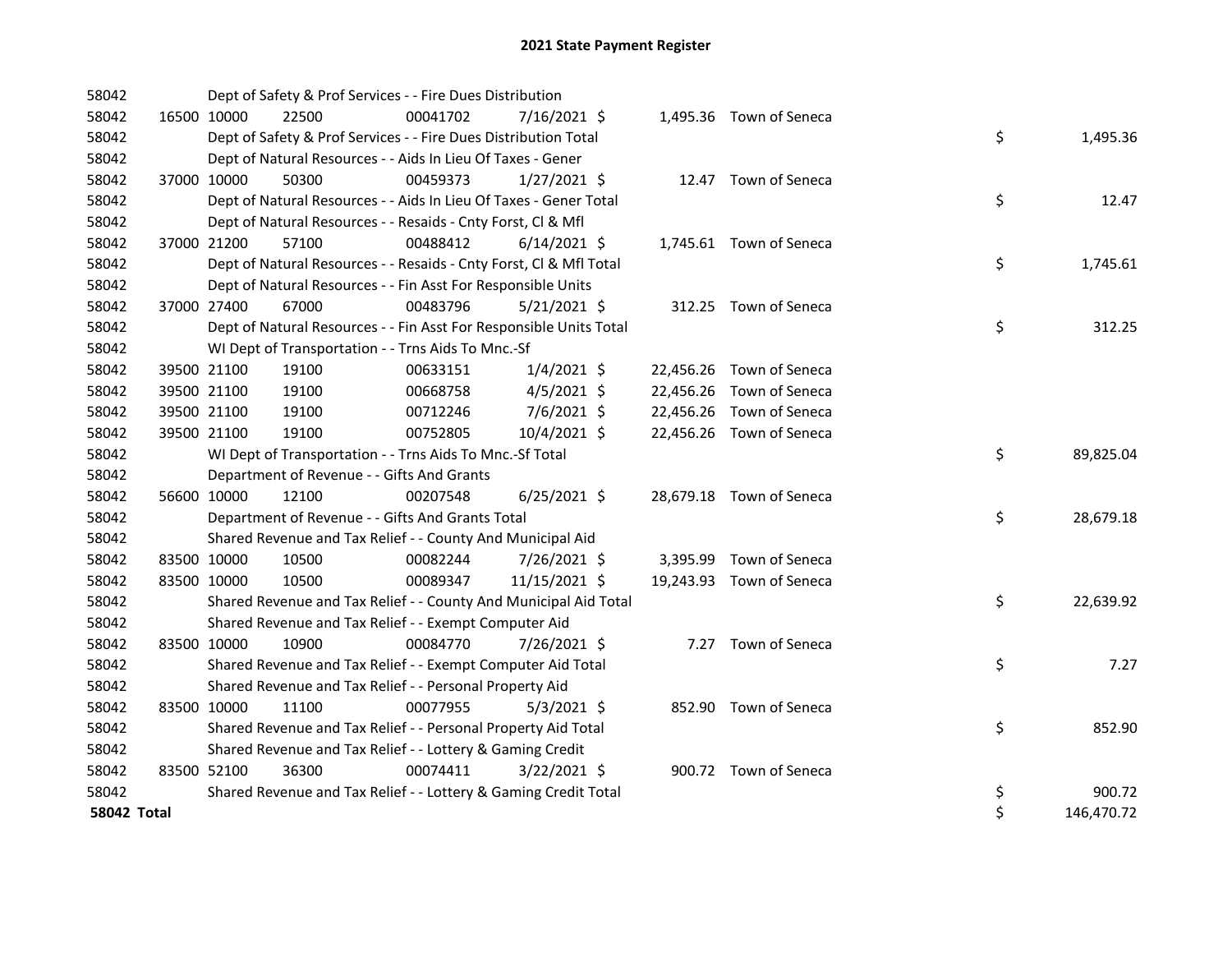# 2021 State Payment Register

| | | | | | | | | |
|---|---|---|---|---|---|---|---|---|
| 58042 | | | Dept of Safety & Prof Services - - Fire Dues Distribution | | | | | |
| 58042 | 16500 | 10000 | 22500 | 00041702 | 7/16/2021 | $ 1,495.36 | Town of Seneca | |
| 58042 | | | Dept of Safety & Prof Services - - Fire Dues Distribution Total | | | | | $ 1,495.36 |
| 58042 | | | Dept of Natural Resources - - Aids In Lieu Of Taxes - Gener | | | | | |
| 58042 | 37000 | 10000 | 50300 | 00459373 | 1/27/2021 | $ 12.47 | Town of Seneca | |
| 58042 | | | Dept of Natural Resources - - Aids In Lieu Of Taxes - Gener Total | | | | | $ 12.47 |
| 58042 | | | Dept of Natural Resources - - Resaids - Cnty Forst, Cl & Mfl | | | | | |
| 58042 | 37000 | 21200 | 57100 | 00488412 | 6/14/2021 | $ 1,745.61 | Town of Seneca | |
| 58042 | | | Dept of Natural Resources - - Resaids - Cnty Forst, Cl & Mfl Total | | | | | $ 1,745.61 |
| 58042 | | | Dept of Natural Resources - - Fin Asst For Responsible Units | | | | | |
| 58042 | 37000 | 27400 | 67000 | 00483796 | 5/21/2021 | $ 312.25 | Town of Seneca | |
| 58042 | | | Dept of Natural Resources - - Fin Asst For Responsible Units Total | | | | | $ 312.25 |
| 58042 | | | WI Dept of Transportation - - Trns Aids To Mnc.-Sf | | | | | |
| 58042 | 39500 | 21100 | 19100 | 00633151 | 1/4/2021 | $ 22,456.26 | Town of Seneca | |
| 58042 | 39500 | 21100 | 19100 | 00668758 | 4/5/2021 | $ 22,456.26 | Town of Seneca | |
| 58042 | 39500 | 21100 | 19100 | 00712246 | 7/6/2021 | $ 22,456.26 | Town of Seneca | |
| 58042 | 39500 | 21100 | 19100 | 00752805 | 10/4/2021 | $ 22,456.26 | Town of Seneca | |
| 58042 | | | WI Dept of Transportation - - Trns Aids To Mnc.-Sf Total | | | | | $ 89,825.04 |
| 58042 | | | Department of Revenue - - Gifts And Grants | | | | | |
| 58042 | 56600 | 10000 | 12100 | 00207548 | 6/25/2021 | $ 28,679.18 | Town of Seneca | |
| 58042 | | | Department of Revenue - - Gifts And Grants Total | | | | | $ 28,679.18 |
| 58042 | | | Shared Revenue and Tax Relief - - County And Municipal Aid | | | | | |
| 58042 | 83500 | 10000 | 10500 | 00082244 | 7/26/2021 | $ 3,395.99 | Town of Seneca | |
| 58042 | 83500 | 10000 | 10500 | 00089347 | 11/15/2021 | $ 19,243.93 | Town of Seneca | |
| 58042 | | | Shared Revenue and Tax Relief - - County And Municipal Aid Total | | | | | $ 22,639.92 |
| 58042 | | | Shared Revenue and Tax Relief - - Exempt Computer Aid | | | | | |
| 58042 | 83500 | 10000 | 10900 | 00084770 | 7/26/2021 | $ 7.27 | Town of Seneca | |
| 58042 | | | Shared Revenue and Tax Relief - - Exempt Computer Aid Total | | | | | $ 7.27 |
| 58042 | | | Shared Revenue and Tax Relief - - Personal Property Aid | | | | | |
| 58042 | 83500 | 10000 | 11100 | 00077955 | 5/3/2021 | $ 852.90 | Town of Seneca | |
| 58042 | | | Shared Revenue and Tax Relief - - Personal Property Aid Total | | | | | $ 852.90 |
| 58042 | | | Shared Revenue and Tax Relief - - Lottery & Gaming Credit | | | | | |
| 58042 | 83500 | 52100 | 36300 | 00074411 | 3/22/2021 | $ 900.72 | Town of Seneca | |
| 58042 | | | Shared Revenue and Tax Relief - - Lottery & Gaming Credit Total | | | | | $ 900.72 |
| **58042 Total** | | | | | | | | $ 146,470.72 |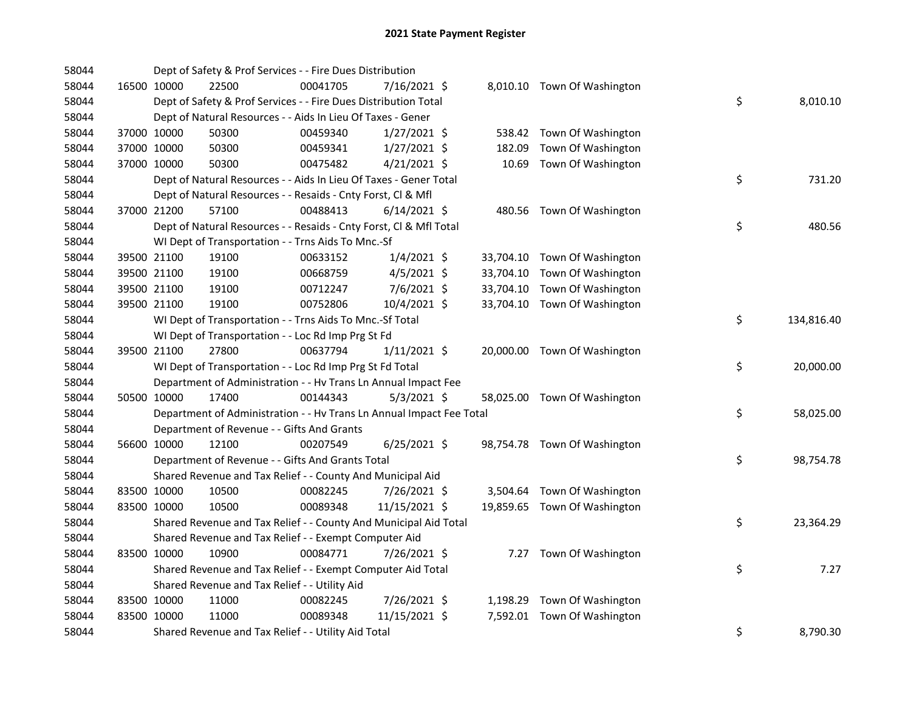# 2021 State Payment Register

| | | | | | | | | | |
|---|---|---|---|---|---|---|---|---|---|
| 58044 | | | Dept of Safety & Prof Services - - Fire Dues Distribution | | | | | | |
| 58044 | 16500 | 10000 | 22500 | 00041705 | 7/16/2021 | $ | 8,010.10 | Town Of Washington | |
| 58044 | | | Dept of Safety & Prof Services - - Fire Dues Distribution Total | | | | | | $ 8,010.10 |
| 58044 | | | Dept of Natural Resources - - Aids In Lieu Of Taxes - Gener | | | | | | |
| 58044 | 37000 | 10000 | 50300 | 00459340 | 1/27/2021 | $ | 538.42 | Town Of Washington | |
| 58044 | 37000 | 10000 | 50300 | 00459341 | 1/27/2021 | $ | 182.09 | Town Of Washington | |
| 58044 | 37000 | 10000 | 50300 | 00475482 | 4/21/2021 | $ | 10.69 | Town Of Washington | |
| 58044 | | | Dept of Natural Resources - - Aids In Lieu Of Taxes - Gener Total | | | | | | $ 731.20 |
| 58044 | | | Dept of Natural Resources - - Resaids - Cnty Forst, Cl & Mfl | | | | | | |
| 58044 | 37000 | 21200 | 57100 | 00488413 | 6/14/2021 | $ | 480.56 | Town Of Washington | |
| 58044 | | | Dept of Natural Resources - - Resaids - Cnty Forst, Cl & Mfl Total | | | | | | $ 480.56 |
| 58044 | | | WI Dept of Transportation - - Trns Aids To Mnc.-Sf | | | | | | |
| 58044 | 39500 | 21100 | 19100 | 00633152 | 1/4/2021 | $ | 33,704.10 | Town Of Washington | |
| 58044 | 39500 | 21100 | 19100 | 00668759 | 4/5/2021 | $ | 33,704.10 | Town Of Washington | |
| 58044 | 39500 | 21100 | 19100 | 00712247 | 7/6/2021 | $ | 33,704.10 | Town Of Washington | |
| 58044 | 39500 | 21100 | 19100 | 00752806 | 10/4/2021 | $ | 33,704.10 | Town Of Washington | |
| 58044 | | | WI Dept of Transportation - - Trns Aids To Mnc.-Sf Total | | | | | | $ 134,816.40 |
| 58044 | | | WI Dept of Transportation - - Loc Rd Imp Prg St Fd | | | | | | |
| 58044 | 39500 | 21100 | 27800 | 00637794 | 1/11/2021 | $ | 20,000.00 | Town Of Washington | |
| 58044 | | | WI Dept of Transportation - - Loc Rd Imp Prg St Fd Total | | | | | | $ 20,000.00 |
| 58044 | | | Department of Administration - - Hv Trans Ln Annual Impact Fee | | | | | | |
| 58044 | 50500 | 10000 | 17400 | 00144343 | 5/3/2021 | $ | 58,025.00 | Town Of Washington | |
| 58044 | | | Department of Administration - - Hv Trans Ln Annual Impact Fee Total | | | | | | $ 58,025.00 |
| 58044 | | | Department of Revenue - - Gifts And Grants | | | | | | |
| 58044 | 56600 | 10000 | 12100 | 00207549 | 6/25/2021 | $ | 98,754.78 | Town Of Washington | |
| 58044 | | | Department of Revenue - - Gifts And Grants Total | | | | | | $ 98,754.78 |
| 58044 | | | Shared Revenue and Tax Relief - - County And Municipal Aid | | | | | | |
| 58044 | 83500 | 10000 | 10500 | 00082245 | 7/26/2021 | $ | 3,504.64 | Town Of Washington | |
| 58044 | 83500 | 10000 | 10500 | 00089348 | 11/15/2021 | $ | 19,859.65 | Town Of Washington | |
| 58044 | | | Shared Revenue and Tax Relief - - County And Municipal Aid Total | | | | | | $ 23,364.29 |
| 58044 | | | Shared Revenue and Tax Relief - - Exempt Computer Aid | | | | | | |
| 58044 | 83500 | 10000 | 10900 | 00084771 | 7/26/2021 | $ | 7.27 | Town Of Washington | |
| 58044 | | | Shared Revenue and Tax Relief - - Exempt Computer Aid Total | | | | | | $ 7.27 |
| 58044 | | | Shared Revenue and Tax Relief - - Utility Aid | | | | | | |
| 58044 | 83500 | 10000 | 11000 | 00082245 | 7/26/2021 | $ | 1,198.29 | Town Of Washington | |
| 58044 | 83500 | 10000 | 11000 | 00089348 | 11/15/2021 | $ | 7,592.01 | Town Of Washington | |
| 58044 | | | Shared Revenue and Tax Relief - - Utility Aid Total | | | | | | $ 8,790.30 |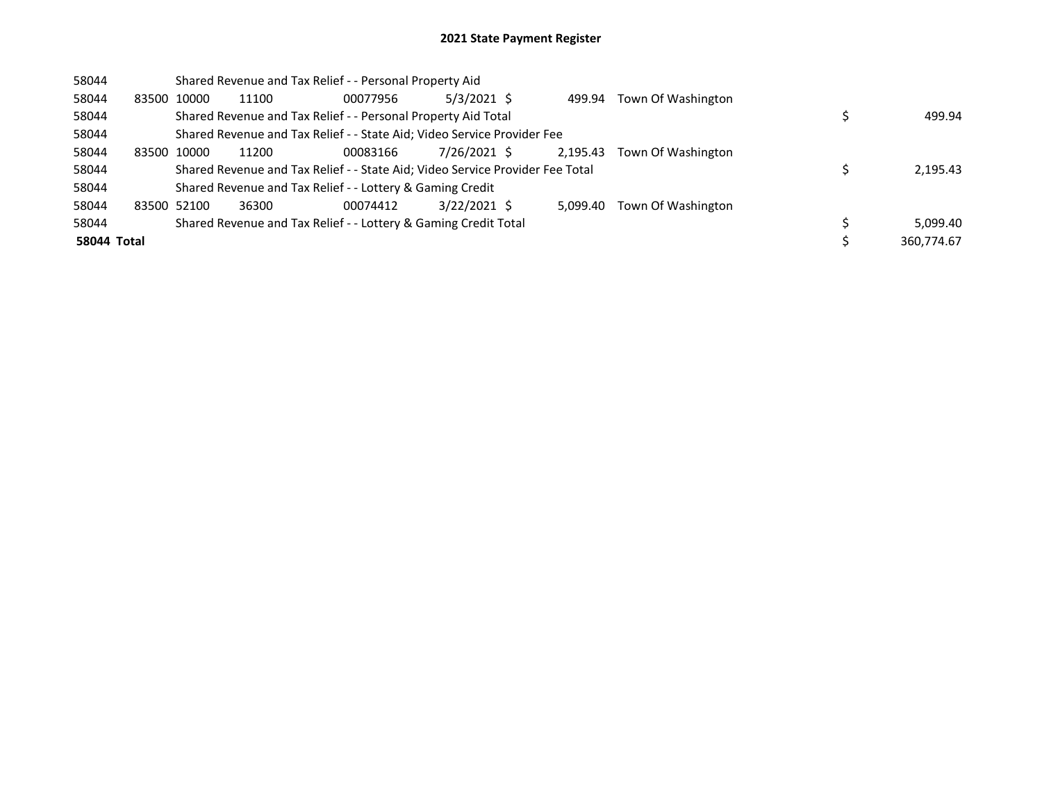# 2021 State Payment Register

| | | | | | | | | | |
|---|---|---|---|---|---|---|---|---|---|
| 58044 | | Shared Revenue and Tax Relief - - Personal Property Aid | | | | | | | |
| 58044 | 83500 | 10000 | 11100 | 00077956 | 5/3/2021 | $ 499.94 | Town Of Washington | | |
| 58044 | | Shared Revenue and Tax Relief - - Personal Property Aid Total | | | | | | $ | 499.94 |
| 58044 | | Shared Revenue and Tax Relief - - State Aid; Video Service Provider Fee | | | | | | | |
| 58044 | 83500 | 10000 | 11200 | 00083166 | 7/26/2021 | $ 2,195.43 | Town Of Washington | | |
| 58044 | | Shared Revenue and Tax Relief - - State Aid; Video Service Provider Fee Total | | | | | | $ | 2,195.43 |
| 58044 | | Shared Revenue and Tax Relief - - Lottery & Gaming Credit | | | | | | | |
| 58044 | 83500 | 52100 | 36300 | 00074412 | 3/22/2021 | $ 5,099.40 | Town Of Washington | | |
| 58044 | | Shared Revenue and Tax Relief - - Lottery & Gaming Credit Total | | | | | | $ | 5,099.40 |
| **58044 Total** | | | | | | | | $ | 360,774.67 |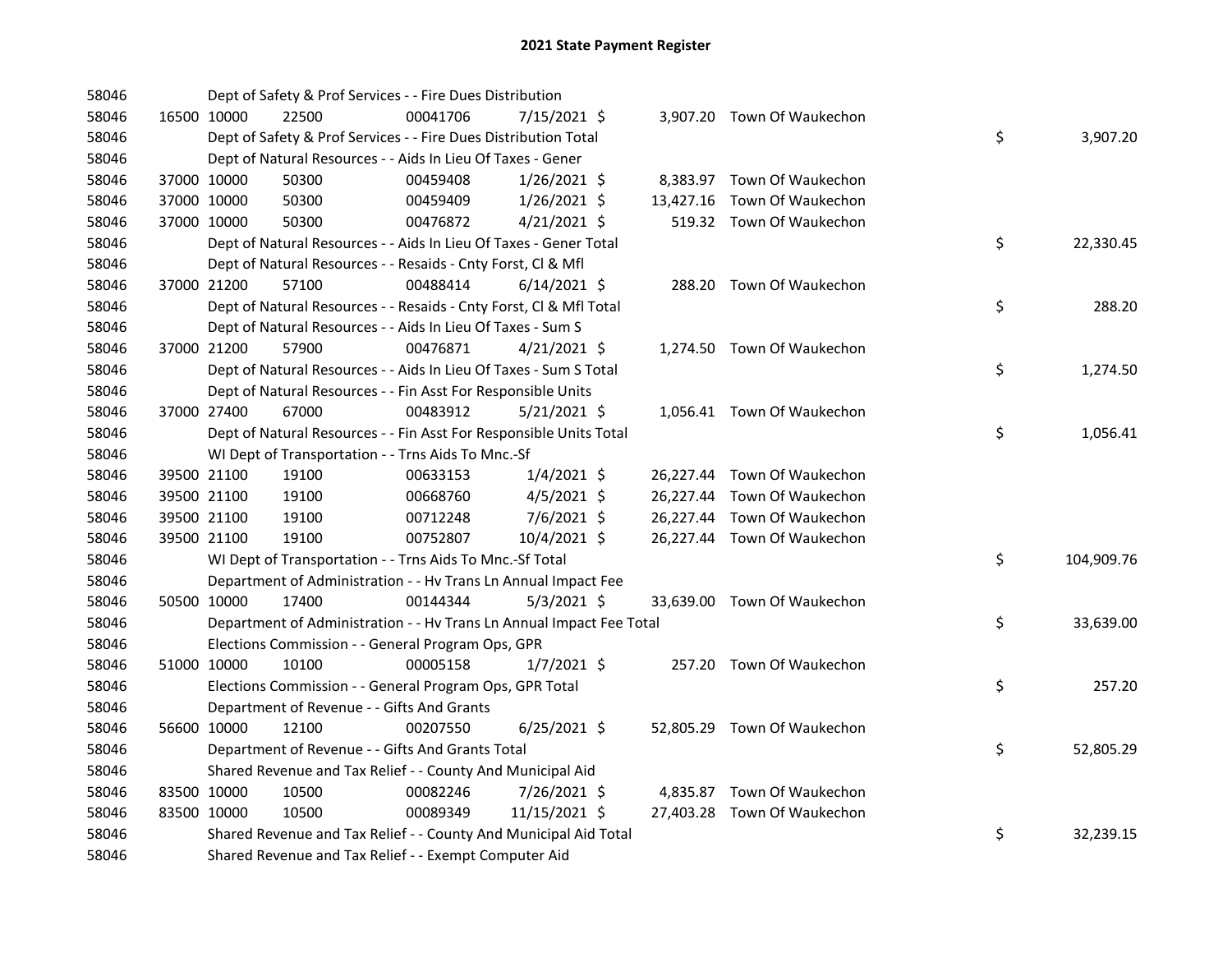## 2021 State Payment Register

| | | | | | | | | | |
|---|---|---|---|---|---|---|---|---|---|
| 58046 | | | Dept of Safety & Prof Services - - Fire Dues Distribution | | | | | | |
| 58046 | 16500 | 10000 | 22500 | 00041706 | 7/15/2021 | $ 3,907.20 | Town Of Waukechon | | |
| 58046 | | | Dept of Safety & Prof Services - - Fire Dues Distribution Total | | | | | $ | 3,907.20 |
| 58046 | | | Dept of Natural Resources - - Aids In Lieu Of Taxes - Gener | | | | | | |
| 58046 | 37000 | 10000 | 50300 | 00459408 | 1/26/2021 | $ 8,383.97 | Town Of Waukechon | | |
| 58046 | 37000 | 10000 | 50300 | 00459409 | 1/26/2021 | $ 13,427.16 | Town Of Waukechon | | |
| 58046 | 37000 | 10000 | 50300 | 00476872 | 4/21/2021 | $ 519.32 | Town Of Waukechon | | |
| 58046 | | | Dept of Natural Resources - - Aids In Lieu Of Taxes - Gener Total | | | | | $ | 22,330.45 |
| 58046 | | | Dept of Natural Resources - - Resaids - Cnty Forst, Cl & Mfl | | | | | | |
| 58046 | 37000 | 21200 | 57100 | 00488414 | 6/14/2021 | $ 288.20 | Town Of Waukechon | | |
| 58046 | | | Dept of Natural Resources - - Resaids - Cnty Forst, Cl & Mfl Total | | | | | $ | 288.20 |
| 58046 | | | Dept of Natural Resources - - Aids In Lieu Of Taxes - Sum S | | | | | | |
| 58046 | 37000 | 21200 | 57900 | 00476871 | 4/21/2021 | $ 1,274.50 | Town Of Waukechon | | |
| 58046 | | | Dept of Natural Resources - - Aids In Lieu Of Taxes - Sum S Total | | | | | $ | 1,274.50 |
| 58046 | | | Dept of Natural Resources - - Fin Asst For Responsible Units | | | | | | |
| 58046 | 37000 | 27400 | 67000 | 00483912 | 5/21/2021 | $ 1,056.41 | Town Of Waukechon | | |
| 58046 | | | Dept of Natural Resources - - Fin Asst For Responsible Units Total | | | | | $ | 1,056.41 |
| 58046 | | | WI Dept of Transportation - - Trns Aids To Mnc.-Sf | | | | | | |
| 58046 | 39500 | 21100 | 19100 | 00633153 | 1/4/2021 | $ 26,227.44 | Town Of Waukechon | | |
| 58046 | 39500 | 21100 | 19100 | 00668760 | 4/5/2021 | $ 26,227.44 | Town Of Waukechon | | |
| 58046 | 39500 | 21100 | 19100 | 00712248 | 7/6/2021 | $ 26,227.44 | Town Of Waukechon | | |
| 58046 | 39500 | 21100 | 19100 | 00752807 | 10/4/2021 | $ 26,227.44 | Town Of Waukechon | | |
| 58046 | | | WI Dept of Transportation - - Trns Aids To Mnc.-Sf Total | | | | | $ | 104,909.76 |
| 58046 | | | Department of Administration - - Hv Trans Ln Annual Impact Fee | | | | | | |
| 58046 | 50500 | 10000 | 17400 | 00144344 | 5/3/2021 | $ 33,639.00 | Town Of Waukechon | | |
| 58046 | | | Department of Administration - - Hv Trans Ln Annual Impact Fee Total | | | | | $ | 33,639.00 |
| 58046 | | | Elections Commission - - General Program Ops, GPR | | | | | | |
| 58046 | 51000 | 10000 | 10100 | 00005158 | 1/7/2021 | $ 257.20 | Town Of Waukechon | | |
| 58046 | | | Elections Commission - - General Program Ops, GPR Total | | | | | $ | 257.20 |
| 58046 | | | Department of Revenue - - Gifts And Grants | | | | | | |
| 58046 | 56600 | 10000 | 12100 | 00207550 | 6/25/2021 | $ 52,805.29 | Town Of Waukechon | | |
| 58046 | | | Department of Revenue - - Gifts And Grants Total | | | | | $ | 52,805.29 |
| 58046 | | | Shared Revenue and Tax Relief - - County And Municipal Aid | | | | | | |
| 58046 | 83500 | 10000 | 10500 | 00082246 | 7/26/2021 | $ 4,835.87 | Town Of Waukechon | | |
| 58046 | 83500 | 10000 | 10500 | 00089349 | 11/15/2021 | $ 27,403.28 | Town Of Waukechon | | |
| 58046 | | | Shared Revenue and Tax Relief - - County And Municipal Aid Total | | | | | $ | 32,239.15 |
| 58046 | | | Shared Revenue and Tax Relief - - Exempt Computer Aid | | | | | | |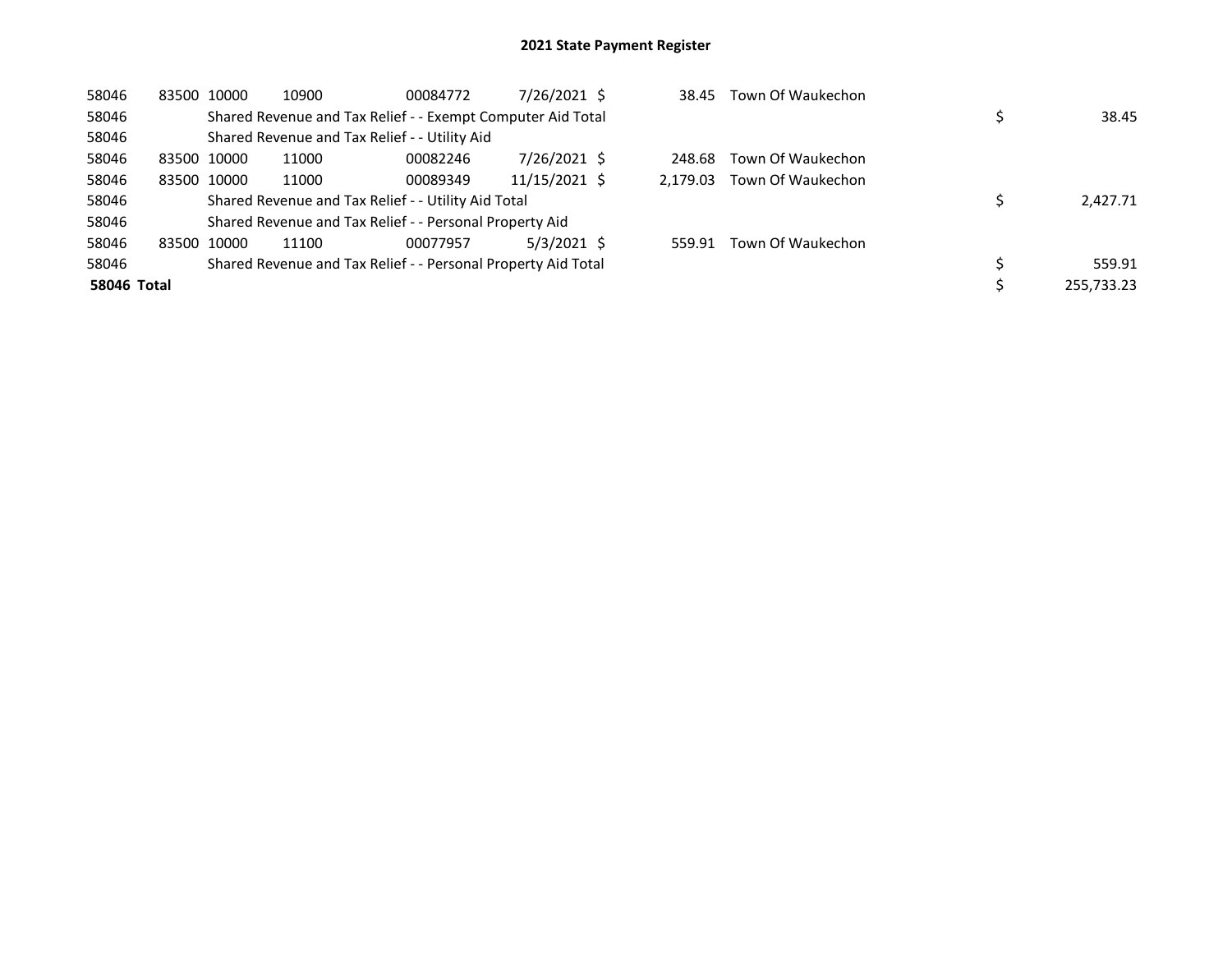# 2021 State Payment Register

| | | | | | | | | | |
|---|---|---|---|---|---|---|---|---|---|
| 58046 | 83500 | 10000 | 10900 | 00084772 | 7/26/2021 | $ 38.45 | Town Of Waukechon | | |
| 58046 | | Shared Revenue and Tax Relief - - Exempt Computer Aid Total | | | | | | $ | 38.45 |
| 58046 | | Shared Revenue and Tax Relief - - Utility Aid | | | | | | | |
| 58046 | 83500 | 10000 | 11000 | 00082246 | 7/26/2021 | $ 248.68 | Town Of Waukechon | | |
| 58046 | 83500 | 10000 | 11000 | 00089349 | 11/15/2021 | $ 2,179.03 | Town Of Waukechon | | |
| 58046 | | Shared Revenue and Tax Relief - - Utility Aid Total | | | | | | $ | 2,427.71 |
| 58046 | | Shared Revenue and Tax Relief - - Personal Property Aid | | | | | | | |
| 58046 | 83500 | 10000 | 11100 | 00077957 | 5/3/2021 | $ 559.91 | Town Of Waukechon | | |
| 58046 | | Shared Revenue and Tax Relief - - Personal Property Aid Total | | | | | | $ | 559.91 |
| **58046 Total** | | | | | | | | $ | 255,733.23 |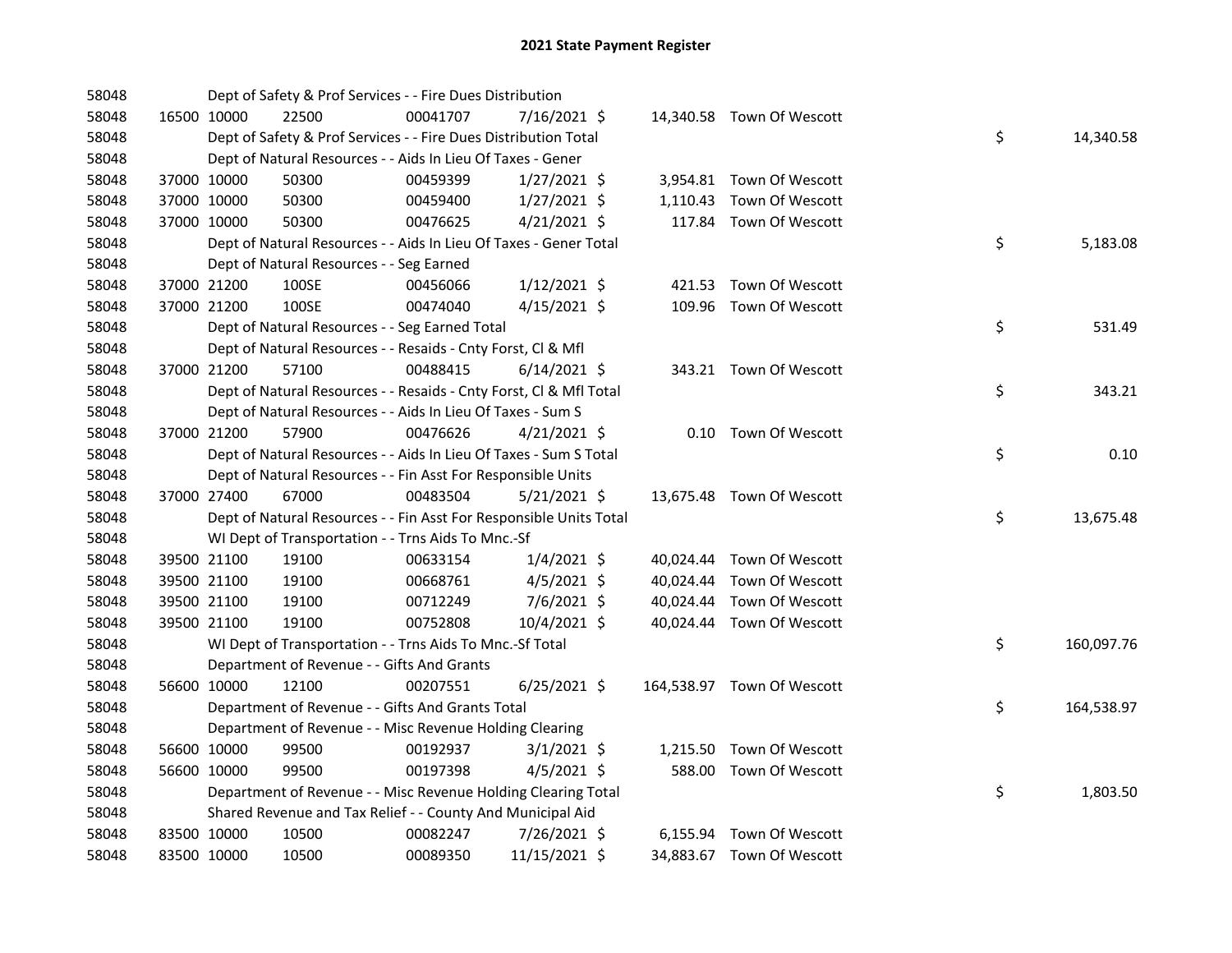# 2021 State Payment Register

| | | | | | | | | | |
|---|---|---|---|---|---|---|---|---|---|
| 58048 | | | Dept of Safety & Prof Services - - Fire Dues Distribution | | | | | | |
| 58048 | 16500 | 10000 | 22500 | 00041707 | 7/16/2021 $ | 14,340.58 | Town Of Wescott | | |
| 58048 | | | Dept of Safety & Prof Services - - Fire Dues Distribution Total | | | | | $ | 14,340.58 |
| 58048 | | | Dept of Natural Resources - - Aids In Lieu Of Taxes - Gener | | | | | | |
| 58048 | 37000 | 10000 | 50300 | 00459399 | 1/27/2021 $ | 3,954.81 | Town Of Wescott | | |
| 58048 | 37000 | 10000 | 50300 | 00459400 | 1/27/2021 $ | 1,110.43 | Town Of Wescott | | |
| 58048 | 37000 | 10000 | 50300 | 00476625 | 4/21/2021 $ | 117.84 | Town Of Wescott | | |
| 58048 | | | Dept of Natural Resources - - Aids In Lieu Of Taxes - Gener Total | | | | | $ | 5,183.08 |
| 58048 | | | Dept of Natural Resources - - Seg Earned | | | | | | |
| 58048 | 37000 | 21200 | 100SE | 00456066 | 1/12/2021 $ | 421.53 | Town Of Wescott | | |
| 58048 | 37000 | 21200 | 100SE | 00474040 | 4/15/2021 $ | 109.96 | Town Of Wescott | | |
| 58048 | | | Dept of Natural Resources - - Seg Earned Total | | | | | $ | 531.49 |
| 58048 | | | Dept of Natural Resources - - Resaids - Cnty Forst, Cl & Mfl | | | | | | |
| 58048 | 37000 | 21200 | 57100 | 00488415 | 6/14/2021 $ | 343.21 | Town Of Wescott | | |
| 58048 | | | Dept of Natural Resources - - Resaids - Cnty Forst, Cl & Mfl Total | | | | | $ | 343.21 |
| 58048 | | | Dept of Natural Resources - - Aids In Lieu Of Taxes - Sum S | | | | | | |
| 58048 | 37000 | 21200 | 57900 | 00476626 | 4/21/2021 $ | 0.10 | Town Of Wescott | | |
| 58048 | | | Dept of Natural Resources - - Aids In Lieu Of Taxes - Sum S Total | | | | | $ | 0.10 |
| 58048 | | | Dept of Natural Resources - - Fin Asst For Responsible Units | | | | | | |
| 58048 | 37000 | 27400 | 67000 | 00483504 | 5/21/2021 $ | 13,675.48 | Town Of Wescott | | |
| 58048 | | | Dept of Natural Resources - - Fin Asst For Responsible Units Total | | | | | $ | 13,675.48 |
| 58048 | | | WI Dept of Transportation - - Trns Aids To Mnc.-Sf | | | | | | |
| 58048 | 39500 | 21100 | 19100 | 00633154 | 1/4/2021 $ | 40,024.44 | Town Of Wescott | | |
| 58048 | 39500 | 21100 | 19100 | 00668761 | 4/5/2021 $ | 40,024.44 | Town Of Wescott | | |
| 58048 | 39500 | 21100 | 19100 | 00712249 | 7/6/2021 $ | 40,024.44 | Town Of Wescott | | |
| 58048 | 39500 | 21100 | 19100 | 00752808 | 10/4/2021 $ | 40,024.44 | Town Of Wescott | | |
| 58048 | | | WI Dept of Transportation - - Trns Aids To Mnc.-Sf Total | | | | | $ | 160,097.76 |
| 58048 | | | Department of Revenue - - Gifts And Grants | | | | | | |
| 58048 | 56600 | 10000 | 12100 | 00207551 | 6/25/2021 $ | 164,538.97 | Town Of Wescott | | |
| 58048 | | | Department of Revenue - - Gifts And Grants Total | | | | | $ | 164,538.97 |
| 58048 | | | Department of Revenue - - Misc Revenue Holding Clearing | | | | | | |
| 58048 | 56600 | 10000 | 99500 | 00192937 | 3/1/2021 $ | 1,215.50 | Town Of Wescott | | |
| 58048 | 56600 | 10000 | 99500 | 00197398 | 4/5/2021 $ | 588.00 | Town Of Wescott | | |
| 58048 | | | Department of Revenue - - Misc Revenue Holding Clearing Total | | | | | $ | 1,803.50 |
| 58048 | | | Shared Revenue and Tax Relief - - County And Municipal Aid | | | | | | |
| 58048 | 83500 | 10000 | 10500 | 00082247 | 7/26/2021 $ | 6,155.94 | Town Of Wescott | | |
| 58048 | 83500 | 10000 | 10500 | 00089350 | 11/15/2021 $ | 34,883.67 | Town Of Wescott | | |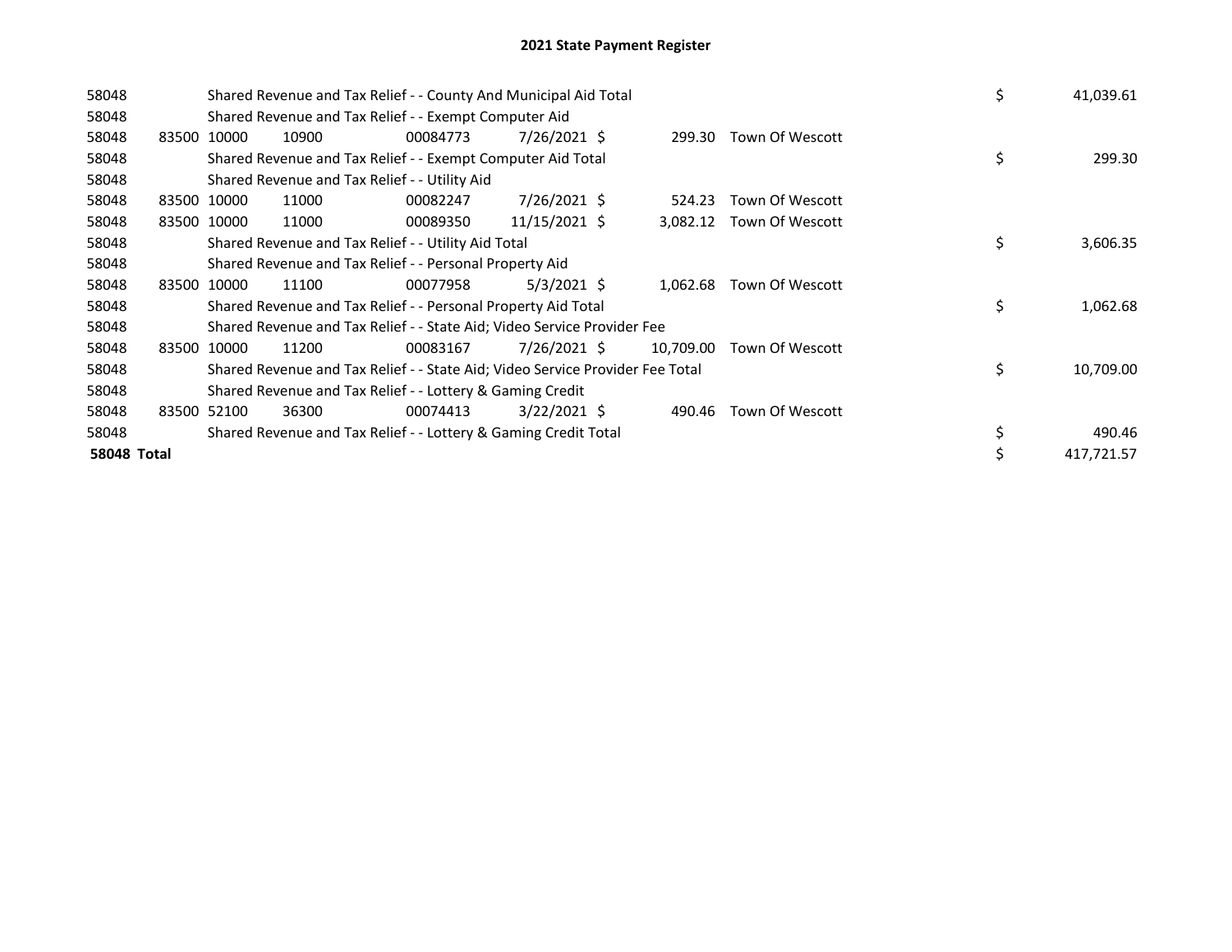# 2021 State Payment Register

| | | | | | | | | | |
|---|---|---|---|---|---|---|---|---|---|
| 58048 | | Shared Revenue and Tax Relief - - County And Municipal Aid Total | | | | | | $ | 41,039.61 |
| 58048 | | Shared Revenue and Tax Relief - - Exempt Computer Aid | | | | | | | |
| 58048 | 83500 | 10000 | 10900 | 00084773 | 7/26/2021 | $ 299.30 | Town Of Wescott | | |
| 58048 | | Shared Revenue and Tax Relief - - Exempt Computer Aid Total | | | | | | $ | 299.30 |
| 58048 | | Shared Revenue and Tax Relief - - Utility Aid | | | | | | | |
| 58048 | 83500 | 10000 | 11000 | 00082247 | 7/26/2021 | $ 524.23 | Town Of Wescott | | |
| 58048 | 83500 | 10000 | 11000 | 00089350 | 11/15/2021 | $ 3,082.12 | Town Of Wescott | | |
| 58048 | | Shared Revenue and Tax Relief - - Utility Aid Total | | | | | | $ | 3,606.35 |
| 58048 | | Shared Revenue and Tax Relief - - Personal Property Aid | | | | | | | |
| 58048 | 83500 | 10000 | 11100 | 00077958 | 5/3/2021 | $ 1,062.68 | Town Of Wescott | | |
| 58048 | | Shared Revenue and Tax Relief - - Personal Property Aid Total | | | | | | $ | 1,062.68 |
| 58048 | | Shared Revenue and Tax Relief - - State Aid; Video Service Provider Fee | | | | | | | |
| 58048 | 83500 | 10000 | 11200 | 00083167 | 7/26/2021 | $ 10,709.00 | Town Of Wescott | | |
| 58048 | | Shared Revenue and Tax Relief - - State Aid; Video Service Provider Fee Total | | | | | | $ | 10,709.00 |
| 58048 | | Shared Revenue and Tax Relief - - Lottery & Gaming Credit | | | | | | | |
| 58048 | 83500 | 52100 | 36300 | 00074413 | 3/22/2021 | $ 490.46 | Town Of Wescott | | |
| 58048 | | Shared Revenue and Tax Relief - - Lottery & Gaming Credit Total | | | | | | $ | 490.46 |
| **58048 Total** | | | | | | | | $ | 417,721.57 |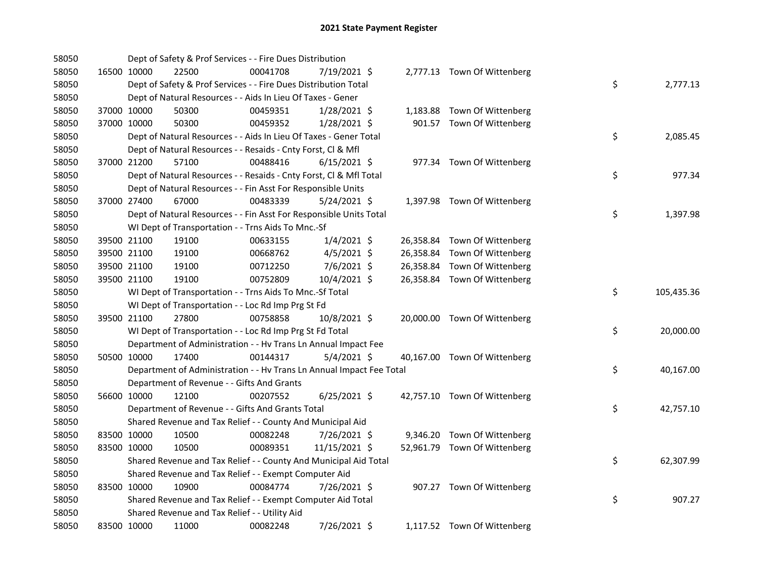# 2021 State Payment Register

| | | | | | | | | | |
|---|---|---|---|---|---|---|---|---|---|
| 58050 | | | Dept of Safety & Prof Services - - Fire Dues Distribution | | | | | | |
| 58050 | 16500 | 10000 | 22500 | 00041708 | 7/19/2021 | $ | 2,777.13 | Town Of Wittenberg | |
| 58050 | | | Dept of Safety & Prof Services - - Fire Dues Distribution Total | | | | | | $ 2,777.13 |
| 58050 | | | Dept of Natural Resources - - Aids In Lieu Of Taxes - Gener | | | | | | |
| 58050 | 37000 | 10000 | 50300 | 00459351 | 1/28/2021 | $ | 1,183.88 | Town Of Wittenberg | |
| 58050 | 37000 | 10000 | 50300 | 00459352 | 1/28/2021 | $ | 901.57 | Town Of Wittenberg | |
| 58050 | | | Dept of Natural Resources - - Aids In Lieu Of Taxes - Gener Total | | | | | | $ 2,085.45 |
| 58050 | | | Dept of Natural Resources - - Resaids - Cnty Forst, Cl & Mfl | | | | | | |
| 58050 | 37000 | 21200 | 57100 | 00488416 | 6/15/2021 | $ | 977.34 | Town Of Wittenberg | |
| 58050 | | | Dept of Natural Resources - - Resaids - Cnty Forst, Cl & Mfl Total | | | | | | $ 977.34 |
| 58050 | | | Dept of Natural Resources - - Fin Asst For Responsible Units | | | | | | |
| 58050 | 37000 | 27400 | 67000 | 00483339 | 5/24/2021 | $ | 1,397.98 | Town Of Wittenberg | |
| 58050 | | | Dept of Natural Resources - - Fin Asst For Responsible Units Total | | | | | | $ 1,397.98 |
| 58050 | | | WI Dept of Transportation - - Trns Aids To Mnc.-Sf | | | | | | |
| 58050 | 39500 | 21100 | 19100 | 00633155 | 1/4/2021 | $ | 26,358.84 | Town Of Wittenberg | |
| 58050 | 39500 | 21100 | 19100 | 00668762 | 4/5/2021 | $ | 26,358.84 | Town Of Wittenberg | |
| 58050 | 39500 | 21100 | 19100 | 00712250 | 7/6/2021 | $ | 26,358.84 | Town Of Wittenberg | |
| 58050 | 39500 | 21100 | 19100 | 00752809 | 10/4/2021 | $ | 26,358.84 | Town Of Wittenberg | |
| 58050 | | | WI Dept of Transportation - - Trns Aids To Mnc.-Sf Total | | | | | | $ 105,435.36 |
| 58050 | | | WI Dept of Transportation - - Loc Rd Imp Prg St Fd | | | | | | |
| 58050 | 39500 | 21100 | 27800 | 00758858 | 10/8/2021 | $ | 20,000.00 | Town Of Wittenberg | |
| 58050 | | | WI Dept of Transportation - - Loc Rd Imp Prg St Fd Total | | | | | | $ 20,000.00 |
| 58050 | | | Department of Administration - - Hv Trans Ln Annual Impact Fee | | | | | | |
| 58050 | 50500 | 10000 | 17400 | 00144317 | 5/4/2021 | $ | 40,167.00 | Town Of Wittenberg | |
| 58050 | | | Department of Administration - - Hv Trans Ln Annual Impact Fee Total | | | | | | $ 40,167.00 |
| 58050 | | | Department of Revenue - - Gifts And Grants | | | | | | |
| 58050 | 56600 | 10000 | 12100 | 00207552 | 6/25/2021 | $ | 42,757.10 | Town Of Wittenberg | |
| 58050 | | | Department of Revenue - - Gifts And Grants Total | | | | | | $ 42,757.10 |
| 58050 | | | Shared Revenue and Tax Relief - - County And Municipal Aid | | | | | | |
| 58050 | 83500 | 10000 | 10500 | 00082248 | 7/26/2021 | $ | 9,346.20 | Town Of Wittenberg | |
| 58050 | 83500 | 10000 | 10500 | 00089351 | 11/15/2021 | $ | 52,961.79 | Town Of Wittenberg | |
| 58050 | | | Shared Revenue and Tax Relief - - County And Municipal Aid Total | | | | | | $ 62,307.99 |
| 58050 | | | Shared Revenue and Tax Relief - - Exempt Computer Aid | | | | | | |
| 58050 | 83500 | 10000 | 10900 | 00084774 | 7/26/2021 | $ | 907.27 | Town Of Wittenberg | |
| 58050 | | | Shared Revenue and Tax Relief - - Exempt Computer Aid Total | | | | | | $ 907.27 |
| 58050 | | | Shared Revenue and Tax Relief - - Utility Aid | | | | | | |
| 58050 | 83500 | 10000 | 11000 | 00082248 | 7/26/2021 | $ | 1,117.52 | Town Of Wittenberg | |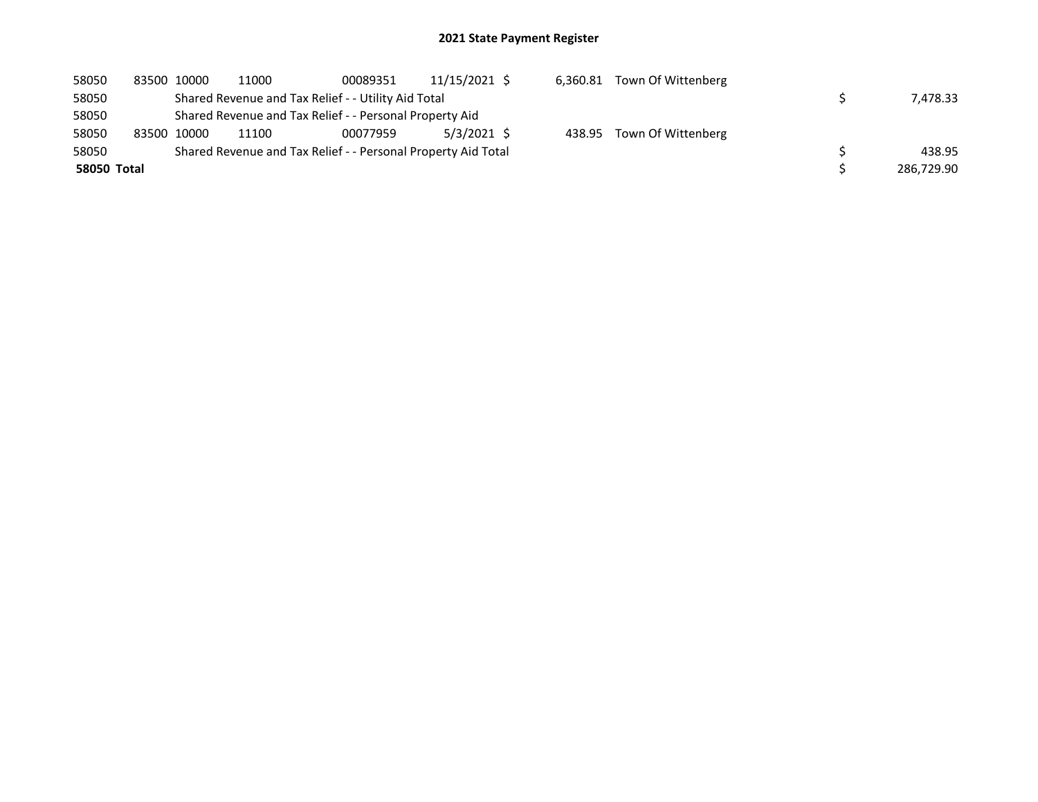# 2021 State Payment Register

| | | | | | | | | | |
|---|---|---|---|---|---|---|---|---|---|
| 58050 | 83500 | 10000 | 11000 | 00089351 | 11/15/2021 | $ 6,360.81 | Town Of Wittenberg | | |
| 58050 | | Shared Revenue and Tax Relief - - Utility Aid Total | | | | | | $ | 7,478.33 |
| 58050 | | Shared Revenue and Tax Relief - - Personal Property Aid | | | | | | | |
| 58050 | 83500 | 10000 | 11100 | 00077959 | 5/3/2021 | $ 438.95 | Town Of Wittenberg | | |
| 58050 | | Shared Revenue and Tax Relief - - Personal Property Aid Total | | | | | | $ | 438.95 |
| **58050 Total** | | | | | | | | $ | 286,729.90 |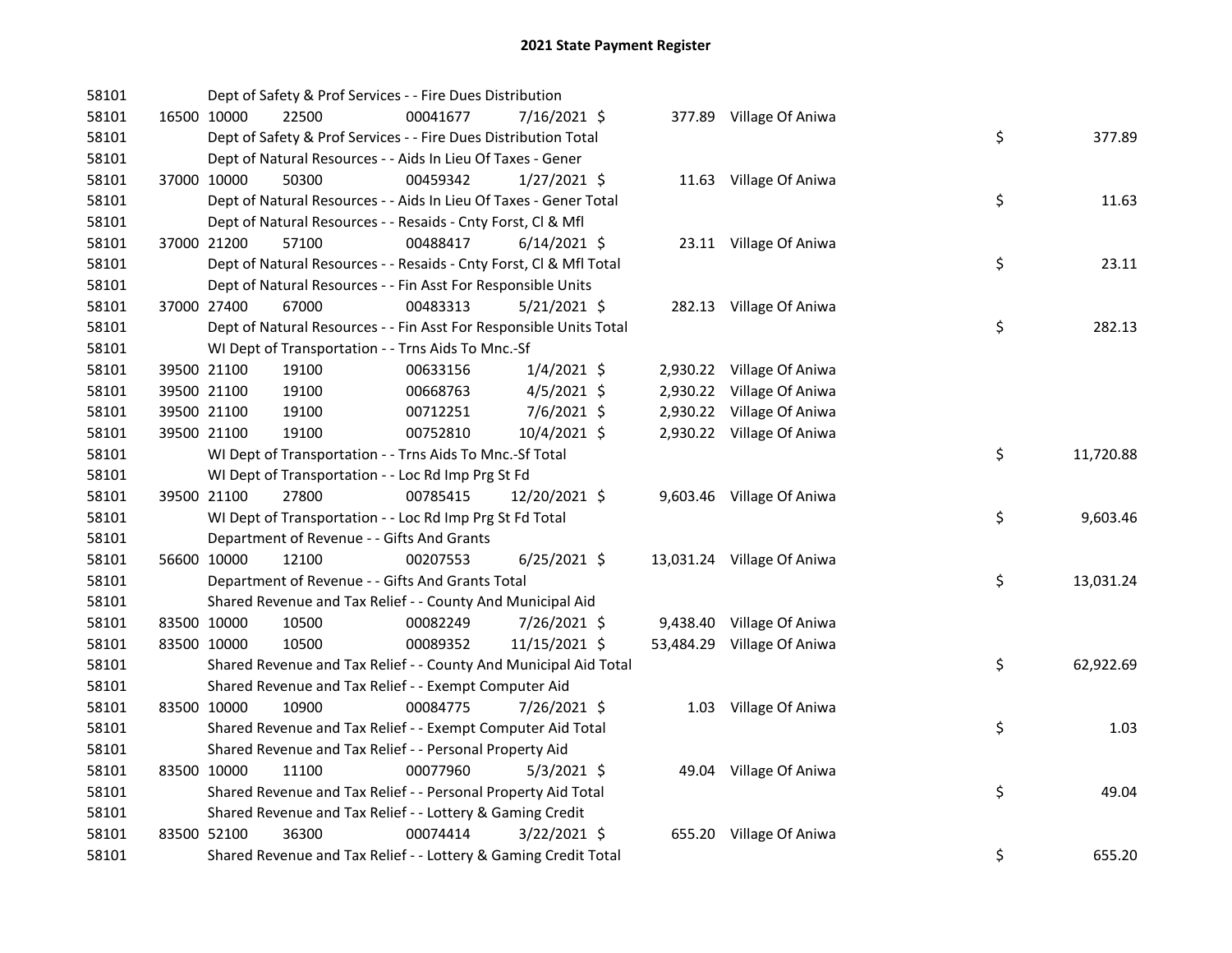# 2021 State Payment Register

| | | | | | | | | | |
|---|---|---|---|---|---|---|---|---|---|
| 58101 | | | Dept of Safety & Prof Services - - Fire Dues Distribution | | | | | | |
| 58101 | 16500 | 10000 | 22500 | 00041677 | 7/16/2021 | $ 377.89 | Village Of Aniwa | | |
| 58101 | | | Dept of Safety & Prof Services - - Fire Dues Distribution Total | | | | | $ | 377.89 |
| 58101 | | | Dept of Natural Resources - - Aids In Lieu Of Taxes - Gener | | | | | | |
| 58101 | 37000 | 10000 | 50300 | 00459342 | 1/27/2021 | $ 11.63 | Village Of Aniwa | | |
| 58101 | | | Dept of Natural Resources - - Aids In Lieu Of Taxes - Gener Total | | | | | $ | 11.63 |
| 58101 | | | Dept of Natural Resources - - Resaids - Cnty Forst, Cl & Mfl | | | | | | |
| 58101 | 37000 | 21200 | 57100 | 00488417 | 6/14/2021 | $ 23.11 | Village Of Aniwa | | |
| 58101 | | | Dept of Natural Resources - - Resaids - Cnty Forst, Cl & Mfl Total | | | | | $ | 23.11 |
| 58101 | | | Dept of Natural Resources - - Fin Asst For Responsible Units | | | | | | |
| 58101 | 37000 | 27400 | 67000 | 00483313 | 5/21/2021 | $ 282.13 | Village Of Aniwa | | |
| 58101 | | | Dept of Natural Resources - - Fin Asst For Responsible Units Total | | | | | $ | 282.13 |
| 58101 | | | WI Dept of Transportation - - Trns Aids To Mnc.-Sf | | | | | | |
| 58101 | 39500 | 21100 | 19100 | 00633156 | 1/4/2021 | $ 2,930.22 | Village Of Aniwa | | |
| 58101 | 39500 | 21100 | 19100 | 00668763 | 4/5/2021 | $ 2,930.22 | Village Of Aniwa | | |
| 58101 | 39500 | 21100 | 19100 | 00712251 | 7/6/2021 | $ 2,930.22 | Village Of Aniwa | | |
| 58101 | 39500 | 21100 | 19100 | 00752810 | 10/4/2021 | $ 2,930.22 | Village Of Aniwa | | |
| 58101 | | | WI Dept of Transportation - - Trns Aids To Mnc.-Sf Total | | | | | $ | 11,720.88 |
| 58101 | | | WI Dept of Transportation - - Loc Rd Imp Prg St Fd | | | | | | |
| 58101 | 39500 | 21100 | 27800 | 00785415 | 12/20/2021 | $ 9,603.46 | Village Of Aniwa | | |
| 58101 | | | WI Dept of Transportation - - Loc Rd Imp Prg St Fd Total | | | | | $ | 9,603.46 |
| 58101 | | | Department of Revenue - - Gifts And Grants | | | | | | |
| 58101 | 56600 | 10000 | 12100 | 00207553 | 6/25/2021 | $ 13,031.24 | Village Of Aniwa | | |
| 58101 | | | Department of Revenue - - Gifts And Grants Total | | | | | $ | 13,031.24 |
| 58101 | | | Shared Revenue and Tax Relief - - County And Municipal Aid | | | | | | |
| 58101 | 83500 | 10000 | 10500 | 00082249 | 7/26/2021 | $ 9,438.40 | Village Of Aniwa | | |
| 58101 | 83500 | 10000 | 10500 | 00089352 | 11/15/2021 | $ 53,484.29 | Village Of Aniwa | | |
| 58101 | | | Shared Revenue and Tax Relief - - County And Municipal Aid Total | | | | | $ | 62,922.69 |
| 58101 | | | Shared Revenue and Tax Relief - - Exempt Computer Aid | | | | | | |
| 58101 | 83500 | 10000 | 10900 | 00084775 | 7/26/2021 | $ 1.03 | Village Of Aniwa | | |
| 58101 | | | Shared Revenue and Tax Relief - - Exempt Computer Aid Total | | | | | $ | 1.03 |
| 58101 | | | Shared Revenue and Tax Relief - - Personal Property Aid | | | | | | |
| 58101 | 83500 | 10000 | 11100 | 00077960 | 5/3/2021 | $ 49.04 | Village Of Aniwa | | |
| 58101 | | | Shared Revenue and Tax Relief - - Personal Property Aid Total | | | | | $ | 49.04 |
| 58101 | | | Shared Revenue and Tax Relief - - Lottery & Gaming Credit | | | | | | |
| 58101 | 83500 | 52100 | 36300 | 00074414 | 3/22/2021 | $ 655.20 | Village Of Aniwa | | |
| 58101 | | | Shared Revenue and Tax Relief - - Lottery & Gaming Credit Total | | | | | $ | 655.20 |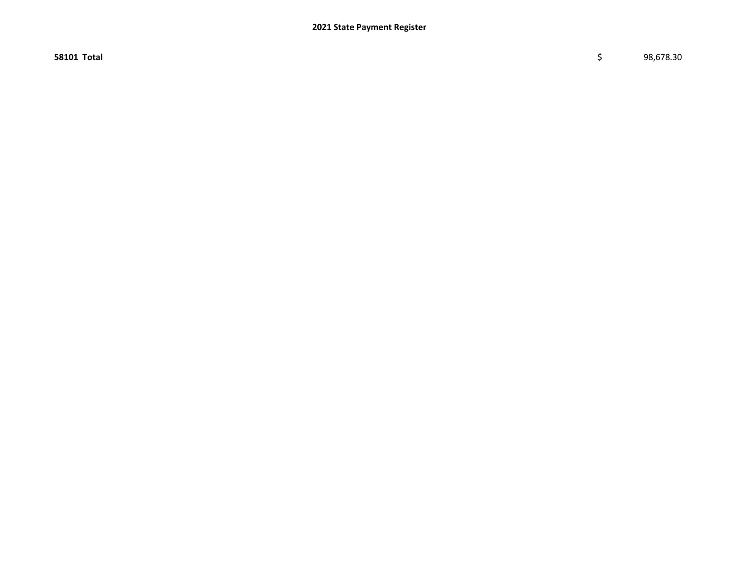**58101 Total** $ 98,678.30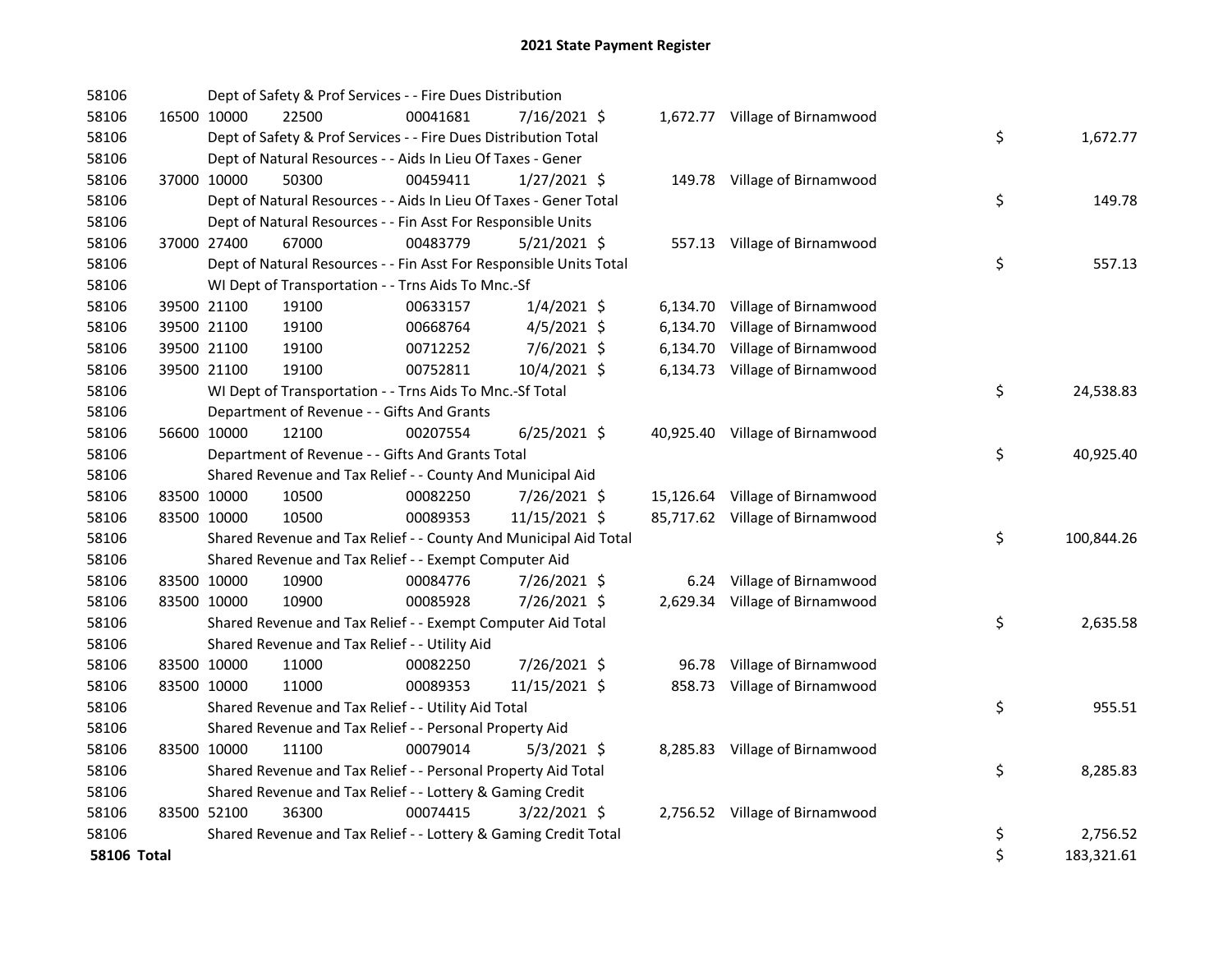# 2021 State Payment Register

| | | | | | | | | |
|---|---|---|---|---|---|---|---|---|
| 58106 | | | Dept of Safety & Prof Services - - Fire Dues Distribution | | | | | |
| 58106 | 16500 | 10000 | 22500 | 00041681 | 7/16/2021 $ | 1,672.77 | Village of Birnamwood | |
| 58106 | | | Dept of Safety & Prof Services - - Fire Dues Distribution Total | | | | | $ 1,672.77 |
| 58106 | | | Dept of Natural Resources - - Aids In Lieu Of Taxes - Gener | | | | | |
| 58106 | 37000 | 10000 | 50300 | 00459411 | 1/27/2021 $ | 149.78 | Village of Birnamwood | |
| 58106 | | | Dept of Natural Resources - - Aids In Lieu Of Taxes - Gener Total | | | | | $ 149.78 |
| 58106 | | | Dept of Natural Resources - - Fin Asst For Responsible Units | | | | | |
| 58106 | 37000 | 27400 | 67000 | 00483779 | 5/21/2021 $ | 557.13 | Village of Birnamwood | |
| 58106 | | | Dept of Natural Resources - - Fin Asst For Responsible Units Total | | | | | $ 557.13 |
| 58106 | | | WI Dept of Transportation - - Trns Aids To Mnc.-Sf | | | | | |
| 58106 | 39500 | 21100 | 19100 | 00633157 | 1/4/2021 $ | 6,134.70 | Village of Birnamwood | |
| 58106 | 39500 | 21100 | 19100 | 00668764 | 4/5/2021 $ | 6,134.70 | Village of Birnamwood | |
| 58106 | 39500 | 21100 | 19100 | 00712252 | 7/6/2021 $ | 6,134.70 | Village of Birnamwood | |
| 58106 | 39500 | 21100 | 19100 | 00752811 | 10/4/2021 $ | 6,134.73 | Village of Birnamwood | |
| 58106 | | | WI Dept of Transportation - - Trns Aids To Mnc.-Sf Total | | | | | $ 24,538.83 |
| 58106 | | | Department of Revenue - - Gifts And Grants | | | | | |
| 58106 | 56600 | 10000 | 12100 | 00207554 | 6/25/2021 $ | 40,925.40 | Village of Birnamwood | |
| 58106 | | | Department of Revenue - - Gifts And Grants Total | | | | | $ 40,925.40 |
| 58106 | | | Shared Revenue and Tax Relief - - County And Municipal Aid | | | | | |
| 58106 | 83500 | 10000 | 10500 | 00082250 | 7/26/2021 $ | 15,126.64 | Village of Birnamwood | |
| 58106 | 83500 | 10000 | 10500 | 00089353 | 11/15/2021 $ | 85,717.62 | Village of Birnamwood | |
| 58106 | | | Shared Revenue and Tax Relief - - County And Municipal Aid Total | | | | | $ 100,844.26 |
| 58106 | | | Shared Revenue and Tax Relief - - Exempt Computer Aid | | | | | |
| 58106 | 83500 | 10000 | 10900 | 00084776 | 7/26/2021 $ | 6.24 | Village of Birnamwood | |
| 58106 | 83500 | 10000 | 10900 | 00085928 | 7/26/2021 $ | 2,629.34 | Village of Birnamwood | |
| 58106 | | | Shared Revenue and Tax Relief - - Exempt Computer Aid Total | | | | | $ 2,635.58 |
| 58106 | | | Shared Revenue and Tax Relief - - Utility Aid | | | | | |
| 58106 | 83500 | 10000 | 11000 | 00082250 | 7/26/2021 $ | 96.78 | Village of Birnamwood | |
| 58106 | 83500 | 10000 | 11000 | 00089353 | 11/15/2021 $ | 858.73 | Village of Birnamwood | |
| 58106 | | | Shared Revenue and Tax Relief - - Utility Aid Total | | | | | $ 955.51 |
| 58106 | | | Shared Revenue and Tax Relief - - Personal Property Aid | | | | | |
| 58106 | 83500 | 10000 | 11100 | 00079014 | 5/3/2021 $ | 8,285.83 | Village of Birnamwood | |
| 58106 | | | Shared Revenue and Tax Relief - - Personal Property Aid Total | | | | | $ 8,285.83 |
| 58106 | | | Shared Revenue and Tax Relief - - Lottery & Gaming Credit | | | | | |
| 58106 | 83500 | 52100 | 36300 | 00074415 | 3/22/2021 $ | 2,756.52 | Village of Birnamwood | |
| 58106 | | | Shared Revenue and Tax Relief - - Lottery & Gaming Credit Total | | | | | $ 2,756.52 |
| **58106 Total** | | | | | | | | $ 183,321.61 |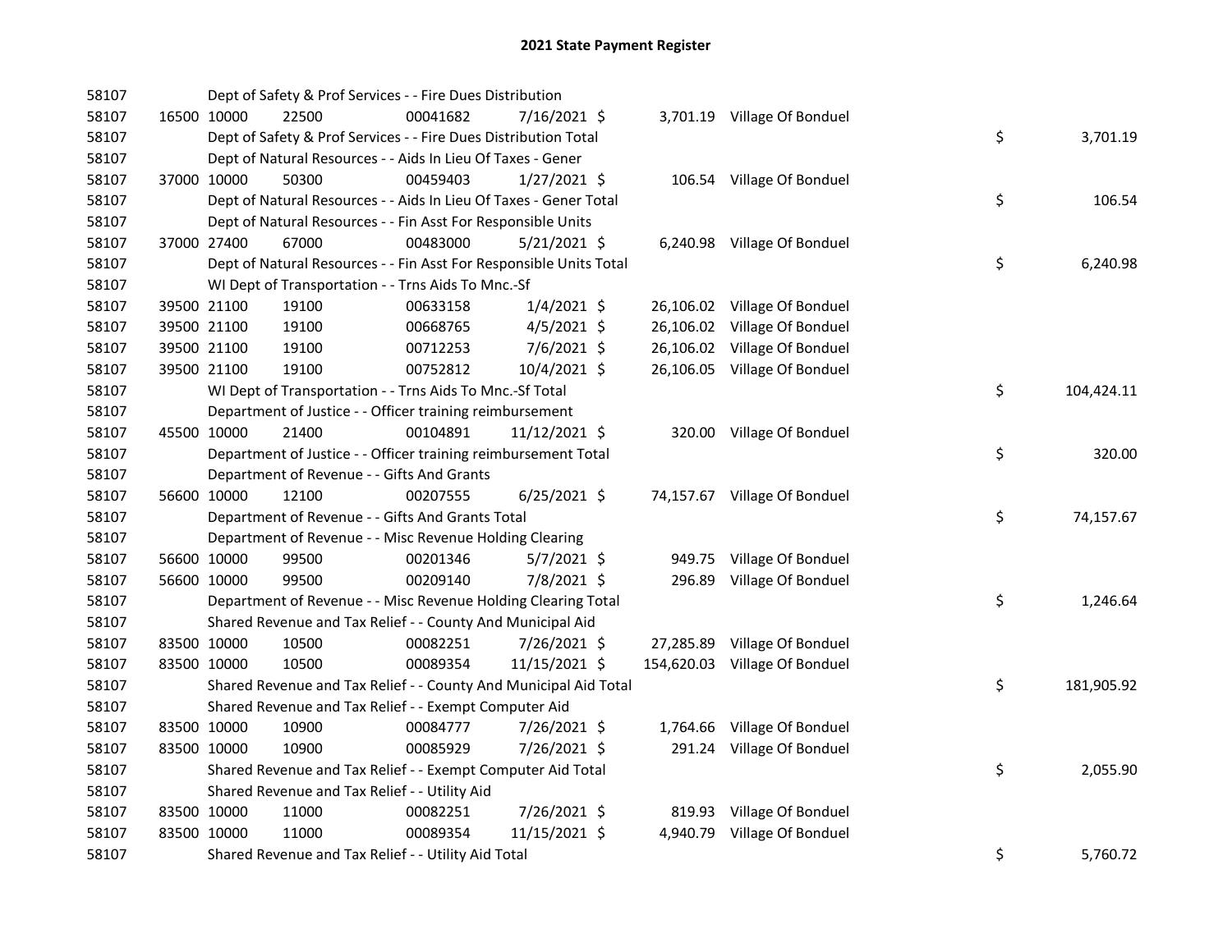# 2021 State Payment Register

| | | | | | | | | | |
|---|---|---|---|---|---|---|---|---|---|
| 58107 | | | Dept of Safety & Prof Services - - Fire Dues Distribution | | | | | | |
| 58107 | 16500 | 10000 | 22500 | 00041682 | 7/16/2021 | $ 3,701.19 | Village Of Bonduel | | |
| 58107 | | | Dept of Safety & Prof Services - - Fire Dues Distribution Total | | | | | $ | 3,701.19 |
| 58107 | | | Dept of Natural Resources - - Aids In Lieu Of Taxes - Gener | | | | | | |
| 58107 | 37000 | 10000 | 50300 | 00459403 | 1/27/2021 | $ 106.54 | Village Of Bonduel | | |
| 58107 | | | Dept of Natural Resources - - Aids In Lieu Of Taxes - Gener Total | | | | | $ | 106.54 |
| 58107 | | | Dept of Natural Resources - - Fin Asst For Responsible Units | | | | | | |
| 58107 | 37000 | 27400 | 67000 | 00483000 | 5/21/2021 | $ 6,240.98 | Village Of Bonduel | | |
| 58107 | | | Dept of Natural Resources - - Fin Asst For Responsible Units Total | | | | | $ | 6,240.98 |
| 58107 | | | WI Dept of Transportation - - Trns Aids To Mnc.-Sf | | | | | | |
| 58107 | 39500 | 21100 | 19100 | 00633158 | 1/4/2021 | $ 26,106.02 | Village Of Bonduel | | |
| 58107 | 39500 | 21100 | 19100 | 00668765 | 4/5/2021 | $ 26,106.02 | Village Of Bonduel | | |
| 58107 | 39500 | 21100 | 19100 | 00712253 | 7/6/2021 | $ 26,106.02 | Village Of Bonduel | | |
| 58107 | 39500 | 21100 | 19100 | 00752812 | 10/4/2021 | $ 26,106.05 | Village Of Bonduel | | |
| 58107 | | | WI Dept of Transportation - - Trns Aids To Mnc.-Sf Total | | | | | $ | 104,424.11 |
| 58107 | | | Department of Justice - - Officer training reimbursement | | | | | | |
| 58107 | 45500 | 10000 | 21400 | 00104891 | 11/12/2021 | $ 320.00 | Village Of Bonduel | | |
| 58107 | | | Department of Justice - - Officer training reimbursement Total | | | | | $ | 320.00 |
| 58107 | | | Department of Revenue - - Gifts And Grants | | | | | | |
| 58107 | 56600 | 10000 | 12100 | 00207555 | 6/25/2021 | $ 74,157.67 | Village Of Bonduel | | |
| 58107 | | | Department of Revenue - - Gifts And Grants Total | | | | | $ | 74,157.67 |
| 58107 | | | Department of Revenue - - Misc Revenue Holding Clearing | | | | | | |
| 58107 | 56600 | 10000 | 99500 | 00201346 | 5/7/2021 | $ 949.75 | Village Of Bonduel | | |
| 58107 | 56600 | 10000 | 99500 | 00209140 | 7/8/2021 | $ 296.89 | Village Of Bonduel | | |
| 58107 | | | Department of Revenue - - Misc Revenue Holding Clearing Total | | | | | $ | 1,246.64 |
| 58107 | | | Shared Revenue and Tax Relief - - County And Municipal Aid | | | | | | |
| 58107 | 83500 | 10000 | 10500 | 00082251 | 7/26/2021 | $ 27,285.89 | Village Of Bonduel | | |
| 58107 | 83500 | 10000 | 10500 | 00089354 | 11/15/2021 | $ 154,620.03 | Village Of Bonduel | | |
| 58107 | | | Shared Revenue and Tax Relief - - County And Municipal Aid Total | | | | | $ | 181,905.92 |
| 58107 | | | Shared Revenue and Tax Relief - - Exempt Computer Aid | | | | | | |
| 58107 | 83500 | 10000 | 10900 | 00084777 | 7/26/2021 | $ 1,764.66 | Village Of Bonduel | | |
| 58107 | 83500 | 10000 | 10900 | 00085929 | 7/26/2021 | $ 291.24 | Village Of Bonduel | | |
| 58107 | | | Shared Revenue and Tax Relief - - Exempt Computer Aid Total | | | | | $ | 2,055.90 |
| 58107 | | | Shared Revenue and Tax Relief - - Utility Aid | | | | | | |
| 58107 | 83500 | 10000 | 11000 | 00082251 | 7/26/2021 | $ 819.93 | Village Of Bonduel | | |
| 58107 | 83500 | 10000 | 11000 | 00089354 | 11/15/2021 | $ 4,940.79 | Village Of Bonduel | | |
| 58107 | | | Shared Revenue and Tax Relief - - Utility Aid Total | | | | | $ | 5,760.72 |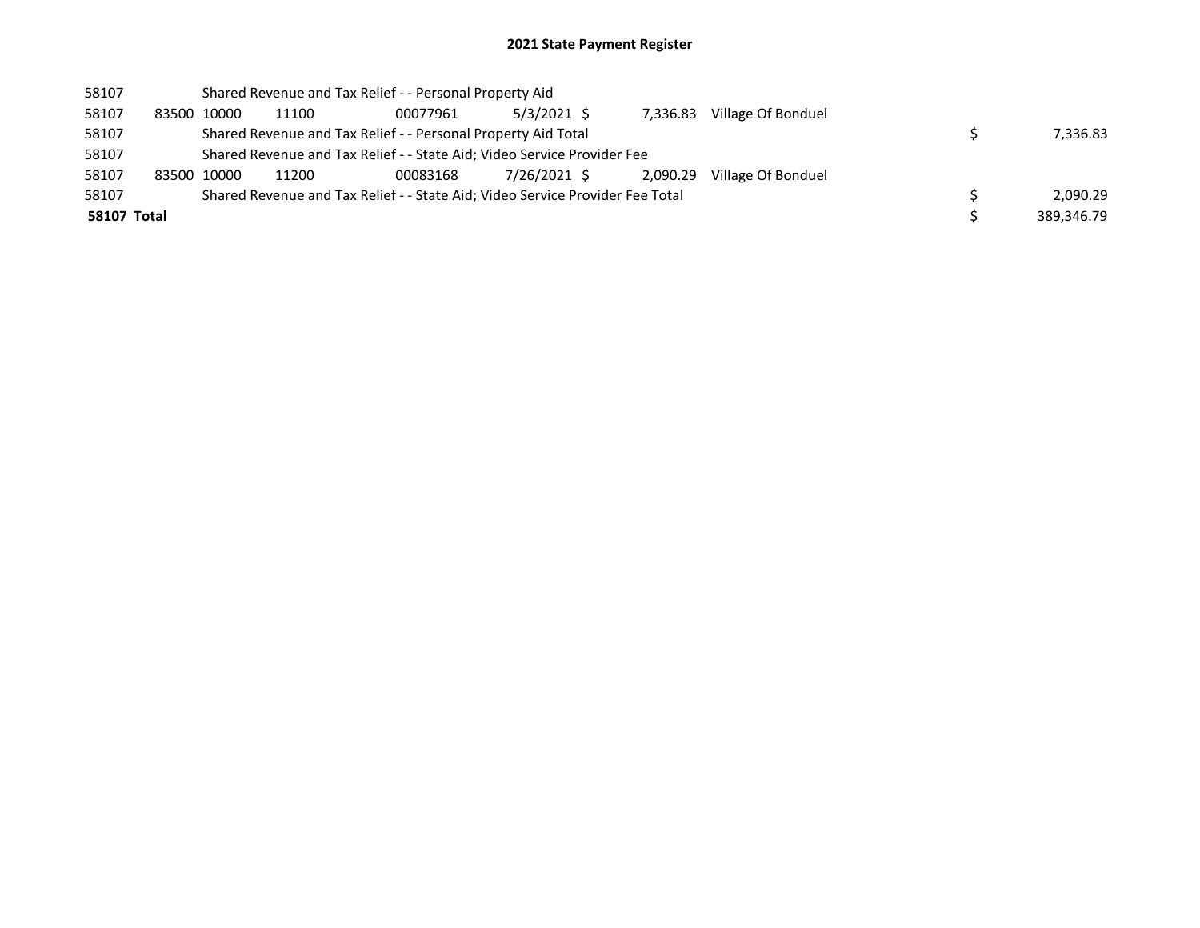# 2021 State Payment Register

| | | | | | | | | | |
|---|---|---|---|---|---|---|---|---|---|
| 58107 | | Shared Revenue and Tax Relief - - Personal Property Aid | | | | | | | |
| 58107 | 83500 | 10000 | 11100 | 00077961 | 5/3/2021 | $ 7,336.83 | Village Of Bonduel | | |
| 58107 | | Shared Revenue and Tax Relief - - Personal Property Aid Total | | | | | | $ | 7,336.83 |
| 58107 | | Shared Revenue and Tax Relief - - State Aid; Video Service Provider Fee | | | | | | | |
| 58107 | 83500 | 10000 | 11200 | 00083168 | 7/26/2021 | $ 2,090.29 | Village Of Bonduel | | |
| 58107 | | Shared Revenue and Tax Relief - - State Aid; Video Service Provider Fee Total | | | | | | $ | 2,090.29 |
| **58107 Total** | | | | | | | | $ | 389,346.79 |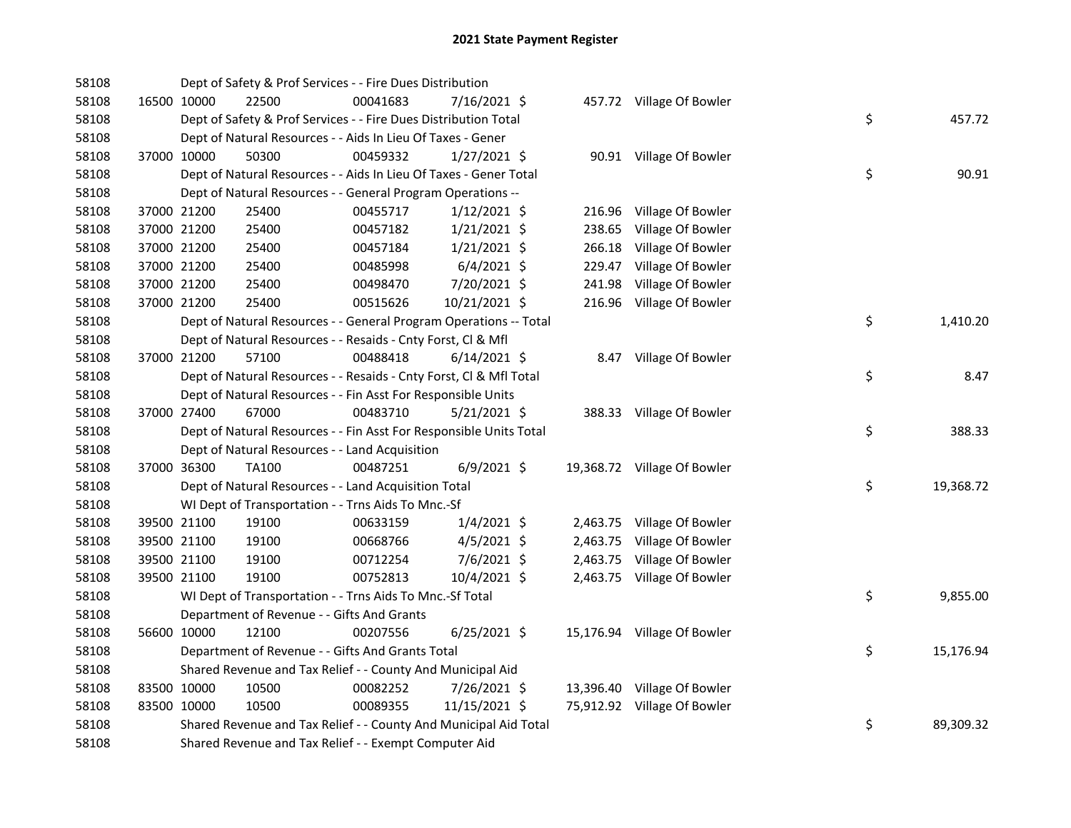# 2021 State Payment Register

| | | | | | | | | | |
|---|---|---|---|---|---|---|---|---|---|
| 58108 | | Dept of Safety & Prof Services - - Fire Dues Distribution | | | | | | | |
| 58108 | 16500 | 10000 | 22500 | 00041683 | 7/16/2021 $ | 457.72 | Village Of Bowler | | |
| 58108 | | Dept of Safety & Prof Services - - Fire Dues Distribution Total | | | | | | $ | 457.72 |
| 58108 | | Dept of Natural Resources - - Aids In Lieu Of Taxes - Gener | | | | | | | |
| 58108 | 37000 | 10000 | 50300 | 00459332 | 1/27/2021 $ | 90.91 | Village Of Bowler | | |
| 58108 | | Dept of Natural Resources - - Aids In Lieu Of Taxes - Gener Total | | | | | | $ | 90.91 |
| 58108 | | Dept of Natural Resources - - General Program Operations -- | | | | | | | |
| 58108 | 37000 | 21200 | 25400 | 00455717 | 1/12/2021 $ | 216.96 | Village Of Bowler | | |
| 58108 | 37000 | 21200 | 25400 | 00457182 | 1/21/2021 $ | 238.65 | Village Of Bowler | | |
| 58108 | 37000 | 21200 | 25400 | 00457184 | 1/21/2021 $ | 266.18 | Village Of Bowler | | |
| 58108 | 37000 | 21200 | 25400 | 00485998 | 6/4/2021 $ | 229.47 | Village Of Bowler | | |
| 58108 | 37000 | 21200 | 25400 | 00498470 | 7/20/2021 $ | 241.98 | Village Of Bowler | | |
| 58108 | 37000 | 21200 | 25400 | 00515626 | 10/21/2021 $ | 216.96 | Village Of Bowler | | |
| 58108 | | Dept of Natural Resources - - General Program Operations -- Total | | | | | | $ | 1,410.20 |
| 58108 | | Dept of Natural Resources - - Resaids - Cnty Forst, Cl & Mfl | | | | | | | |
| 58108 | 37000 | 21200 | 57100 | 00488418 | 6/14/2021 $ | 8.47 | Village Of Bowler | | |
| 58108 | | Dept of Natural Resources - - Resaids - Cnty Forst, Cl & Mfl Total | | | | | | $ | 8.47 |
| 58108 | | Dept of Natural Resources - - Fin Asst For Responsible Units | | | | | | | |
| 58108 | 37000 | 27400 | 67000 | 00483710 | 5/21/2021 $ | 388.33 | Village Of Bowler | | |
| 58108 | | Dept of Natural Resources - - Fin Asst For Responsible Units Total | | | | | | $ | 388.33 |
| 58108 | | Dept of Natural Resources - - Land Acquisition | | | | | | | |
| 58108 | 37000 | 36300 | TA100 | 00487251 | 6/9/2021 $ | 19,368.72 | Village Of Bowler | | |
| 58108 | | Dept of Natural Resources - - Land Acquisition Total | | | | | | $ | 19,368.72 |
| 58108 | | WI Dept of Transportation - - Trns Aids To Mnc.-Sf | | | | | | | |
| 58108 | 39500 | 21100 | 19100 | 00633159 | 1/4/2021 $ | 2,463.75 | Village Of Bowler | | |
| 58108 | 39500 | 21100 | 19100 | 00668766 | 4/5/2021 $ | 2,463.75 | Village Of Bowler | | |
| 58108 | 39500 | 21100 | 19100 | 00712254 | 7/6/2021 $ | 2,463.75 | Village Of Bowler | | |
| 58108 | 39500 | 21100 | 19100 | 00752813 | 10/4/2021 $ | 2,463.75 | Village Of Bowler | | |
| 58108 | | WI Dept of Transportation - - Trns Aids To Mnc.-Sf Total | | | | | | $ | 9,855.00 |
| 58108 | | Department of Revenue - - Gifts And Grants | | | | | | | |
| 58108 | 56600 | 10000 | 12100 | 00207556 | 6/25/2021 $ | 15,176.94 | Village Of Bowler | | |
| 58108 | | Department of Revenue - - Gifts And Grants Total | | | | | | $ | 15,176.94 |
| 58108 | | Shared Revenue and Tax Relief - - County And Municipal Aid | | | | | | | |
| 58108 | 83500 | 10000 | 10500 | 00082252 | 7/26/2021 $ | 13,396.40 | Village Of Bowler | | |
| 58108 | 83500 | 10000 | 10500 | 00089355 | 11/15/2021 $ | 75,912.92 | Village Of Bowler | | |
| 58108 | | Shared Revenue and Tax Relief - - County And Municipal Aid Total | | | | | | $ | 89,309.32 |
| 58108 | | Shared Revenue and Tax Relief - - Exempt Computer Aid | | | | | | | |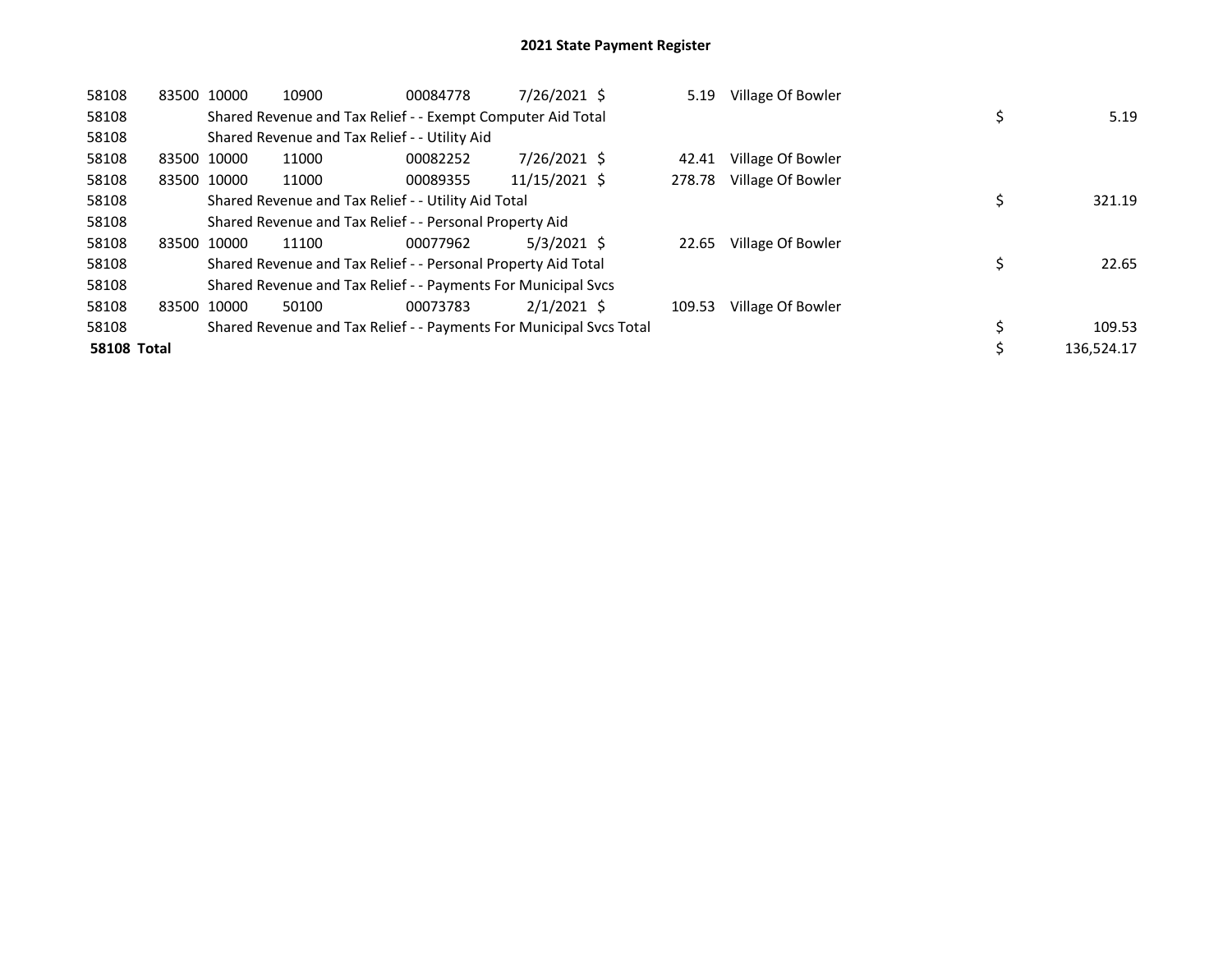# 2021 State Payment Register

| | | | | | | | | | |
|---|---|---|---|---|---|---|---|---|---|
| 58108 | 83500 | 10000 | 10900 | 00084778 | 7/26/2021 | $ 5.19 | Village Of Bowler | | |
| 58108 | | Shared Revenue and Tax Relief - - Exempt Computer Aid Total | | | | | | $ | 5.19 |
| 58108 | | Shared Revenue and Tax Relief - - Utility Aid | | | | | | | |
| 58108 | 83500 | 10000 | 11000 | 00082252 | 7/26/2021 | $ 42.41 | Village Of Bowler | | |
| 58108 | 83500 | 10000 | 11000 | 00089355 | 11/15/2021 | $ 278.78 | Village Of Bowler | | |
| 58108 | | Shared Revenue and Tax Relief - - Utility Aid Total | | | | | | $ | 321.19 |
| 58108 | | Shared Revenue and Tax Relief - - Personal Property Aid | | | | | | | |
| 58108 | 83500 | 10000 | 11100 | 00077962 | 5/3/2021 | $ 22.65 | Village Of Bowler | | |
| 58108 | | Shared Revenue and Tax Relief - - Personal Property Aid Total | | | | | | $ | 22.65 |
| 58108 | | Shared Revenue and Tax Relief - - Payments For Municipal Svcs | | | | | | | |
| 58108 | 83500 | 10000 | 50100 | 00073783 | 2/1/2021 | $ 109.53 | Village Of Bowler | | |
| 58108 | | Shared Revenue and Tax Relief - - Payments For Municipal Svcs Total | | | | | | $ | 109.53 |
| **58108 Total** | | | | | | | | $ | 136,524.17 |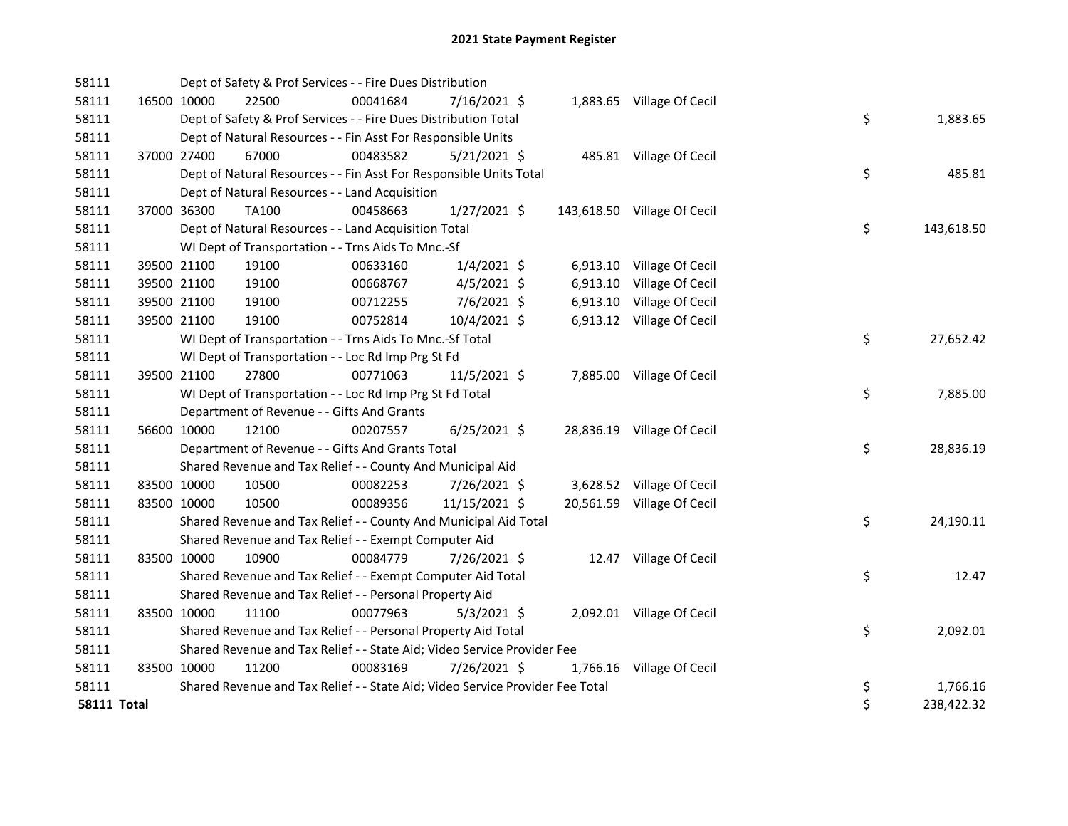# 2021 State Payment Register

| | | | | | | | | |
|---|---|---|---|---|---|---|---|---|
| 58111 | | Dept of Safety & Prof Services - - Fire Dues Distribution | | | | | | |
| 58111 | 16500 | 10000 | 22500 | 00041684 | 7/16/2021 | $ 1,883.65 | Village Of Cecil | |
| 58111 | | Dept of Safety & Prof Services - - Fire Dues Distribution Total | | | | | | $ 1,883.65 |
| 58111 | | Dept of Natural Resources - - Fin Asst For Responsible Units | | | | | | |
| 58111 | 37000 | 27400 | 67000 | 00483582 | 5/21/2021 | $ 485.81 | Village Of Cecil | |
| 58111 | | Dept of Natural Resources - - Fin Asst For Responsible Units Total | | | | | | $ 485.81 |
| 58111 | | Dept of Natural Resources - - Land Acquisition | | | | | | |
| 58111 | 37000 | 36300 | TA100 | 00458663 | 1/27/2021 | $ 143,618.50 | Village Of Cecil | |
| 58111 | | Dept of Natural Resources - - Land Acquisition Total | | | | | | $ 143,618.50 |
| 58111 | | WI Dept of Transportation - - Trns Aids To Mnc.-Sf | | | | | | |
| 58111 | 39500 | 21100 | 19100 | 00633160 | 1/4/2021 | $ 6,913.10 | Village Of Cecil | |
| 58111 | 39500 | 21100 | 19100 | 00668767 | 4/5/2021 | $ 6,913.10 | Village Of Cecil | |
| 58111 | 39500 | 21100 | 19100 | 00712255 | 7/6/2021 | $ 6,913.10 | Village Of Cecil | |
| 58111 | 39500 | 21100 | 19100 | 00752814 | 10/4/2021 | $ 6,913.12 | Village Of Cecil | |
| 58111 | | WI Dept of Transportation - - Trns Aids To Mnc.-Sf Total | | | | | | $ 27,652.42 |
| 58111 | | WI Dept of Transportation - - Loc Rd Imp Prg St Fd | | | | | | |
| 58111 | 39500 | 21100 | 27800 | 00771063 | 11/5/2021 | $ 7,885.00 | Village Of Cecil | |
| 58111 | | WI Dept of Transportation - - Loc Rd Imp Prg St Fd Total | | | | | | $ 7,885.00 |
| 58111 | | Department of Revenue - - Gifts And Grants | | | | | | |
| 58111 | 56600 | 10000 | 12100 | 00207557 | 6/25/2021 | $ 28,836.19 | Village Of Cecil | |
| 58111 | | Department of Revenue - - Gifts And Grants Total | | | | | | $ 28,836.19 |
| 58111 | | Shared Revenue and Tax Relief - - County And Municipal Aid | | | | | | |
| 58111 | 83500 | 10000 | 10500 | 00082253 | 7/26/2021 | $ 3,628.52 | Village Of Cecil | |
| 58111 | 83500 | 10000 | 10500 | 00089356 | 11/15/2021 | $ 20,561.59 | Village Of Cecil | |
| 58111 | | Shared Revenue and Tax Relief - - County And Municipal Aid Total | | | | | | $ 24,190.11 |
| 58111 | | Shared Revenue and Tax Relief - - Exempt Computer Aid | | | | | | |
| 58111 | 83500 | 10000 | 10900 | 00084779 | 7/26/2021 | $ 12.47 | Village Of Cecil | |
| 58111 | | Shared Revenue and Tax Relief - - Exempt Computer Aid Total | | | | | | $ 12.47 |
| 58111 | | Shared Revenue and Tax Relief - - Personal Property Aid | | | | | | |
| 58111 | 83500 | 10000 | 11100 | 00077963 | 5/3/2021 | $ 2,092.01 | Village Of Cecil | |
| 58111 | | Shared Revenue and Tax Relief - - Personal Property Aid Total | | | | | | $ 2,092.01 |
| 58111 | | Shared Revenue and Tax Relief - - State Aid; Video Service Provider Fee | | | | | | |
| 58111 | 83500 | 10000 | 11200 | 00083169 | 7/26/2021 | $ 1,766.16 | Village Of Cecil | |
| 58111 | | Shared Revenue and Tax Relief - - State Aid; Video Service Provider Fee Total | | | | | | $ 1,766.16 |
| **58111 Total** | | | | | | | | $ 238,422.32 |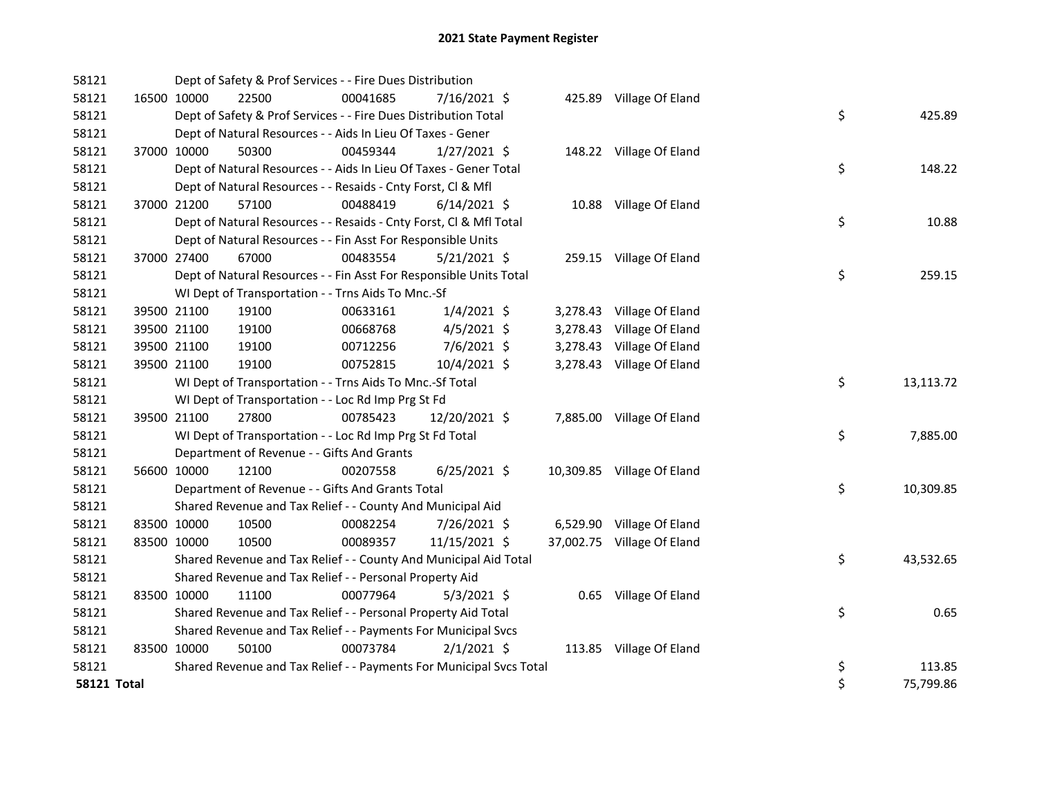# 2021 State Payment Register

| | | | | | | | | | |
|---|---|---|---|---|---|---|---|---|---|
| 58121 | | Dept of Safety & Prof Services - - Fire Dues Distribution | | | | | | | |
| 58121 | 16500 | 10000 | 22500 | 00041685 | 7/16/2021 | $ 425.89 | Village Of Eland | | |
| 58121 | | Dept of Safety & Prof Services - - Fire Dues Distribution Total | | | | | | $ | 425.89 |
| 58121 | | Dept of Natural Resources - - Aids In Lieu Of Taxes - Gener | | | | | | | |
| 58121 | 37000 | 10000 | 50300 | 00459344 | 1/27/2021 | $ 148.22 | Village Of Eland | | |
| 58121 | | Dept of Natural Resources - - Aids In Lieu Of Taxes - Gener Total | | | | | | $ | 148.22 |
| 58121 | | Dept of Natural Resources - - Resaids - Cnty Forst, Cl & Mfl | | | | | | | |
| 58121 | 37000 | 21200 | 57100 | 00488419 | 6/14/2021 | $ 10.88 | Village Of Eland | | |
| 58121 | | Dept of Natural Resources - - Resaids - Cnty Forst, Cl & Mfl Total | | | | | | $ | 10.88 |
| 58121 | | Dept of Natural Resources - - Fin Asst For Responsible Units | | | | | | | |
| 58121 | 37000 | 27400 | 67000 | 00483554 | 5/21/2021 | $ 259.15 | Village Of Eland | | |
| 58121 | | Dept of Natural Resources - - Fin Asst For Responsible Units Total | | | | | | $ | 259.15 |
| 58121 | | WI Dept of Transportation - - Trns Aids To Mnc.-Sf | | | | | | | |
| 58121 | 39500 | 21100 | 19100 | 00633161 | 1/4/2021 | $ 3,278.43 | Village Of Eland | | |
| 58121 | 39500 | 21100 | 19100 | 00668768 | 4/5/2021 | $ 3,278.43 | Village Of Eland | | |
| 58121 | 39500 | 21100 | 19100 | 00712256 | 7/6/2021 | $ 3,278.43 | Village Of Eland | | |
| 58121 | 39500 | 21100 | 19100 | 00752815 | 10/4/2021 | $ 3,278.43 | Village Of Eland | | |
| 58121 | | WI Dept of Transportation - - Trns Aids To Mnc.-Sf Total | | | | | | $ | 13,113.72 |
| 58121 | | WI Dept of Transportation - - Loc Rd Imp Prg St Fd | | | | | | | |
| 58121 | 39500 | 21100 | 27800 | 00785423 | 12/20/2021 | $ 7,885.00 | Village Of Eland | | |
| 58121 | | WI Dept of Transportation - - Loc Rd Imp Prg St Fd Total | | | | | | $ | 7,885.00 |
| 58121 | | Department of Revenue - - Gifts And Grants | | | | | | | |
| 58121 | 56600 | 10000 | 12100 | 00207558 | 6/25/2021 | $ 10,309.85 | Village Of Eland | | |
| 58121 | | Department of Revenue - - Gifts And Grants Total | | | | | | $ | 10,309.85 |
| 58121 | | Shared Revenue and Tax Relief - - County And Municipal Aid | | | | | | | |
| 58121 | 83500 | 10000 | 10500 | 00082254 | 7/26/2021 | $ 6,529.90 | Village Of Eland | | |
| 58121 | 83500 | 10000 | 10500 | 00089357 | 11/15/2021 | $ 37,002.75 | Village Of Eland | | |
| 58121 | | Shared Revenue and Tax Relief - - County And Municipal Aid Total | | | | | | $ | 43,532.65 |
| 58121 | | Shared Revenue and Tax Relief - - Personal Property Aid | | | | | | | |
| 58121 | 83500 | 10000 | 11100 | 00077964 | 5/3/2021 | $ 0.65 | Village Of Eland | | |
| 58121 | | Shared Revenue and Tax Relief - - Personal Property Aid Total | | | | | | $ | 0.65 |
| 58121 | | Shared Revenue and Tax Relief - - Payments For Municipal Svcs | | | | | | | |
| 58121 | 83500 | 10000 | 50100 | 00073784 | 2/1/2021 | $ 113.85 | Village Of Eland | | |
| 58121 | | Shared Revenue and Tax Relief - - Payments For Municipal Svcs Total | | | | | | $ | 113.85 |
| **58121 Total** | | | | | | | | $ | 75,799.86 |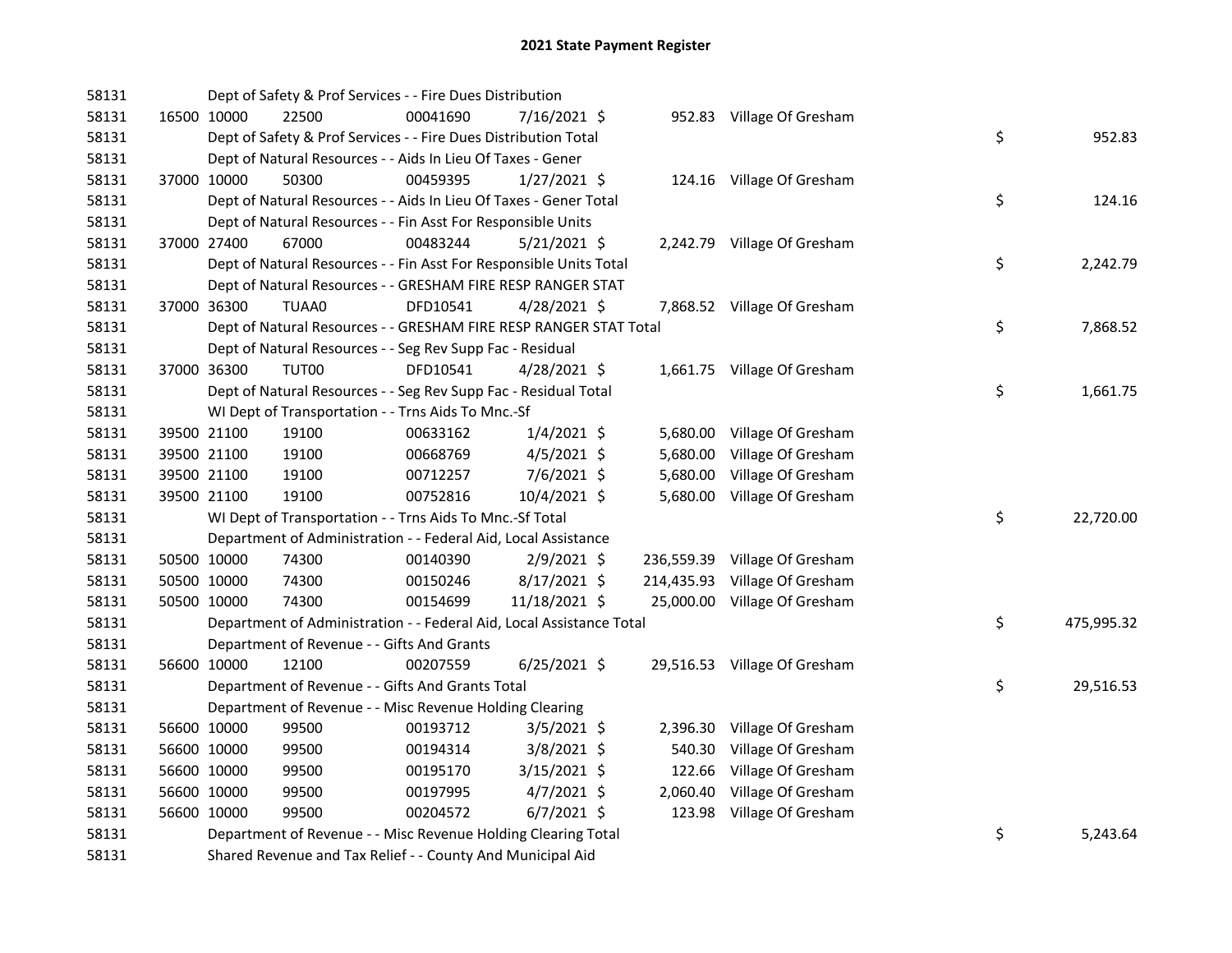# 2021 State Payment Register

| | | | | | | | | | |
|---|---|---|---|---|---|---|---|---|---|
| 58131 | | Dept of Safety & Prof Services - - Fire Dues Distribution | | | | | | | |
| 58131 | 16500 | 10000 | 22500 | 00041690 | 7/16/2021 | $ 952.83 | Village Of Gresham | | |
| 58131 | | Dept of Safety & Prof Services - - Fire Dues Distribution Total | | | | | | $ | 952.83 |
| 58131 | | Dept of Natural Resources - - Aids In Lieu Of Taxes - Gener | | | | | | | |
| 58131 | 37000 | 10000 | 50300 | 00459395 | 1/27/2021 | $ 124.16 | Village Of Gresham | | |
| 58131 | | Dept of Natural Resources - - Aids In Lieu Of Taxes - Gener Total | | | | | | $ | 124.16 |
| 58131 | | Dept of Natural Resources - - Fin Asst For Responsible Units | | | | | | | |
| 58131 | 37000 | 27400 | 67000 | 00483244 | 5/21/2021 | $ 2,242.79 | Village Of Gresham | | |
| 58131 | | Dept of Natural Resources - - Fin Asst For Responsible Units Total | | | | | | $ | 2,242.79 |
| 58131 | | Dept of Natural Resources - - GRESHAM FIRE RESP RANGER STAT | | | | | | | |
| 58131 | 37000 | 36300 | TUAA0 | DFD10541 | 4/28/2021 | $ 7,868.52 | Village Of Gresham | | |
| 58131 | | Dept of Natural Resources - - GRESHAM FIRE RESP RANGER STAT Total | | | | | | $ | 7,868.52 |
| 58131 | | Dept of Natural Resources - - Seg Rev Supp Fac - Residual | | | | | | | |
| 58131 | 37000 | 36300 | TUT00 | DFD10541 | 4/28/2021 | $ 1,661.75 | Village Of Gresham | | |
| 58131 | | Dept of Natural Resources - - Seg Rev Supp Fac - Residual Total | | | | | | $ | 1,661.75 |
| 58131 | | WI Dept of Transportation - - Trns Aids To Mnc.-Sf | | | | | | | |
| 58131 | 39500 | 21100 | 19100 | 00633162 | 1/4/2021 | $ 5,680.00 | Village Of Gresham | | |
| 58131 | 39500 | 21100 | 19100 | 00668769 | 4/5/2021 | $ 5,680.00 | Village Of Gresham | | |
| 58131 | 39500 | 21100 | 19100 | 00712257 | 7/6/2021 | $ 5,680.00 | Village Of Gresham | | |
| 58131 | 39500 | 21100 | 19100 | 00752816 | 10/4/2021 | $ 5,680.00 | Village Of Gresham | | |
| 58131 | | WI Dept of Transportation - - Trns Aids To Mnc.-Sf Total | | | | | | $ | 22,720.00 |
| 58131 | | Department of Administration - - Federal Aid, Local Assistance | | | | | | | |
| 58131 | 50500 | 10000 | 74300 | 00140390 | 2/9/2021 | $ 236,559.39 | Village Of Gresham | | |
| 58131 | 50500 | 10000 | 74300 | 00150246 | 8/17/2021 | $ 214,435.93 | Village Of Gresham | | |
| 58131 | 50500 | 10000 | 74300 | 00154699 | 11/18/2021 | $ 25,000.00 | Village Of Gresham | | |
| 58131 | | Department of Administration - - Federal Aid, Local Assistance Total | | | | | | $ | 475,995.32 |
| 58131 | | Department of Revenue - - Gifts And Grants | | | | | | | |
| 58131 | 56600 | 10000 | 12100 | 00207559 | 6/25/2021 | $ 29,516.53 | Village Of Gresham | | |
| 58131 | | Department of Revenue - - Gifts And Grants Total | | | | | | $ | 29,516.53 |
| 58131 | | Department of Revenue - - Misc Revenue Holding Clearing | | | | | | | |
| 58131 | 56600 | 10000 | 99500 | 00193712 | 3/5/2021 | $ 2,396.30 | Village Of Gresham | | |
| 58131 | 56600 | 10000 | 99500 | 00194314 | 3/8/2021 | $ 540.30 | Village Of Gresham | | |
| 58131 | 56600 | 10000 | 99500 | 00195170 | 3/15/2021 | $ 122.66 | Village Of Gresham | | |
| 58131 | 56600 | 10000 | 99500 | 00197995 | 4/7/2021 | $ 2,060.40 | Village Of Gresham | | |
| 58131 | 56600 | 10000 | 99500 | 00204572 | 6/7/2021 | $ 123.98 | Village Of Gresham | | |
| 58131 | | Department of Revenue - - Misc Revenue Holding Clearing Total | | | | | | $ | 5,243.64 |
| 58131 | | Shared Revenue and Tax Relief - - County And Municipal Aid | | | | | | | |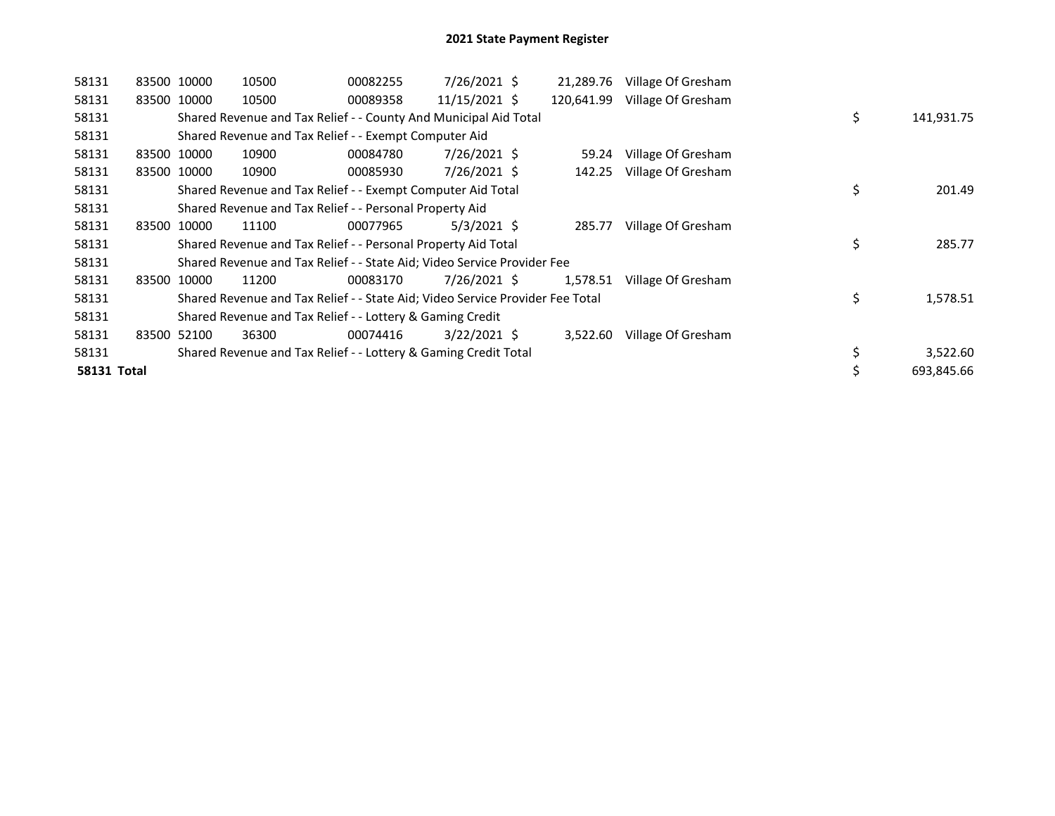## 2021 State Payment Register

| | | | | | | | | | |
|---|---|---|---|---|---|---|---|---|---|
| 58131 | 83500 | 10000 | 10500 | 00082255 | 7/26/2021 | $ 21,289.76 | Village Of Gresham | | |
| 58131 | 83500 | 10000 | 10500 | 00089358 | 11/15/2021 | $ 120,641.99 | Village Of Gresham | | |
| 58131 | | Shared Revenue and Tax Relief - - County And Municipal Aid Total | | | | | | $ | 141,931.75 |
| 58131 | | Shared Revenue and Tax Relief - - Exempt Computer Aid | | | | | | | |
| 58131 | 83500 | 10000 | 10900 | 00084780 | 7/26/2021 | $ 59.24 | Village Of Gresham | | |
| 58131 | 83500 | 10000 | 10900 | 00085930 | 7/26/2021 | $ 142.25 | Village Of Gresham | | |
| 58131 | | Shared Revenue and Tax Relief - - Exempt Computer Aid Total | | | | | | $ | 201.49 |
| 58131 | | Shared Revenue and Tax Relief - - Personal Property Aid | | | | | | | |
| 58131 | 83500 | 10000 | 11100 | 00077965 | 5/3/2021 | $ 285.77 | Village Of Gresham | | |
| 58131 | | Shared Revenue and Tax Relief - - Personal Property Aid Total | | | | | | $ | 285.77 |
| 58131 | | Shared Revenue and Tax Relief - - State Aid; Video Service Provider Fee | | | | | | | |
| 58131 | 83500 | 10000 | 11200 | 00083170 | 7/26/2021 | $ 1,578.51 | Village Of Gresham | | |
| 58131 | | Shared Revenue and Tax Relief - - State Aid; Video Service Provider Fee Total | | | | | | $ | 1,578.51 |
| 58131 | | Shared Revenue and Tax Relief - - Lottery & Gaming Credit | | | | | | | |
| 58131 | 83500 | 52100 | 36300 | 00074416 | 3/22/2021 | $ 3,522.60 | Village Of Gresham | | |
| 58131 | | Shared Revenue and Tax Relief - - Lottery & Gaming Credit Total | | | | | | $ | 3,522.60 |
| **58131 Total** | | | | | | | | $ | 693,845.66 |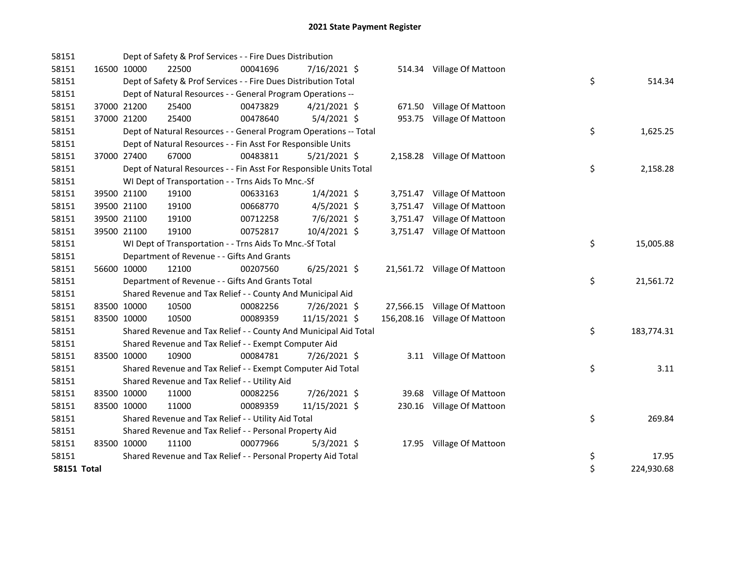# 2021 State Payment Register

| | | | | | | | | | |
|---|---|---|---|---|---|---|---|---|---|
| 58151 | | | Dept of Safety & Prof Services - - Fire Dues Distribution | | | | | | |
| 58151 | 16500 | 10000 | 22500 | 00041696 | 7/16/2021 | $ 514.34 | Village Of Mattoon | | |
| 58151 | | | Dept of Safety & Prof Services - - Fire Dues Distribution Total | | | | | $ | 514.34 |
| 58151 | | | Dept of Natural Resources - - General Program Operations -- | | | | | | |
| 58151 | 37000 | 21200 | 25400 | 00473829 | 4/21/2021 | $ 671.50 | Village Of Mattoon | | |
| 58151 | 37000 | 21200 | 25400 | 00478640 | 5/4/2021 | $ 953.75 | Village Of Mattoon | | |
| 58151 | | | Dept of Natural Resources - - General Program Operations -- Total | | | | | $ | 1,625.25 |
| 58151 | | | Dept of Natural Resources - - Fin Asst For Responsible Units | | | | | | |
| 58151 | 37000 | 27400 | 67000 | 00483811 | 5/21/2021 | $ 2,158.28 | Village Of Mattoon | | |
| 58151 | | | Dept of Natural Resources - - Fin Asst For Responsible Units Total | | | | | $ | 2,158.28 |
| 58151 | | | WI Dept of Transportation - - Trns Aids To Mnc.-Sf | | | | | | |
| 58151 | 39500 | 21100 | 19100 | 00633163 | 1/4/2021 | $ 3,751.47 | Village Of Mattoon | | |
| 58151 | 39500 | 21100 | 19100 | 00668770 | 4/5/2021 | $ 3,751.47 | Village Of Mattoon | | |
| 58151 | 39500 | 21100 | 19100 | 00712258 | 7/6/2021 | $ 3,751.47 | Village Of Mattoon | | |
| 58151 | 39500 | 21100 | 19100 | 00752817 | 10/4/2021 | $ 3,751.47 | Village Of Mattoon | | |
| 58151 | | | WI Dept of Transportation - - Trns Aids To Mnc.-Sf Total | | | | | $ | 15,005.88 |
| 58151 | | | Department of Revenue - - Gifts And Grants | | | | | | |
| 58151 | 56600 | 10000 | 12100 | 00207560 | 6/25/2021 | $ 21,561.72 | Village Of Mattoon | | |
| 58151 | | | Department of Revenue - - Gifts And Grants Total | | | | | $ | 21,561.72 |
| 58151 | | | Shared Revenue and Tax Relief - - County And Municipal Aid | | | | | | |
| 58151 | 83500 | 10000 | 10500 | 00082256 | 7/26/2021 | $ 27,566.15 | Village Of Mattoon | | |
| 58151 | 83500 | 10000 | 10500 | 00089359 | 11/15/2021 | $ 156,208.16 | Village Of Mattoon | | |
| 58151 | | | Shared Revenue and Tax Relief - - County And Municipal Aid Total | | | | | $ | 183,774.31 |
| 58151 | | | Shared Revenue and Tax Relief - - Exempt Computer Aid | | | | | | |
| 58151 | 83500 | 10000 | 10900 | 00084781 | 7/26/2021 | $ 3.11 | Village Of Mattoon | | |
| 58151 | | | Shared Revenue and Tax Relief - - Exempt Computer Aid Total | | | | | $ | 3.11 |
| 58151 | | | Shared Revenue and Tax Relief - - Utility Aid | | | | | | |
| 58151 | 83500 | 10000 | 11000 | 00082256 | 7/26/2021 | $ 39.68 | Village Of Mattoon | | |
| 58151 | 83500 | 10000 | 11000 | 00089359 | 11/15/2021 | $ 230.16 | Village Of Mattoon | | |
| 58151 | | | Shared Revenue and Tax Relief - - Utility Aid Total | | | | | $ | 269.84 |
| 58151 | | | Shared Revenue and Tax Relief - - Personal Property Aid | | | | | | |
| 58151 | 83500 | 10000 | 11100 | 00077966 | 5/3/2021 | $ 17.95 | Village Of Mattoon | | |
| 58151 | | | Shared Revenue and Tax Relief - - Personal Property Aid Total | | | | | $ | 17.95 |
| **58151 Total** | | | | | | | | $ | 224,930.68 |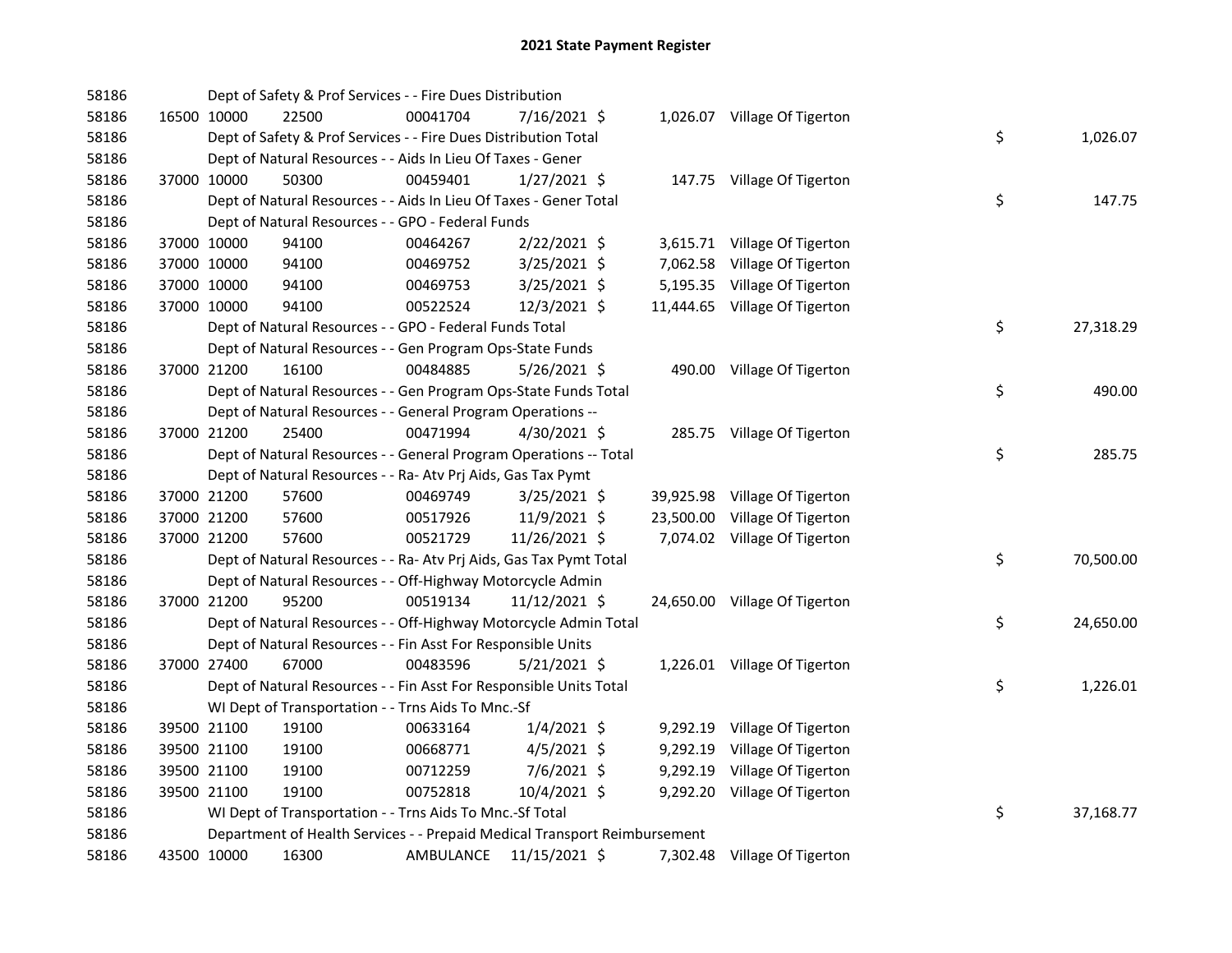# 2021 State Payment Register

| | | | | | | | | | |
|---|---|---|---|---|---|---|---|---|---|
| 58186 | | | Dept of Safety & Prof Services - - Fire Dues Distribution | | | | | | |
| 58186 | 16500 | 10000 | 22500 | 00041704 | 7/16/2021 | $ 1,026.07 | Village Of Tigerton | | |
| 58186 | | | Dept of Safety & Prof Services - - Fire Dues Distribution Total | | | | | $ | 1,026.07 |
| 58186 | | | Dept of Natural Resources - - Aids In Lieu Of Taxes - Gener | | | | | | |
| 58186 | 37000 | 10000 | 50300 | 00459401 | 1/27/2021 | $ 147.75 | Village Of Tigerton | | |
| 58186 | | | Dept of Natural Resources - - Aids In Lieu Of Taxes - Gener Total | | | | | $ | 147.75 |
| 58186 | | | Dept of Natural Resources - - GPO - Federal Funds | | | | | | |
| 58186 | 37000 | 10000 | 94100 | 00464267 | 2/22/2021 | $ 3,615.71 | Village Of Tigerton | | |
| 58186 | 37000 | 10000 | 94100 | 00469752 | 3/25/2021 | $ 7,062.58 | Village Of Tigerton | | |
| 58186 | 37000 | 10000 | 94100 | 00469753 | 3/25/2021 | $ 5,195.35 | Village Of Tigerton | | |
| 58186 | 37000 | 10000 | 94100 | 00522524 | 12/3/2021 | $ 11,444.65 | Village Of Tigerton | | |
| 58186 | | | Dept of Natural Resources - - GPO - Federal Funds Total | | | | | $ | 27,318.29 |
| 58186 | | | Dept of Natural Resources - - Gen Program Ops-State Funds | | | | | | |
| 58186 | 37000 | 21200 | 16100 | 00484885 | 5/26/2021 | $ 490.00 | Village Of Tigerton | | |
| 58186 | | | Dept of Natural Resources - - Gen Program Ops-State Funds Total | | | | | $ | 490.00 |
| 58186 | | | Dept of Natural Resources - - General Program Operations -- | | | | | | |
| 58186 | 37000 | 21200 | 25400 | 00471994 | 4/30/2021 | $ 285.75 | Village Of Tigerton | | |
| 58186 | | | Dept of Natural Resources - - General Program Operations -- Total | | | | | $ | 285.75 |
| 58186 | | | Dept of Natural Resources - - Ra- Atv Prj Aids, Gas Tax Pymt | | | | | | |
| 58186 | 37000 | 21200 | 57600 | 00469749 | 3/25/2021 | $ 39,925.98 | Village Of Tigerton | | |
| 58186 | 37000 | 21200 | 57600 | 00517926 | 11/9/2021 | $ 23,500.00 | Village Of Tigerton | | |
| 58186 | 37000 | 21200 | 57600 | 00521729 | 11/26/2021 | $ 7,074.02 | Village Of Tigerton | | |
| 58186 | | | Dept of Natural Resources - - Ra- Atv Prj Aids, Gas Tax Pymt Total | | | | | $ | 70,500.00 |
| 58186 | | | Dept of Natural Resources - - Off-Highway Motorcycle Admin | | | | | | |
| 58186 | 37000 | 21200 | 95200 | 00519134 | 11/12/2021 | $ 24,650.00 | Village Of Tigerton | | |
| 58186 | | | Dept of Natural Resources - - Off-Highway Motorcycle Admin Total | | | | | $ | 24,650.00 |
| 58186 | | | Dept of Natural Resources - - Fin Asst For Responsible Units | | | | | | |
| 58186 | 37000 | 27400 | 67000 | 00483596 | 5/21/2021 | $ 1,226.01 | Village Of Tigerton | | |
| 58186 | | | Dept of Natural Resources - - Fin Asst For Responsible Units Total | | | | | $ | 1,226.01 |
| 58186 | | | WI Dept of Transportation - - Trns Aids To Mnc.-Sf | | | | | | |
| 58186 | 39500 | 21100 | 19100 | 00633164 | 1/4/2021 | $ 9,292.19 | Village Of Tigerton | | |
| 58186 | 39500 | 21100 | 19100 | 00668771 | 4/5/2021 | $ 9,292.19 | Village Of Tigerton | | |
| 58186 | 39500 | 21100 | 19100 | 00712259 | 7/6/2021 | $ 9,292.19 | Village Of Tigerton | | |
| 58186 | 39500 | 21100 | 19100 | 00752818 | 10/4/2021 | $ 9,292.20 | Village Of Tigerton | | |
| 58186 | | | WI Dept of Transportation - - Trns Aids To Mnc.-Sf Total | | | | | $ | 37,168.77 |
| 58186 | | | Department of Health Services - - Prepaid Medical Transport Reimbursement | | | | | | |
| 58186 | 43500 | 10000 | 16300 | AMBULANCE | 11/15/2021 | $ 7,302.48 | Village Of Tigerton | | |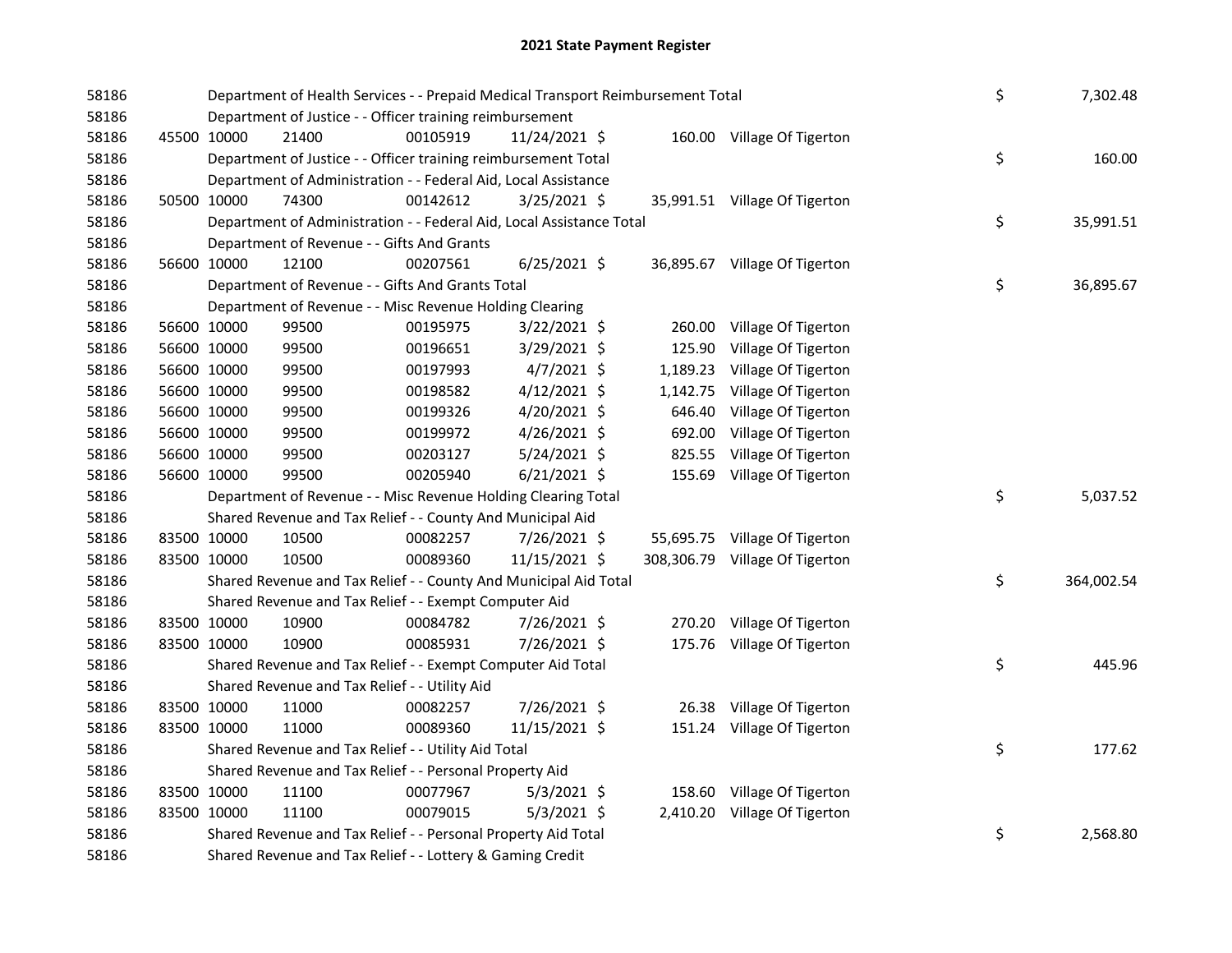# 2021 State Payment Register

| | | | | | | | | | |
|---|---|---|---|---|---|---|---|---|---|
| 58186 | | | Department of Health Services - - Prepaid Medical Transport Reimbursement Total | | | | | $ | 7,302.48 |
| 58186 | | | Department of Justice - - Officer training reimbursement | | | | | | |
| 58186 | 45500 | 10000 | 21400 | 00105919 | 11/24/2021 $ | 160.00 | Village Of Tigerton | | |
| 58186 | | | Department of Justice - - Officer training reimbursement Total | | | | | $ | 160.00 |
| 58186 | | | Department of Administration - - Federal Aid, Local Assistance | | | | | | |
| 58186 | 50500 | 10000 | 74300 | 00142612 | 3/25/2021 $ | 35,991.51 | Village Of Tigerton | | |
| 58186 | | | Department of Administration - - Federal Aid, Local Assistance Total | | | | | $ | 35,991.51 |
| 58186 | | | Department of Revenue - - Gifts And Grants | | | | | | |
| 58186 | 56600 | 10000 | 12100 | 00207561 | 6/25/2021 $ | 36,895.67 | Village Of Tigerton | | |
| 58186 | | | Department of Revenue - - Gifts And Grants Total | | | | | $ | 36,895.67 |
| 58186 | | | Department of Revenue - - Misc Revenue Holding Clearing | | | | | | |
| 58186 | 56600 | 10000 | 99500 | 00195975 | 3/22/2021 $ | 260.00 | Village Of Tigerton | | |
| 58186 | 56600 | 10000 | 99500 | 00196651 | 3/29/2021 $ | 125.90 | Village Of Tigerton | | |
| 58186 | 56600 | 10000 | 99500 | 00197993 | 4/7/2021 $ | 1,189.23 | Village Of Tigerton | | |
| 58186 | 56600 | 10000 | 99500 | 00198582 | 4/12/2021 $ | 1,142.75 | Village Of Tigerton | | |
| 58186 | 56600 | 10000 | 99500 | 00199326 | 4/20/2021 $ | 646.40 | Village Of Tigerton | | |
| 58186 | 56600 | 10000 | 99500 | 00199972 | 4/26/2021 $ | 692.00 | Village Of Tigerton | | |
| 58186 | 56600 | 10000 | 99500 | 00203127 | 5/24/2021 $ | 825.55 | Village Of Tigerton | | |
| 58186 | 56600 | 10000 | 99500 | 00205940 | 6/21/2021 $ | 155.69 | Village Of Tigerton | | |
| 58186 | | | Department of Revenue - - Misc Revenue Holding Clearing Total | | | | | $ | 5,037.52 |
| 58186 | | | Shared Revenue and Tax Relief - - County And Municipal Aid | | | | | | |
| 58186 | 83500 | 10000 | 10500 | 00082257 | 7/26/2021 $ | 55,695.75 | Village Of Tigerton | | |
| 58186 | 83500 | 10000 | 10500 | 00089360 | 11/15/2021 $ | 308,306.79 | Village Of Tigerton | | |
| 58186 | | | Shared Revenue and Tax Relief - - County And Municipal Aid Total | | | | | $ | 364,002.54 |
| 58186 | | | Shared Revenue and Tax Relief - - Exempt Computer Aid | | | | | | |
| 58186 | 83500 | 10000 | 10900 | 00084782 | 7/26/2021 $ | 270.20 | Village Of Tigerton | | |
| 58186 | 83500 | 10000 | 10900 | 00085931 | 7/26/2021 $ | 175.76 | Village Of Tigerton | | |
| 58186 | | | Shared Revenue and Tax Relief - - Exempt Computer Aid Total | | | | | $ | 445.96 |
| 58186 | | | Shared Revenue and Tax Relief - - Utility Aid | | | | | | |
| 58186 | 83500 | 10000 | 11000 | 00082257 | 7/26/2021 $ | 26.38 | Village Of Tigerton | | |
| 58186 | 83500 | 10000 | 11000 | 00089360 | 11/15/2021 $ | 151.24 | Village Of Tigerton | | |
| 58186 | | | Shared Revenue and Tax Relief - - Utility Aid Total | | | | | $ | 177.62 |
| 58186 | | | Shared Revenue and Tax Relief - - Personal Property Aid | | | | | | |
| 58186 | 83500 | 10000 | 11100 | 00077967 | 5/3/2021 $ | 158.60 | Village Of Tigerton | | |
| 58186 | 83500 | 10000 | 11100 | 00079015 | 5/3/2021 $ | 2,410.20 | Village Of Tigerton | | |
| 58186 | | | Shared Revenue and Tax Relief - - Personal Property Aid Total | | | | | $ | 2,568.80 |
| 58186 | | | Shared Revenue and Tax Relief - - Lottery & Gaming Credit | | | | | | |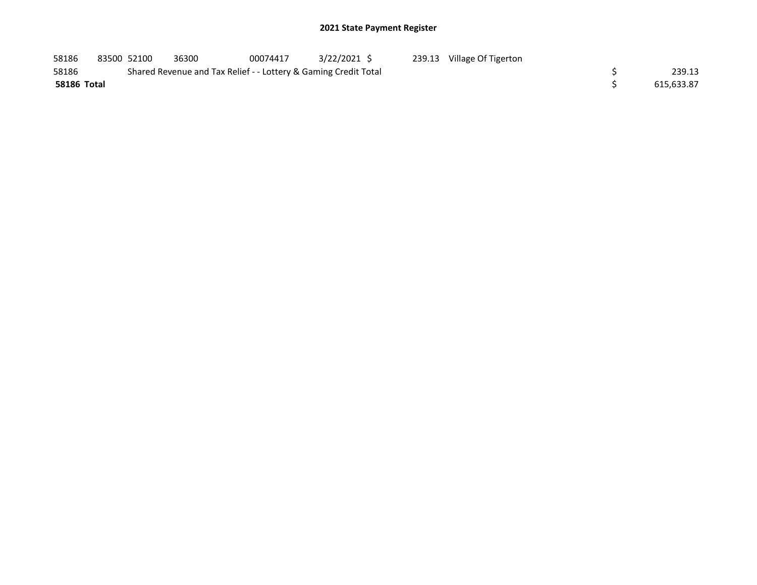# 2021 State Payment Register

| | | | | | | | | | |
|---|---|---|---|---|---|---|---|---|---|
| 58186 | 83500 | 52100 | 36300 | 00074417 | 3/22/2021 | $ 239.13 | Village Of Tigerton | | |
| 58186 | | Shared Revenue and Tax Relief - - Lottery & Gaming Credit Total | | | | | | $ | 239.13 |
| **58186 Total** | | | | | | | | $ | 615,633.87 |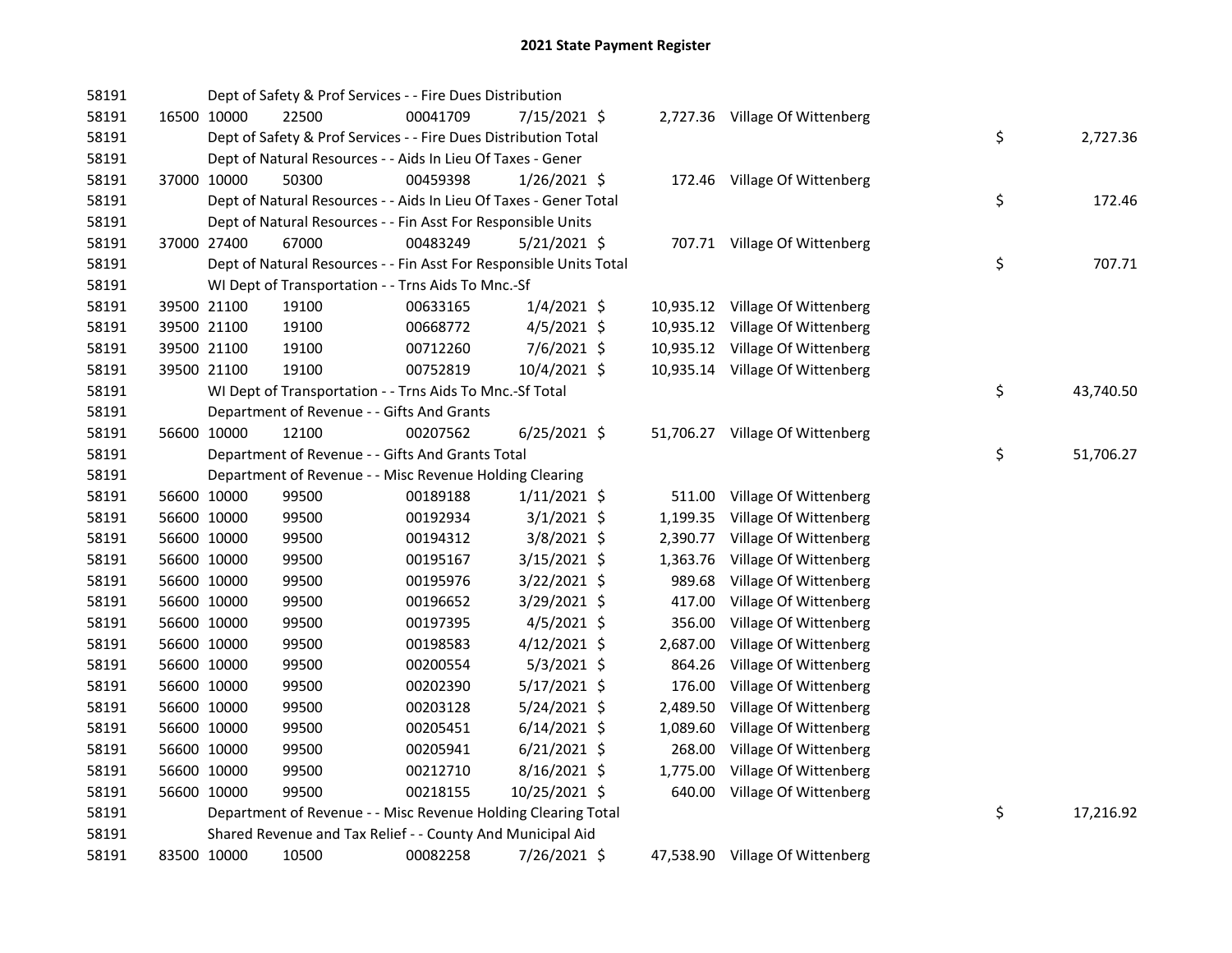# 2021 State Payment Register

| | | | | | | | | | |
|---|---|---|---|---|---|---|---|---|---|
| 58191 | | | Dept of Safety & Prof Services - - Fire Dues Distribution | | | | | | |
| 58191 | 16500 | 10000 | 22500 | 00041709 | 7/15/2021 | $ 2,727.36 | Village Of Wittenberg | | |
| 58191 | | | Dept of Safety & Prof Services - - Fire Dues Distribution Total | | | | | $ | 2,727.36 |
| 58191 | | | Dept of Natural Resources - - Aids In Lieu Of Taxes - Gener | | | | | | |
| 58191 | 37000 | 10000 | 50300 | 00459398 | 1/26/2021 | $ 172.46 | Village Of Wittenberg | | |
| 58191 | | | Dept of Natural Resources - - Aids In Lieu Of Taxes - Gener Total | | | | | $ | 172.46 |
| 58191 | | | Dept of Natural Resources - - Fin Asst For Responsible Units | | | | | | |
| 58191 | 37000 | 27400 | 67000 | 00483249 | 5/21/2021 | $ 707.71 | Village Of Wittenberg | | |
| 58191 | | | Dept of Natural Resources - - Fin Asst For Responsible Units Total | | | | | $ | 707.71 |
| 58191 | | | WI Dept of Transportation - - Trns Aids To Mnc.-Sf | | | | | | |
| 58191 | 39500 | 21100 | 19100 | 00633165 | 1/4/2021 | $ 10,935.12 | Village Of Wittenberg | | |
| 58191 | 39500 | 21100 | 19100 | 00668772 | 4/5/2021 | $ 10,935.12 | Village Of Wittenberg | | |
| 58191 | 39500 | 21100 | 19100 | 00712260 | 7/6/2021 | $ 10,935.12 | Village Of Wittenberg | | |
| 58191 | 39500 | 21100 | 19100 | 00752819 | 10/4/2021 | $ 10,935.14 | Village Of Wittenberg | | |
| 58191 | | | WI Dept of Transportation - - Trns Aids To Mnc.-Sf Total | | | | | $ | 43,740.50 |
| 58191 | | | Department of Revenue - - Gifts And Grants | | | | | | |
| 58191 | 56600 | 10000 | 12100 | 00207562 | 6/25/2021 | $ 51,706.27 | Village Of Wittenberg | | |
| 58191 | | | Department of Revenue - - Gifts And Grants Total | | | | | $ | 51,706.27 |
| 58191 | | | Department of Revenue - - Misc Revenue Holding Clearing | | | | | | |
| 58191 | 56600 | 10000 | 99500 | 00189188 | 1/11/2021 | $ 511.00 | Village Of Wittenberg | | |
| 58191 | 56600 | 10000 | 99500 | 00192934 | 3/1/2021 | $ 1,199.35 | Village Of Wittenberg | | |
| 58191 | 56600 | 10000 | 99500 | 00194312 | 3/8/2021 | $ 2,390.77 | Village Of Wittenberg | | |
| 58191 | 56600 | 10000 | 99500 | 00195167 | 3/15/2021 | $ 1,363.76 | Village Of Wittenberg | | |
| 58191 | 56600 | 10000 | 99500 | 00195976 | 3/22/2021 | $ 989.68 | Village Of Wittenberg | | |
| 58191 | 56600 | 10000 | 99500 | 00196652 | 3/29/2021 | $ 417.00 | Village Of Wittenberg | | |
| 58191 | 56600 | 10000 | 99500 | 00197395 | 4/5/2021 | $ 356.00 | Village Of Wittenberg | | |
| 58191 | 56600 | 10000 | 99500 | 00198583 | 4/12/2021 | $ 2,687.00 | Village Of Wittenberg | | |
| 58191 | 56600 | 10000 | 99500 | 00200554 | 5/3/2021 | $ 864.26 | Village Of Wittenberg | | |
| 58191 | 56600 | 10000 | 99500 | 00202390 | 5/17/2021 | $ 176.00 | Village Of Wittenberg | | |
| 58191 | 56600 | 10000 | 99500 | 00203128 | 5/24/2021 | $ 2,489.50 | Village Of Wittenberg | | |
| 58191 | 56600 | 10000 | 99500 | 00205451 | 6/14/2021 | $ 1,089.60 | Village Of Wittenberg | | |
| 58191 | 56600 | 10000 | 99500 | 00205941 | 6/21/2021 | $ 268.00 | Village Of Wittenberg | | |
| 58191 | 56600 | 10000 | 99500 | 00212710 | 8/16/2021 | $ 1,775.00 | Village Of Wittenberg | | |
| 58191 | 56600 | 10000 | 99500 | 00218155 | 10/25/2021 | $ 640.00 | Village Of Wittenberg | | |
| 58191 | | | Department of Revenue - - Misc Revenue Holding Clearing Total | | | | | $ | 17,216.92 |
| 58191 | | | Shared Revenue and Tax Relief - - County And Municipal Aid | | | | | | |
| 58191 | 83500 | 10000 | 10500 | 00082258 | 7/26/2021 | $ 47,538.90 | Village Of Wittenberg | | |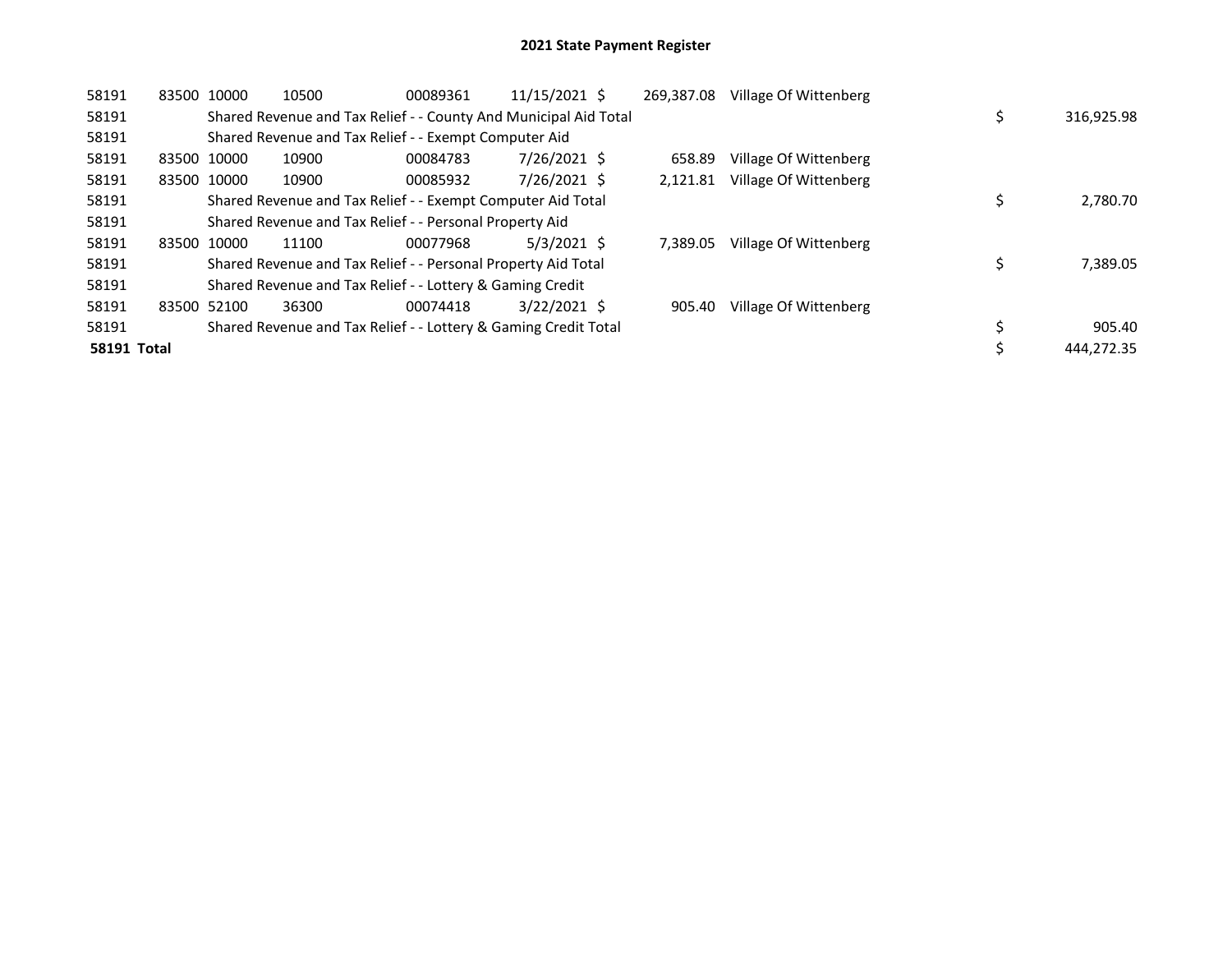# 2021 State Payment Register

| | | | | | | | | |
|---|---|---|---|---|---|---|---|---|
| 58191 | 83500 | 10000 | 10500 | 00089361 | 11/15/2021 | $ 269,387.08 | Village Of Wittenberg | |
| 58191 | | Shared Revenue and Tax Relief - - County And Municipal Aid Total | | | | | | $ 316,925.98 |
| 58191 | | Shared Revenue and Tax Relief - - Exempt Computer Aid | | | | | | |
| 58191 | 83500 | 10000 | 10900 | 00084783 | 7/26/2021 | $ 658.89 | Village Of Wittenberg | |
| 58191 | 83500 | 10000 | 10900 | 00085932 | 7/26/2021 | $ 2,121.81 | Village Of Wittenberg | |
| 58191 | | Shared Revenue and Tax Relief - - Exempt Computer Aid Total | | | | | | $ 2,780.70 |
| 58191 | | Shared Revenue and Tax Relief - - Personal Property Aid | | | | | | |
| 58191 | 83500 | 10000 | 11100 | 00077968 | 5/3/2021 | $ 7,389.05 | Village Of Wittenberg | |
| 58191 | | Shared Revenue and Tax Relief - - Personal Property Aid Total | | | | | | $ 7,389.05 |
| 58191 | | Shared Revenue and Tax Relief - - Lottery & Gaming Credit | | | | | | |
| 58191 | 83500 | 52100 | 36300 | 00074418 | 3/22/2021 | $ 905.40 | Village Of Wittenberg | |
| 58191 | | Shared Revenue and Tax Relief - - Lottery & Gaming Credit Total | | | | | | $ 905.40 |
| **58191 Total** | | | | | | | | $ 444,272.35 |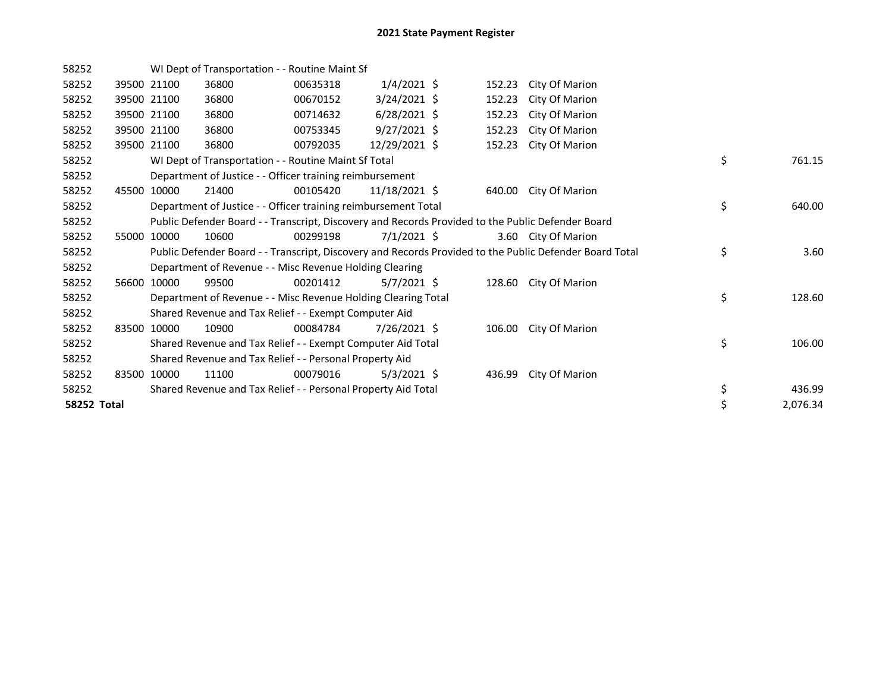## 2021 State Payment Register

| | | | | | | | | | |
|---|---|---|---|---|---|---|---|---|---|
| 58252 | | WI Dept of Transportation - - Routine Maint Sf | | | | | | | |
| 58252 | 39500 | 21100 | 36800 | 00635318 | 1/4/2021 | $ 152.23 | City Of Marion | | |
| 58252 | 39500 | 21100 | 36800 | 00670152 | 3/24/2021 | $ 152.23 | City Of Marion | | |
| 58252 | 39500 | 21100 | 36800 | 00714632 | 6/28/2021 | $ 152.23 | City Of Marion | | |
| 58252 | 39500 | 21100 | 36800 | 00753345 | 9/27/2021 | $ 152.23 | City Of Marion | | |
| 58252 | 39500 | 21100 | 36800 | 00792035 | 12/29/2021 | $ 152.23 | City Of Marion | | |
| 58252 | | WI Dept of Transportation - - Routine Maint Sf Total | | | | | | $ | 761.15 |
| 58252 | | Department of Justice - - Officer training reimbursement | | | | | | | |
| 58252 | 45500 | 10000 | 21400 | 00105420 | 11/18/2021 | $ 640.00 | City Of Marion | | |
| 58252 | | Department of Justice - - Officer training reimbursement Total | | | | | | $ | 640.00 |
| 58252 | | Public Defender Board - - Transcript, Discovery and Records Provided to the Public Defender Board | | | | | | | |
| 58252 | 55000 | 10000 | 10600 | 00299198 | 7/1/2021 | $ 3.60 | City Of Marion | | |
| 58252 | | Public Defender Board - - Transcript, Discovery and Records Provided to the Public Defender Board Total | | | | | | $ | 3.60 |
| 58252 | | Department of Revenue - - Misc Revenue Holding Clearing | | | | | | | |
| 58252 | 56600 | 10000 | 99500 | 00201412 | 5/7/2021 | $ 128.60 | City Of Marion | | |
| 58252 | | Department of Revenue - - Misc Revenue Holding Clearing Total | | | | | | $ | 128.60 |
| 58252 | | Shared Revenue and Tax Relief - - Exempt Computer Aid | | | | | | | |
| 58252 | 83500 | 10000 | 10900 | 00084784 | 7/26/2021 | $ 106.00 | City Of Marion | | |
| 58252 | | Shared Revenue and Tax Relief - - Exempt Computer Aid Total | | | | | | $ | 106.00 |
| 58252 | | Shared Revenue and Tax Relief - - Personal Property Aid | | | | | | | |
| 58252 | 83500 | 10000 | 11100 | 00079016 | 5/3/2021 | $ 436.99 | City Of Marion | | |
| 58252 | | Shared Revenue and Tax Relief - - Personal Property Aid Total | | | | | | $ | 436.99 |
| **58252 Total** | | | | | | | | $ | 2,076.34 |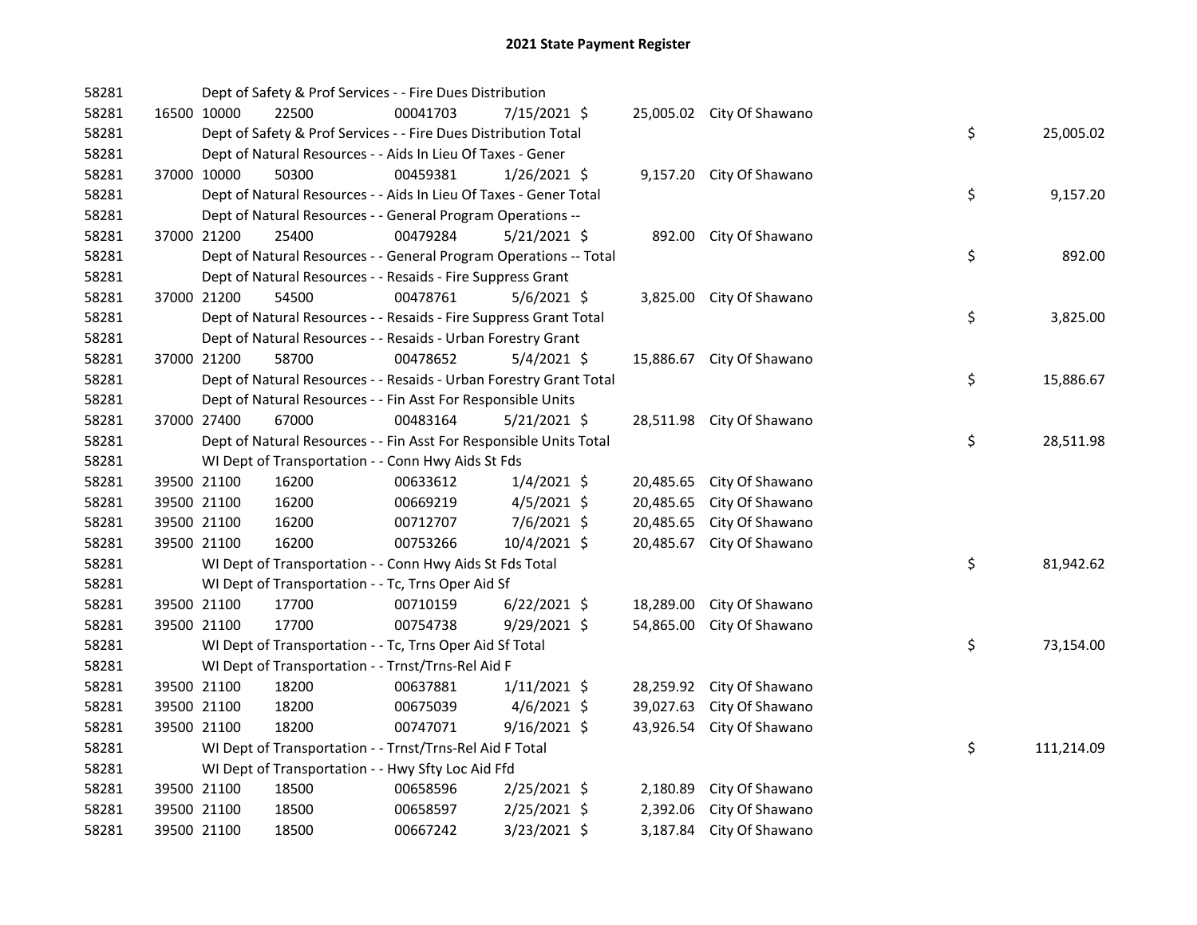# 2021 State Payment Register

| | | | | | | | | | |
|---|---|---|---|---|---|---|---|---|---|
| 58281 | | | Dept of Safety & Prof Services - - Fire Dues Distribution | | | | | | |
| 58281 | 16500 | 10000 | 22500 | 00041703 | 7/15/2021 | $ 25,005.02 | City Of Shawano | | |
| 58281 | | | Dept of Safety & Prof Services - - Fire Dues Distribution Total | | | | | $ | 25,005.02 |
| 58281 | | | Dept of Natural Resources - - Aids In Lieu Of Taxes - Gener | | | | | | |
| 58281 | 37000 | 10000 | 50300 | 00459381 | 1/26/2021 | $ 9,157.20 | City Of Shawano | | |
| 58281 | | | Dept of Natural Resources - - Aids In Lieu Of Taxes - Gener Total | | | | | $ | 9,157.20 |
| 58281 | | | Dept of Natural Resources - - General Program Operations -- | | | | | | |
| 58281 | 37000 | 21200 | 25400 | 00479284 | 5/21/2021 | $ 892.00 | City Of Shawano | | |
| 58281 | | | Dept of Natural Resources - - General Program Operations -- Total | | | | | $ | 892.00 |
| 58281 | | | Dept of Natural Resources - - Resaids - Fire Suppress Grant | | | | | | |
| 58281 | 37000 | 21200 | 54500 | 00478761 | 5/6/2021 | $ 3,825.00 | City Of Shawano | | |
| 58281 | | | Dept of Natural Resources - - Resaids - Fire Suppress Grant Total | | | | | $ | 3,825.00 |
| 58281 | | | Dept of Natural Resources - - Resaids - Urban Forestry Grant | | | | | | |
| 58281 | 37000 | 21200 | 58700 | 00478652 | 5/4/2021 | $ 15,886.67 | City Of Shawano | | |
| 58281 | | | Dept of Natural Resources - - Resaids - Urban Forestry Grant Total | | | | | $ | 15,886.67 |
| 58281 | | | Dept of Natural Resources - - Fin Asst For Responsible Units | | | | | | |
| 58281 | 37000 | 27400 | 67000 | 00483164 | 5/21/2021 | $ 28,511.98 | City Of Shawano | | |
| 58281 | | | Dept of Natural Resources - - Fin Asst For Responsible Units Total | | | | | $ | 28,511.98 |
| 58281 | | | WI Dept of Transportation - - Conn Hwy Aids St Fds | | | | | | |
| 58281 | 39500 | 21100 | 16200 | 00633612 | 1/4/2021 | $ 20,485.65 | City Of Shawano | | |
| 58281 | 39500 | 21100 | 16200 | 00669219 | 4/5/2021 | $ 20,485.65 | City Of Shawano | | |
| 58281 | 39500 | 21100 | 16200 | 00712707 | 7/6/2021 | $ 20,485.65 | City Of Shawano | | |
| 58281 | 39500 | 21100 | 16200 | 00753266 | 10/4/2021 | $ 20,485.67 | City Of Shawano | | |
| 58281 | | | WI Dept of Transportation - - Conn Hwy Aids St Fds Total | | | | | $ | 81,942.62 |
| 58281 | | | WI Dept of Transportation - - Tc, Trns Oper Aid Sf | | | | | | |
| 58281 | 39500 | 21100 | 17700 | 00710159 | 6/22/2021 | $ 18,289.00 | City Of Shawano | | |
| 58281 | 39500 | 21100 | 17700 | 00754738 | 9/29/2021 | $ 54,865.00 | City Of Shawano | | |
| 58281 | | | WI Dept of Transportation - - Tc, Trns Oper Aid Sf Total | | | | | $ | 73,154.00 |
| 58281 | | | WI Dept of Transportation - - Trnst/Trns-Rel Aid F | | | | | | |
| 58281 | 39500 | 21100 | 18200 | 00637881 | 1/11/2021 | $ 28,259.92 | City Of Shawano | | |
| 58281 | 39500 | 21100 | 18200 | 00675039 | 4/6/2021 | $ 39,027.63 | City Of Shawano | | |
| 58281 | 39500 | 21100 | 18200 | 00747071 | 9/16/2021 | $ 43,926.54 | City Of Shawano | | |
| 58281 | | | WI Dept of Transportation - - Trnst/Trns-Rel Aid F Total | | | | | $ | 111,214.09 |
| 58281 | | | WI Dept of Transportation - - Hwy Sfty Loc Aid Ffd | | | | | | |
| 58281 | 39500 | 21100 | 18500 | 00658596 | 2/25/2021 | $ 2,180.89 | City Of Shawano | | |
| 58281 | 39500 | 21100 | 18500 | 00658597 | 2/25/2021 | $ 2,392.06 | City Of Shawano | | |
| 58281 | 39500 | 21100 | 18500 | 00667242 | 3/23/2021 | $ 3,187.84 | City Of Shawano | | |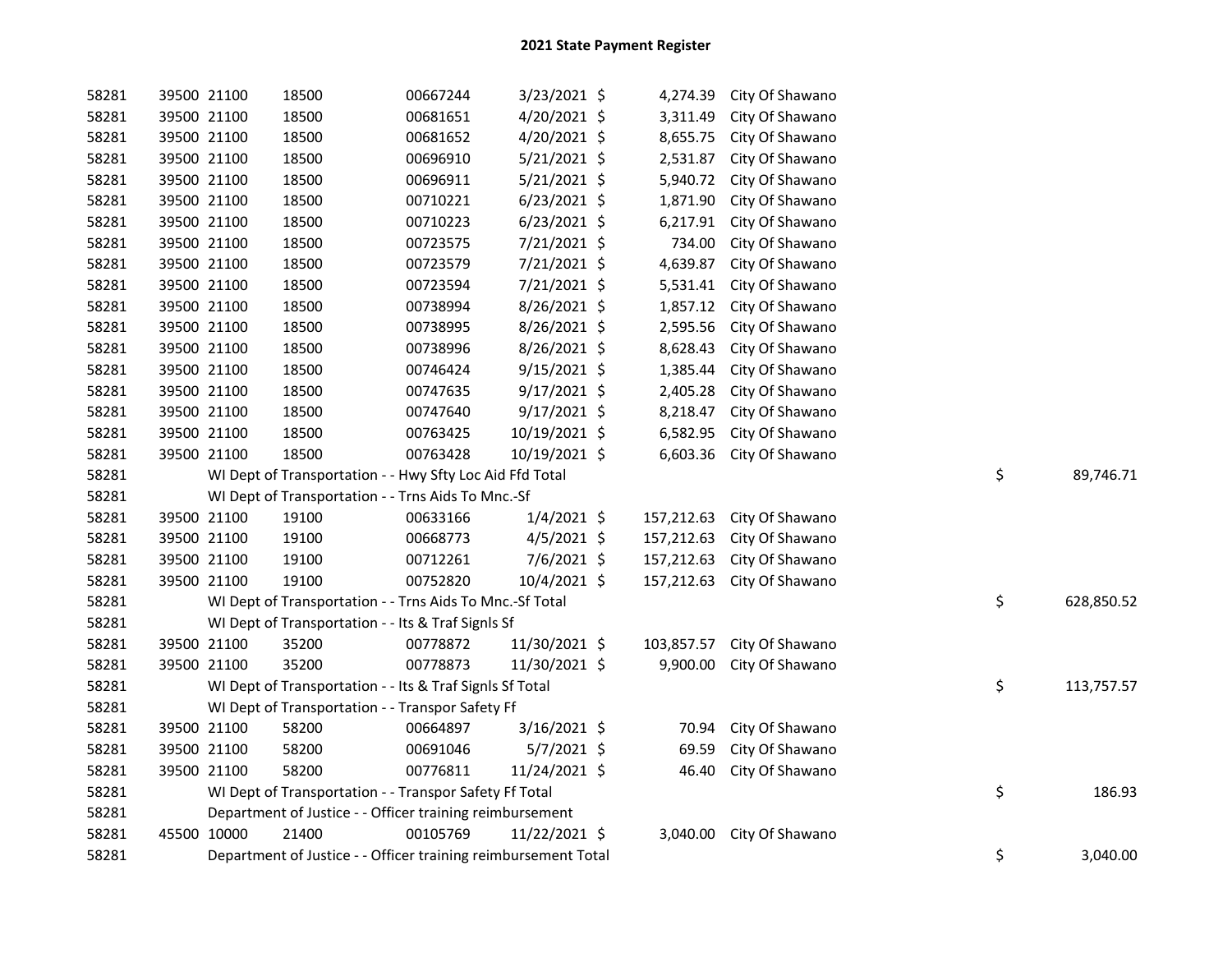# 2021 State Payment Register

| | | | | | | | | | |
|---|---|---|---|---|---|---|---|---|---|
| 58281 | 39500 | 21100 | 18500 | 00667244 | 3/23/2021 | $ 4,274.39 | City Of Shawano | | |
| 58281 | 39500 | 21100 | 18500 | 00681651 | 4/20/2021 | $ 3,311.49 | City Of Shawano | | |
| 58281 | 39500 | 21100 | 18500 | 00681652 | 4/20/2021 | $ 8,655.75 | City Of Shawano | | |
| 58281 | 39500 | 21100 | 18500 | 00696910 | 5/21/2021 | $ 2,531.87 | City Of Shawano | | |
| 58281 | 39500 | 21100 | 18500 | 00696911 | 5/21/2021 | $ 5,940.72 | City Of Shawano | | |
| 58281 | 39500 | 21100 | 18500 | 00710221 | 6/23/2021 | $ 1,871.90 | City Of Shawano | | |
| 58281 | 39500 | 21100 | 18500 | 00710223 | 6/23/2021 | $ 6,217.91 | City Of Shawano | | |
| 58281 | 39500 | 21100 | 18500 | 00723575 | 7/21/2021 | $ 734.00 | City Of Shawano | | |
| 58281 | 39500 | 21100 | 18500 | 00723579 | 7/21/2021 | $ 4,639.87 | City Of Shawano | | |
| 58281 | 39500 | 21100 | 18500 | 00723594 | 7/21/2021 | $ 5,531.41 | City Of Shawano | | |
| 58281 | 39500 | 21100 | 18500 | 00738994 | 8/26/2021 | $ 1,857.12 | City Of Shawano | | |
| 58281 | 39500 | 21100 | 18500 | 00738995 | 8/26/2021 | $ 2,595.56 | City Of Shawano | | |
| 58281 | 39500 | 21100 | 18500 | 00738996 | 8/26/2021 | $ 8,628.43 | City Of Shawano | | |
| 58281 | 39500 | 21100 | 18500 | 00746424 | 9/15/2021 | $ 1,385.44 | City Of Shawano | | |
| 58281 | 39500 | 21100 | 18500 | 00747635 | 9/17/2021 | $ 2,405.28 | City Of Shawano | | |
| 58281 | 39500 | 21100 | 18500 | 00747640 | 9/17/2021 | $ 8,218.47 | City Of Shawano | | |
| 58281 | 39500 | 21100 | 18500 | 00763425 | 10/19/2021 | $ 6,582.95 | City Of Shawano | | |
| 58281 | 39500 | 21100 | 18500 | 00763428 | 10/19/2021 | $ 6,603.36 | City Of Shawano | | |
| 58281 | | WI Dept of Transportation - - Hwy Sfty Loc Aid Ffd Total | | | | | | $ | 89,746.71 |
| 58281 | | WI Dept of Transportation - - Trns Aids To Mnc.-Sf | | | | | | | |
| 58281 | 39500 | 21100 | 19100 | 00633166 | 1/4/2021 | $ 157,212.63 | City Of Shawano | | |
| 58281 | 39500 | 21100 | 19100 | 00668773 | 4/5/2021 | $ 157,212.63 | City Of Shawano | | |
| 58281 | 39500 | 21100 | 19100 | 00712261 | 7/6/2021 | $ 157,212.63 | City Of Shawano | | |
| 58281 | 39500 | 21100 | 19100 | 00752820 | 10/4/2021 | $ 157,212.63 | City Of Shawano | | |
| 58281 | | WI Dept of Transportation - - Trns Aids To Mnc.-Sf Total | | | | | | $ | 628,850.52 |
| 58281 | | WI Dept of Transportation - - Its & Traf Signls Sf | | | | | | | |
| 58281 | 39500 | 21100 | 35200 | 00778872 | 11/30/2021 | $ 103,857.57 | City Of Shawano | | |
| 58281 | 39500 | 21100 | 35200 | 00778873 | 11/30/2021 | $ 9,900.00 | City Of Shawano | | |
| 58281 | | WI Dept of Transportation - - Its & Traf Signls Sf Total | | | | | | $ | 113,757.57 |
| 58281 | | WI Dept of Transportation - - Transpor Safety Ff | | | | | | | |
| 58281 | 39500 | 21100 | 58200 | 00664897 | 3/16/2021 | $ 70.94 | City Of Shawano | | |
| 58281 | 39500 | 21100 | 58200 | 00691046 | 5/7/2021 | $ 69.59 | City Of Shawano | | |
| 58281 | 39500 | 21100 | 58200 | 00776811 | 11/24/2021 | $ 46.40 | City Of Shawano | | |
| 58281 | | WI Dept of Transportation - - Transpor Safety Ff Total | | | | | | $ | 186.93 |
| 58281 | | Department of Justice - - Officer training reimbursement | | | | | | | |
| 58281 | 45500 | 10000 | 21400 | 00105769 | 11/22/2021 | $ 3,040.00 | City Of Shawano | | |
| 58281 | | Department of Justice - - Officer training reimbursement Total | | | | | | $ | 3,040.00 |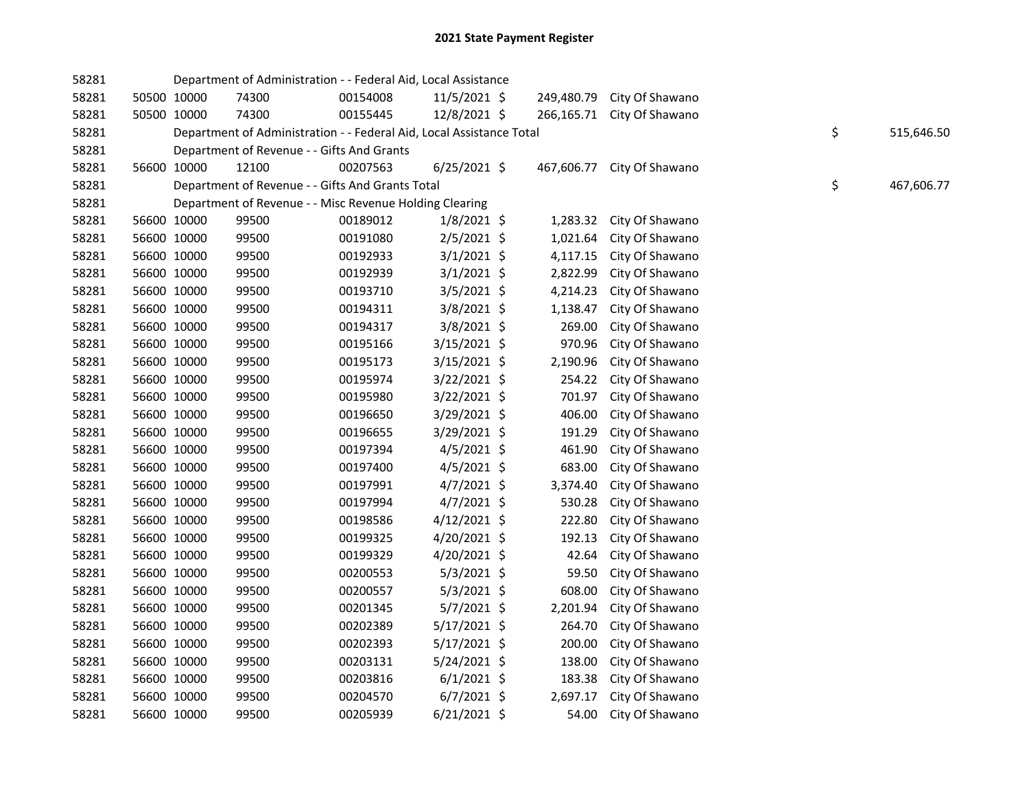# 2021 State Payment Register

| | | | | | | | | | |
|---|---|---|---|---|---|---|---|---|---|
| 58281 | | | Department of Administration - - Federal Aid, Local Assistance | | | | | | |
| 58281 | 50500 | 10000 | 74300 | 00154008 | 11/5/2021 | $ 249,480.79 | City Of Shawano | | |
| 58281 | 50500 | 10000 | 74300 | 00155445 | 12/8/2021 | $ 266,165.71 | City Of Shawano | | |
| 58281 | | | Department of Administration - - Federal Aid, Local Assistance Total | | | | | $ | 515,646.50 |
| 58281 | | | Department of Revenue - - Gifts And Grants | | | | | | |
| 58281 | 56600 | 10000 | 12100 | 00207563 | 6/25/2021 | $ 467,606.77 | City Of Shawano | | |
| 58281 | | | Department of Revenue - - Gifts And Grants Total | | | | | $ | 467,606.77 |
| 58281 | | | Department of Revenue - - Misc Revenue Holding Clearing | | | | | | |
| 58281 | 56600 | 10000 | 99500 | 00189012 | 1/8/2021 | $ 1,283.32 | City Of Shawano | | |
| 58281 | 56600 | 10000 | 99500 | 00191080 | 2/5/2021 | $ 1,021.64 | City Of Shawano | | |
| 58281 | 56600 | 10000 | 99500 | 00192933 | 3/1/2021 | $ 4,117.15 | City Of Shawano | | |
| 58281 | 56600 | 10000 | 99500 | 00192939 | 3/1/2021 | $ 2,822.99 | City Of Shawano | | |
| 58281 | 56600 | 10000 | 99500 | 00193710 | 3/5/2021 | $ 4,214.23 | City Of Shawano | | |
| 58281 | 56600 | 10000 | 99500 | 00194311 | 3/8/2021 | $ 1,138.47 | City Of Shawano | | |
| 58281 | 56600 | 10000 | 99500 | 00194317 | 3/8/2021 | $ 269.00 | City Of Shawano | | |
| 58281 | 56600 | 10000 | 99500 | 00195166 | 3/15/2021 | $ 970.96 | City Of Shawano | | |
| 58281 | 56600 | 10000 | 99500 | 00195173 | 3/15/2021 | $ 2,190.96 | City Of Shawano | | |
| 58281 | 56600 | 10000 | 99500 | 00195974 | 3/22/2021 | $ 254.22 | City Of Shawano | | |
| 58281 | 56600 | 10000 | 99500 | 00195980 | 3/22/2021 | $ 701.97 | City Of Shawano | | |
| 58281 | 56600 | 10000 | 99500 | 00196650 | 3/29/2021 | $ 406.00 | City Of Shawano | | |
| 58281 | 56600 | 10000 | 99500 | 00196655 | 3/29/2021 | $ 191.29 | City Of Shawano | | |
| 58281 | 56600 | 10000 | 99500 | 00197394 | 4/5/2021 | $ 461.90 | City Of Shawano | | |
| 58281 | 56600 | 10000 | 99500 | 00197400 | 4/5/2021 | $ 683.00 | City Of Shawano | | |
| 58281 | 56600 | 10000 | 99500 | 00197991 | 4/7/2021 | $ 3,374.40 | City Of Shawano | | |
| 58281 | 56600 | 10000 | 99500 | 00197994 | 4/7/2021 | $ 530.28 | City Of Shawano | | |
| 58281 | 56600 | 10000 | 99500 | 00198586 | 4/12/2021 | $ 222.80 | City Of Shawano | | |
| 58281 | 56600 | 10000 | 99500 | 00199325 | 4/20/2021 | $ 192.13 | City Of Shawano | | |
| 58281 | 56600 | 10000 | 99500 | 00199329 | 4/20/2021 | $ 42.64 | City Of Shawano | | |
| 58281 | 56600 | 10000 | 99500 | 00200553 | 5/3/2021 | $ 59.50 | City Of Shawano | | |
| 58281 | 56600 | 10000 | 99500 | 00200557 | 5/3/2021 | $ 608.00 | City Of Shawano | | |
| 58281 | 56600 | 10000 | 99500 | 00201345 | 5/7/2021 | $ 2,201.94 | City Of Shawano | | |
| 58281 | 56600 | 10000 | 99500 | 00202389 | 5/17/2021 | $ 264.70 | City Of Shawano | | |
| 58281 | 56600 | 10000 | 99500 | 00202393 | 5/17/2021 | $ 200.00 | City Of Shawano | | |
| 58281 | 56600 | 10000 | 99500 | 00203131 | 5/24/2021 | $ 138.00 | City Of Shawano | | |
| 58281 | 56600 | 10000 | 99500 | 00203816 | 6/1/2021 | $ 183.38 | City Of Shawano | | |
| 58281 | 56600 | 10000 | 99500 | 00204570 | 6/7/2021 | $ 2,697.17 | City Of Shawano | | |
| 58281 | 56600 | 10000 | 99500 | 00205939 | 6/21/2021 | $ 54.00 | City Of Shawano | | |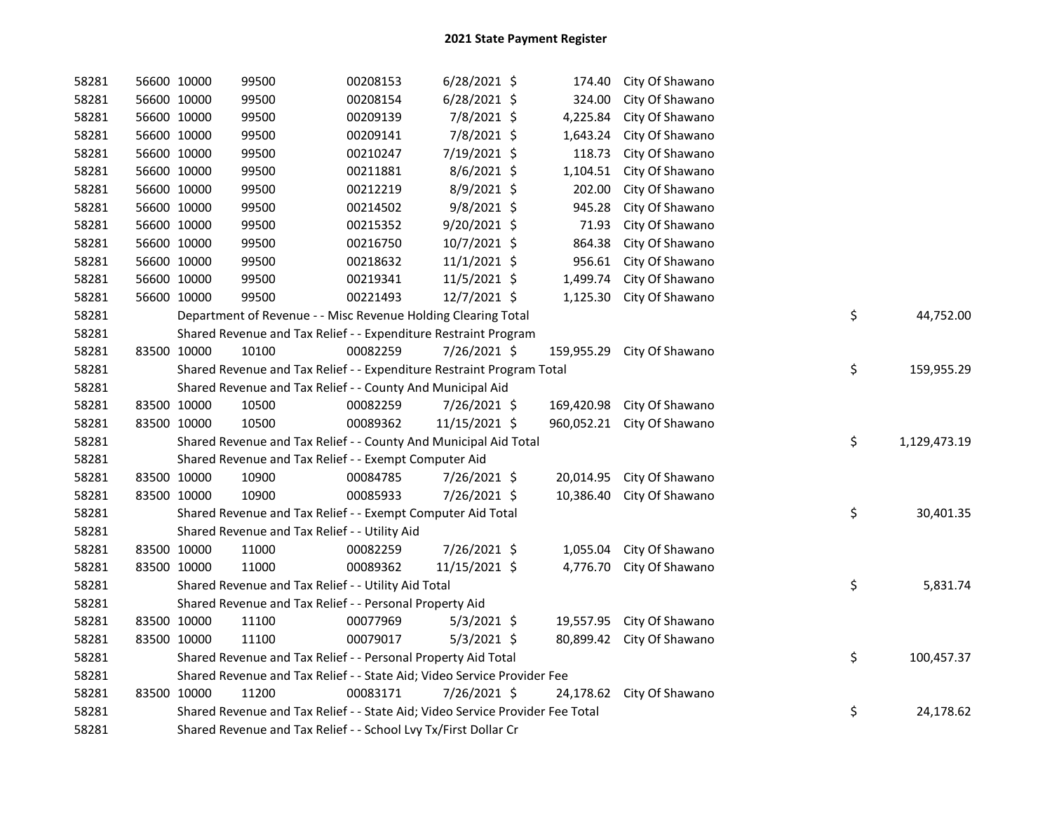# 2021 State Payment Register

| | | | | | | | | | |
|---|---|---|---|---|---|---|---|---|---|
| 58281 | 56600 | 10000 | 99500 | 00208153 | 6/28/2021 | $ 174.40 | City Of Shawano | | |
| 58281 | 56600 | 10000 | 99500 | 00208154 | 6/28/2021 | $ 324.00 | City Of Shawano | | |
| 58281 | 56600 | 10000 | 99500 | 00209139 | 7/8/2021 | $ 4,225.84 | City Of Shawano | | |
| 58281 | 56600 | 10000 | 99500 | 00209141 | 7/8/2021 | $ 1,643.24 | City Of Shawano | | |
| 58281 | 56600 | 10000 | 99500 | 00210247 | 7/19/2021 | $ 118.73 | City Of Shawano | | |
| 58281 | 56600 | 10000 | 99500 | 00211881 | 8/6/2021 | $ 1,104.51 | City Of Shawano | | |
| 58281 | 56600 | 10000 | 99500 | 00212219 | 8/9/2021 | $ 202.00 | City Of Shawano | | |
| 58281 | 56600 | 10000 | 99500 | 00214502 | 9/8/2021 | $ 945.28 | City Of Shawano | | |
| 58281 | 56600 | 10000 | 99500 | 00215352 | 9/20/2021 | $ 71.93 | City Of Shawano | | |
| 58281 | 56600 | 10000 | 99500 | 00216750 | 10/7/2021 | $ 864.38 | City Of Shawano | | |
| 58281 | 56600 | 10000 | 99500 | 00218632 | 11/1/2021 | $ 956.61 | City Of Shawano | | |
| 58281 | 56600 | 10000 | 99500 | 00219341 | 11/5/2021 | $ 1,499.74 | City Of Shawano | | |
| 58281 | 56600 | 10000 | 99500 | 00221493 | 12/7/2021 | $ 1,125.30 | City Of Shawano | | |
| 58281 | | Department of Revenue - - Misc Revenue Holding Clearing Total | | | | | | $ | 44,752.00 |
| 58281 | | Shared Revenue and Tax Relief - - Expenditure Restraint Program | | | | | | | |
| 58281 | 83500 | 10000 | 10100 | 00082259 | 7/26/2021 | $ 159,955.29 | City Of Shawano | | |
| 58281 | | Shared Revenue and Tax Relief - - Expenditure Restraint Program Total | | | | | | $ | 159,955.29 |
| 58281 | | Shared Revenue and Tax Relief - - County And Municipal Aid | | | | | | | |
| 58281 | 83500 | 10000 | 10500 | 00082259 | 7/26/2021 | $ 169,420.98 | City Of Shawano | | |
| 58281 | 83500 | 10000 | 10500 | 00089362 | 11/15/2021 | $ 960,052.21 | City Of Shawano | | |
| 58281 | | Shared Revenue and Tax Relief - - County And Municipal Aid Total | | | | | | $ | 1,129,473.19 |
| 58281 | | Shared Revenue and Tax Relief - - Exempt Computer Aid | | | | | | | |
| 58281 | 83500 | 10000 | 10900 | 00084785 | 7/26/2021 | $ 20,014.95 | City Of Shawano | | |
| 58281 | 83500 | 10000 | 10900 | 00085933 | 7/26/2021 | $ 10,386.40 | City Of Shawano | | |
| 58281 | | Shared Revenue and Tax Relief - - Exempt Computer Aid Total | | | | | | $ | 30,401.35 |
| 58281 | | Shared Revenue and Tax Relief - - Utility Aid | | | | | | | |
| 58281 | 83500 | 10000 | 11000 | 00082259 | 7/26/2021 | $ 1,055.04 | City Of Shawano | | |
| 58281 | 83500 | 10000 | 11000 | 00089362 | 11/15/2021 | $ 4,776.70 | City Of Shawano | | |
| 58281 | | Shared Revenue and Tax Relief - - Utility Aid Total | | | | | | $ | 5,831.74 |
| 58281 | | Shared Revenue and Tax Relief - - Personal Property Aid | | | | | | | |
| 58281 | 83500 | 10000 | 11100 | 00077969 | 5/3/2021 | $ 19,557.95 | City Of Shawano | | |
| 58281 | 83500 | 10000 | 11100 | 00079017 | 5/3/2021 | $ 80,899.42 | City Of Shawano | | |
| 58281 | | Shared Revenue and Tax Relief - - Personal Property Aid Total | | | | | | $ | 100,457.37 |
| 58281 | | Shared Revenue and Tax Relief - - State Aid; Video Service Provider Fee | | | | | | | |
| 58281 | 83500 | 10000 | 11200 | 00083171 | 7/26/2021 | $ 24,178.62 | City Of Shawano | | |
| 58281 | | Shared Revenue and Tax Relief - - State Aid; Video Service Provider Fee Total | | | | | | $ | 24,178.62 |
| 58281 | | Shared Revenue and Tax Relief - - School Lvy Tx/First Dollar Cr | | | | | | | |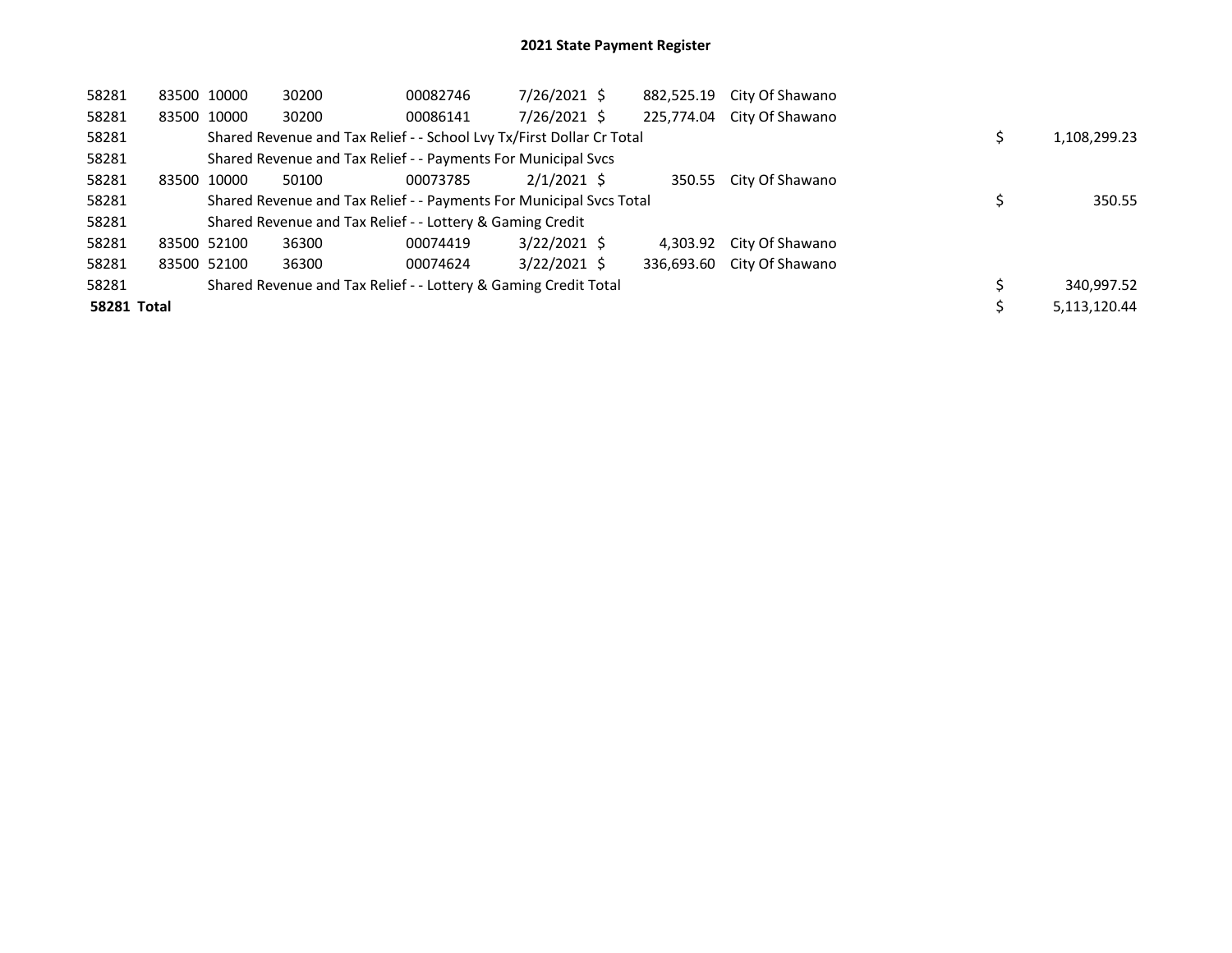# 2021 State Payment Register

| | | | | | | | | | |
|---|---|---|---|---|---|---|---|---|---|
| 58281 | 83500 | 10000 | 30200 | 00082746 | 7/26/2021 | $ 882,525.19 | City Of Shawano | | |
| 58281 | 83500 | 10000 | 30200 | 00086141 | 7/26/2021 | $ 225,774.04 | City Of Shawano | | |
| 58281 | | Shared Revenue and Tax Relief - - School Lvy Tx/First Dollar Cr Total | | | | | | $ | 1,108,299.23 |
| 58281 | | Shared Revenue and Tax Relief - - Payments For Municipal Svcs | | | | | | | |
| 58281 | 83500 | 10000 | 50100 | 00073785 | 2/1/2021 | $ 350.55 | City Of Shawano | | |
| 58281 | | Shared Revenue and Tax Relief - - Payments For Municipal Svcs Total | | | | | | $ | 350.55 |
| 58281 | | Shared Revenue and Tax Relief - - Lottery & Gaming Credit | | | | | | | |
| 58281 | 83500 | 52100 | 36300 | 00074419 | 3/22/2021 | $ 4,303.92 | City Of Shawano | | |
| 58281 | 83500 | 52100 | 36300 | 00074624 | 3/22/2021 | $ 336,693.60 | City Of Shawano | | |
| 58281 | | Shared Revenue and Tax Relief - - Lottery & Gaming Credit Total | | | | | | $ | 340,997.52 |
| **58281 Total** | | | | | | | | $ | 5,113,120.44 |